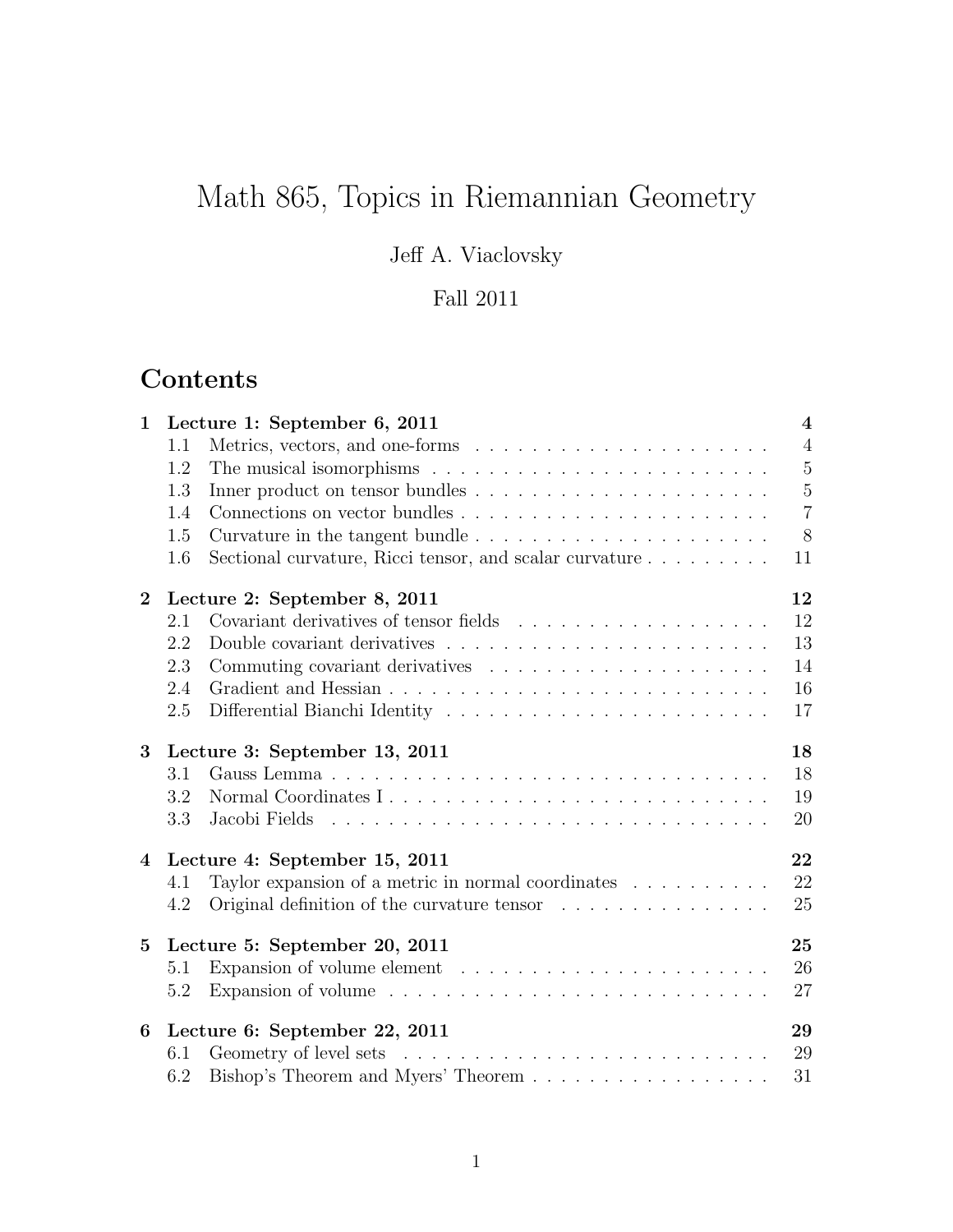# Math 865, Topics in Riemannian Geometry

Jeff A. Viaclovsky

Fall 2011

## Contents

**1 Lecture 1: September 6, 2011** — **4**
- 1.1 Metrics, vectors, and one-forms — 4
- 1.2 The musical isomorphisms — 5
- 1.3 Inner product on tensor bundles — 5
- 1.4 Connections on vector bundles — 7
- 1.5 Curvature in the tangent bundle — 8
- 1.6 Sectional curvature, Ricci tensor, and scalar curvature — 11

**2 Lecture 2: September 8, 2011** — **12**
- 2.1 Covariant derivatives of tensor fields — 12
- 2.2 Double covariant derivatives — 13
- 2.3 Commuting covariant derivatives — 14
- 2.4 Gradient and Hessian — 16
- 2.5 Differential Bianchi Identity — 17

**3 Lecture 3: September 13, 2011** — **18**
- 3.1 Gauss Lemma — 18
- 3.2 Normal Coordinates I — 19
- 3.3 Jacobi Fields — 20

**4 Lecture 4: September 15, 2011** — **22**
- 4.1 Taylor expansion of a metric in normal coordinates — 22
- 4.2 Original definition of the curvature tensor — 25

**5 Lecture 5: September 20, 2011** — **25**
- 5.1 Expansion of volume element — 26
- 5.2 Expansion of volume — 27

**6 Lecture 6: September 22, 2011** — **29**
- 6.1 Geometry of level sets — 29
- 6.2 Bishop's Theorem and Myers' Theorem — 31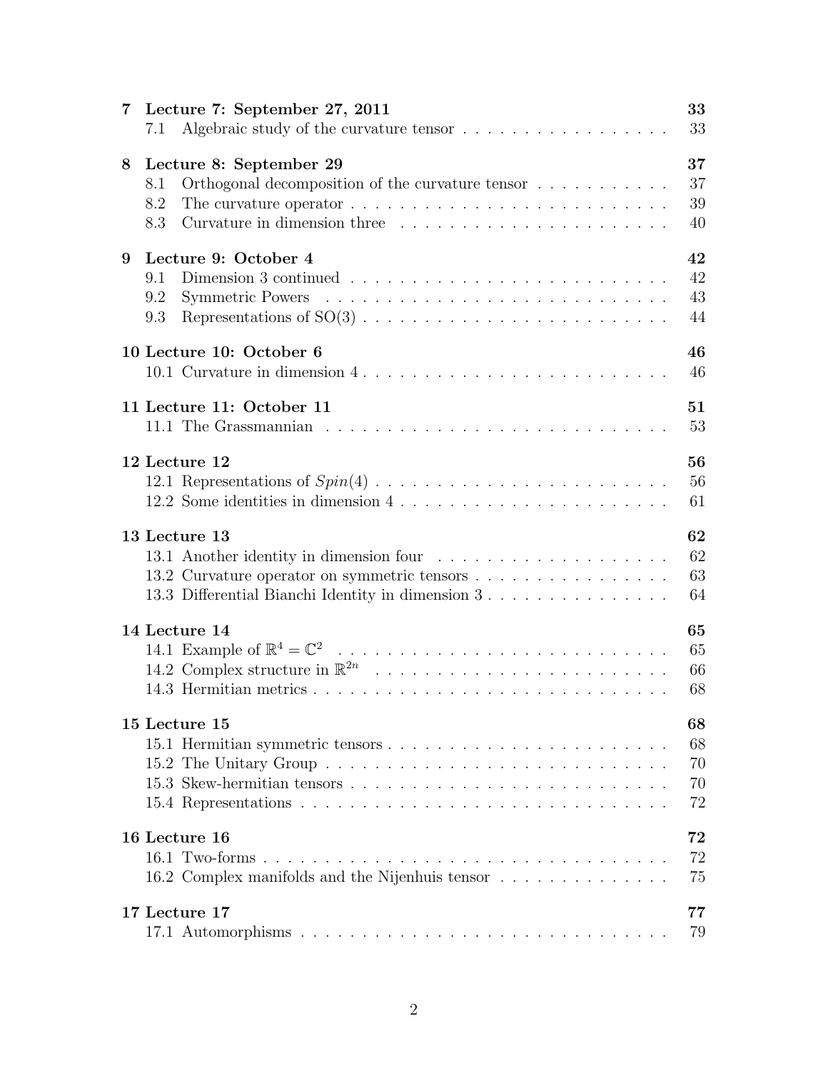| | | |
|---|---|---|
| **7** | **Lecture 7: September 27, 2011** | **33** |
| | 7.1 Algebraic study of the curvature tensor | 33 |
| **8** | **Lecture 8: September 29** | **37** |
| | 8.1 Orthogonal decomposition of the curvature tensor | 37 |
| | 8.2 The curvature operator | 39 |
| | 8.3 Curvature in dimension three | 40 |
| **9** | **Lecture 9: October 4** | **42** |
| | 9.1 Dimension 3 continued | 42 |
| | 9.2 Symmetric Powers | 43 |
| | 9.3 Representations of SO(3) | 44 |
| **10** | **Lecture 10: October 6** | **46** |
| | 10.1 Curvature in dimension 4 | 46 |
| **11** | **Lecture 11: October 11** | **51** |
| | 11.1 The Grassmannian | 53 |
| **12** | **Lecture 12** | **56** |
| | 12.1 Representations of $Spin(4)$ | 56 |
| | 12.2 Some identities in dimension 4 | 61 |
| **13** | **Lecture 13** | **62** |
| | 13.1 Another identity in dimension four | 62 |
| | 13.2 Curvature operator on symmetric tensors | 63 |
| | 13.3 Differential Bianchi Identity in dimension 3 | 64 |
| **14** | **Lecture 14** | **65** |
| | 14.1 Example of $\mathbb{R}^4 = \mathbb{C}^2$ | 65 |
| | 14.2 Complex structure in $\mathbb{R}^{2n}$ | 66 |
| | 14.3 Hermitian metrics | 68 |
| **15** | **Lecture 15** | **68** |
| | 15.1 Hermitian symmetric tensors | 68 |
| | 15.2 The Unitary Group | 70 |
| | 15.3 Skew-hermitian tensors | 70 |
| | 15.4 Representations | 72 |
| **16** | **Lecture 16** | **72** |
| | 16.1 Two-forms | 72 |
| | 16.2 Complex manifolds and the Nijenhuis tensor | 75 |
| **17** | **Lecture 17** | **77** |
| | 17.1 Automorphisms | 79 |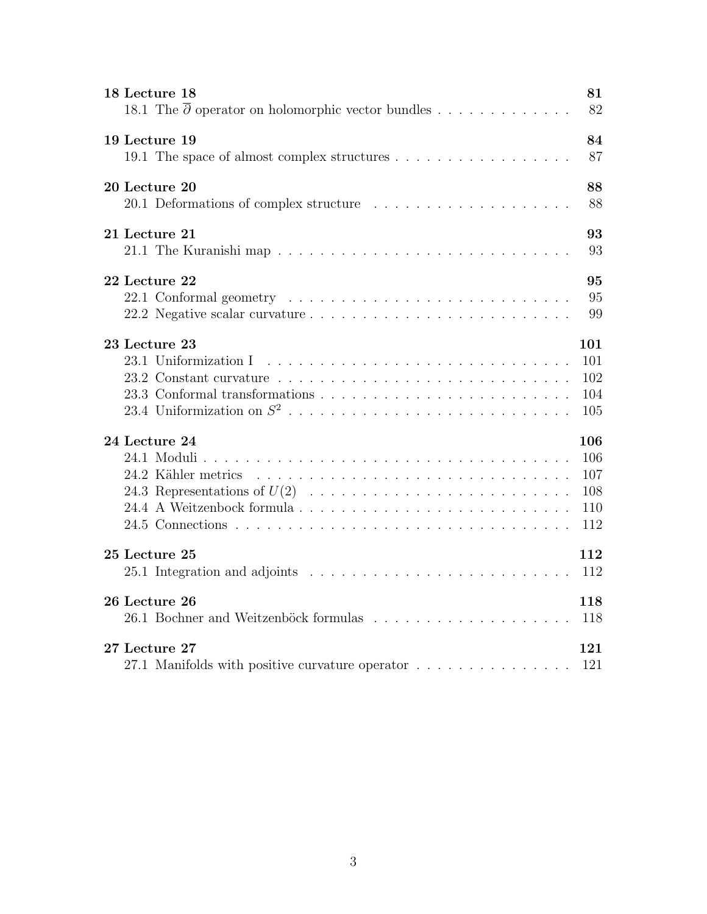**18 Lecture 18** **81**

18.1 The $\overline{\partial}$ operator on holomorphic vector bundles . . . . . . . . . . . . . 82

**19 Lecture 19** **84**

19.1 The space of almost complex structures . . . . . . . . . . . . . . . . . . 87

**20 Lecture 20** **88**

20.1 Deformations of complex structure . . . . . . . . . . . . . . . . . . . 88

**21 Lecture 21** **93**

21.1 The Kuranishi map . . . . . . . . . . . . . . . . . . . . . . . . . . . . 93

**22 Lecture 22** **95**

22.1 Conformal geometry . . . . . . . . . . . . . . . . . . . . . . . . . . . 95

22.2 Negative scalar curvature . . . . . . . . . . . . . . . . . . . . . . . . . 99

**23 Lecture 23** **101**

23.1 Uniformization I . . . . . . . . . . . . . . . . . . . . . . . . . . . . . 101

23.2 Constant curvature . . . . . . . . . . . . . . . . . . . . . . . . . . . . 102

23.3 Conformal transformations . . . . . . . . . . . . . . . . . . . . . . . . 104

23.4 Uniformization on $S^2$ . . . . . . . . . . . . . . . . . . . . . . . . . . . 105

**24 Lecture 24** **106**

24.1 Moduli . . . . . . . . . . . . . . . . . . . . . . . . . . . . . . . . . . . 106

24.2 Kähler metrics . . . . . . . . . . . . . . . . . . . . . . . . . . . . . . 107

24.3 Representations of $U(2)$ . . . . . . . . . . . . . . . . . . . . . . . . . 108

24.4 A Weitzenbock formula . . . . . . . . . . . . . . . . . . . . . . . . . . 110

24.5 Connections . . . . . . . . . . . . . . . . . . . . . . . . . . . . . . . . 112

**25 Lecture 25** **112**

25.1 Integration and adjoints . . . . . . . . . . . . . . . . . . . . . . . . . 112

**26 Lecture 26** **118**

26.1 Bochner and Weitzenböck formulas . . . . . . . . . . . . . . . . . . . 118

**27 Lecture 27** **121**

27.1 Manifolds with positive curvature operator . . . . . . . . . . . . . . . 121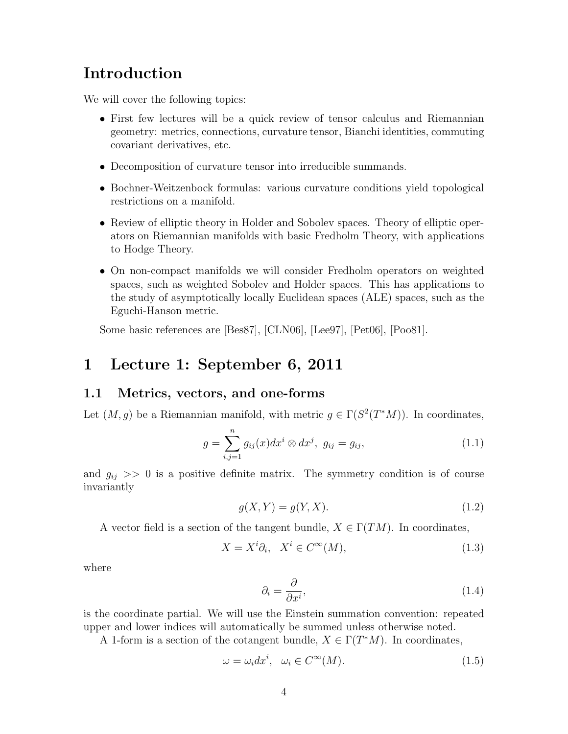# Introduction

We will cover the following topics:

- First few lectures will be a quick review of tensor calculus and Riemannian geometry: metrics, connections, curvature tensor, Bianchi identities, commuting covariant derivatives, etc.
- Decomposition of curvature tensor into irreducible summands.
- Bochner-Weitzenbock formulas: various curvature conditions yield topological restrictions on a manifold.
- Review of elliptic theory in Holder and Sobolev spaces. Theory of elliptic operators on Riemannian manifolds with basic Fredholm Theory, with applications to Hodge Theory.
- On non-compact manifolds we will consider Fredholm operators on weighted spaces, such as weighted Sobolev and Holder spaces. This has applications to the study of asymptotically locally Euclidean spaces (ALE) spaces, such as the Eguchi-Hanson metric.

Some basic references are [Bes87], [CLN06], [Lee97], [Pet06], [Poo81].

# 1 Lecture 1: September 6, 2011

## 1.1 Metrics, vectors, and one-forms

Let $(M, g)$ be a Riemannian manifold, with metric $g \in \Gamma(S^2(T^*M))$. In coordinates,

$$g = \sum_{i,j=1}^{n} g_{ij}(x) dx^i \otimes dx^j, \ g_{ij} = g_{ij}, \tag{1.1}$$

and $g_{ij} >> 0$ is a positive definite matrix. The symmetry condition is of course invariantly

$$g(X, Y) = g(Y, X). \tag{1.2}$$

A vector field is a section of the tangent bundle, $X \in \Gamma(TM)$. In coordinates,

$$X = X^i \partial_i, \quad X^i \in C^\infty(M), \tag{1.3}$$

where

$$\partial_i = \frac{\partial}{\partial x^i}, \tag{1.4}$$

is the coordinate partial. We will use the Einstein summation convention: repeated upper and lower indices will automatically be summed unless otherwise noted.

A 1-form is a section of the cotangent bundle, $X \in \Gamma(T^*M)$. In coordinates,

$$\omega = \omega_i dx^i, \quad \omega_i \in C^\infty(M). \tag{1.5}$$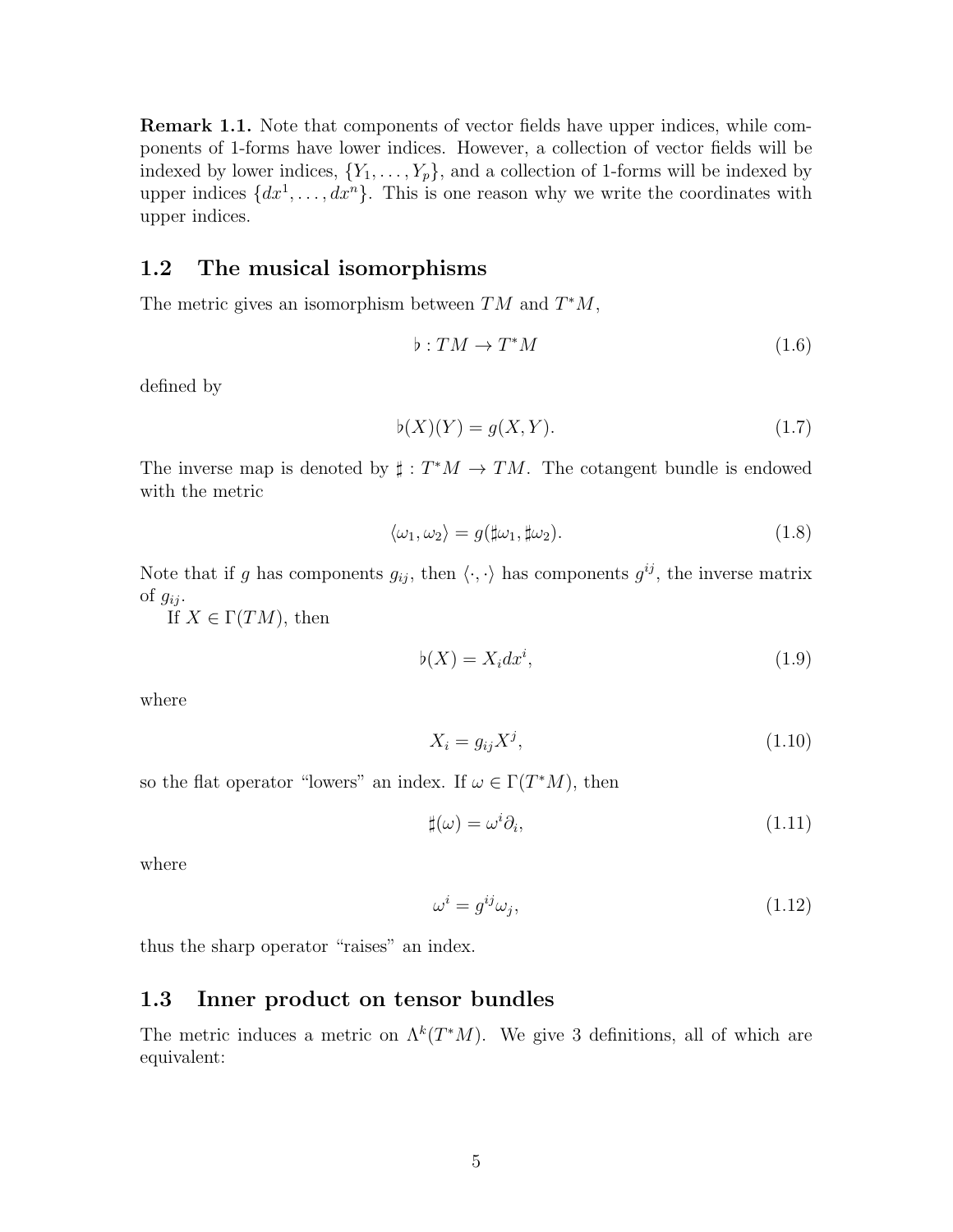**Remark 1.1.** Note that components of vector fields have upper indices, while components of 1-forms have lower indices. However, a collection of vector fields will be indexed by lower indices, $\{Y_1, \dots, Y_p\}$, and a collection of 1-forms will be indexed by upper indices $\{dx^1, \dots, dx^n\}$. This is one reason why we write the coordinates with upper indices.

## 1.2 The musical isomorphisms

The metric gives an isomorphism between $TM$ and $T^*M$,

$$\flat : TM \to T^*M \tag{1.6}$$

defined by

$$\flat(X)(Y) = g(X, Y). \tag{1.7}$$

The inverse map is denoted by $\sharp : T^*M \to TM$. The cotangent bundle is endowed with the metric

$$\langle \omega_1, \omega_2 \rangle = g(\sharp\omega_1, \sharp\omega_2). \tag{1.8}$$

Note that if $g$ has components $g_{ij}$, then $\langle \cdot, \cdot \rangle$ has components $g^{ij}$, the inverse matrix of $g_{ij}$.

If $X \in \Gamma(TM)$, then

$$\flat(X) = X_i dx^i, \tag{1.9}$$

where

$$X_i = g_{ij} X^j, \tag{1.10}$$

so the flat operator "lowers" an index. If $\omega \in \Gamma(T^*M)$, then

$$\sharp(\omega) = \omega^i \partial_i, \tag{1.11}$$

where

$$\omega^i = g^{ij} \omega_j, \tag{1.12}$$

thus the sharp operator "raises" an index.

## 1.3 Inner product on tensor bundles

The metric induces a metric on $\Lambda^k(T^*M)$. We give 3 definitions, all of which are equivalent: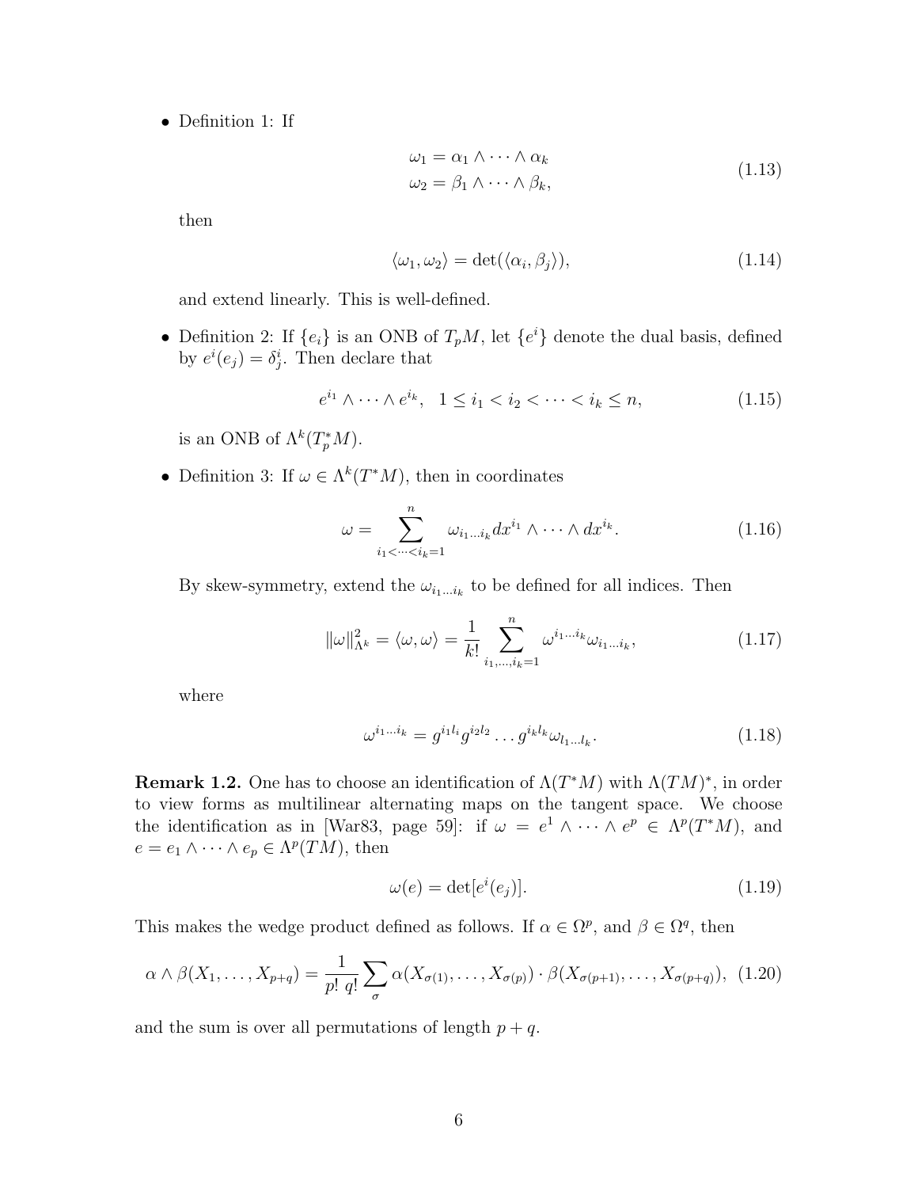- Definition 1: If

$$
\begin{aligned}
\omega_1 &= \alpha_1 \wedge \cdots \wedge \alpha_k \\
\omega_2 &= \beta_1 \wedge \cdots \wedge \beta_k,
\end{aligned}
\tag{1.13}
$$

  then

$$
\langle \omega_1, \omega_2 \rangle = \det(\langle \alpha_i, \beta_j \rangle), \tag{1.14}
$$

  and extend linearly. This is well-defined.

- Definition 2: If $\{e_i\}$ is an ONB of $T_pM$, let $\{e^i\}$ denote the dual basis, defined by $e^i(e_j) = \delta^i_j$. Then declare that

$$
e^{i_1} \wedge \cdots \wedge e^{i_k}, \quad 1 \leq i_1 < i_2 < \cdots < i_k \leq n, \tag{1.15}
$$

  is an ONB of $\Lambda^k(T_p^*M)$.

- Definition 3: If $\omega \in \Lambda^k(T^*M)$, then in coordinates

$$
\omega = \sum_{i_1 < \cdots < i_k = 1}^{n} \omega_{i_1 \dots i_k} dx^{i_1} \wedge \cdots \wedge dx^{i_k}. \tag{1.16}
$$

  By skew-symmetry, extend the $\omega_{i_1 \dots i_k}$ to be defined for all indices. Then

$$
\|\omega\|^2_{\Lambda^k} = \langle \omega, \omega \rangle = \frac{1}{k!} \sum_{i_1, \dots, i_k = 1}^{n} \omega^{i_1 \dots i_k} \omega_{i_1 \dots i_k}, \tag{1.17}
$$

  where

$$
\omega^{i_1 \dots i_k} = g^{i_1 l_i} g^{i_2 l_2} \dots g^{i_k l_k} \omega_{l_1 \dots l_k}. \tag{1.18}
$$

**Remark 1.2.** One has to choose an identification of $\Lambda(T^*M)$ with $\Lambda(TM)^*$, in order to view forms as multilinear alternating maps on the tangent space. We choose the identification as in [War83, page 59]: if $\omega = e^1 \wedge \cdots \wedge e^p \in \Lambda^p(T^*M)$, and $e = e_1 \wedge \cdots \wedge e_p \in \Lambda^p(TM)$, then

$$
\omega(e) = \det[e^i(e_j)]. \tag{1.19}
$$

This makes the wedge product defined as follows. If $\alpha \in \Omega^p$, and $\beta \in \Omega^q$, then

$$
\alpha \wedge \beta(X_1, \dots, X_{p+q}) = \frac{1}{p!\, q!} \sum_{\sigma} \alpha(X_{\sigma(1)}, \dots, X_{\sigma(p)}) \cdot \beta(X_{\sigma(p+1)}, \dots, X_{\sigma(p+q)}), \tag{1.20}
$$

and the sum is over all permutations of length $p + q$.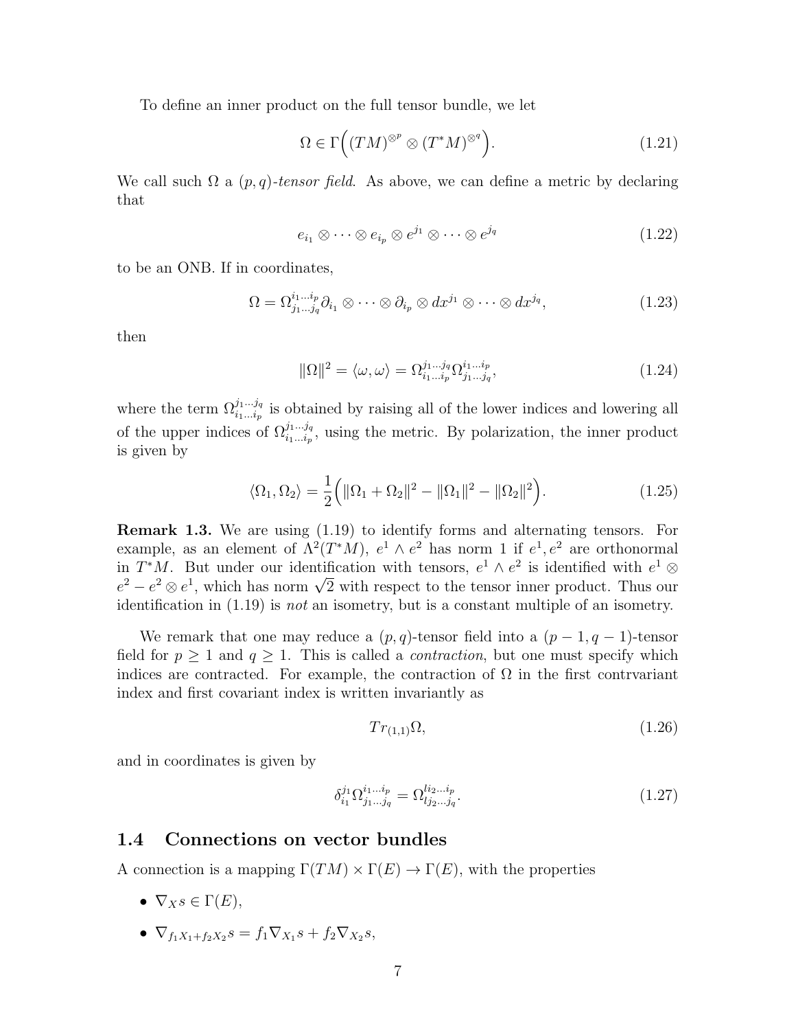To define an inner product on the full tensor bundle, we let

$$\Omega \in \Gamma\Big((TM)^{\otimes p} \otimes (T^*M)^{\otimes q}\Big). \tag{1.21}$$

We call such $\Omega$ a *$(p,q)$-tensor field*. As above, we can define a metric by declaring that

$$e_{i_1} \otimes \cdots \otimes e_{i_p} \otimes e^{j_1} \otimes \cdots \otimes e^{j_q} \tag{1.22}$$

to be an ONB. If in coordinates,

$$\Omega = \Omega^{i_1 \ldots i_p}_{j_1 \ldots j_q} \partial_{i_1} \otimes \cdots \otimes \partial_{i_p} \otimes dx^{j_1} \otimes \cdots \otimes dx^{j_q}, \tag{1.23}$$

then

$$\|\Omega\|^2 = \langle \omega, \omega \rangle = \Omega^{j_1 \ldots j_q}_{i_1 \ldots i_p} \Omega^{i_1 \ldots i_p}_{j_1 \ldots j_q}, \tag{1.24}$$

where the term $\Omega^{j_1 \ldots j_q}_{i_1 \ldots i_p}$ is obtained by raising all of the lower indices and lowering all of the upper indices of $\Omega^{j_1 \ldots j_q}_{i_1 \ldots i_p}$, using the metric. By polarization, the inner product is given by

$$\langle \Omega_1, \Omega_2 \rangle = \frac{1}{2}\Big( \|\Omega_1 + \Omega_2\|^2 - \|\Omega_1\|^2 - \|\Omega_2\|^2 \Big). \tag{1.25}$$

**Remark 1.3.** We are using (1.19) to identify forms and alternating tensors. For example, as an element of $\Lambda^2(T^*M)$, $e^1 \wedge e^2$ has norm 1 if $e^1, e^2$ are orthonormal in $T^*M$. But under our identification with tensors, $e^1 \wedge e^2$ is identified with $e^1 \otimes e^2 - e^2 \otimes e^1$, which has norm $\sqrt{2}$ with respect to the tensor inner product. Thus our identification in (1.19) is *not* an isometry, but is a constant multiple of an isometry.

We remark that one may reduce a $(p,q)$-tensor field into a $(p-1, q-1)$-tensor field for $p \geq 1$ and $q \geq 1$. This is called a *contraction*, but one must specify which indices are contracted. For example, the contraction of $\Omega$ in the first contrvariant index and first covariant index is written invariantly as

$$Tr_{(1,1)}\Omega, \tag{1.26}$$

and in coordinates is given by

$$\delta^{j_1}_{i_1} \Omega^{i_1 \ldots i_p}_{j_1 \ldots j_q} = \Omega^{l i_2 \ldots i_p}_{l j_2 \ldots j_q}. \tag{1.27}$$

## 1.4 Connections on vector bundles

A connection is a mapping $\Gamma(TM) \times \Gamma(E) \to \Gamma(E)$, with the properties

- $\nabla_X s \in \Gamma(E)$,
- $\nabla_{f_1 X_1 + f_2 X_2} s = f_1 \nabla_{X_1} s + f_2 \nabla_{X_2} s$,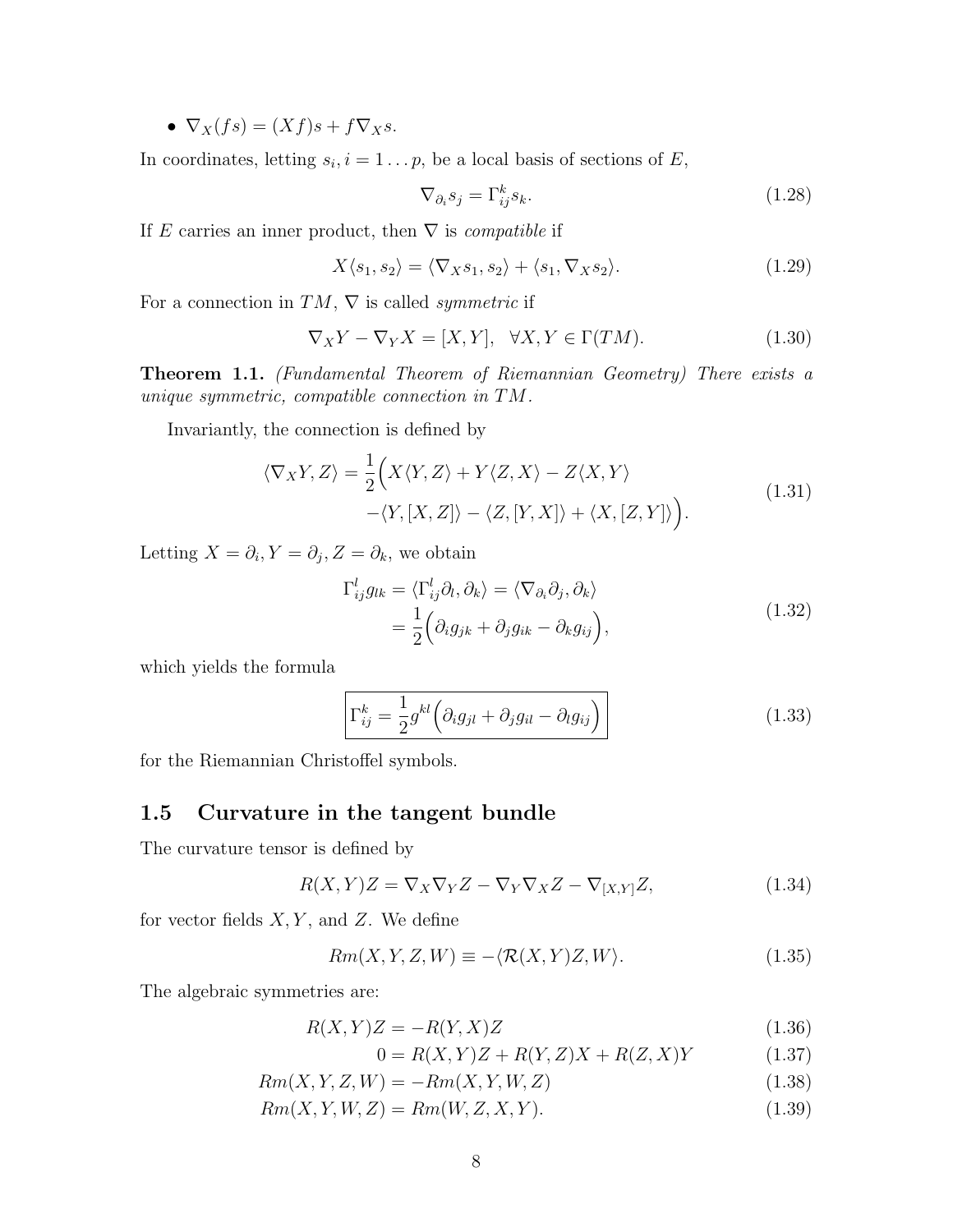- $\nabla_X(fs) = (Xf)s + f\nabla_X s$.

In coordinates, letting $s_i, i = 1 \dots p$, be a local basis of sections of $E$,

$$\nabla_{\partial_i} s_j = \Gamma^k_{ij} s_k. \tag{1.28}$$

If $E$ carries an inner product, then $\nabla$ is *compatible* if

$$X\langle s_1, s_2\rangle = \langle \nabla_X s_1, s_2\rangle + \langle s_1, \nabla_X s_2\rangle. \tag{1.29}$$

For a connection in $TM$, $\nabla$ is called *symmetric* if

$$\nabla_X Y - \nabla_Y X = [X, Y], \quad \forall X, Y \in \Gamma(TM). \tag{1.30}$$

**Theorem 1.1.** *(Fundamental Theorem of Riemannian Geometry) There exists a unique symmetric, compatible connection in $TM$.*

Invariantly, the connection is defined by

$$\begin{aligned}\langle \nabla_X Y, Z\rangle = \frac{1}{2}\Big( & X\langle Y, Z\rangle + Y\langle Z, X\rangle - Z\langle X, Y\rangle \\ & -\langle Y, [X, Z]\rangle - \langle Z, [Y, X]\rangle + \langle X, [Z, Y]\rangle \Big).\end{aligned} \tag{1.31}$$

Letting $X = \partial_i, Y = \partial_j, Z = \partial_k$, we obtain

$$\begin{aligned}\Gamma^l_{ij} g_{lk} = \langle \Gamma^l_{ij}\partial_l, \partial_k\rangle &= \langle \nabla_{\partial_i}\partial_j, \partial_k\rangle \\ &= \frac{1}{2}\Big(\partial_i g_{jk} + \partial_j g_{ik} - \partial_k g_{ij}\Big),\end{aligned} \tag{1.32}$$

which yields the formula

$$\boxed{\Gamma^k_{ij} = \frac{1}{2} g^{kl}\Big(\partial_i g_{jl} + \partial_j g_{il} - \partial_l g_{ij}\Big)} \tag{1.33}$$

for the Riemannian Christoffel symbols.

## 1.5 Curvature in the tangent bundle

The curvature tensor is defined by

$$R(X, Y)Z = \nabla_X \nabla_Y Z - \nabla_Y \nabla_X Z - \nabla_{[X,Y]} Z, \tag{1.34}$$

for vector fields $X, Y$, and $Z$. We define

$$Rm(X, Y, Z, W) \equiv -\langle \mathcal{R}(X, Y)Z, W\rangle. \tag{1.35}$$

The algebraic symmetries are:

$$R(X, Y)Z = -R(Y, X)Z \tag{1.36}$$

$$0 = R(X, Y)Z + R(Y, Z)X + R(Z, X)Y \tag{1.37}$$

$$Rm(X, Y, Z, W) = -Rm(X, Y, W, Z) \tag{1.38}$$

$$Rm(X, Y, W, Z) = Rm(W, Z, X, Y). \tag{1.39}$$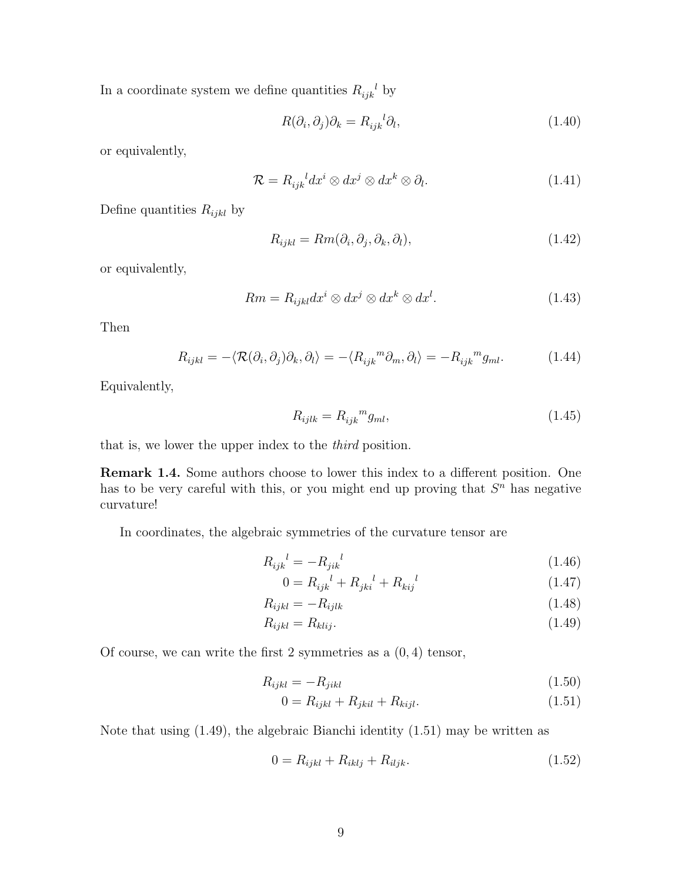In a coordinate system we define quantities $R_{ijk}{}^{l}$ by

$$R(\partial_i, \partial_j)\partial_k = R_{ijk}{}^{l}\partial_l, \tag{1.40}$$

or equivalently,

$$\mathcal{R} = R_{ijk}{}^{l} dx^i \otimes dx^j \otimes dx^k \otimes \partial_l. \tag{1.41}$$

Define quantities $R_{ijkl}$ by

$$R_{ijkl} = Rm(\partial_i, \partial_j, \partial_k, \partial_l), \tag{1.42}$$

or equivalently,

$$Rm = R_{ijkl} dx^i \otimes dx^j \otimes dx^k \otimes dx^l. \tag{1.43}$$

Then

$$R_{ijkl} = -\langle \mathcal{R}(\partial_i, \partial_j)\partial_k, \partial_l \rangle = -\langle R_{ijk}{}^{m}\partial_m, \partial_l \rangle = -R_{ijk}{}^{m} g_{ml}. \tag{1.44}$$

Equivalently,

$$R_{ijlk} = R_{ijk}{}^{m} g_{ml}, \tag{1.45}$$

that is, we lower the upper index to the *third* position.

**Remark 1.4.** Some authors choose to lower this index to a different position. One has to be very careful with this, or you might end up proving that $S^n$ has negative curvature!

In coordinates, the algebraic symmetries of the curvature tensor are

$$R_{ijk}{}^{l} = -R_{jik}{}^{l} \tag{1.46}$$

$$0 = R_{ijk}{}^{l} + R_{jki}{}^{l} + R_{kij}{}^{l} \tag{1.47}$$

$$R_{ijkl} = -R_{ijlk} \tag{1.48}$$

$$R_{ijkl} = R_{klij}. \tag{1.49}$$

Of course, we can write the first 2 symmetries as a $(0, 4)$ tensor,

$$R_{ijkl} = -R_{jikl} \tag{1.50}$$

$$0 = R_{ijkl} + R_{jkil} + R_{kijl}. \tag{1.51}$$

Note that using (1.49), the algebraic Bianchi identity (1.51) may be written as

$$0 = R_{ijkl} + R_{iklj} + R_{iljk}. \tag{1.52}$$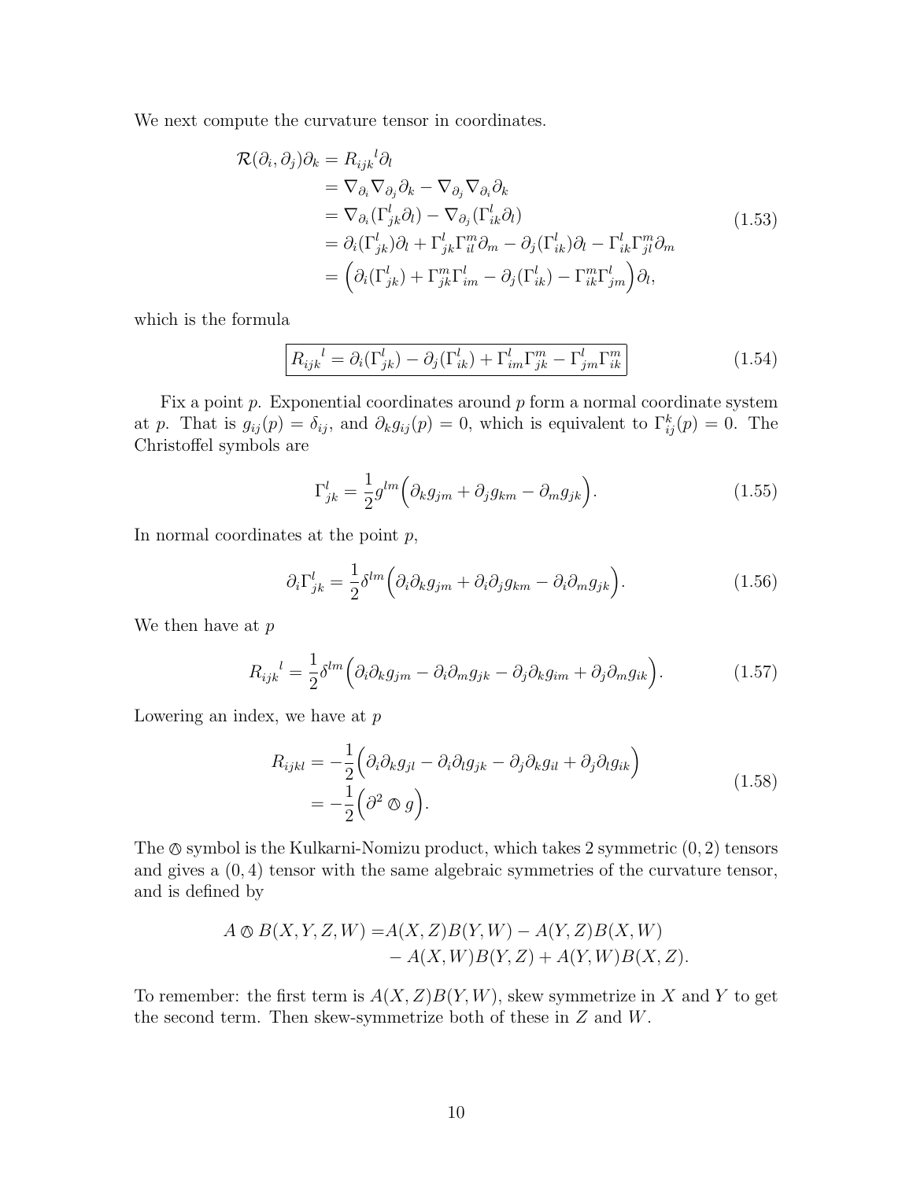We next compute the curvature tensor in coordinates.

$$
\begin{aligned}
\mathcal{R}(\partial_i, \partial_j)\partial_k &= R_{ijk}{}^l \partial_l \\
&= \nabla_{\partial_i} \nabla_{\partial_j} \partial_k - \nabla_{\partial_j} \nabla_{\partial_i} \partial_k \\
&= \nabla_{\partial_i}(\Gamma^l_{jk} \partial_l) - \nabla_{\partial_j}(\Gamma^l_{ik} \partial_l) \\
&= \partial_i(\Gamma^l_{jk})\partial_l + \Gamma^l_{jk}\Gamma^m_{il}\partial_m - \partial_j(\Gamma^l_{ik})\partial_l - \Gamma^l_{ik}\Gamma^m_{jl}\partial_m \\
&= \Big( \partial_i(\Gamma^l_{jk}) + \Gamma^m_{jk}\Gamma^l_{im} - \partial_j(\Gamma^l_{ik}) - \Gamma^m_{ik}\Gamma^l_{jm} \Big) \partial_l,
\end{aligned}
\tag{1.53}
$$

which is the formula

$$
\boxed{R_{ijk}{}^l = \partial_i(\Gamma^l_{jk}) - \partial_j(\Gamma^l_{ik}) + \Gamma^l_{im}\Gamma^m_{jk} - \Gamma^l_{jm}\Gamma^m_{ik}}
\tag{1.54}
$$

Fix a point $p$. Exponential coordinates around $p$ form a normal coordinate system at $p$. That is $g_{ij}(p) = \delta_{ij}$, and $\partial_k g_{ij}(p) = 0$, which is equivalent to $\Gamma^k_{ij}(p) = 0$. The Christoffel symbols are

$$
\Gamma^l_{jk} = \frac{1}{2} g^{lm} \Big( \partial_k g_{jm} + \partial_j g_{km} - \partial_m g_{jk} \Big).
\tag{1.55}
$$

In normal coordinates at the point $p$,

$$
\partial_i \Gamma^l_{jk} = \frac{1}{2} \delta^{lm} \Big( \partial_i \partial_k g_{jm} + \partial_i \partial_j g_{km} - \partial_i \partial_m g_{jk} \Big).
\tag{1.56}
$$

We then have at $p$

$$
R_{ijk}{}^l = \frac{1}{2} \delta^{lm} \Big( \partial_i \partial_k g_{jm} - \partial_i \partial_m g_{jk} - \partial_j \partial_k g_{im} + \partial_j \partial_m g_{ik} \Big).
\tag{1.57}
$$

Lowering an index, we have at $p$

$$
\begin{aligned}
R_{ijkl} &= -\frac{1}{2} \Big( \partial_i \partial_k g_{jl} - \partial_i \partial_l g_{jk} - \partial_j \partial_k g_{il} + \partial_j \partial_l g_{ik} \Big) \\
&= -\frac{1}{2} \Big( \partial^2 \owedge g \Big).
\end{aligned}
\tag{1.58}
$$

The $\owedge$ symbol is the Kulkarni-Nomizu product, which takes 2 symmetric $(0,2)$ tensors and gives a $(0,4)$ tensor with the same algebraic symmetries of the curvature tensor, and is defined by

$$
\begin{aligned}
A \owedge B(X, Y, Z, W) = & A(X, Z)B(Y, W) - A(Y, Z)B(X, W) \\
& - A(X, W)B(Y, Z) + A(Y, W)B(X, Z).
\end{aligned}
$$

To remember: the first term is $A(X, Z)B(Y, W)$, skew symmetrize in $X$ and $Y$ to get the second term. Then skew-symmetrize both of these in $Z$ and $W$.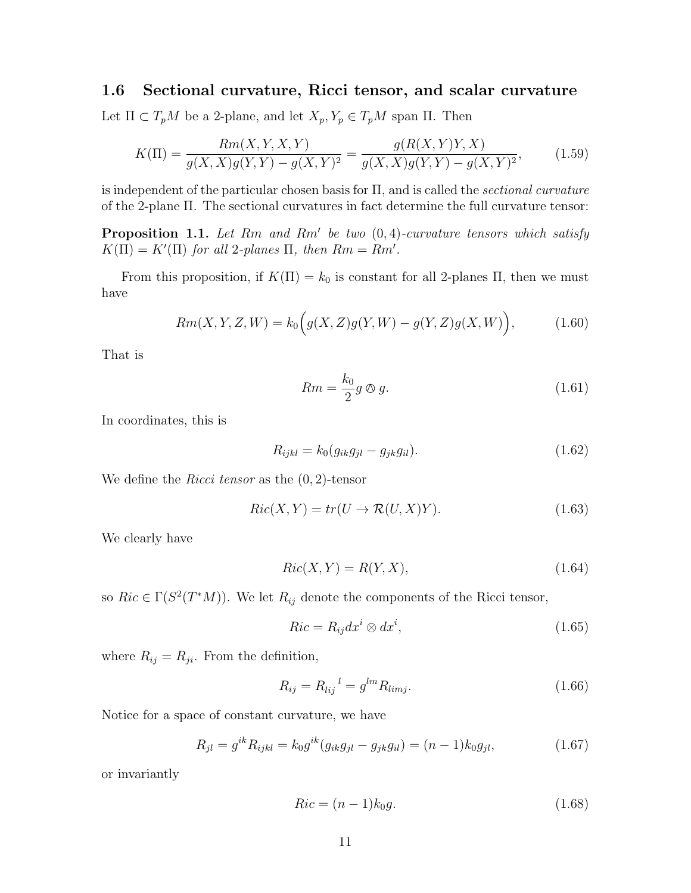## 1.6 Sectional curvature, Ricci tensor, and scalar curvature

Let $\Pi \subset T_pM$ be a 2-plane, and let $X_p, Y_p \in T_pM$ span $\Pi$. Then

$$K(\Pi) = \frac{Rm(X,Y,X,Y)}{g(X,X)g(Y,Y) - g(X,Y)^2} = \frac{g(R(X,Y)Y,X)}{g(X,X)g(Y,Y) - g(X,Y)^2}, \tag{1.59}$$

is independent of the particular chosen basis for $\Pi$, and is called the *sectional curvature* of the 2-plane $\Pi$. The sectional curvatures in fact determine the full curvature tensor:

**Proposition 1.1.** *Let $Rm$ and $Rm'$ be two $(0,4)$-curvature tensors which satisfy $K(\Pi) = K'(\Pi)$ for all 2-planes $\Pi$, then $Rm = Rm'$.*

From this proposition, if $K(\Pi) = k_0$ is constant for all 2-planes $\Pi$, then we must have

$$Rm(X,Y,Z,W) = k_0\Big(g(X,Z)g(Y,W) - g(Y,Z)g(X,W)\Big), \tag{1.60}$$

That is

$$Rm = \frac{k_0}{2} g \owedge g. \tag{1.61}$$

In coordinates, this is

$$R_{ijkl} = k_0(g_{ik}g_{jl} - g_{jk}g_{il}). \tag{1.62}$$

We define the *Ricci tensor* as the $(0,2)$-tensor

$$Ric(X,Y) = tr(U \to \mathcal{R}(U,X)Y). \tag{1.63}$$

We clearly have

$$Ric(X,Y) = R(Y,X), \tag{1.64}$$

so $Ric \in \Gamma(S^2(T^*M))$. We let $R_{ij}$ denote the components of the Ricci tensor,

$$Ric = R_{ij} dx^i \otimes dx^i, \tag{1.65}$$

where $R_{ij} = R_{ji}$. From the definition,

$$R_{ij} = R_{lij}{}^{l} = g^{lm} R_{limj}. \tag{1.66}$$

Notice for a space of constant curvature, we have

$$R_{jl} = g^{ik} R_{ijkl} = k_0 g^{ik}(g_{ik}g_{jl} - g_{jk}g_{il}) = (n-1)k_0 g_{jl}, \tag{1.67}$$

or invariantly

$$Ric = (n-1)k_0 g. \tag{1.68}$$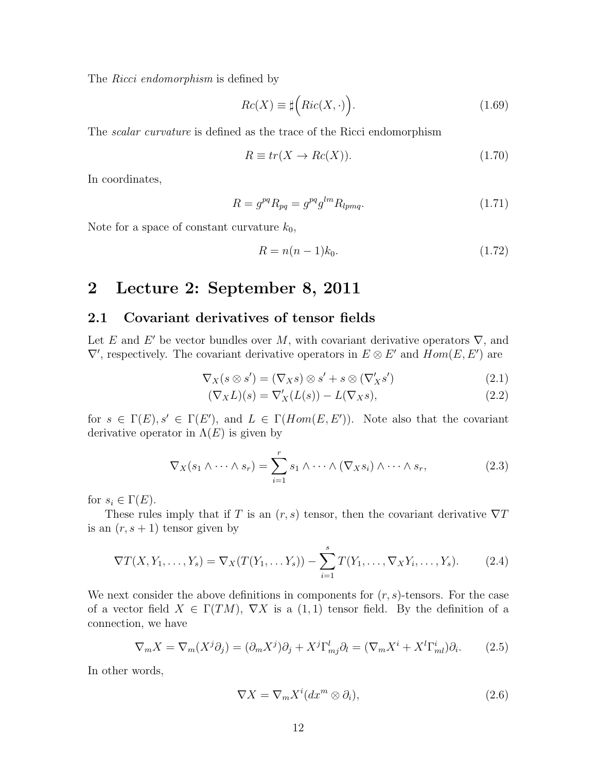The *Ricci endomorphism* is defined by

$$Rc(X) \equiv \sharp\Big(Ric(X,\cdot)\Big). \tag{1.69}$$

The *scalar curvature* is defined as the trace of the Ricci endomorphism

$$R \equiv tr(X \to Rc(X)). \tag{1.70}$$

In coordinates,

$$R = g^{pq}R_{pq} = g^{pq}g^{lm}R_{lpmq}. \tag{1.71}$$

Note for a space of constant curvature $k_0$,

$$R = n(n-1)k_0. \tag{1.72}$$

# 2 Lecture 2: September 8, 2011

## 2.1 Covariant derivatives of tensor fields

Let $E$ and $E'$ be vector bundles over $M$, with covariant derivative operators $\nabla$, and $\nabla'$, respectively. The covariant derivative operators in $E \otimes E'$ and $Hom(E, E')$ are

$$\nabla_X(s \otimes s') = (\nabla_X s) \otimes s' + s \otimes (\nabla'_X s') \tag{2.1}$$

$$(\nabla_X L)(s) = \nabla'_X(L(s)) - L(\nabla_X s), \tag{2.2}$$

for $s \in \Gamma(E), s' \in \Gamma(E')$, and $L \in \Gamma(Hom(E, E'))$. Note also that the covariant derivative operator in $\Lambda(E)$ is given by

$$\nabla_X(s_1 \wedge \cdots \wedge s_r) = \sum_{i=1}^{r} s_1 \wedge \cdots \wedge (\nabla_X s_i) \wedge \cdots \wedge s_r, \tag{2.3}$$

for $s_i \in \Gamma(E)$.

These rules imply that if $T$ is an $(r,s)$ tensor, then the covariant derivative $\nabla T$ is an $(r, s+1)$ tensor given by

$$\nabla T(X, Y_1, \dots, Y_s) = \nabla_X(T(Y_1, \dots Y_s)) - \sum_{i=1}^{s} T(Y_1, \dots, \nabla_X Y_i, \dots, Y_s). \tag{2.4}$$

We next consider the above definitions in components for $(r,s)$-tensors. For the case of a vector field $X \in \Gamma(TM)$, $\nabla X$ is a $(1,1)$ tensor field. By the definition of a connection, we have

$$\nabla_m X = \nabla_m(X^j \partial_j) = (\partial_m X^j)\partial_j + X^j \Gamma^l_{mj}\partial_l = (\nabla_m X^i + X^l \Gamma^i_{ml})\partial_i. \tag{2.5}$$

In other words,

$$\nabla X = \nabla_m X^i (dx^m \otimes \partial_i), \tag{2.6}$$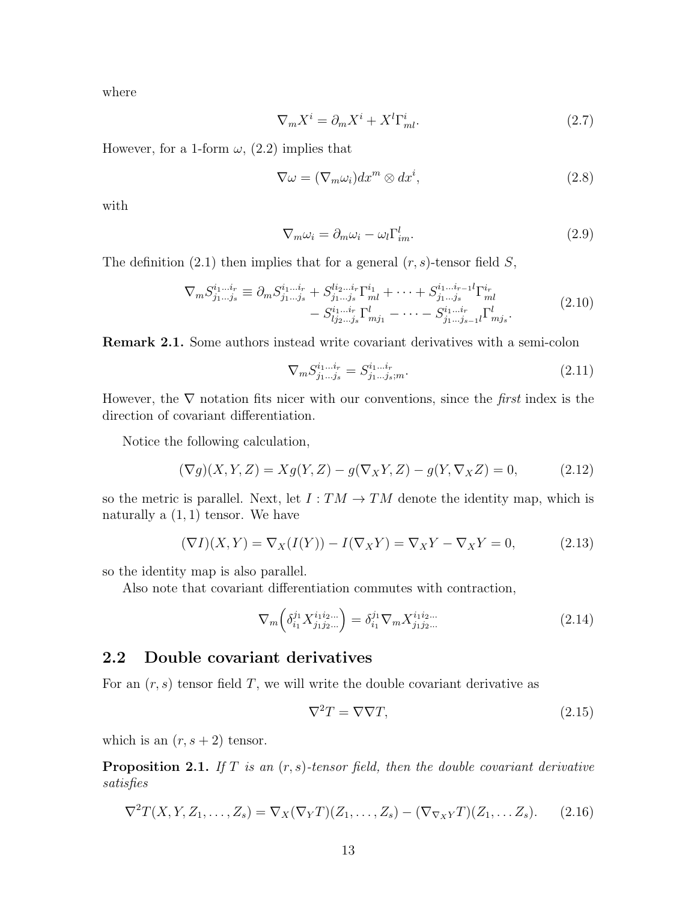where

$$\nabla_m X^i = \partial_m X^i + X^l \Gamma^i_{ml}. \tag{2.7}$$

However, for a 1-form $\omega$, (2.2) implies that

$$\nabla \omega = (\nabla_m \omega_i) dx^m \otimes dx^i, \tag{2.8}$$

with

$$\nabla_m \omega_i = \partial_m \omega_i - \omega_l \Gamma^l_{im}. \tag{2.9}$$

The definition (2.1) then implies that for a general $(r,s)$-tensor field $S$,

$$\begin{aligned} \nabla_m S^{i_1 \dots i_r}_{j_1 \dots j_s} \equiv \partial_m S^{i_1 \dots i_r}_{j_1 \dots j_s} + S^{l i_2 \dots i_r}_{j_1 \dots j_s} \Gamma^{i_1}_{ml} + \dots + S^{i_1 \dots i_{r-1} l}_{j_1 \dots j_s} \Gamma^{i_r}_{ml} \\ - S^{i_1 \dots i_r}_{l j_2 \dots j_s} \Gamma^l_{m j_1} - \dots - S^{i_1 \dots i_r}_{j_1 \dots j_{s-1} l} \Gamma^l_{m j_s}. \end{aligned} \tag{2.10}$$

**Remark 2.1.** Some authors instead write covariant derivatives with a semi-colon

$$\nabla_m S^{i_1 \dots i_r}_{j_1 \dots j_s} = S^{i_1 \dots i_r}_{j_1 \dots j_s ; m}. \tag{2.11}$$

However, the $\nabla$ notation fits nicer with our conventions, since the *first* index is the direction of covariant differentiation.

Notice the following calculation,

$$(\nabla g)(X, Y, Z) = X g(Y, Z) - g(\nabla_X Y, Z) - g(Y, \nabla_X Z) = 0, \tag{2.12}$$

so the metric is parallel. Next, let $I : TM \to TM$ denote the identity map, which is naturally a $(1,1)$ tensor. We have

$$(\nabla I)(X, Y) = \nabla_X (I(Y)) - I(\nabla_X Y) = \nabla_X Y - \nabla_X Y = 0, \tag{2.13}$$

so the identity map is also parallel.

Also note that covariant differentiation commutes with contraction,

$$\nabla_m \Big( \delta^{j_1}_{i_1} X^{i_1 i_2 \dots}_{j_1 j_2 \dots} \Big) = \delta^{j_1}_{i_1} \nabla_m X^{i_1 i_2 \dots}_{j_1 j_2 \dots} \tag{2.14}$$

## 2.2 Double covariant derivatives

For an $(r,s)$ tensor field $T$, we will write the double covariant derivative as

$$\nabla^2 T = \nabla \nabla T, \tag{2.15}$$

which is an $(r, s+2)$ tensor.

**Proposition 2.1.** *If $T$ is an $(r,s)$-tensor field, then the double covariant derivative satisfies*

$$\nabla^2 T(X, Y, Z_1, \dots, Z_s) = \nabla_X (\nabla_Y T)(Z_1, \dots, Z_s) - (\nabla_{\nabla_X Y} T)(Z_1, \dots Z_s). \tag{2.16}$$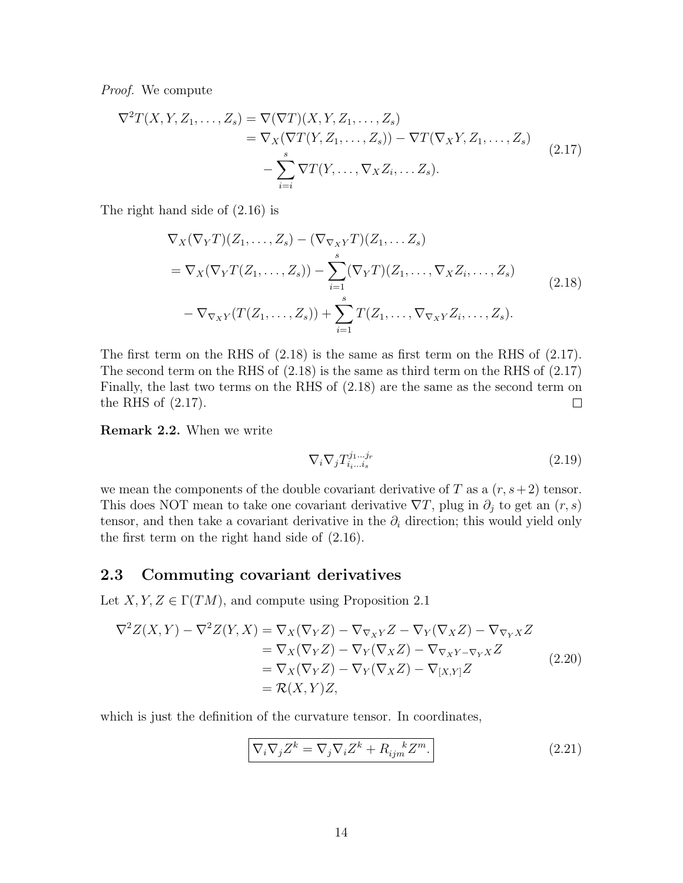*Proof.* We compute

$$
\begin{aligned}
\nabla^2 T(X, Y, Z_1, \dots, Z_s) &= \nabla(\nabla T)(X, Y, Z_1, \dots, Z_s) \\
&= \nabla_X(\nabla T(Y, Z_1, \dots, Z_s)) - \nabla T(\nabla_X Y, Z_1, \dots, Z_s) \\
&\quad - \sum_{i=i}^{s} \nabla T(Y, \dots, \nabla_X Z_i, \dots Z_s).
\end{aligned}
\tag{2.17}
$$

The right hand side of (2.16) is

$$
\begin{aligned}
&\nabla_X(\nabla_Y T)(Z_1, \dots, Z_s) - (\nabla_{\nabla_X Y} T)(Z_1, \dots Z_s) \\
&= \nabla_X(\nabla_Y T(Z_1, \dots, Z_s)) - \sum_{i=1}^{s} (\nabla_Y T)(Z_1, \dots, \nabla_X Z_i, \dots, Z_s) \\
&\quad - \nabla_{\nabla_X Y}(T(Z_1, \dots, Z_s)) + \sum_{i=1}^{s} T(Z_1, \dots, \nabla_{\nabla_X Y} Z_i, \dots, Z_s).
\end{aligned}
\tag{2.18}
$$

The first term on the RHS of (2.18) is the same as first term on the RHS of (2.17). The second term on the RHS of (2.18) is the same as third term on the RHS of (2.17) Finally, the last two terms on the RHS of (2.18) are the same as the second term on the RHS of (2.17). $\square$

**Remark 2.2.** When we write

$$
\nabla_i \nabla_j T^{j_1 \dots j_r}_{i_i \dots i_s}
\tag{2.19}
$$

we mean the components of the double covariant derivative of $T$ as a $(r, s+2)$ tensor. This does NOT mean to take one covariant derivative $\nabla T$, plug in $\partial_j$ to get an $(r, s)$ tensor, and then take a covariant derivative in the $\partial_i$ direction; this would yield only the first term on the right hand side of (2.16).

## 2.3 Commuting covariant derivatives

Let $X, Y, Z \in \Gamma(TM)$, and compute using Proposition 2.1

$$
\begin{aligned}
\nabla^2 Z(X, Y) - \nabla^2 Z(Y, X) &= \nabla_X(\nabla_Y Z) - \nabla_{\nabla_X Y} Z - \nabla_Y(\nabla_X Z) - \nabla_{\nabla_Y X} Z \\
&= \nabla_X(\nabla_Y Z) - \nabla_Y(\nabla_X Z) - \nabla_{\nabla_X Y - \nabla_Y X} Z \\
&= \nabla_X(\nabla_Y Z) - \nabla_Y(\nabla_X Z) - \nabla_{[X,Y]} Z \\
&= \mathcal{R}(X, Y) Z,
\end{aligned}
\tag{2.20}
$$

which is just the definition of the curvature tensor. In coordinates,

$$
\boxed{\nabla_i \nabla_j Z^k = \nabla_j \nabla_i Z^k + R_{ijm}{}^{k} Z^m.}
\tag{2.21}
$$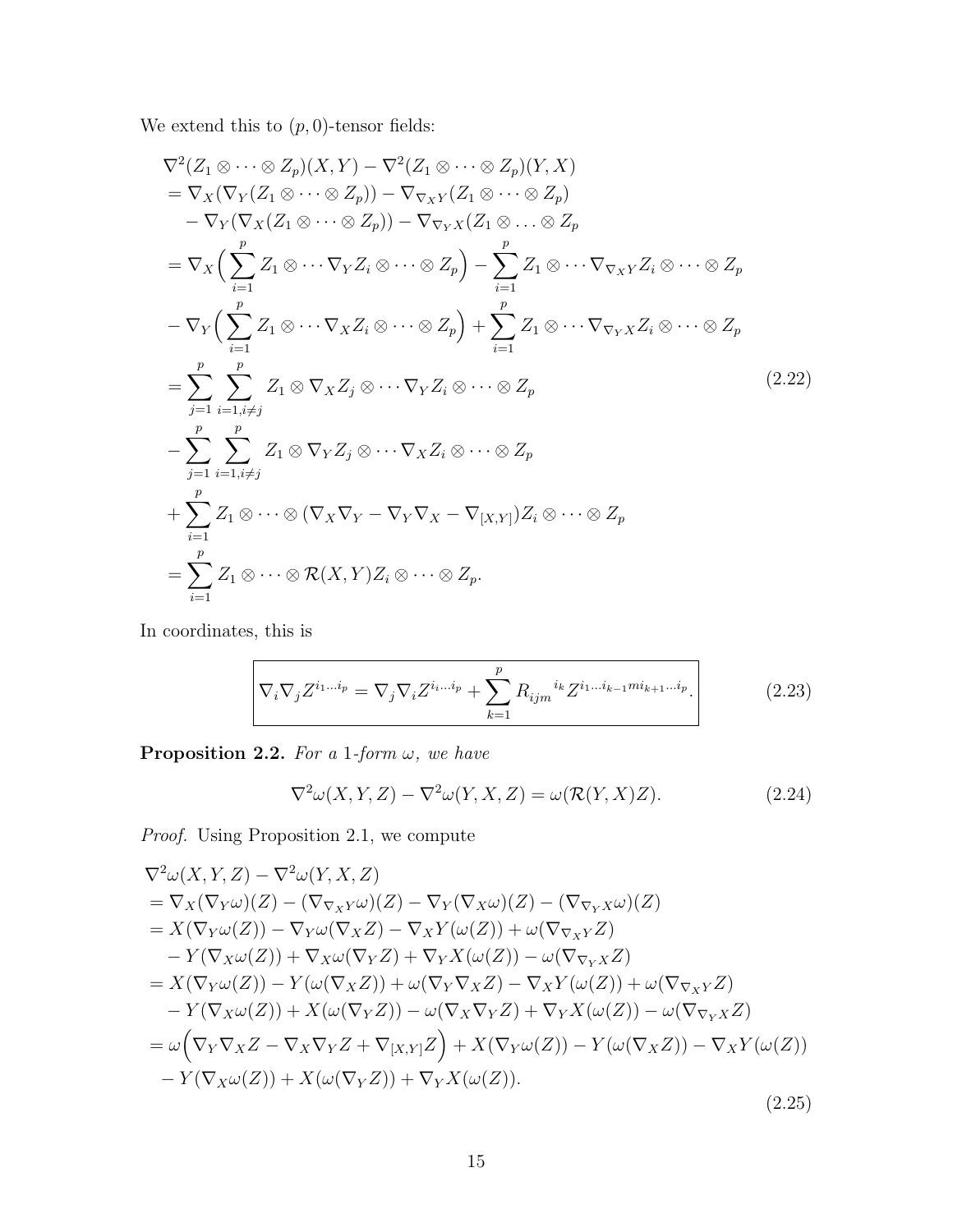We extend this to $(p, 0)$-tensor fields:

$$
\begin{aligned}
&\nabla^2(Z_1 \otimes \cdots \otimes Z_p)(X,Y) - \nabla^2(Z_1 \otimes \cdots \otimes Z_p)(Y,X) \\
&= \nabla_X(\nabla_Y(Z_1 \otimes \cdots \otimes Z_p)) - \nabla_{\nabla_X Y}(Z_1 \otimes \cdots \otimes Z_p) \\
&\quad - \nabla_Y(\nabla_X(Z_1 \otimes \cdots \otimes Z_p)) - \nabla_{\nabla_Y X}(Z_1 \otimes \ldots \otimes Z_p \\
&= \nabla_X \Big( \sum_{i=1}^p Z_1 \otimes \cdots \nabla_Y Z_i \otimes \cdots \otimes Z_p \Big) - \sum_{i=1}^p Z_1 \otimes \cdots \nabla_{\nabla_X Y} Z_i \otimes \cdots \otimes Z_p \\
&- \nabla_Y \Big( \sum_{i=1}^p Z_1 \otimes \cdots \nabla_X Z_i \otimes \cdots \otimes Z_p \Big) + \sum_{i=1}^p Z_1 \otimes \cdots \nabla_{\nabla_Y X} Z_i \otimes \cdots \otimes Z_p \\
&= \sum_{j=1}^p \sum_{i=1, i \neq j}^p Z_1 \otimes \nabla_X Z_j \otimes \cdots \nabla_Y Z_i \otimes \cdots \otimes Z_p \\
&- \sum_{j=1}^p \sum_{i=1, i \neq j}^p Z_1 \otimes \nabla_Y Z_j \otimes \cdots \nabla_X Z_i \otimes \cdots \otimes Z_p \\
&+ \sum_{i=1}^p Z_1 \otimes \cdots \otimes (\nabla_X \nabla_Y - \nabla_Y \nabla_X - \nabla_{[X,Y]}) Z_i \otimes \cdots \otimes Z_p \\
&= \sum_{i=1}^p Z_1 \otimes \cdots \otimes \mathcal{R}(X,Y) Z_i \otimes \cdots \otimes Z_p.
\end{aligned}
\tag{2.22}
$$

In coordinates, this is

$$
\boxed{\nabla_i \nabla_j Z^{i_1 \ldots i_p} = \nabla_j \nabla_i Z^{i_i \ldots i_p} + \sum_{k=1}^p R_{ijm}{}^{i_k} Z^{i_1 \ldots i_{k-1} m i_{k+1} \ldots i_p}.}
\tag{2.23}
$$

**Proposition 2.2.** *For a 1-form $\omega$, we have*

$$
\nabla^2 \omega(X,Y,Z) - \nabla^2 \omega(Y,X,Z) = \omega(\mathcal{R}(Y,X)Z).
\tag{2.24}
$$

*Proof.* Using Proposition 2.1, we compute

$$
\begin{aligned}
&\nabla^2 \omega(X,Y,Z) - \nabla^2 \omega(Y,X,Z) \\
&= \nabla_X(\nabla_Y \omega)(Z) - (\nabla_{\nabla_X Y} \omega)(Z) - \nabla_Y(\nabla_X \omega)(Z) - (\nabla_{\nabla_Y X} \omega)(Z) \\
&= X(\nabla_Y \omega(Z)) - \nabla_Y \omega(\nabla_X Z) - \nabla_X Y(\omega(Z)) + \omega(\nabla_{\nabla_X Y} Z) \\
&\quad - Y(\nabla_X \omega(Z)) + \nabla_X \omega(\nabla_Y Z) + \nabla_Y X(\omega(Z)) - \omega(\nabla_{\nabla_Y X} Z) \\
&= X(\nabla_Y \omega(Z)) - Y(\omega(\nabla_X Z)) + \omega(\nabla_Y \nabla_X Z) - \nabla_X Y(\omega(Z)) + \omega(\nabla_{\nabla_X Y} Z) \\
&\quad - Y(\nabla_X \omega(Z)) + X(\omega(\nabla_Y Z)) - \omega(\nabla_X \nabla_Y Z) + \nabla_Y X(\omega(Z)) - \omega(\nabla_{\nabla_Y X} Z) \\
&= \omega\Big( \nabla_Y \nabla_X Z - \nabla_X \nabla_Y Z + \nabla_{[X,Y]} Z \Big) + X(\nabla_Y \omega(Z)) - Y(\omega(\nabla_X Z)) - \nabla_X Y(\omega(Z)) \\
&\quad - Y(\nabla_X \omega(Z)) + X(\omega(\nabla_Y Z)) + \nabla_Y X(\omega(Z)).
\end{aligned}
\tag{2.25}
$$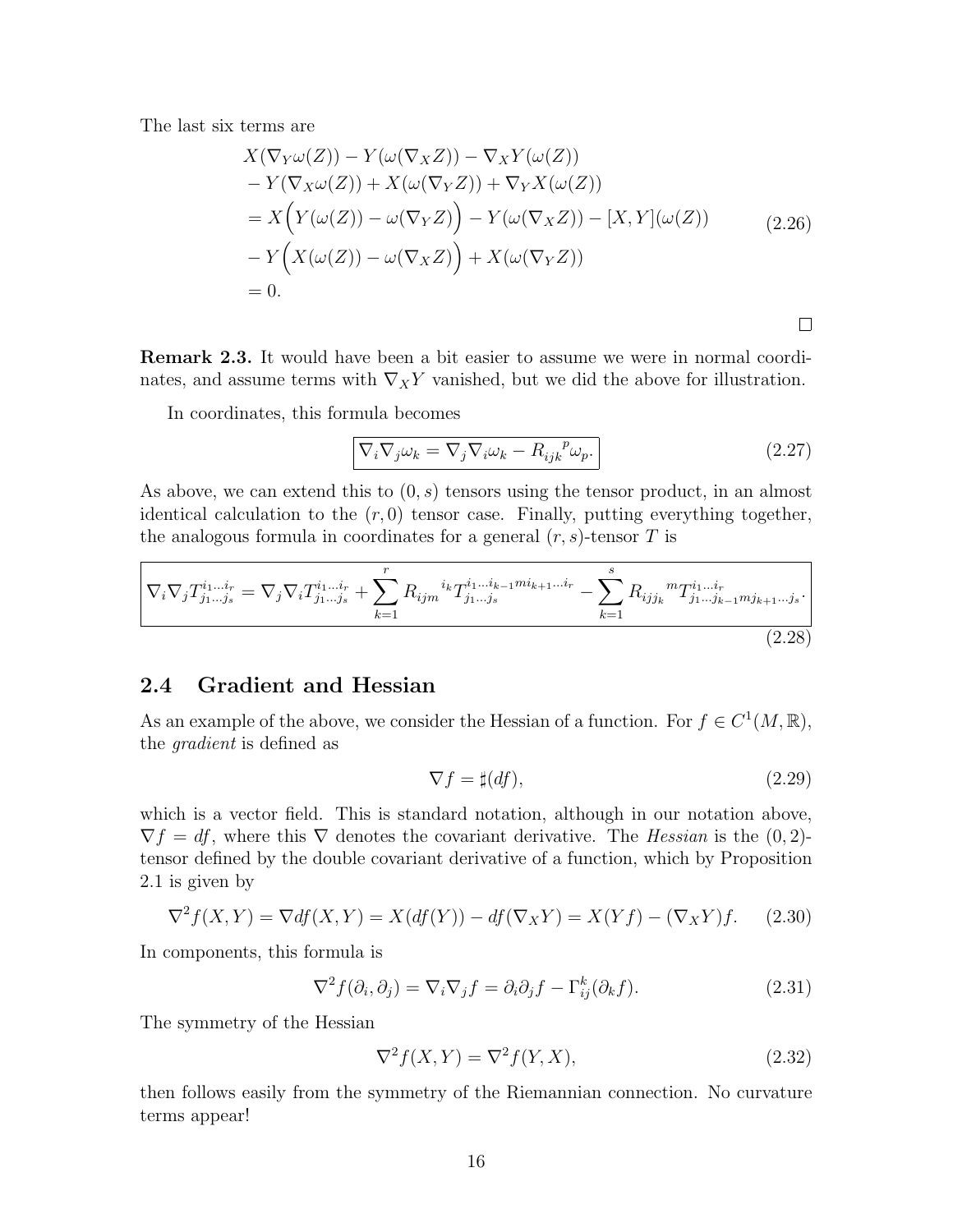The last six terms are

$$
\begin{aligned}
&X(\nabla_Y \omega(Z)) - Y(\omega(\nabla_X Z)) - \nabla_X Y(\omega(Z)) \\
&- Y(\nabla_X \omega(Z)) + X(\omega(\nabla_Y Z)) + \nabla_Y X(\omega(Z)) \\
&= X\Big(Y(\omega(Z)) - \omega(\nabla_Y Z)\Big) - Y(\omega(\nabla_X Z)) - [X,Y](\omega(Z)) \\
&- Y\Big(X(\omega(Z)) - \omega(\nabla_X Z)\Big) + X(\omega(\nabla_Y Z)) \\
&= 0.
\end{aligned}
\tag{2.26}
$$

□

**Remark 2.3.** It would have been a bit easier to assume we were in normal coordinates, and assume terms with $\nabla_X Y$ vanished, but we did the above for illustration.

In coordinates, this formula becomes

$$
\boxed{\nabla_i \nabla_j \omega_k = \nabla_j \nabla_i \omega_k - R_{ijk}{}^{p} \omega_p.}
\tag{2.27}
$$

As above, we can extend this to $(0,s)$ tensors using the tensor product, in an almost identical calculation to the $(r,0)$ tensor case. Finally, putting everything together, the analogous formula in coordinates for a general $(r,s)$-tensor $T$ is

$$
\boxed{\nabla_i \nabla_j T^{i_1 \dots i_r}_{j_1 \dots j_s} = \nabla_j \nabla_i T^{i_1 \dots i_r}_{j_1 \dots j_s} + \sum_{k=1}^{r} R_{ijm}{}^{i_k} T^{i_1 \dots i_{k-1} m i_{k+1} \dots i_r}_{j_1 \dots j_s} - \sum_{k=1}^{s} R_{ijj_k}{}^{m} T^{i_1 \dots i_r}_{j_1 \dots j_{k-1} m j_{k+1} \dots j_s}.}
\tag{2.28}
$$

## 2.4 Gradient and Hessian

As an example of the above, we consider the Hessian of a function. For $f \in C^1(M, \mathbb{R})$, the *gradient* is defined as

$$
\nabla f = \sharp(df),
\tag{2.29}
$$

which is a vector field. This is standard notation, although in our notation above, $\nabla f = df$, where this $\nabla$ denotes the covariant derivative. The *Hessian* is the $(0,2)$-tensor defined by the double covariant derivative of a function, which by Proposition 2.1 is given by

$$
\nabla^2 f(X,Y) = \nabla df(X,Y) = X(df(Y)) - df(\nabla_X Y) = X(Yf) - (\nabla_X Y)f.
\tag{2.30}
$$

In components, this formula is

$$
\nabla^2 f(\partial_i, \partial_j) = \nabla_i \nabla_j f = \partial_i \partial_j f - \Gamma_{ij}^k (\partial_k f).
\tag{2.31}
$$

The symmetry of the Hessian

$$
\nabla^2 f(X,Y) = \nabla^2 f(Y,X),
\tag{2.32}
$$

then follows easily from the symmetry of the Riemannian connection. No curvature terms appear!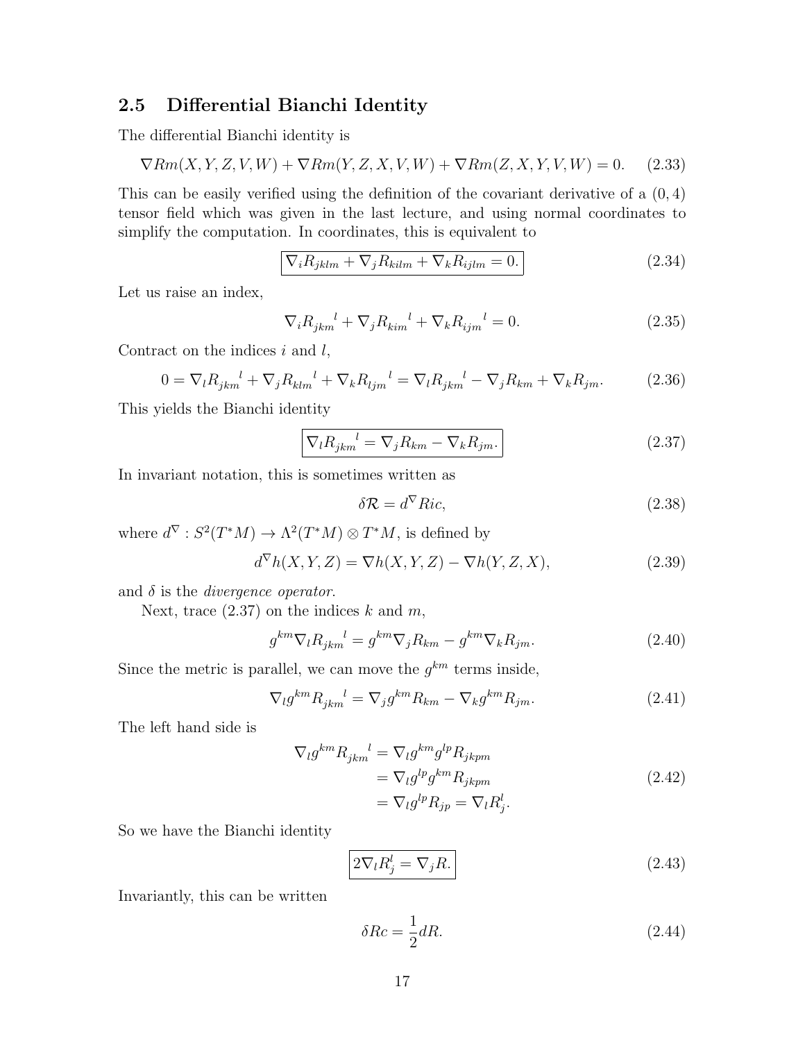### 2.5 Differential Bianchi Identity

The differential Bianchi identity is

$$\nabla Rm(X,Y,Z,V,W) + \nabla Rm(Y,Z,X,V,W) + \nabla Rm(Z,X,Y,V,W) = 0. \tag{2.33}$$

This can be easily verified using the definition of the covariant derivative of a $(0,4)$ tensor field which was given in the last lecture, and using normal coordinates to simplify the computation. In coordinates, this is equivalent to

$$\boxed{\nabla_i R_{jklm} + \nabla_j R_{kilm} + \nabla_k R_{ijlm} = 0.} \tag{2.34}$$

Let us raise an index,

$$\nabla_i R_{jkm}{}^l + \nabla_j R_{kim}{}^l + \nabla_k R_{ijm}{}^l = 0. \tag{2.35}$$

Contract on the indices $i$ and $l$,

$$0 = \nabla_l R_{jkm}{}^l + \nabla_j R_{klm}{}^l + \nabla_k R_{ljm}{}^l = \nabla_l R_{jkm}{}^l - \nabla_j R_{km} + \nabla_k R_{jm}. \tag{2.36}$$

This yields the Bianchi identity

$$\boxed{\nabla_l R_{jkm}{}^l = \nabla_j R_{km} - \nabla_k R_{jm}.} \tag{2.37}$$

In invariant notation, this is sometimes written as

$$\delta \mathcal{R} = d^{\nabla} Ric, \tag{2.38}$$

where $d^{\nabla} : S^2(T^*M) \to \Lambda^2(T^*M) \otimes T^*M$, is defined by

$$d^{\nabla} h(X,Y,Z) = \nabla h(X,Y,Z) - \nabla h(Y,Z,X), \tag{2.39}$$

and $\delta$ is the *divergence operator*.

Next, trace (2.37) on the indices $k$ and $m$,

$$g^{km} \nabla_l R_{jkm}{}^l = g^{km} \nabla_j R_{km} - g^{km} \nabla_k R_{jm}. \tag{2.40}$$

Since the metric is parallel, we can move the $g^{km}$ terms inside,

$$\nabla_l g^{km} R_{jkm}{}^l = \nabla_j g^{km} R_{km} - \nabla_k g^{km} R_{jm}. \tag{2.41}$$

The left hand side is

$$\begin{aligned} \nabla_l g^{km} R_{jkm}{}^l &= \nabla_l g^{km} g^{lp} R_{jkpm} \\ &= \nabla_l g^{lp} g^{km} R_{jkpm} \\ &= \nabla_l g^{lp} R_{jp} = \nabla_l R_j^l. \end{aligned} \tag{2.42}$$

So we have the Bianchi identity

$$\boxed{2\nabla_l R_j^l = \nabla_j R.} \tag{2.43}$$

Invariantly, this can be written

$$\delta Rc = \frac{1}{2} dR. \tag{2.44}$$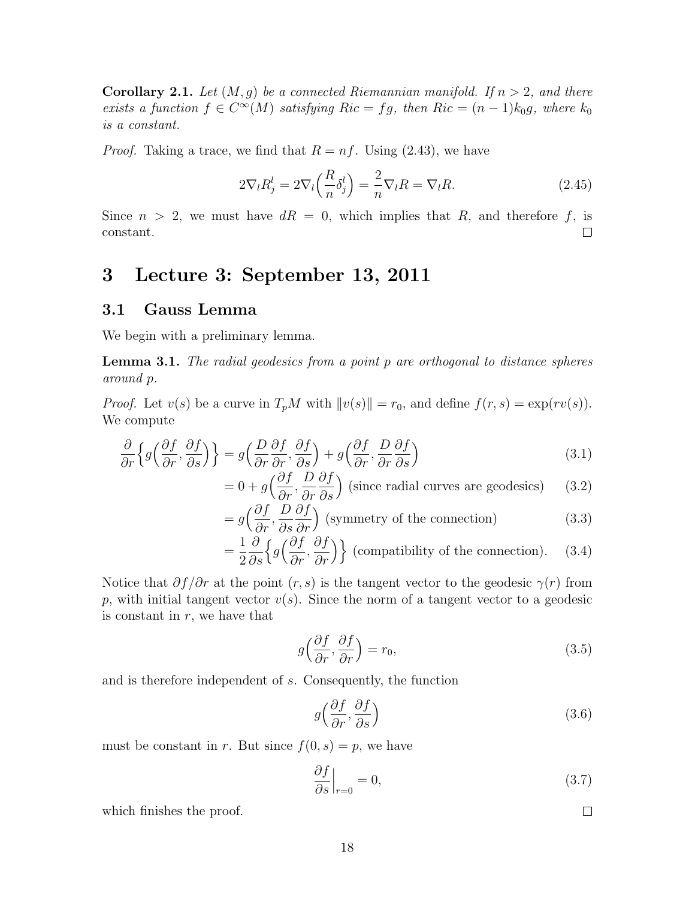**Corollary 2.1.** *Let $(M, g)$ be a connected Riemannian manifold. If $n > 2$, and there exists a function $f \in C^\infty(M)$ satisfying $Ric = fg$, then $Ric = (n-1)k_0 g$, where $k_0$ is a constant.*

*Proof.* Taking a trace, we find that $R = nf$. Using (2.43), we have

$$2\nabla_l R^l_j = 2\nabla_l \Big( \frac{R}{n} \delta^l_j \Big) = \frac{2}{n} \nabla_l R = \nabla_l R. \tag{2.45}$$

Since $n > 2$, we must have $dR = 0$, which implies that $R$, and therefore $f$, is constant. $\square$

# 3 Lecture 3: September 13, 2011

## 3.1 Gauss Lemma

We begin with a preliminary lemma.

**Lemma 3.1.** *The radial geodesics from a point $p$ are orthogonal to distance spheres around $p$.*

*Proof.* Let $v(s)$ be a curve in $T_pM$ with $\|v(s)\| = r_0$, and define $f(r, s) = \exp(rv(s))$. We compute

$$\frac{\partial}{\partial r}\Big\{ g\Big(\frac{\partial f}{\partial r}, \frac{\partial f}{\partial s}\Big)\Big\} = g\Big(\frac{D}{\partial r}\frac{\partial f}{\partial r}, \frac{\partial f}{\partial s}\Big) + g\Big(\frac{\partial f}{\partial r}, \frac{D}{\partial r}\frac{\partial f}{\partial s}\Big) \tag{3.1}$$

$$= 0 + g\Big(\frac{\partial f}{\partial r}, \frac{D}{\partial r}\frac{\partial f}{\partial s}\Big) \text{ (since radial curves are geodesics)} \tag{3.2}$$

$$= g\Big(\frac{\partial f}{\partial r}, \frac{D}{\partial s}\frac{\partial f}{\partial r}\Big) \text{ (symmetry of the connection)} \tag{3.3}$$

$$= \frac{1}{2}\frac{\partial}{\partial s}\Big\{ g\Big(\frac{\partial f}{\partial r}, \frac{\partial f}{\partial r}\Big)\Big\} \text{ (compatibility of the connection).} \tag{3.4}$$

Notice that $\partial f/\partial r$ at the point $(r, s)$ is the tangent vector to the geodesic $\gamma(r)$ from $p$, with initial tangent vector $v(s)$. Since the norm of a tangent vector to a geodesic is constant in $r$, we have that

$$g\Big(\frac{\partial f}{\partial r}, \frac{\partial f}{\partial r}\Big) = r_0, \tag{3.5}$$

and is therefore independent of $s$. Consequently, the function

$$g\Big(\frac{\partial f}{\partial r}, \frac{\partial f}{\partial s}\Big) \tag{3.6}$$

must be constant in $r$. But since $f(0, s) = p$, we have

$$\frac{\partial f}{\partial s}\Big|_{r=0} = 0, \tag{3.7}$$

which finishes the proof. $\square$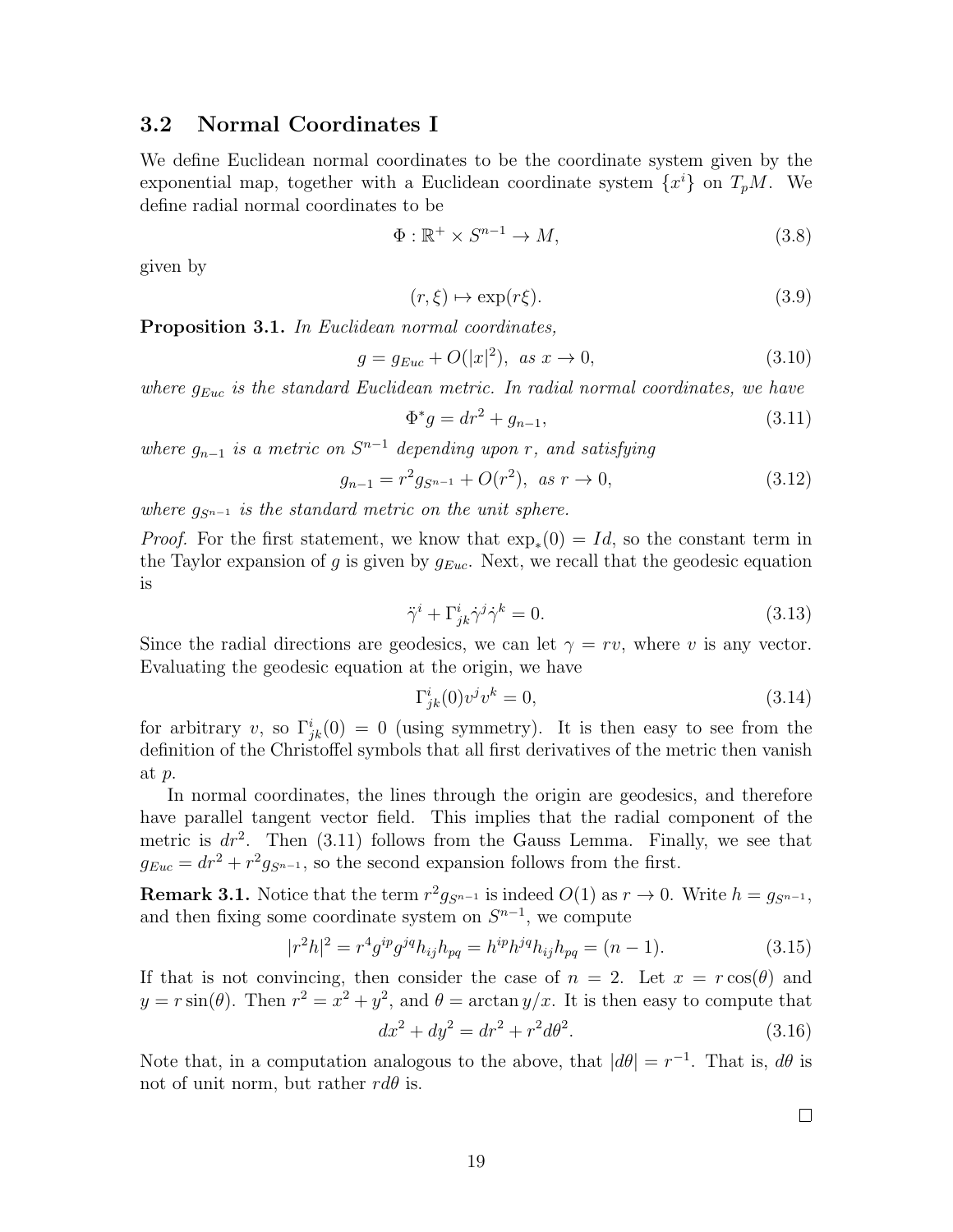### 3.2 Normal Coordinates I

We define Euclidean normal coordinates to be the coordinate system given by the exponential map, together with a Euclidean coordinate system $\{x^i\}$ on $T_pM$. We define radial normal coordinates to be

$$\Phi : \mathbb{R}^+ \times S^{n-1} \to M, \tag{3.8}$$

given by

$$(r, \xi) \mapsto \exp(r\xi). \tag{3.9}$$

**Proposition 3.1.** *In Euclidean normal coordinates,*

$$g = g_{Euc} + O(|x|^2), \ \text{ as } x \to 0, \tag{3.10}$$

*where $g_{Euc}$ is the standard Euclidean metric. In radial normal coordinates, we have*

$$\Phi^* g = dr^2 + g_{n-1}, \tag{3.11}$$

*where $g_{n-1}$ is a metric on $S^{n-1}$ depending upon $r$, and satisfying*

$$g_{n-1} = r^2 g_{S^{n-1}} + O(r^2), \ \text{ as } r \to 0, \tag{3.12}$$

*where $g_{S^{n-1}}$ is the standard metric on the unit sphere.*

*Proof.* For the first statement, we know that $\exp_*(0) = Id$, so the constant term in the Taylor expansion of $g$ is given by $g_{Euc}$. Next, we recall that the geodesic equation is

$$\ddot{\gamma}^i + \Gamma^i_{jk}\dot{\gamma}^j\dot{\gamma}^k = 0. \tag{3.13}$$

Since the radial directions are geodesics, we can let $\gamma = rv$, where $v$ is any vector. Evaluating the geodesic equation at the origin, we have

$$\Gamma^i_{jk}(0)v^j v^k = 0, \tag{3.14}$$

for arbitrary $v$, so $\Gamma^i_{jk}(0) = 0$ (using symmetry). It is then easy to see from the definition of the Christoffel symbols that all first derivatives of the metric then vanish at $p$.

In normal coordinates, the lines through the origin are geodesics, and therefore have parallel tangent vector field. This implies that the radial component of the metric is $dr^2$. Then (3.11) follows from the Gauss Lemma. Finally, we see that $g_{Euc} = dr^2 + r^2 g_{S^{n-1}}$, so the second expansion follows from the first.

**Remark 3.1.** Notice that the term $r^2 g_{S^{n-1}}$ is indeed $O(1)$ as $r \to 0$. Write $h = g_{S^{n-1}}$, and then fixing some coordinate system on $S^{n-1}$, we compute

$$|r^2 h|^2 = r^4 g^{ip} g^{jq} h_{ij} h_{pq} = h^{ip} h^{jq} h_{ij} h_{pq} = (n-1). \tag{3.15}$$

If that is not convincing, then consider the case of $n = 2$. Let $x = r\cos(\theta)$ and $y = r\sin(\theta)$. Then $r^2 = x^2 + y^2$, and $\theta = \arctan y/x$. It is then easy to compute that

$$dx^2 + dy^2 = dr^2 + r^2 d\theta^2. \tag{3.16}$$

Note that, in a computation analogous to the above, that $|d\theta| = r^{-1}$. That is, $d\theta$ is not of unit norm, but rather $rd\theta$ is.

□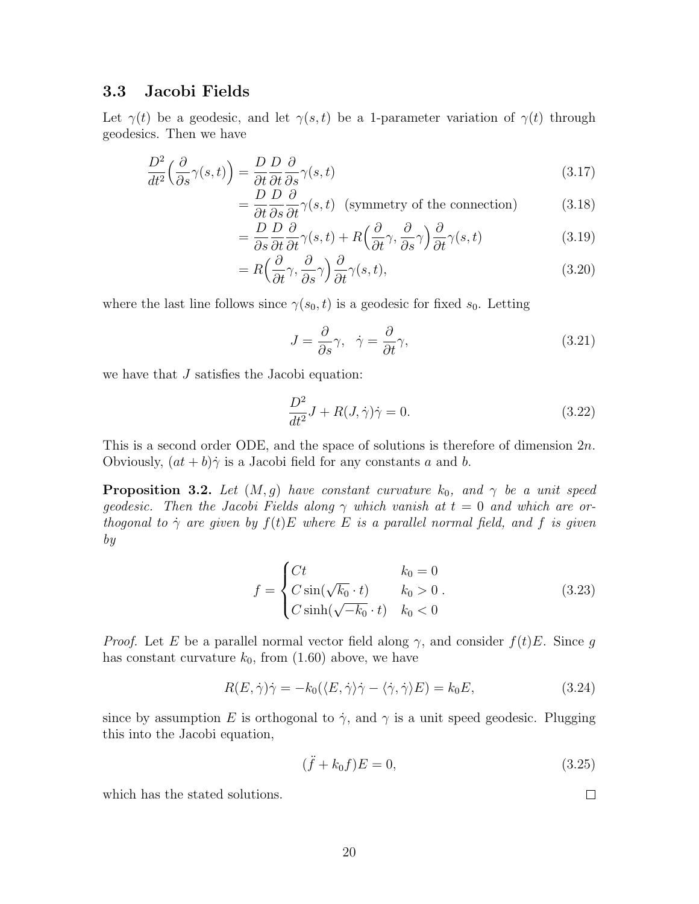### 3.3 Jacobi Fields

Let $\gamma(t)$ be a geodesic, and let $\gamma(s,t)$ be a 1-parameter variation of $\gamma(t)$ through geodesics. Then we have

$$
\begin{aligned}
\frac{D^2}{dt^2}\Big(\frac{\partial}{\partial s}\gamma(s,t)\Big) &= \frac{D}{\partial t}\frac{D}{\partial t}\frac{\partial}{\partial s}\gamma(s,t) &(3.17)\\
&= \frac{D}{\partial t}\frac{D}{\partial s}\frac{\partial}{\partial t}\gamma(s,t) \ \ \text{(symmetry of the connection)} &(3.18)\\
&= \frac{D}{\partial s}\frac{D}{\partial t}\frac{\partial}{\partial t}\gamma(s,t) + R\Big(\frac{\partial}{\partial t}\gamma, \frac{\partial}{\partial s}\gamma\Big)\frac{\partial}{\partial t}\gamma(s,t) &(3.19)\\
&= R\Big(\frac{\partial}{\partial t}\gamma, \frac{\partial}{\partial s}\gamma\Big)\frac{\partial}{\partial t}\gamma(s,t), &(3.20)
\end{aligned}
$$

where the last line follows since $\gamma(s_0,t)$ is a geodesic for fixed $s_0$. Letting

$$
J = \frac{\partial}{\partial s}\gamma, \quad \dot\gamma = \frac{\partial}{\partial t}\gamma, \tag{3.21}
$$

we have that $J$ satisfies the Jacobi equation:

$$
\frac{D^2}{dt^2}J + R(J,\dot\gamma)\dot\gamma = 0. \tag{3.22}
$$

This is a second order ODE, and the space of solutions is therefore of dimension $2n$. Obviously, $(at+b)\dot\gamma$ is a Jacobi field for any constants $a$ and $b$.

**Proposition 3.2.** *Let $(M,g)$ have constant curvature $k_0$, and $\gamma$ be a unit speed geodesic. Then the Jacobi Fields along $\gamma$ which vanish at $t=0$ and which are orthogonal to $\dot\gamma$ are given by $f(t)E$ where $E$ is a parallel normal field, and $f$ is given by*

$$
f = \begin{cases} Ct & k_0 = 0 \\ C\sin(\sqrt{k_0}\cdot t) & k_0 > 0 \\ C\sinh(\sqrt{-k_0}\cdot t) & k_0 < 0 \end{cases}. \tag{3.23}
$$

*Proof.* Let $E$ be a parallel normal vector field along $\gamma$, and consider $f(t)E$. Since $g$ has constant curvature $k_0$, from (1.60) above, we have

$$
R(E,\dot\gamma)\dot\gamma = -k_0(\langle E,\dot\gamma\rangle\dot\gamma - \langle\dot\gamma,\dot\gamma\rangle E) = k_0 E, \tag{3.24}
$$

since by assumption $E$ is orthogonal to $\dot\gamma$, and $\gamma$ is a unit speed geodesic. Plugging this into the Jacobi equation,

$$
(\ddot f + k_0 f)E = 0, \tag{3.25}
$$

which has the stated solutions. □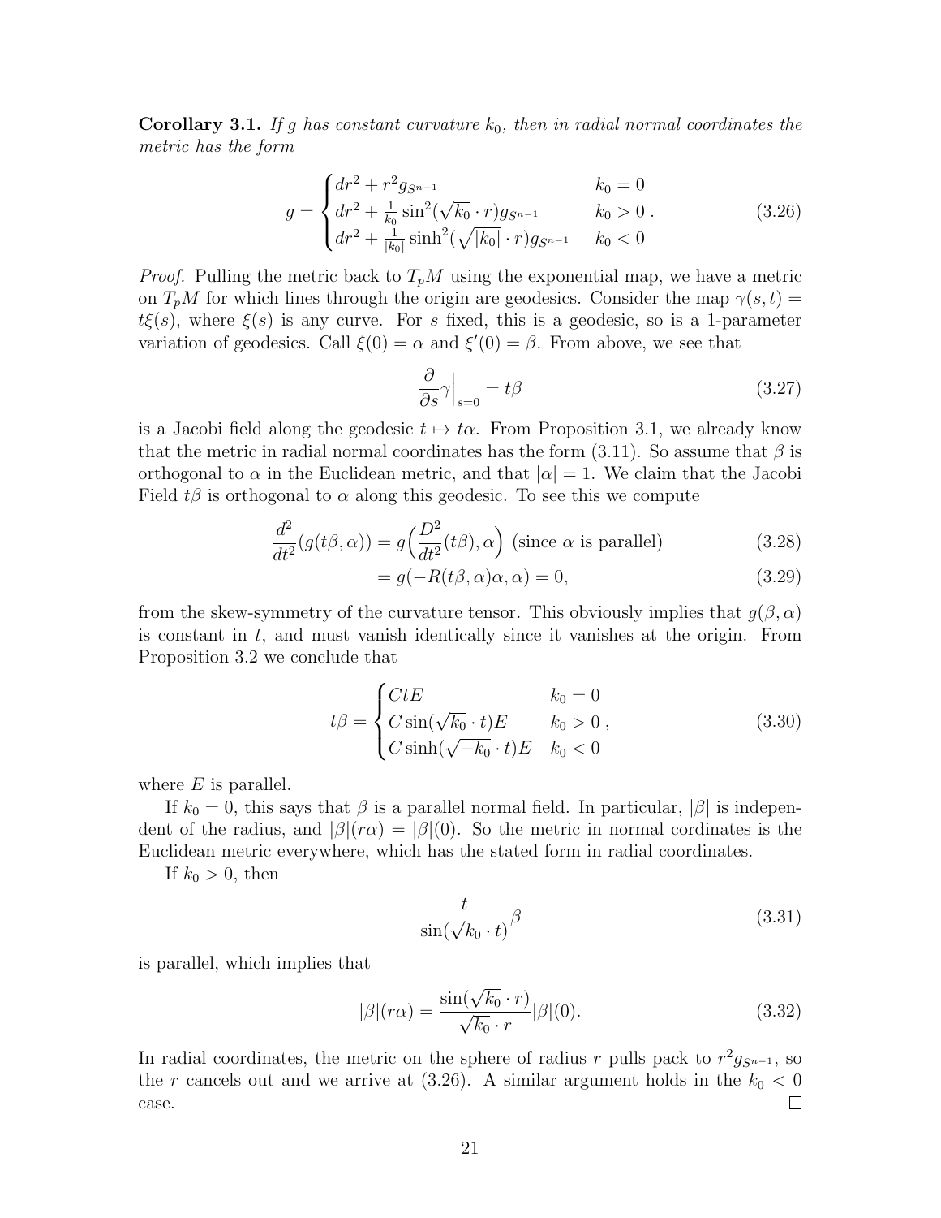**Corollary 3.1.** *If $g$ has constant curvature $k_0$, then in radial normal coordinates the metric has the form*

$$
g = \begin{cases} dr^2 + r^2 g_{S^{n-1}} & k_0 = 0 \\ dr^2 + \frac{1}{k_0}\sin^2(\sqrt{k_0}\cdot r) g_{S^{n-1}} & k_0 > 0 \\ dr^2 + \frac{1}{|k_0|}\sinh^2(\sqrt{|k_0|}\cdot r) g_{S^{n-1}} & k_0 < 0 \end{cases} . \tag{3.26}
$$

*Proof.* Pulling the metric back to $T_pM$ using the exponential map, we have a metric on $T_pM$ for which lines through the origin are geodesics. Consider the map $\gamma(s,t) = t\xi(s)$, where $\xi(s)$ is any curve. For $s$ fixed, this is a geodesic, so is a 1-parameter variation of geodesics. Call $\xi(0) = \alpha$ and $\xi'(0) = \beta$. From above, we see that

$$
\frac{\partial}{\partial s}\gamma\Big|_{s=0} = t\beta \tag{3.27}
$$

is a Jacobi field along the geodesic $t \mapsto t\alpha$. From Proposition 3.1, we already know that the metric in radial normal coordinates has the form (3.11). So assume that $\beta$ is orthogonal to $\alpha$ in the Euclidean metric, and that $|\alpha| = 1$. We claim that the Jacobi Field $t\beta$ is orthogonal to $\alpha$ along this geodesic. To see this we compute

$$
\frac{d^2}{dt^2}(g(t\beta,\alpha)) = g\Big(\frac{D^2}{dt^2}(t\beta),\alpha\Big) \text{ (since } \alpha \text{ is parallel)} \tag{3.28}
$$

$$
= g(-R(t\beta,\alpha)\alpha,\alpha) = 0, \tag{3.29}
$$

from the skew-symmetry of the curvature tensor. This obviously implies that $g(\beta,\alpha)$ is constant in $t$, and must vanish identically since it vanishes at the origin. From Proposition 3.2 we conclude that

$$
t\beta = \begin{cases} CtE & k_0 = 0 \\ C\sin(\sqrt{k_0}\cdot t)E & k_0 > 0 \\ C\sinh(\sqrt{-k_0}\cdot t)E & k_0 < 0 \end{cases} , \tag{3.30}
$$

where $E$ is parallel.

If $k_0 = 0$, this says that $\beta$ is a parallel normal field. In particular, $|\beta|$ is independent of the radius, and $|\beta|(r\alpha) = |\beta|(0)$. So the metric in normal cordinates is the Euclidean metric everywhere, which has the stated form in radial coordinates.

If $k_0 > 0$, then

$$
\frac{t}{\sin(\sqrt{k_0}\cdot t)}\beta \tag{3.31}
$$

is parallel, which implies that

$$
|\beta|(r\alpha) = \frac{\sin(\sqrt{k_0}\cdot r)}{\sqrt{k_0}\cdot r}|\beta|(0). \tag{3.32}
$$

In radial coordinates, the metric on the sphere of radius $r$ pulls pack to $r^2 g_{S^{n-1}}$, so the $r$ cancels out and we arrive at (3.26). A similar argument holds in the $k_0 < 0$ case. ☐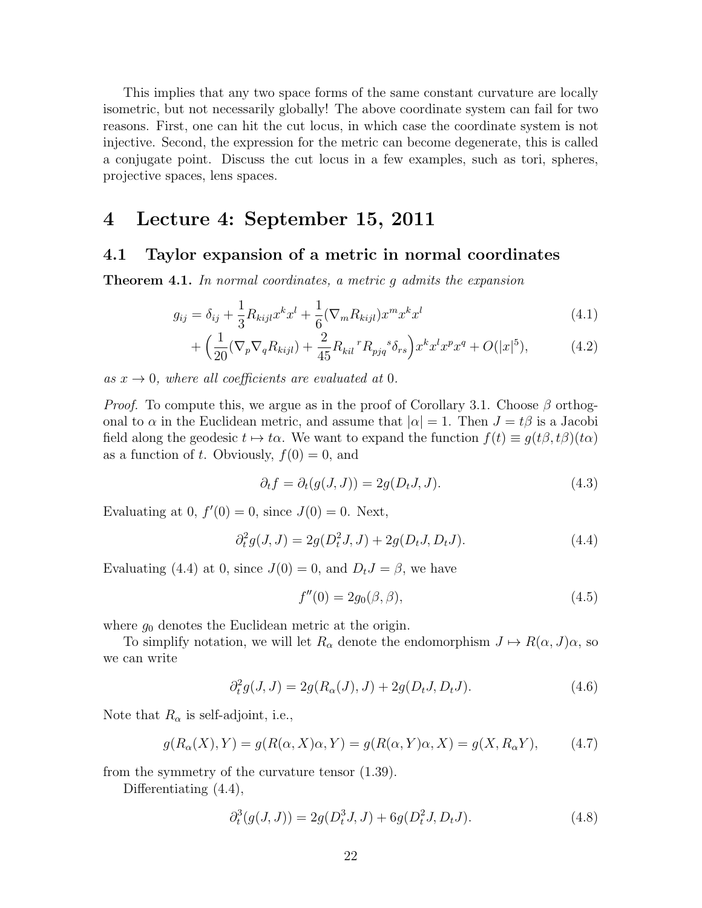This implies that any two space forms of the same constant curvature are locally isometric, but not necessarily globally! The above coordinate system can fail for two reasons. First, one can hit the cut locus, in which case the coordinate system is not injective. Second, the expression for the metric can become degenerate, this is called a conjugate point. Discuss the cut locus in a few examples, such as tori, spheres, projective spaces, lens spaces.

# 4 Lecture 4: September 15, 2011

## 4.1 Taylor expansion of a metric in normal coordinates

**Theorem 4.1.** *In normal coordinates, a metric $g$ admits the expansion*

$$g_{ij} = \delta_{ij} + \frac{1}{3}R_{kijl}x^k x^l + \frac{1}{6}(\nabla_m R_{kijl})x^m x^k x^l \tag{4.1}$$

$$+ \Big(\frac{1}{20}(\nabla_p \nabla_q R_{kijl}) + \frac{2}{45}R_{kil}{}^{r}R_{pjq}{}^{s}\delta_{rs}\Big)x^k x^l x^p x^q + O(|x|^5), \tag{4.2}$$

*as $x \to 0$, where all coefficients are evaluated at $0$.*

*Proof.* To compute this, we argue as in the proof of Corollary 3.1. Choose $\beta$ orthogonal to $\alpha$ in the Euclidean metric, and assume that $|\alpha| = 1$. Then $J = t\beta$ is a Jacobi field along the geodesic $t \mapsto t\alpha$. We want to expand the function $f(t) \equiv g(t\beta, t\beta)(t\alpha)$ as a function of $t$. Obviously, $f(0) = 0$, and

$$\partial_t f = \partial_t(g(J,J)) = 2g(D_t J, J). \tag{4.3}$$

Evaluating at 0, $f'(0) = 0$, since $J(0) = 0$. Next,

$$\partial_t^2 g(J,J) = 2g(D_t^2 J, J) + 2g(D_t J, D_t J). \tag{4.4}$$

Evaluating (4.4) at 0, since $J(0) = 0$, and $D_t J = \beta$, we have

$$f''(0) = 2g_0(\beta, \beta), \tag{4.5}$$

where $g_0$ denotes the Euclidean metric at the origin.

To simplify notation, we will let $R_\alpha$ denote the endomorphism $J \mapsto R(\alpha, J)\alpha$, so we can write

$$\partial_t^2 g(J,J) = 2g(R_\alpha(J), J) + 2g(D_t J, D_t J). \tag{4.6}$$

Note that $R_\alpha$ is self-adjoint, i.e.,

$$g(R_\alpha(X), Y) = g(R(\alpha, X)\alpha, Y) = g(R(\alpha, Y)\alpha, X) = g(X, R_\alpha Y), \tag{4.7}$$

from the symmetry of the curvature tensor (1.39).

Differentiating (4.4),

$$\partial_t^3(g(J,J)) = 2g(D_t^3 J, J) + 6g(D_t^2 J, D_t J). \tag{4.8}$$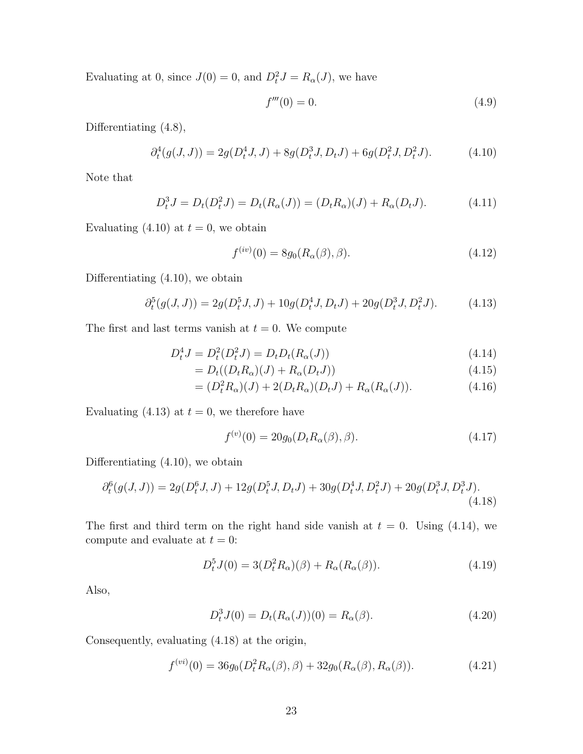Evaluating at 0, since $J(0) = 0$, and $D_t^2 J = R_\alpha(J)$, we have

$$f'''(0) = 0. \tag{4.9}$$

Differentiating (4.8),

$$\partial_t^4(g(J, J)) = 2g(D_t^4 J, J) + 8g(D_t^3 J, D_t J) + 6g(D_t^2 J, D_t^2 J). \tag{4.10}$$

Note that

$$D_t^3 J = D_t(D_t^2 J) = D_t(R_\alpha(J)) = (D_t R_\alpha)(J) + R_\alpha(D_t J). \tag{4.11}$$

Evaluating (4.10) at $t = 0$, we obtain

$$f^{(iv)}(0) = 8g_0(R_\alpha(\beta), \beta). \tag{4.12}$$

Differentiating (4.10), we obtain

$$\partial_t^5(g(J, J)) = 2g(D_t^5 J, J) + 10g(D_t^4 J, D_t J) + 20g(D_t^3 J, D_t^2 J). \tag{4.13}$$

The first and last terms vanish at $t = 0$. We compute

$$\begin{aligned}
D_t^4 J = D_t^2(D_t^2 J) &= D_t D_t(R_\alpha(J)) &(4.14)\\
&= D_t((D_t R_\alpha)(J) + R_\alpha(D_t J)) &(4.15)\\
&= (D_t^2 R_\alpha)(J) + 2(D_t R_\alpha)(D_t J) + R_\alpha(R_\alpha(J)). &(4.16)
\end{aligned}$$

Evaluating (4.13) at $t = 0$, we therefore have

$$f^{(v)}(0) = 20g_0(D_t R_\alpha(\beta), \beta). \tag{4.17}$$

Differentiating (4.10), we obtain

$$\partial_t^6(g(J, J)) = 2g(D_t^6 J, J) + 12g(D_t^5 J, D_t J) + 30g(D_t^4 J, D_t^2 J) + 20g(D_t^3 J, D_t^3 J). \tag{4.18}$$

The first and third term on the right hand side vanish at $t = 0$. Using (4.14), we compute and evaluate at $t = 0$:

$$D_t^5 J(0) = 3(D_t^2 R_\alpha)(\beta) + R_\alpha(R_\alpha(\beta)). \tag{4.19}$$

Also,

$$D_t^3 J(0) = D_t(R_\alpha(J))(0) = R_\alpha(\beta). \tag{4.20}$$

Consequently, evaluating (4.18) at the origin,

$$f^{(vi)}(0) = 36g_0(D_t^2 R_\alpha(\beta), \beta) + 32g_0(R_\alpha(\beta), R_\alpha(\beta)). \tag{4.21}$$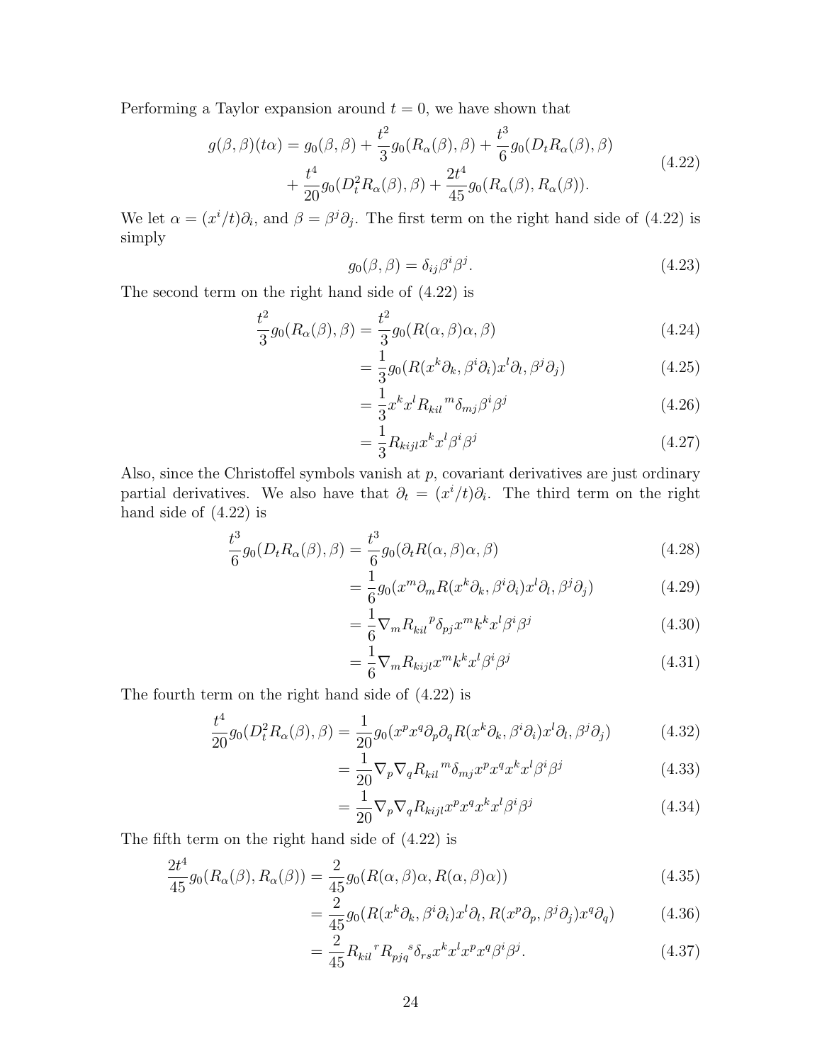Performing a Taylor expansion around $t = 0$, we have shown that

$$
\begin{aligned}
g(\beta,\beta)(t\alpha) = g_0(\beta,\beta) + \frac{t^2}{3} g_0(R_\alpha(\beta),\beta) + \frac{t^3}{6} g_0(D_t R_\alpha(\beta),\beta) \\
+ \frac{t^4}{20} g_0(D_t^2 R_\alpha(\beta),\beta) + \frac{2t^4}{45} g_0(R_\alpha(\beta), R_\alpha(\beta)).
\end{aligned}
\tag{4.22}
$$

We let $\alpha = (x^i/t)\partial_i$, and $\beta = \beta^j \partial_j$. The first term on the right hand side of (4.22) is simply

$$
g_0(\beta,\beta) = \delta_{ij}\beta^i\beta^j. \tag{4.23}
$$

The second term on the right hand side of (4.22) is

$$
\begin{aligned}
\frac{t^2}{3} g_0(R_\alpha(\beta),\beta) &= \frac{t^2}{3} g_0(R(\alpha,\beta)\alpha,\beta) &(4.24)\\
&= \frac{1}{3} g_0(R(x^k\partial_k, \beta^i\partial_i)x^l\partial_l, \beta^j\partial_j) &(4.25)\\
&= \frac{1}{3} x^k x^l R_{kil}{}^m \delta_{mj}\beta^i\beta^j &(4.26)\\
&= \frac{1}{3} R_{kijl} x^k x^l \beta^i \beta^j &(4.27)
\end{aligned}
$$

Also, since the Christoffel symbols vanish at $p$, covariant derivatives are just ordinary partial derivatives. We also have that $\partial_t = (x^i/t)\partial_i$. The third term on the right hand side of (4.22) is

$$
\begin{aligned}
\frac{t^3}{6} g_0(D_t R_\alpha(\beta),\beta) &= \frac{t^3}{6} g_0(\partial_t R(\alpha,\beta)\alpha,\beta) &(4.28)\\
&= \frac{1}{6} g_0(x^m\partial_m R(x^k\partial_k, \beta^i\partial_i)x^l\partial_l, \beta^j\partial_j) &(4.29)\\
&= \frac{1}{6} \nabla_m R_{kil}{}^p \delta_{pj} x^m k^k x^l \beta^i\beta^j &(4.30)\\
&= \frac{1}{6} \nabla_m R_{kijl} x^m k^k x^l \beta^i\beta^j &(4.31)
\end{aligned}
$$

The fourth term on the right hand side of (4.22) is

$$
\begin{aligned}
\frac{t^4}{20} g_0(D_t^2 R_\alpha(\beta),\beta) &= \frac{1}{20} g_0(x^p x^q \partial_p\partial_q R(x^k\partial_k, \beta^i\partial_i)x^l\partial_l, \beta^j\partial_j) &(4.32)\\
&= \frac{1}{20} \nabla_p\nabla_q R_{kil}{}^m \delta_{mj} x^p x^q x^k x^l \beta^i\beta^j &(4.33)\\
&= \frac{1}{20} \nabla_p\nabla_q R_{kijl} x^p x^q x^k x^l \beta^i\beta^j &(4.34)
\end{aligned}
$$

The fifth term on the right hand side of (4.22) is

$$
\begin{aligned}
\frac{2t^4}{45} g_0(R_\alpha(\beta), R_\alpha(\beta)) &= \frac{2}{45} g_0(R(\alpha,\beta)\alpha, R(\alpha,\beta)\alpha) &(4.35)\\
&= \frac{2}{45} g_0(R(x^k\partial_k, \beta^i\partial_i)x^l\partial_l, R(x^p\partial_p, \beta^j\partial_j)x^q\partial_q) &(4.36)\\
&= \frac{2}{45} R_{kil}{}^r R_{pjq}{}^s \delta_{rs} x^k x^l x^p x^q \beta^i\beta^j. &(4.37)
\end{aligned}
$$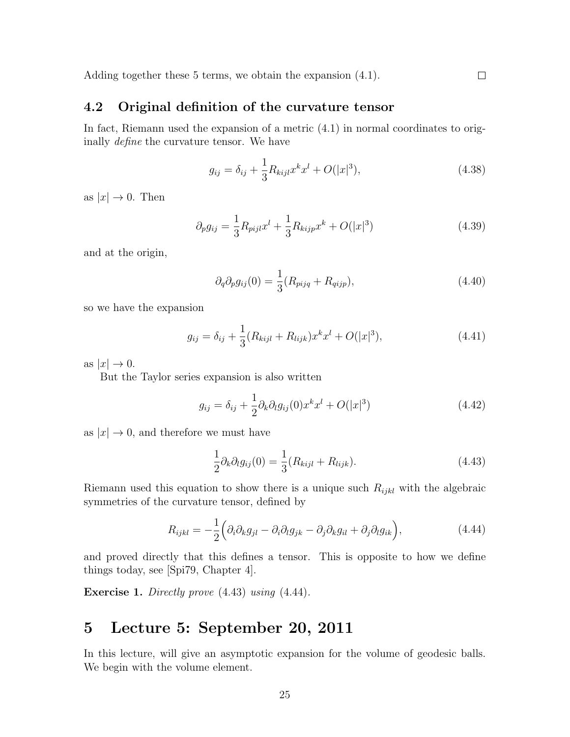Adding together these 5 terms, we obtain the expansion (4.1). $\square$

### 4.2 Original definition of the curvature tensor

In fact, Riemann used the expansion of a metric (4.1) in normal coordinates to originally *define* the curvature tensor. We have

$$g_{ij} = \delta_{ij} + \frac{1}{3} R_{kijl} x^k x^l + O(|x|^3), \tag{4.38}$$

as $|x| \to 0$. Then

$$\partial_p g_{ij} = \frac{1}{3} R_{pijl} x^l + \frac{1}{3} R_{kijp} x^k + O(|x|^3) \tag{4.39}$$

and at the origin,

$$\partial_q \partial_p g_{ij}(0) = \frac{1}{3}(R_{pijq} + R_{qijp}), \tag{4.40}$$

so we have the expansion

$$g_{ij} = \delta_{ij} + \frac{1}{3}(R_{kijl} + R_{lijk}) x^k x^l + O(|x|^3), \tag{4.41}$$

as $|x| \to 0$.

But the Taylor series expansion is also written

$$g_{ij} = \delta_{ij} + \frac{1}{2} \partial_k \partial_l g_{ij}(0) x^k x^l + O(|x|^3) \tag{4.42}$$

as $|x| \to 0$, and therefore we must have

$$\frac{1}{2} \partial_k \partial_l g_{ij}(0) = \frac{1}{3}(R_{kijl} + R_{lijk}). \tag{4.43}$$

Riemann used this equation to show there is a unique such $R_{ijkl}$ with the algebraic symmetries of the curvature tensor, defined by

$$R_{ijkl} = -\frac{1}{2}\Big( \partial_i \partial_k g_{jl} - \partial_i \partial_l g_{jk} - \partial_j \partial_k g_{il} + \partial_j \partial_l g_{ik} \Big), \tag{4.44}$$

and proved directly that this defines a tensor. This is opposite to how we define things today, see [Spi79, Chapter 4].

**Exercise 1.** *Directly prove* (4.43) *using* (4.44).

# 5 Lecture 5: September 20, 2011

In this lecture, will give an asymptotic expansion for the volume of geodesic balls. We begin with the volume element.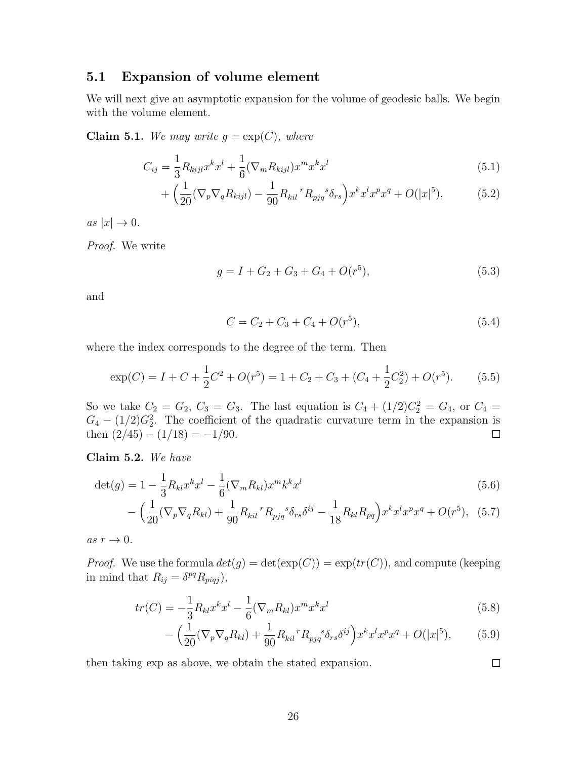## 5.1 Expansion of volume element

We will next give an asymptotic expansion for the volume of geodesic balls. We begin with the volume element.

**Claim 5.1.** *We may write $g = \exp(C)$, where*

$$C_{ij} = \frac{1}{3}R_{kijl}x^k x^l + \frac{1}{6}(\nabla_m R_{kijl})x^m x^k x^l \tag{5.1}$$

$$+ \Big(\frac{1}{20}(\nabla_p \nabla_q R_{kijl}) - \frac{1}{90}R_{kil}{}^{r}R_{pjq}{}^{s}\delta_{rs}\Big)x^k x^l x^p x^q + O(|x|^5), \tag{5.2}$$

*as $|x| \to 0$.*

*Proof.* We write

$$g = I + G_2 + G_3 + G_4 + O(r^5), \tag{5.3}$$

and

$$C = C_2 + C_3 + C_4 + O(r^5), \tag{5.4}$$

where the index corresponds to the degree of the term. Then

$$\exp(C) = I + C + \frac{1}{2}C^2 + O(r^5) = 1 + C_2 + C_3 + (C_4 + \frac{1}{2}C_2^2) + O(r^5). \tag{5.5}$$

So we take $C_2 = G_2$, $C_3 = G_3$. The last equation is $C_4 + (1/2)C_2^2 = G_4$, or $C_4 = G_4 - (1/2)G_2^2$. The coefficient of the quadratic curvature term in the expansion is then $(2/45) - (1/18) = -1/90$. □

**Claim 5.2.** *We have*

$$\det(g) = 1 - \frac{1}{3}R_{kl}x^k x^l - \frac{1}{6}(\nabla_m R_{kl})x^m k^k x^l \tag{5.6}$$

$$- \Big(\frac{1}{20}(\nabla_p \nabla_q R_{kl}) + \frac{1}{90}R_{kil}{}^{r}R_{pjq}{}^{s}\delta_{rs}\delta^{ij} - \frac{1}{18}R_{kl}R_{pq}\Big)x^k x^l x^p x^q + O(r^5), \tag{5.7}$$

*as $r \to 0$.*

*Proof.* We use the formula $det(g) = \det(\exp(C)) = \exp(tr(C))$, and compute (keeping in mind that $R_{ij} = \delta^{pq}R_{piqj}$),

$$tr(C) = -\frac{1}{3}R_{kl}x^k x^l - \frac{1}{6}(\nabla_m R_{kl})x^m x^k x^l \tag{5.8}$$

$$- \Big(\frac{1}{20}(\nabla_p \nabla_q R_{kl}) + \frac{1}{90}R_{kil}{}^{r}R_{pjq}{}^{s}\delta_{rs}\delta^{ij}\Big)x^k x^l x^p x^q + O(|x|^5), \tag{5.9}$$

then taking exp as above, we obtain the stated expansion. □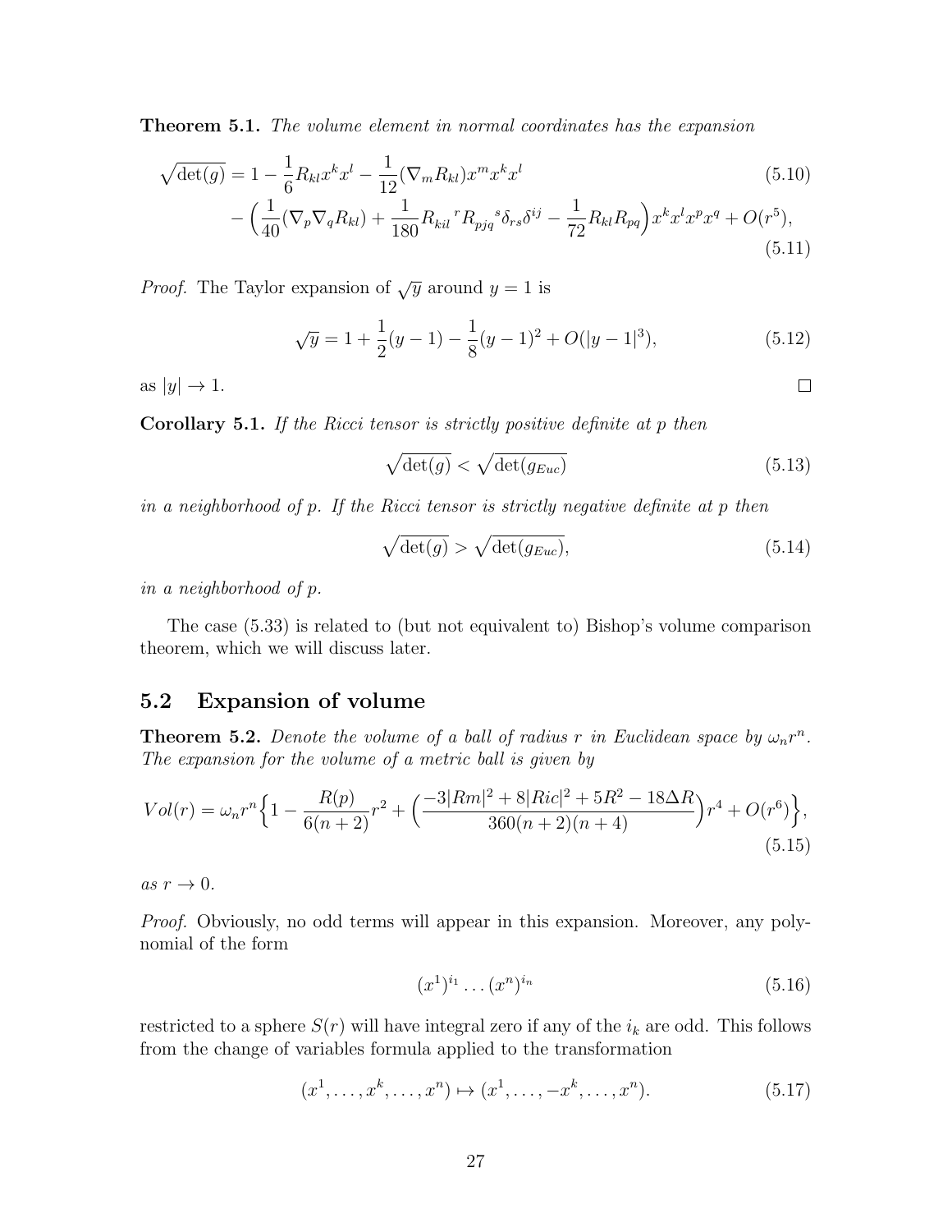**Theorem 5.1.** *The volume element in normal coordinates has the expansion*

$$\sqrt{\det(g)} = 1 - \frac{1}{6}R_{kl}x^k x^l - \frac{1}{12}(\nabla_m R_{kl})x^m x^k x^l \tag{5.10}$$

$$- \Big(\frac{1}{40}(\nabla_p \nabla_q R_{kl}) + \frac{1}{180}R_{kil}{}^r R_{pjq}{}^s \delta_{rs}\delta^{ij} - \frac{1}{72}R_{kl}R_{pq}\Big)x^k x^l x^p x^q + O(r^5), \tag{5.11}$$

*Proof.* The Taylor expansion of $\sqrt{y}$ around $y = 1$ is

$$\sqrt{y} = 1 + \frac{1}{2}(y-1) - \frac{1}{8}(y-1)^2 + O(|y-1|^3), \tag{5.12}$$

as $|y| \to 1$. □

**Corollary 5.1.** *If the Ricci tensor is strictly positive definite at p then*

$$\sqrt{\det(g)} < \sqrt{\det(g_{Euc})} \tag{5.13}$$

*in a neighborhood of p. If the Ricci tensor is strictly negative definite at p then*

$$\sqrt{\det(g)} > \sqrt{\det(g_{Euc})}, \tag{5.14}$$

*in a neighborhood of p.*

The case (5.33) is related to (but not equivalent to) Bishop's volume comparison theorem, which we will discuss later.

## 5.2 Expansion of volume

**Theorem 5.2.** *Denote the volume of a ball of radius r in Euclidean space by $\omega_n r^n$. The expansion for the volume of a metric ball is given by*

$$Vol(r) = \omega_n r^n \Big\{1 - \frac{R(p)}{6(n+2)}r^2 + \Big(\frac{-3|Rm|^2 + 8|Ric|^2 + 5R^2 - 18\Delta R}{360(n+2)(n+4)}\Big)r^4 + O(r^6)\Big\}, \tag{5.15}$$

*as $r \to 0$.*

*Proof.* Obviously, no odd terms will appear in this expansion. Moreover, any polynomial of the form

$$(x^1)^{i_1} \dots (x^n)^{i_n} \tag{5.16}$$

restricted to a sphere $S(r)$ will have integral zero if any of the $i_k$ are odd. This follows from the change of variables formula applied to the transformation

$$(x^1, \dots, x^k, \dots, x^n) \mapsto (x^1, \dots, -x^k, \dots, x^n). \tag{5.17}$$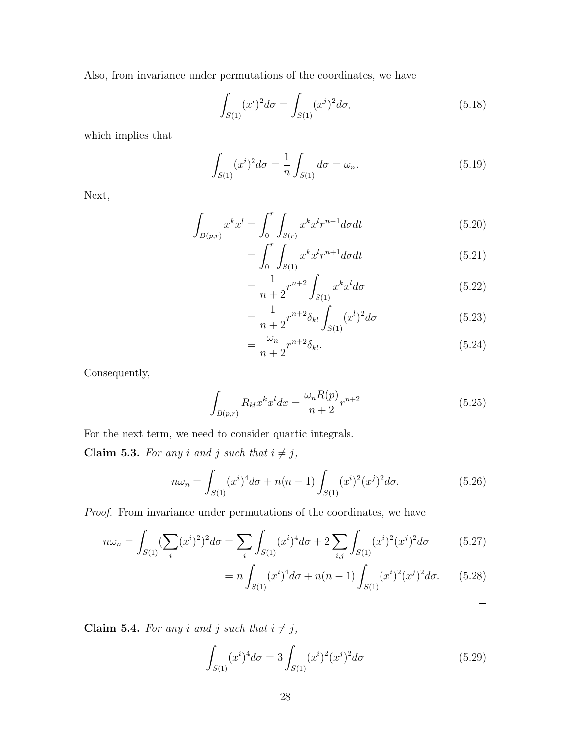Also, from invariance under permutations of the coordinates, we have

$$\int_{S(1)} (x^i)^2 d\sigma = \int_{S(1)} (x^j)^2 d\sigma, \tag{5.18}$$

which implies that

$$\int_{S(1)} (x^i)^2 d\sigma = \frac{1}{n} \int_{S(1)} d\sigma = \omega_n. \tag{5.19}$$

Next,

$$\int_{B(p,r)} x^k x^l = \int_0^r \int_{S(r)} x^k x^l r^{n-1} d\sigma dt \tag{5.20}$$

$$= \int_0^r \int_{S(1)} x^k x^l r^{n+1} d\sigma dt \tag{5.21}$$

$$= \frac{1}{n+2} r^{n+2} \int_{S(1)} x^k x^l d\sigma \tag{5.22}$$

$$= \frac{1}{n+2} r^{n+2} \delta_{kl} \int_{S(1)} (x^l)^2 d\sigma \tag{5.23}$$

$$= \frac{\omega_n}{n+2} r^{n+2} \delta_{kl}. \tag{5.24}$$

Consequently,

$$\int_{B(p,r)} R_{kl} x^k x^l dx = \frac{\omega_n R(p)}{n+2} r^{n+2} \tag{5.25}$$

For the next term, we need to consider quartic integrals.

**Claim 5.3.** *For any $i$ and $j$ such that $i \neq j$,*

$$n\omega_n = \int_{S(1)} (x^i)^4 d\sigma + n(n-1) \int_{S(1)} (x^i)^2 (x^j)^2 d\sigma. \tag{5.26}$$

*Proof.* From invariance under permutations of the coordinates, we have

$$n\omega_n = \int_{S(1)} (\sum_i (x^i)^2)^2 d\sigma = \sum_i \int_{S(1)} (x^i)^4 d\sigma + 2 \sum_{i,j} \int_{S(1)} (x^i)^2 (x^j)^2 d\sigma \tag{5.27}$$

$$= n \int_{S(1)} (x^i)^4 d\sigma + n(n-1) \int_{S(1)} (x^i)^2 (x^j)^2 d\sigma. \tag{5.28}$$

□

**Claim 5.4.** *For any $i$ and $j$ such that $i \neq j$,*

$$\int_{S(1)} (x^i)^4 d\sigma = 3 \int_{S(1)} (x^i)^2 (x^j)^2 d\sigma \tag{5.29}$$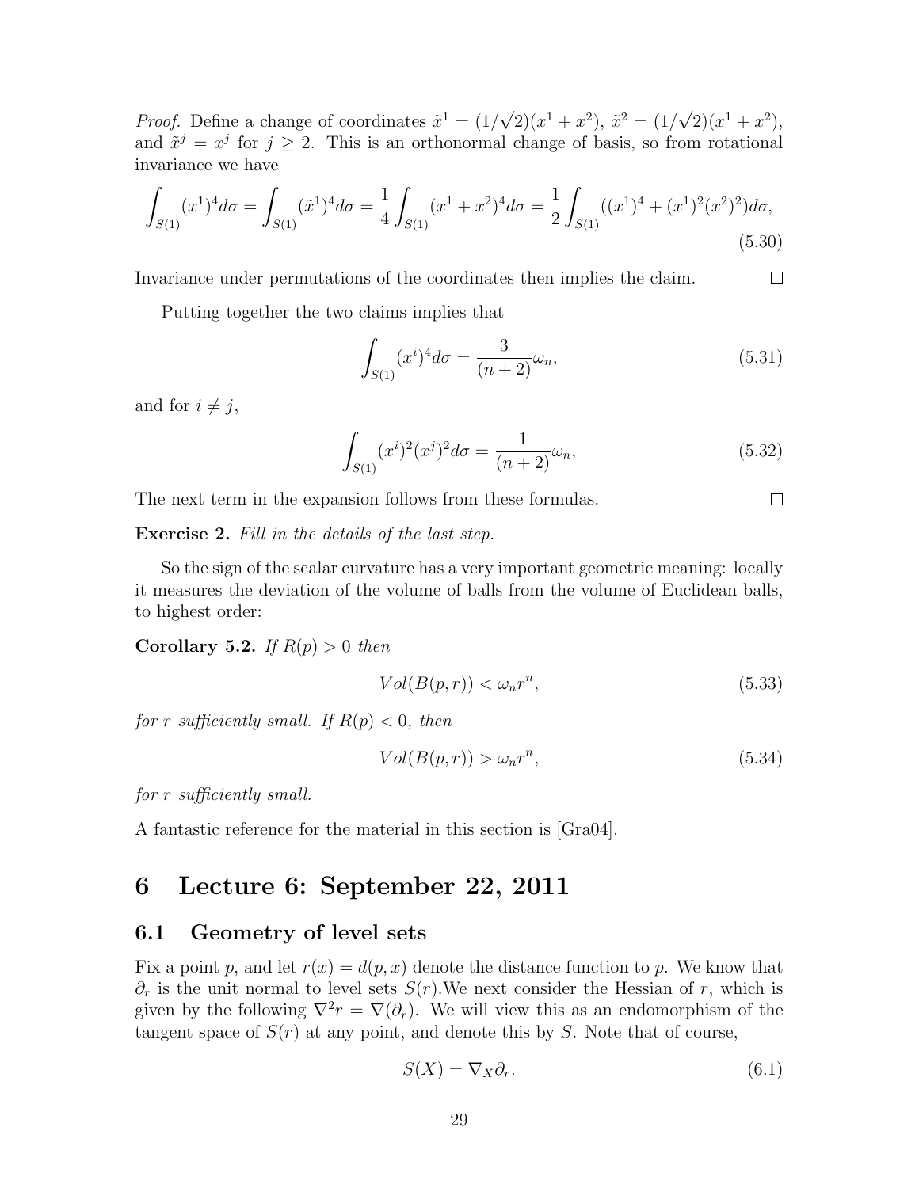*Proof.* Define a change of coordinates $\tilde{x}^1 = (1/\sqrt{2})(x^1 + x^2)$, $\tilde{x}^2 = (1/\sqrt{2})(x^1 + x^2)$, and $\tilde{x}^j = x^j$ for $j \geq 2$. This is an orthonormal change of basis, so from rotational invariance we have

$$\int_{S(1)} (x^1)^4 d\sigma = \int_{S(1)} (\tilde{x}^1)^4 d\sigma = \frac{1}{4}\int_{S(1)} (x^1 + x^2)^4 d\sigma = \frac{1}{2}\int_{S(1)} ((x^1)^4 + (x^1)^2(x^2)^2) d\sigma, \tag{5.30}$$

Invariance under permutations of the coordinates then implies the claim. □

Putting together the two claims implies that

$$\int_{S(1)} (x^i)^4 d\sigma = \frac{3}{(n+2)}\omega_n, \tag{5.31}$$

and for $i \neq j$,

$$\int_{S(1)} (x^i)^2(x^j)^2 d\sigma = \frac{1}{(n+2)}\omega_n, \tag{5.32}$$

The next term in the expansion follows from these formulas. □

**Exercise 2.** *Fill in the details of the last step.*

So the sign of the scalar curvature has a very important geometric meaning: locally it measures the deviation of the volume of balls from the volume of Euclidean balls, to highest order:

**Corollary 5.2.** *If $R(p) > 0$ then*

$$Vol(B(p,r)) < \omega_n r^n, \tag{5.33}$$

*for $r$ sufficiently small. If $R(p) < 0$, then*

$$Vol(B(p,r)) > \omega_n r^n, \tag{5.34}$$

*for $r$ sufficiently small.*

A fantastic reference for the material in this section is [Gra04].

# 6 Lecture 6: September 22, 2011

## 6.1 Geometry of level sets

Fix a point $p$, and let $r(x) = d(p,x)$ denote the distance function to $p$. We know that $\partial_r$ is the unit normal to level sets $S(r)$.We next consider the Hessian of $r$, which is given by the following $\nabla^2 r = \nabla(\partial_r)$. We will view this as an endomorphism of the tangent space of $S(r)$ at any point, and denote this by $S$. Note that of course,

$$S(X) = \nabla_X \partial_r. \tag{6.1}$$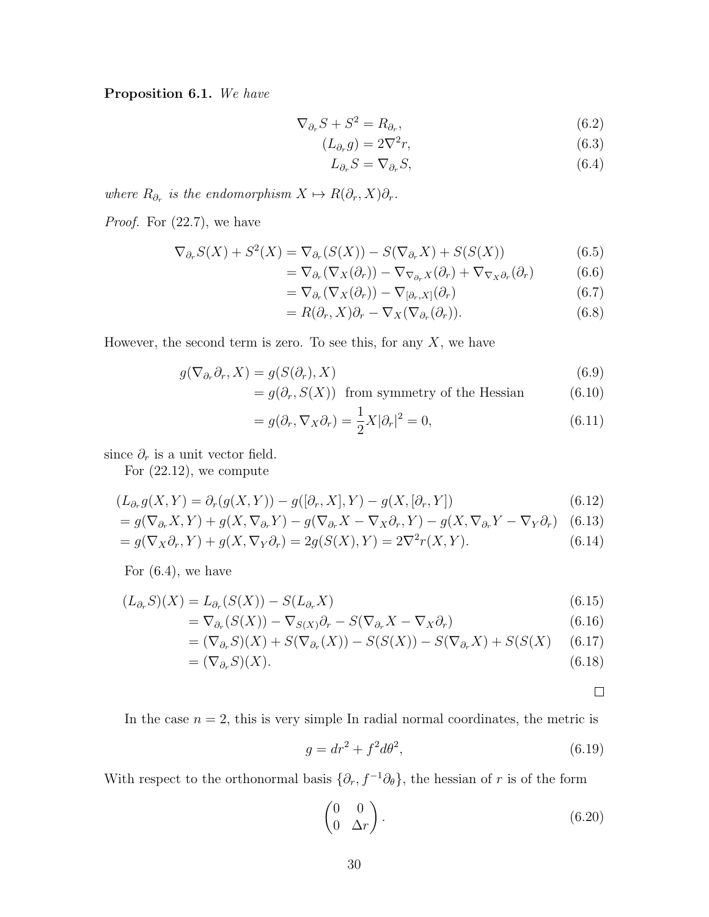**Proposition 6.1.** *We have*

$$\nabla_{\partial_r} S + S^2 = R_{\partial_r}, \tag{6.2}$$

$$(L_{\partial_r} g) = 2\nabla^2 r, \tag{6.3}$$

$$L_{\partial_r} S = \nabla_{\partial_r} S, \tag{6.4}$$

*where $R_{\partial_r}$ is the endomorphism $X \mapsto R(\partial_r, X)\partial_r$.*

*Proof.* For (22.7), we have

$$\begin{aligned}
\nabla_{\partial_r} S(X) + S^2(X) &= \nabla_{\partial_r}(S(X)) - S(\nabla_{\partial_r} X) + S(S(X)) &(6.5)\\
&= \nabla_{\partial_r}(\nabla_X(\partial_r)) - \nabla_{\nabla_{\partial_r} X}(\partial_r) + \nabla_{\nabla_X \partial_r}(\partial_r) &(6.6)\\
&= \nabla_{\partial_r}(\nabla_X(\partial_r)) - \nabla_{[\partial_r, X]}(\partial_r) &(6.7)\\
&= R(\partial_r, X)\partial_r - \nabla_X(\nabla_{\partial_r}(\partial_r)). &(6.8)
\end{aligned}$$

However, the second term is zero. To see this, for any $X$, we have

$$\begin{aligned}
g(\nabla_{\partial_r}\partial_r, X) &= g(S(\partial_r), X) &(6.9)\\
&= g(\partial_r, S(X)) \ \text{ from symmetry of the Hessian} &(6.10)\\
&= g(\partial_r, \nabla_X \partial_r) = \frac{1}{2} X|\partial_r|^2 = 0, &(6.11)
\end{aligned}$$

since $\partial_r$ is a unit vector field.

For (22.12), we compute

$$\begin{aligned}
&(L_{\partial_r} g(X, Y) = \partial_r(g(X, Y)) - g([\partial_r, X], Y) - g(X, [\partial_r, Y]) &(6.12)\\
&= g(\nabla_{\partial_r} X, Y) + g(X, \nabla_{\partial_r} Y) - g(\nabla_{\partial_r} X - \nabla_X \partial_r, Y) - g(X, \nabla_{\partial_r} Y - \nabla_Y \partial_r) &(6.13)\\
&= g(\nabla_X \partial_r, Y) + g(X, \nabla_Y \partial_r) = 2g(S(X), Y) = 2\nabla^2 r(X, Y). &(6.14)
\end{aligned}$$

For (6.4), we have

$$\begin{aligned}
(L_{\partial_r} S)(X) &= L_{\partial_r}(S(X)) - S(L_{\partial_r} X) &(6.15)\\
&= \nabla_{\partial_r}(S(X)) - \nabla_{S(X)}\partial_r - S(\nabla_{\partial_r} X - \nabla_X \partial_r) &(6.16)\\
&= (\nabla_{\partial_r} S)(X) + S(\nabla_{\partial_r}(X)) - S(S(X)) - S(\nabla_{\partial_r} X) + S(S(X) &(6.17)\\
&= (\nabla_{\partial_r} S)(X). &(6.18)
\end{aligned}$$

□

In the case $n = 2$, this is very simple In radial normal coordinates, the metric is

$$g = dr^2 + f^2 d\theta^2, \tag{6.19}$$

With respect to the orthonormal basis $\{\partial_r, f^{-1}\partial_\theta\}$, the hessian of $r$ is of the form

$$\begin{pmatrix} 0 & 0 \\ 0 & \Delta r \end{pmatrix}. \tag{6.20}$$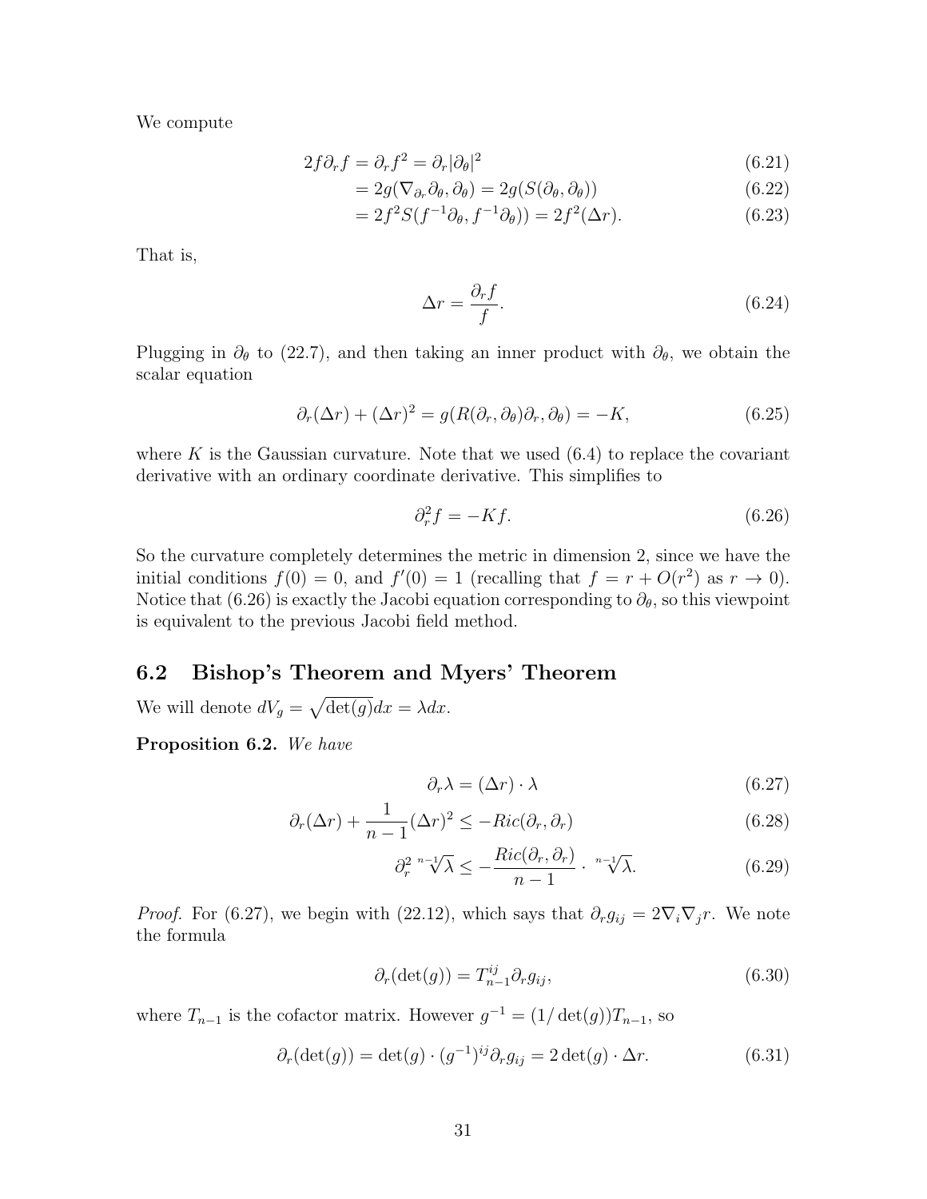We compute

$$
\begin{aligned}
2f\partial_r f = \partial_r f^2 &= \partial_r |\partial_\theta|^2 && (6.21)\\
&= 2g(\nabla_{\partial_r}\partial_\theta, \partial_\theta) = 2g(S(\partial_\theta, \partial_\theta)) && (6.22)\\
&= 2f^2 S(f^{-1}\partial_\theta, f^{-1}\partial_\theta)) = 2f^2(\Delta r). && (6.23)
\end{aligned}
$$

That is,

$$
\Delta r = \frac{\partial_r f}{f}. \tag{6.24}
$$

Plugging in $\partial_\theta$ to (22.7), and then taking an inner product with $\partial_\theta$, we obtain the scalar equation

$$
\partial_r(\Delta r) + (\Delta r)^2 = g(R(\partial_r, \partial_\theta)\partial_r, \partial_\theta) = -K, \tag{6.25}
$$

where $K$ is the Gaussian curvature. Note that we used (6.4) to replace the covariant derivative with an ordinary coordinate derivative. This simplifies to

$$
\partial_r^2 f = -Kf. \tag{6.26}
$$

So the curvature completely determines the metric in dimension 2, since we have the initial conditions $f(0) = 0$, and $f'(0) = 1$ (recalling that $f = r + O(r^2)$ as $r \to 0$). Notice that (6.26) is exactly the Jacobi equation corresponding to $\partial_\theta$, so this viewpoint is equivalent to the previous Jacobi field method.

## 6.2 Bishop's Theorem and Myers' Theorem

We will denote $dV_g = \sqrt{\det(g)}dx = \lambda dx$.

**Proposition 6.2.** *We have*

$$
\partial_r \lambda = (\Delta r) \cdot \lambda \tag{6.27}
$$

$$
\partial_r(\Delta r) + \frac{1}{n-1}(\Delta r)^2 \leq -Ric(\partial_r, \partial_r) \tag{6.28}
$$

$$
\partial_r^2 \sqrt[n-1]{\lambda} \leq -\frac{Ric(\partial_r, \partial_r)}{n-1} \cdot \sqrt[n-1]{\lambda}. \tag{6.29}
$$

*Proof.* For (6.27), we begin with (22.12), which says that $\partial_r g_{ij} = 2\nabla_i \nabla_j r$. We note the formula

$$
\partial_r(\det(g)) = T_{n-1}^{ij} \partial_r g_{ij}, \tag{6.30}
$$

where $T_{n-1}$ is the cofactor matrix. However $g^{-1} = (1/\det(g))T_{n-1}$, so

$$
\partial_r(\det(g)) = \det(g) \cdot (g^{-1})^{ij} \partial_r g_{ij} = 2\det(g) \cdot \Delta r. \tag{6.31}
$$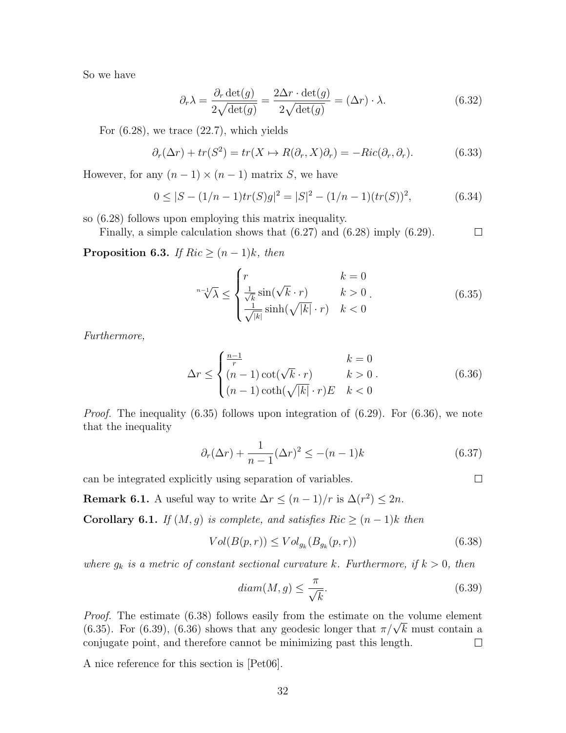So we have

$$\partial_r \lambda = \frac{\partial_r \det(g)}{2\sqrt{\det(g)}} = \frac{2\Delta r \cdot \det(g)}{2\sqrt{\det(g)}} = (\Delta r) \cdot \lambda. \tag{6.32}$$

For (6.28), we trace (22.7), which yields

$$\partial_r(\Delta r) + tr(S^2) = tr(X \mapsto R(\partial_r, X)\partial_r) = -Ric(\partial_r, \partial_r). \tag{6.33}$$

However, for any $(n-1) \times (n-1)$ matrix $S$, we have

$$0 \leq |S - (1/n-1)tr(S)g|^2 = |S|^2 - (1/n-1)(tr(S))^2, \tag{6.34}$$

so (6.28) follows upon employing this matrix inequality.

Finally, a simple calculation shows that (6.27) and (6.28) imply (6.29). $\square$

**Proposition 6.3.** *If $Ric \geq (n-1)k$, then*

$$\sqrt[n-1]{\lambda} \leq \begin{cases} r & k = 0 \\ \frac{1}{\sqrt{k}} \sin(\sqrt{k} \cdot r) & k > 0 \\ \frac{1}{\sqrt{|k|}} \sinh(\sqrt{|k|} \cdot r) & k < 0 \end{cases}. \tag{6.35}$$

*Furthermore,*

$$\Delta r \leq \begin{cases} \frac{n-1}{r} & k = 0 \\ (n-1)\cot(\sqrt{k} \cdot r) & k > 0 \\ (n-1)\coth(\sqrt{|k|} \cdot r)E & k < 0 \end{cases}. \tag{6.36}$$

*Proof.* The inequality (6.35) follows upon integration of (6.29). For (6.36), we note that the inequality

$$\partial_r(\Delta r) + \frac{1}{n-1}(\Delta r)^2 \leq -(n-1)k \tag{6.37}$$

can be integrated explicitly using separation of variables. $\square$

**Remark 6.1.** A useful way to write $\Delta r \leq (n-1)/r$ is $\Delta(r^2) \leq 2n$.

**Corollary 6.1.** *If $(M, g)$ is complete, and satisfies $Ric \geq (n-1)k$ then*

$$Vol(B(p, r)) \leq Vol_{g_k}(B_{g_k}(p, r)) \tag{6.38}$$

*where $g_k$ is a metric of constant sectional curvature $k$. Furthermore, if $k > 0$, then*

$$diam(M, g) \leq \frac{\pi}{\sqrt{k}}. \tag{6.39}$$

*Proof.* The estimate (6.38) follows easily from the estimate on the volume element (6.35). For (6.39), (6.36) shows that any geodesic longer that $\pi/\sqrt{k}$ must contain a conjugate point, and therefore cannot be minimizing past this length. $\square$

A nice reference for this section is [Pet06].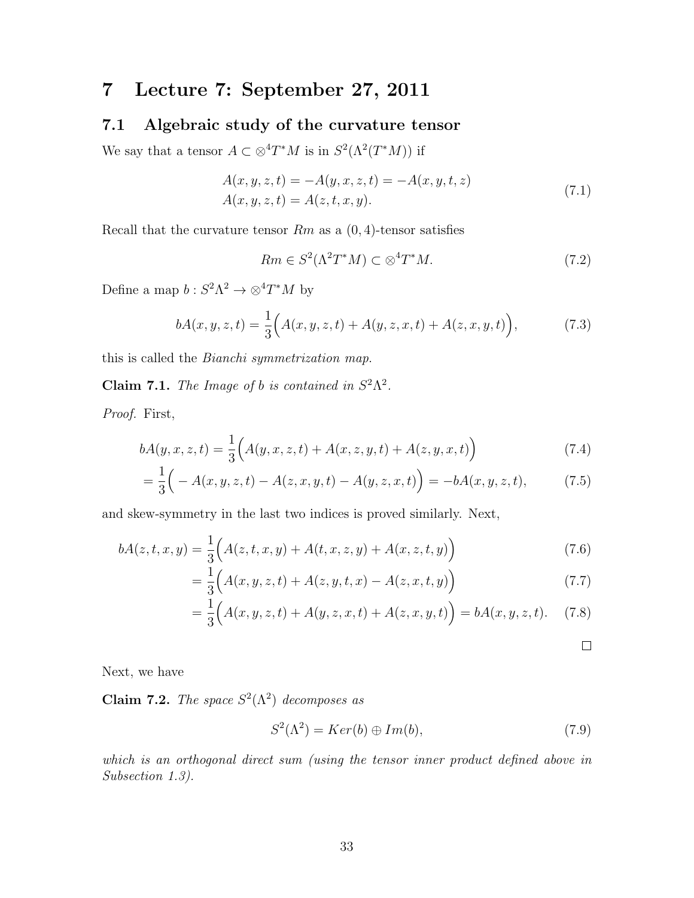# 7 Lecture 7: September 27, 2011

## 7.1 Algebraic study of the curvature tensor

We say that a tensor $A \subset \otimes^4 T^*M$ is in $S^2(\Lambda^2(T^*M))$ if

$$
\begin{aligned}
&A(x,y,z,t) = -A(y,x,z,t) = -A(x,y,t,z) \\
&A(x,y,z,t) = A(z,t,x,y).
\end{aligned}
\tag{7.1}
$$

Recall that the curvature tensor $Rm$ as a $(0,4)$-tensor satisfies

$$
Rm \in S^2(\Lambda^2 T^*M) \subset \otimes^4 T^*M. \tag{7.2}
$$

Define a map $b : S^2\Lambda^2 \to \otimes^4 T^*M$ by

$$
bA(x,y,z,t) = \frac{1}{3}\Big(A(x,y,z,t) + A(y,z,x,t) + A(z,x,y,t)\Big), \tag{7.3}
$$

this is called the *Bianchi symmetrization map.*

**Claim 7.1.** *The Image of $b$ is contained in $S^2\Lambda^2$.*

*Proof.* First,

$$
bA(y,x,z,t) = \frac{1}{3}\Big(A(y,x,z,t) + A(x,z,y,t) + A(z,y,x,t)\Big) \tag{7.4}
$$

$$
= \frac{1}{3}\Big( - A(x,y,z,t) - A(z,x,y,t) - A(y,z,x,t)\Big) = -bA(x,y,z,t), \tag{7.5}
$$

and skew-symmetry in the last two indices is proved similarly. Next,

$$
bA(z,t,x,y) = \frac{1}{3}\Big(A(z,t,x,y) + A(t,x,z,y) + A(x,z,t,y)\Big) \tag{7.6}
$$

$$
= \frac{1}{3}\Big(A(x,y,z,t) + A(z,y,t,x) - A(z,x,t,y)\Big) \tag{7.7}
$$

$$
= \frac{1}{3}\Big(A(x,y,z,t) + A(y,z,x,t) + A(z,x,y,t)\Big) = bA(x,y,z,t). \tag{7.8}
$$

□

Next, we have

**Claim 7.2.** *The space $S^2(\Lambda^2)$ decomposes as*

$$
S^2(\Lambda^2) = Ker(b) \oplus Im(b), \tag{7.9}
$$

*which is an orthogonal direct sum (using the tensor inner product defined above in Subsection 1.3).*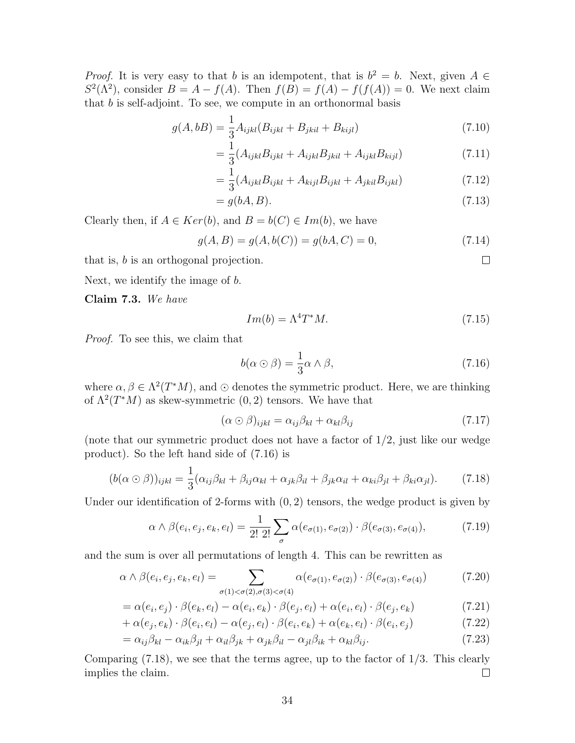*Proof.* It is very easy to that $b$ is an idempotent, that is $b^2 = b$. Next, given $A \in S^2(\Lambda^2)$, consider $B = A - f(A)$. Then $f(B) = f(A) - f(f(A)) = 0$. We next claim that $b$ is self-adjoint. To see, we compute in an orthonormal basis

$$g(A, bB) = \frac{1}{3} A_{ijkl}(B_{ijkl} + B_{jkil} + B_{kijl}) \tag{7.10}$$

$$= \frac{1}{3}(A_{ijkl}B_{ijkl} + A_{ijkl}B_{jkil} + A_{ijkl}B_{kijl}) \tag{7.11}$$

$$= \frac{1}{3}(A_{ijkl}B_{ijkl} + A_{kijl}B_{ijkl} + A_{jkil}B_{ijkl}) \tag{7.12}$$

$$= g(bA, B). \tag{7.13}$$

Clearly then, if $A \in Ker(b)$, and $B = b(C) \in Im(b)$, we have

$$g(A, B) = g(A, b(C)) = g(bA, C) = 0, \tag{7.14}$$

that is, $b$ is an orthogonal projection. ∎

Next, we identify the image of $b$.

**Claim 7.3.** *We have*

$$Im(b) = \Lambda^4 T^* M. \tag{7.15}$$

*Proof.* To see this, we claim that

$$b(\alpha \odot \beta) = \frac{1}{3} \alpha \wedge \beta, \tag{7.16}$$

where $\alpha, \beta \in \Lambda^2(T^*M)$, and $\odot$ denotes the symmetric product. Here, we are thinking of $\Lambda^2(T^*M)$ as skew-symmetric $(0,2)$ tensors. We have that

$$(\alpha \odot \beta)_{ijkl} = \alpha_{ij}\beta_{kl} + \alpha_{kl}\beta_{ij} \tag{7.17}$$

(note that our symmetric product does not have a factor of $1/2$, just like our wedge product). So the left hand side of (7.16) is

$$(b(\alpha \odot \beta))_{ijkl} = \frac{1}{3}(\alpha_{ij}\beta_{kl} + \beta_{ij}\alpha_{kl} + \alpha_{jk}\beta_{il} + \beta_{jk}\alpha_{il} + \alpha_{ki}\beta_{jl} + \beta_{ki}\alpha_{jl}). \tag{7.18}$$

Under our identification of 2-forms with $(0,2)$ tensors, the wedge product is given by

$$\alpha \wedge \beta(e_i, e_j, e_k, e_l) = \frac{1}{2!\,2!} \sum_{\sigma} \alpha(e_{\sigma(1)}, e_{\sigma(2)}) \cdot \beta(e_{\sigma(3)}, e_{\sigma(4)}), \tag{7.19}$$

and the sum is over all permutations of length 4. This can be rewritten as

$$\alpha \wedge \beta(e_i, e_j, e_k, e_l) = \sum_{\sigma(1)<\sigma(2), \sigma(3)<\sigma(4)} \alpha(e_{\sigma(1)}, e_{\sigma(2)}) \cdot \beta(e_{\sigma(3)}, e_{\sigma(4)}) \tag{7.20}$$

$$= \alpha(e_i, e_j) \cdot \beta(e_k, e_l) - \alpha(e_i, e_k) \cdot \beta(e_j, e_l) + \alpha(e_i, e_l) \cdot \beta(e_j, e_k) \tag{7.21}$$

$$+ \alpha(e_j, e_k) \cdot \beta(e_i, e_l) - \alpha(e_j, e_l) \cdot \beta(e_i, e_k) + \alpha(e_k, e_l) \cdot \beta(e_i, e_j) \tag{7.22}$$

$$= \alpha_{ij}\beta_{kl} - \alpha_{ik}\beta_{jl} + \alpha_{il}\beta_{jk} + \alpha_{jk}\beta_{il} - \alpha_{jl}\beta_{ik} + \alpha_{kl}\beta_{ij}. \tag{7.23}$$

Comparing (7.18), we see that the terms agree, up to the factor of $1/3$. This clearly implies the claim. ∎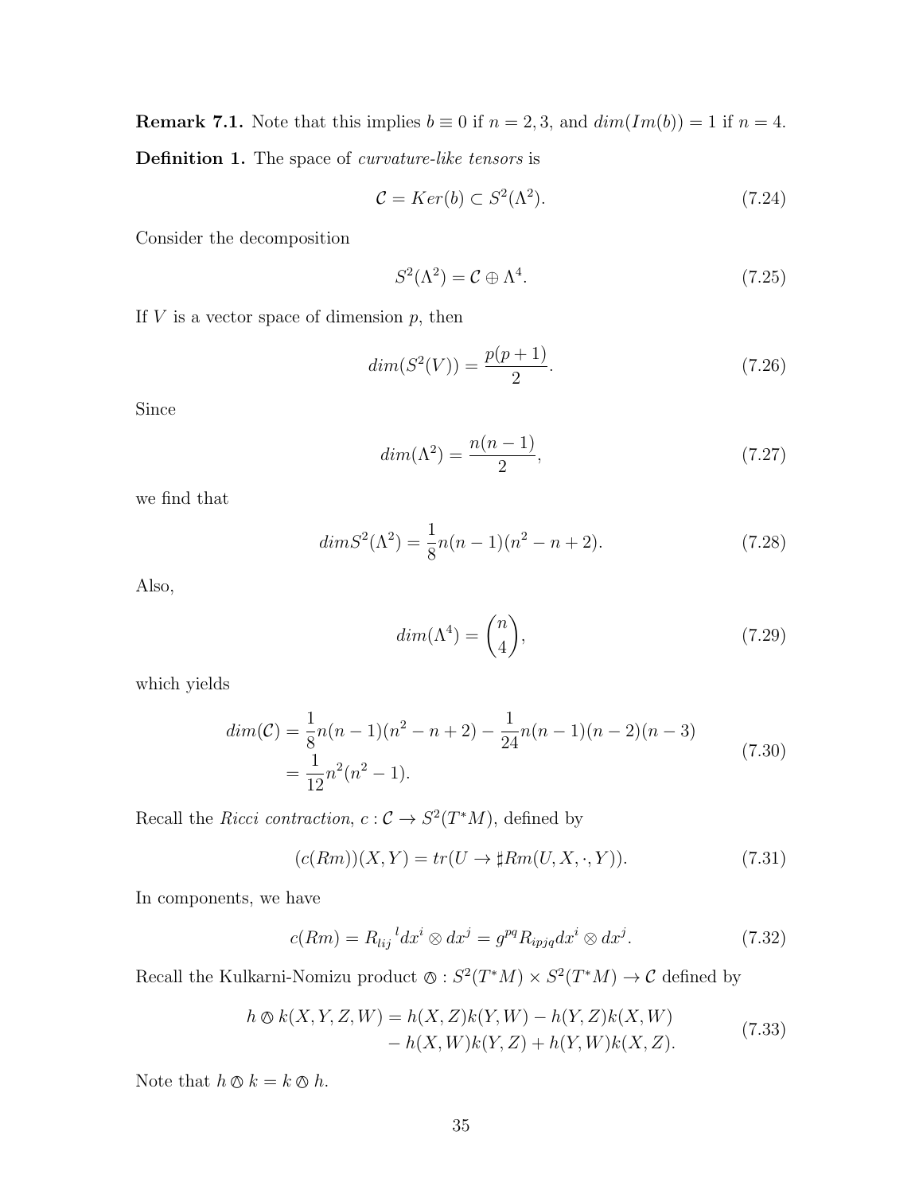**Remark 7.1.** Note that this implies $b \equiv 0$ if $n = 2, 3$, and $dim(Im(b)) = 1$ if $n = 4$.

**Definition 1.** The space of *curvature-like tensors* is

$$\mathcal{C} = Ker(b) \subset S^2(\Lambda^2). \tag{7.24}$$

Consider the decomposition

$$S^2(\Lambda^2) = \mathcal{C} \oplus \Lambda^4. \tag{7.25}$$

If $V$ is a vector space of dimension $p$, then

$$dim(S^2(V)) = \frac{p(p+1)}{2}. \tag{7.26}$$

Since

$$dim(\Lambda^2) = \frac{n(n-1)}{2}, \tag{7.27}$$

we find that

$$dim S^2(\Lambda^2) = \frac{1}{8} n(n-1)(n^2 - n + 2). \tag{7.28}$$

Also,

$$dim(\Lambda^4) = \binom{n}{4}, \tag{7.29}$$

which yields

$$\begin{aligned} dim(\mathcal{C}) &= \frac{1}{8} n(n-1)(n^2 - n + 2) - \frac{1}{24} n(n-1)(n-2)(n-3) \\ &= \frac{1}{12} n^2(n^2 - 1). \end{aligned} \tag{7.30}$$

Recall the *Ricci contraction*, $c : \mathcal{C} \to S^2(T^*M)$, defined by

$$(c(Rm))(X, Y) = tr(U \to \sharp Rm(U, X, \cdot, Y)). \tag{7.31}$$

In components, we have

$$c(Rm) = R_{lij}{}^{l} dx^i \otimes dx^j = g^{pq} R_{ipjq} dx^i \otimes dx^j. \tag{7.32}$$

Recall the Kulkarni-Nomizu product $\owedge : S^2(T^*M) \times S^2(T^*M) \to \mathcal{C}$ defined by

$$\begin{aligned} h \owedge k(X, Y, Z, W) = &\, h(X, Z)k(Y, W) - h(Y, Z)k(X, W) \\ &- h(X, W)k(Y, Z) + h(Y, W)k(X, Z). \end{aligned} \tag{7.33}$$

Note that $h \owedge k = k \owedge h$.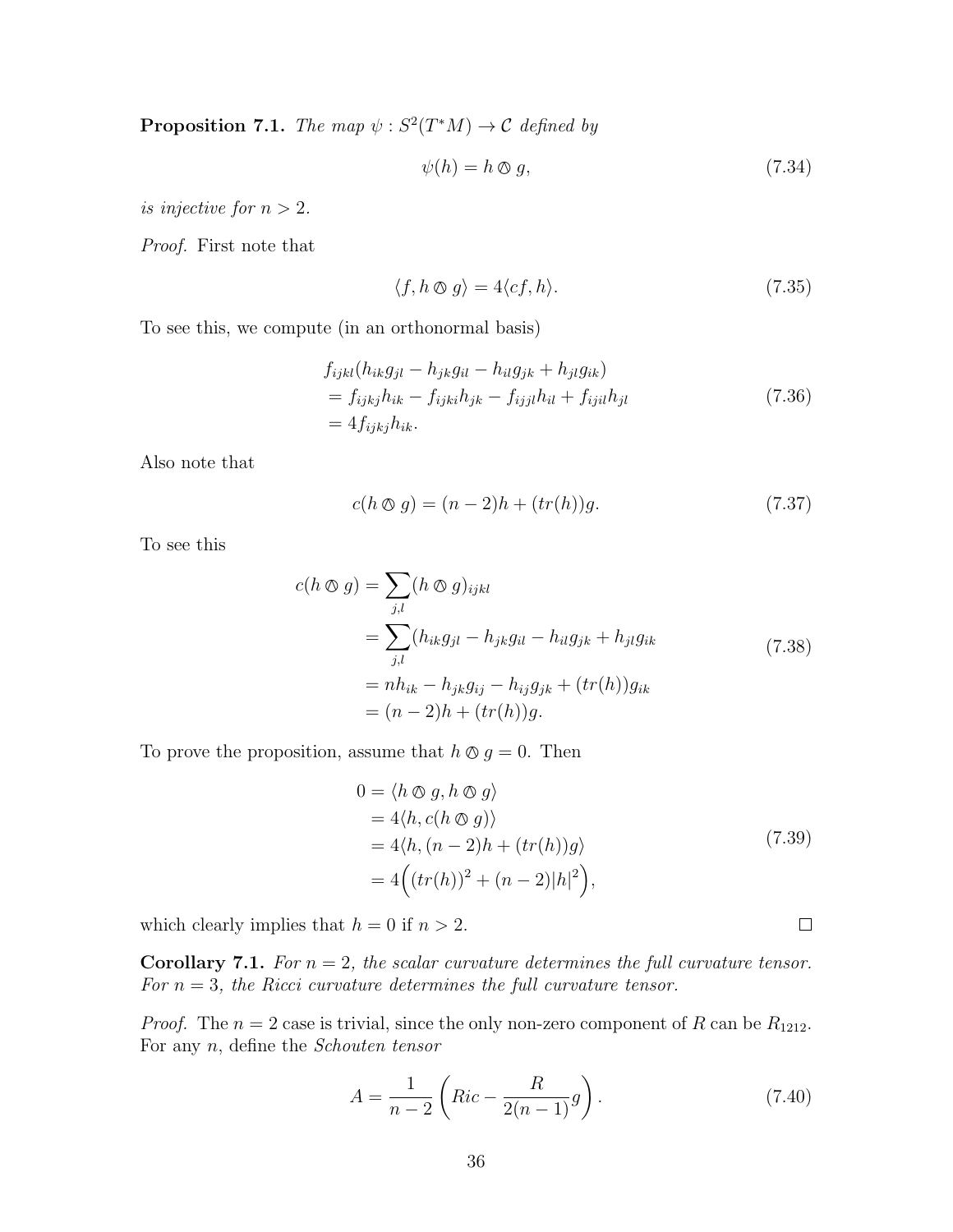**Proposition 7.1.** *The map $\psi : S^2(T^*M) \to \mathcal{C}$ defined by*

$$
\psi(h) = h \owedge g, \tag{7.34}
$$

*is injective for $n > 2$.*

*Proof.* First note that

$$
\langle f, h \owedge g \rangle = 4\langle cf, h \rangle. \tag{7.35}
$$

To see this, we compute (in an orthonormal basis)

$$
\begin{aligned}
&f_{ijkl}(h_{ik}g_{jl} - h_{jk}g_{il} - h_{il}g_{jk} + h_{jl}g_{ik}) \\
&= f_{ijkj}h_{ik} - f_{ijki}h_{jk} - f_{ijjl}h_{il} + f_{ijil}h_{jl} \\
&= 4f_{ijkj}h_{ik}.
\end{aligned} \tag{7.36}
$$

Also note that

$$
c(h \owedge g) = (n-2)h + (tr(h))g. \tag{7.37}
$$

To see this

$$
\begin{aligned}
c(h \owedge g) &= \sum_{j,l} (h \owedge g)_{ijkl} \\
&= \sum_{j,l} (h_{ik}g_{jl} - h_{jk}g_{il} - h_{il}g_{jk} + h_{jl}g_{ik} \\
&= nh_{ik} - h_{jk}g_{ij} - h_{ij}g_{jk} + (tr(h))g_{ik} \\
&= (n-2)h + (tr(h))g.
\end{aligned} \tag{7.38}
$$

To prove the proposition, assume that $h \owedge g = 0$. Then

$$
\begin{aligned}
0 &= \langle h \owedge g, h \owedge g \rangle \\
&= 4\langle h, c(h \owedge g) \rangle \\
&= 4\langle h, (n-2)h + (tr(h))g \rangle \\
&= 4\Big( (tr(h))^2 + (n-2)|h|^2 \Big),
\end{aligned} \tag{7.39}
$$

which clearly implies that $h = 0$ if $n > 2$. $\square$

**Corollary 7.1.** *For $n = 2$, the scalar curvature determines the full curvature tensor. For $n = 3$, the Ricci curvature determines the full curvature tensor.*

*Proof.* The $n = 2$ case is trivial, since the only non-zero component of $R$ can be $R_{1212}$. For any $n$, define the *Schouten tensor*

$$
A = \frac{1}{n-2}\left( Ric - \frac{R}{2(n-1)}g \right). \tag{7.40}
$$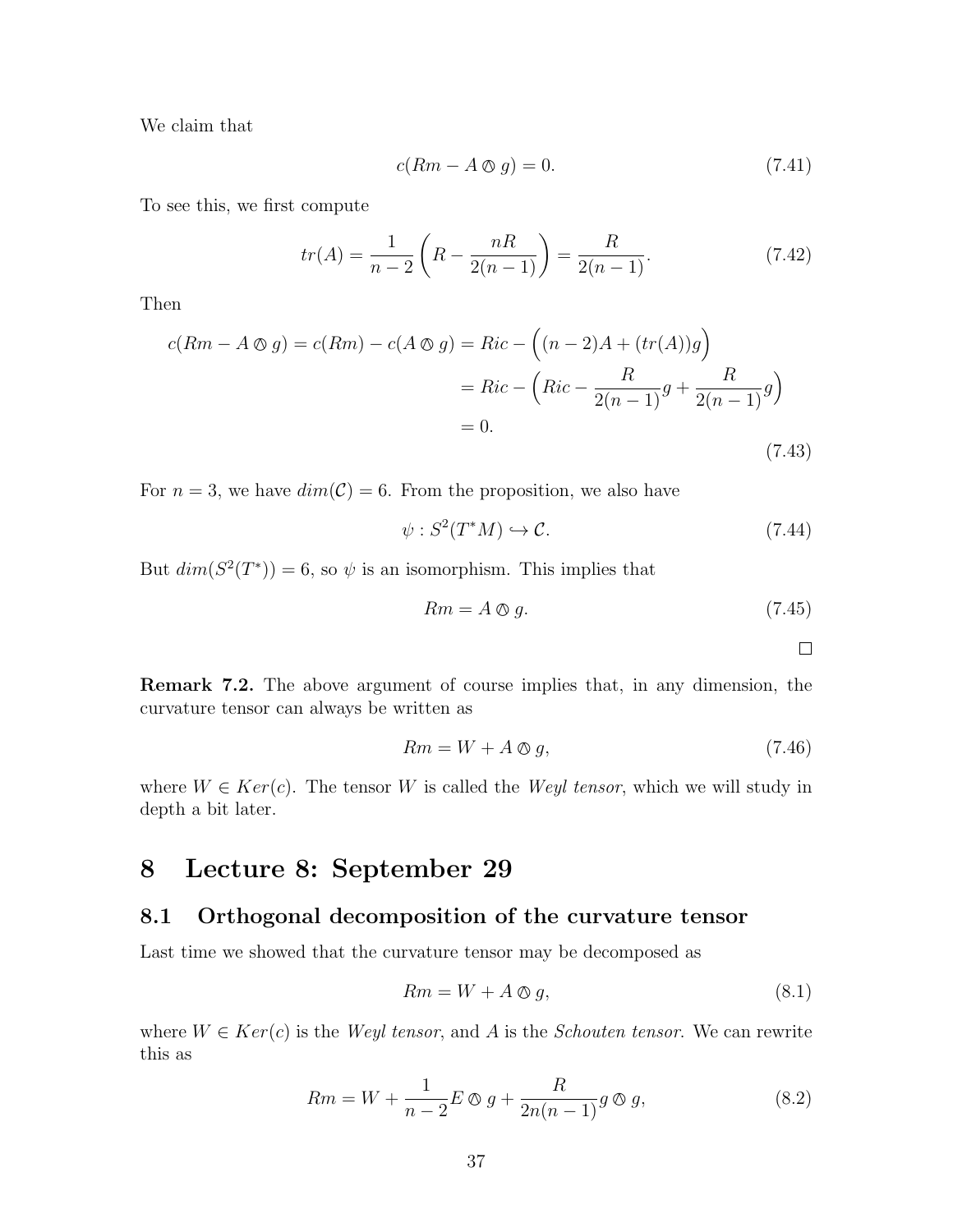We claim that

$$c(Rm - A \owedge g) = 0. \tag{7.41}$$

To see this, we first compute

$$tr(A) = \frac{1}{n-2}\left(R - \frac{nR}{2(n-1)}\right) = \frac{R}{2(n-1)}. \tag{7.42}$$

Then

$$\begin{aligned} c(Rm - A \owedge g) = c(Rm) - c(A \owedge g) &= Ric - \Big((n-2)A + (tr(A))g\Big) \\ &= Ric - \Big(Ric - \frac{R}{2(n-1)}g + \frac{R}{2(n-1)}g\Big) \\ &= 0. \end{aligned} \tag{7.43}$$

For $n = 3$, we have $dim(\mathcal{C}) = 6$. From the proposition, we also have

$$\psi : S^2(T^*M) \hookrightarrow \mathcal{C}. \tag{7.44}$$

But $dim(S^2(T^*)) = 6$, so $\psi$ is an isomorphism. This implies that

$$Rm = A \owedge g. \tag{7.45}$$

□

**Remark 7.2.** The above argument of course implies that, in any dimension, the curvature tensor can always be written as

$$Rm = W + A \owedge g, \tag{7.46}$$

where $W \in Ker(c)$. The tensor $W$ is called the *Weyl tensor*, which we will study in depth a bit later.

# 8 Lecture 8: September 29

## 8.1 Orthogonal decomposition of the curvature tensor

Last time we showed that the curvature tensor may be decomposed as

$$Rm = W + A \owedge g, \tag{8.1}$$

where $W \in Ker(c)$ is the *Weyl tensor*, and $A$ is the *Schouten tensor*. We can rewrite this as

$$Rm = W + \frac{1}{n-2}E \owedge g + \frac{R}{2n(n-1)}g \owedge g, \tag{8.2}$$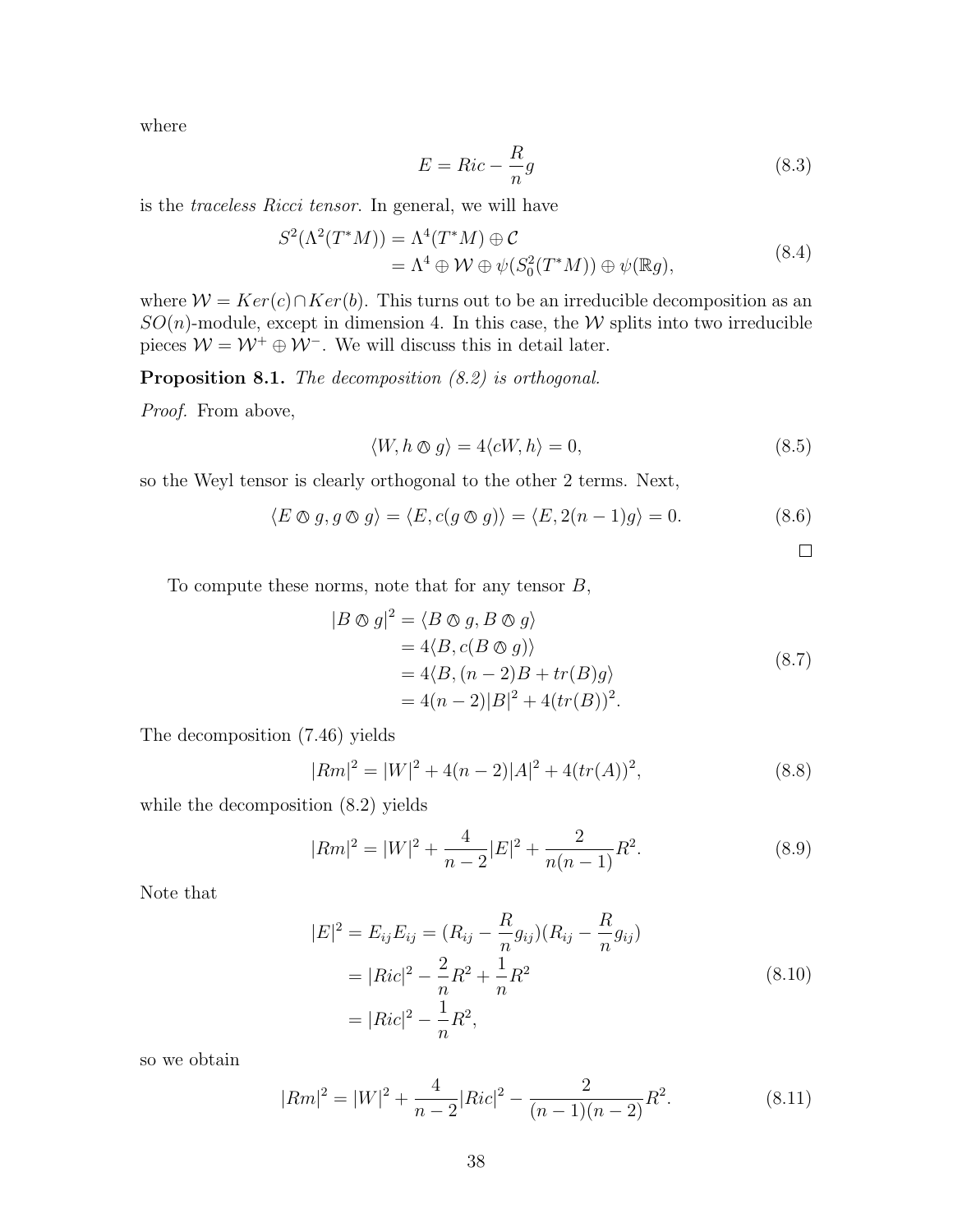where

$$E = Ric - \frac{R}{n} g \tag{8.3}$$

is the *traceless Ricci tensor*. In general, we will have

$$\begin{aligned} S^2(\Lambda^2(T^*M)) &= \Lambda^4(T^*M) \oplus \mathcal{C} \\ &= \Lambda^4 \oplus \mathcal{W} \oplus \psi(S^2_0(T^*M)) \oplus \psi(\mathbb{R}g), \end{aligned} \tag{8.4}$$

where $\mathcal{W} = Ker(c) \cap Ker(b)$. This turns out to be an irreducible decomposition as an $SO(n)$-module, except in dimension 4. In this case, the $\mathcal{W}$ splits into two irreducible pieces $\mathcal{W} = \mathcal{W}^+ \oplus \mathcal{W}^-$. We will discuss this in detail later.

**Proposition 8.1.** *The decomposition (8.2) is orthogonal.*

*Proof.* From above,

$$\langle W, h \owedge g \rangle = 4 \langle cW, h \rangle = 0, \tag{8.5}$$

so the Weyl tensor is clearly orthogonal to the other 2 terms. Next,

$$\langle E \owedge g, g \owedge g \rangle = \langle E, c(g \owedge g) \rangle = \langle E, 2(n-1)g \rangle = 0. \tag{8.6}$$

$\square$

To compute these norms, note that for any tensor $B$,

$$\begin{aligned} |B \owedge g|^2 &= \langle B \owedge g, B \owedge g \rangle \\ &= 4 \langle B, c(B \owedge g) \rangle \\ &= 4 \langle B, (n-2)B + tr(B) g \rangle \\ &= 4(n-2)|B|^2 + 4(tr(B))^2. \end{aligned} \tag{8.7}$$

The decomposition (7.46) yields

$$|Rm|^2 = |W|^2 + 4(n-2)|A|^2 + 4(tr(A))^2, \tag{8.8}$$

while the decomposition (8.2) yields

$$|Rm|^2 = |W|^2 + \frac{4}{n-2}|E|^2 + \frac{2}{n(n-1)} R^2. \tag{8.9}$$

Note that

$$\begin{aligned} |E|^2 = E_{ij} E_{ij} &= (R_{ij} - \frac{R}{n} g_{ij})(R_{ij} - \frac{R}{n} g_{ij}) \\ &= |Ric|^2 - \frac{2}{n} R^2 + \frac{1}{n} R^2 \\ &= |Ric|^2 - \frac{1}{n} R^2, \end{aligned} \tag{8.10}$$

so we obtain

$$|Rm|^2 = |W|^2 + \frac{4}{n-2}|Ric|^2 - \frac{2}{(n-1)(n-2)} R^2. \tag{8.11}$$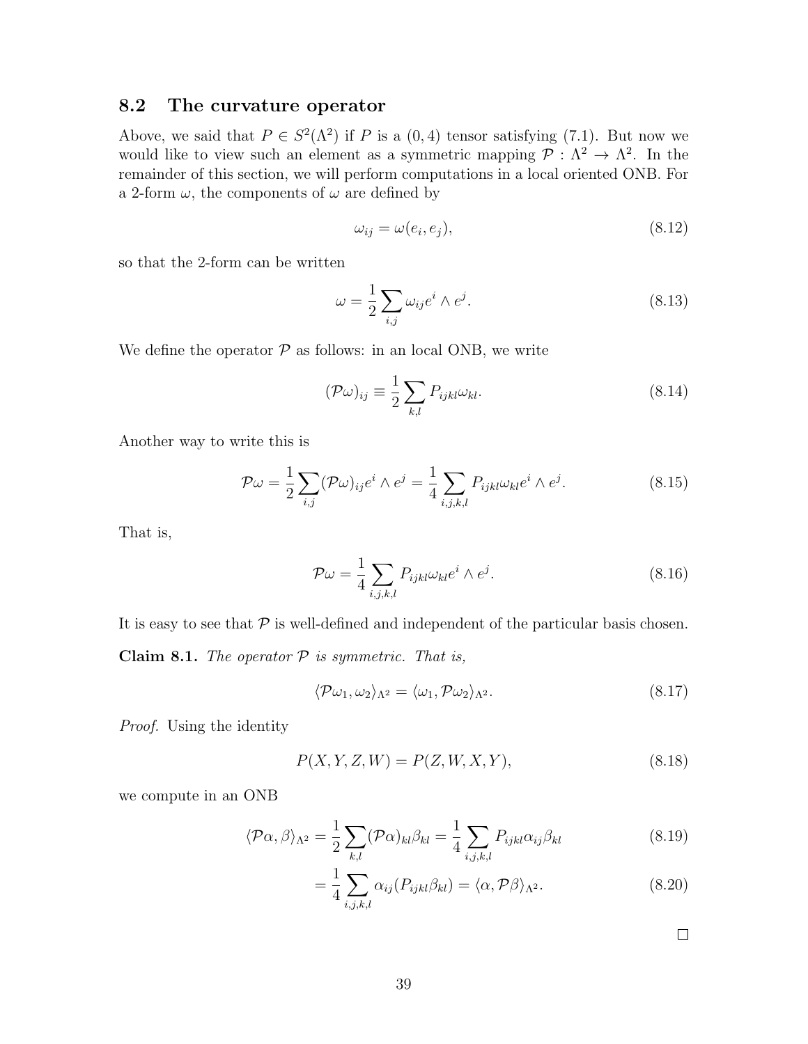## 8.2 The curvature operator

Above, we said that $P \in S^2(\Lambda^2)$ if $P$ is a $(0,4)$ tensor satisfying (7.1). But now we would like to view such an element as a symmetric mapping $\mathcal{P} : \Lambda^2 \to \Lambda^2$. In the remainder of this section, we will perform computations in a local oriented ONB. For a 2-form $\omega$, the components of $\omega$ are defined by

$$\omega_{ij} = \omega(e_i, e_j), \tag{8.12}$$

so that the 2-form can be written

$$\omega = \frac{1}{2} \sum_{i,j} \omega_{ij} e^i \wedge e^j. \tag{8.13}$$

We define the operator $\mathcal{P}$ as follows: in an local ONB, we write

$$(\mathcal{P}\omega)_{ij} \equiv \frac{1}{2} \sum_{k,l} P_{ijkl} \omega_{kl}. \tag{8.14}$$

Another way to write this is

$$\mathcal{P}\omega = \frac{1}{2} \sum_{i,j} (\mathcal{P}\omega)_{ij} e^i \wedge e^j = \frac{1}{4} \sum_{i,j,k,l} P_{ijkl} \omega_{kl} e^i \wedge e^j. \tag{8.15}$$

That is,

$$\mathcal{P}\omega = \frac{1}{4} \sum_{i,j,k,l} P_{ijkl} \omega_{kl} e^i \wedge e^j. \tag{8.16}$$

It is easy to see that $\mathcal{P}$ is well-defined and independent of the particular basis chosen.

**Claim 8.1.** *The operator $\mathcal{P}$ is symmetric. That is,*

$$\langle \mathcal{P}\omega_1, \omega_2 \rangle_{\Lambda^2} = \langle \omega_1, \mathcal{P}\omega_2 \rangle_{\Lambda^2}. \tag{8.17}$$

*Proof.* Using the identity

$$P(X, Y, Z, W) = P(Z, W, X, Y), \tag{8.18}$$

we compute in an ONB

$$\langle \mathcal{P}\alpha, \beta \rangle_{\Lambda^2} = \frac{1}{2} \sum_{k,l} (\mathcal{P}\alpha)_{kl} \beta_{kl} = \frac{1}{4} \sum_{i,j,k,l} P_{ijkl} \alpha_{ij} \beta_{kl} \tag{8.19}$$

$$= \frac{1}{4} \sum_{i,j,k,l} \alpha_{ij} (P_{ijkl} \beta_{kl}) = \langle \alpha, \mathcal{P}\beta \rangle_{\Lambda^2}. \tag{8.20}$$

□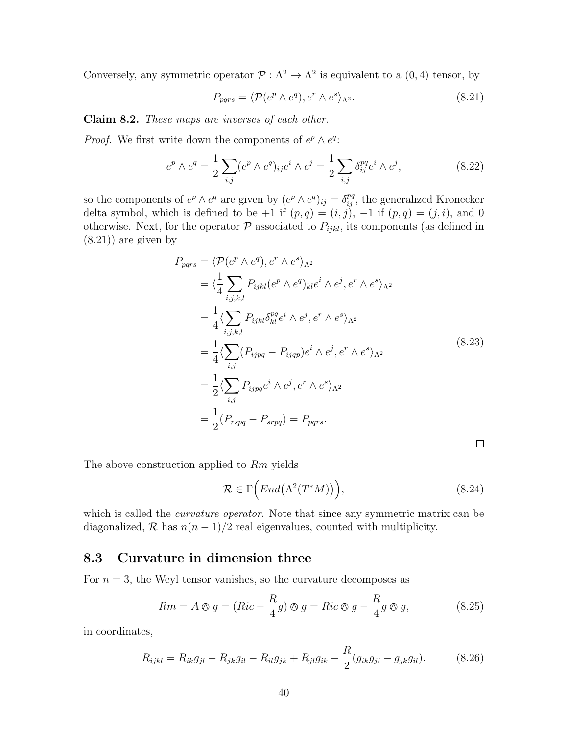Conversely, any symmetric operator $\mathcal{P} : \Lambda^2 \to \Lambda^2$ is equivalent to a $(0,4)$ tensor, by

$$P_{pqrs} = \langle \mathcal{P}(e^p \wedge e^q), e^r \wedge e^s \rangle_{\Lambda^2}. \tag{8.21}$$

**Claim 8.2.** *These maps are inverses of each other.*

*Proof.* We first write down the components of $e^p \wedge e^q$:

$$e^p \wedge e^q = \frac{1}{2} \sum_{i,j} (e^p \wedge e^q)_{ij} e^i \wedge e^j = \frac{1}{2} \sum_{i,j} \delta^{pq}_{ij} e^i \wedge e^j, \tag{8.22}$$

so the components of $e^p \wedge e^q$ are given by $(e^p \wedge e^q)_{ij} = \delta^{pq}_{ij}$, the generalized Kronecker delta symbol, which is defined to be $+1$ if $(p,q) = (i,j)$, $-1$ if $(p,q) = (j,i)$, and $0$ otherwise. Next, for the operator $\mathcal{P}$ associated to $P_{ijkl}$, its components (as defined in (8.21)) are given by

$$\begin{aligned}
P_{pqrs} &= \langle \mathcal{P}(e^p \wedge e^q), e^r \wedge e^s \rangle_{\Lambda^2} \\
&= \langle \frac{1}{4} \sum_{i,j,k,l} P_{ijkl} (e^p \wedge e^q)_{kl} e^i \wedge e^j, e^r \wedge e^s \rangle_{\Lambda^2} \\
&= \frac{1}{4} \langle \sum_{i,j,k,l} P_{ijkl} \delta^{pq}_{kl} e^i \wedge e^j, e^r \wedge e^s \rangle_{\Lambda^2} \\
&= \frac{1}{4} \langle \sum_{i,j} (P_{ijpq} - P_{ijqp}) e^i \wedge e^j, e^r \wedge e^s \rangle_{\Lambda^2} \\
&= \frac{1}{2} \langle \sum_{i,j} P_{ijpq} e^i \wedge e^j, e^r \wedge e^s \rangle_{\Lambda^2} \\
&= \frac{1}{2} (P_{rspq} - P_{srpq}) = P_{pqrs}.
\end{aligned} \tag{8.23}$$

□

The above construction applied to $Rm$ yields

$$\mathcal{R} \in \Gamma\Big( End\big(\Lambda^2(T^*M)\big)\Big), \tag{8.24}$$

which is called the *curvature operator*. Note that since any symmetric matrix can be diagonalized, $\mathcal{R}$ has $n(n-1)/2$ real eigenvalues, counted with multiplicity.

## 8.3 Curvature in dimension three

For $n = 3$, the Weyl tensor vanishes, so the curvature decomposes as

$$Rm = A \owedge g = (Ric - \frac{R}{4} g) \owedge g = Ric \owedge g - \frac{R}{4} g \owedge g, \tag{8.25}$$

in coordinates,

$$R_{ijkl} = R_{ik} g_{jl} - R_{jk} g_{il} - R_{il} g_{jk} + R_{jl} g_{ik} - \frac{R}{2} (g_{ik} g_{jl} - g_{jk} g_{il}). \tag{8.26}$$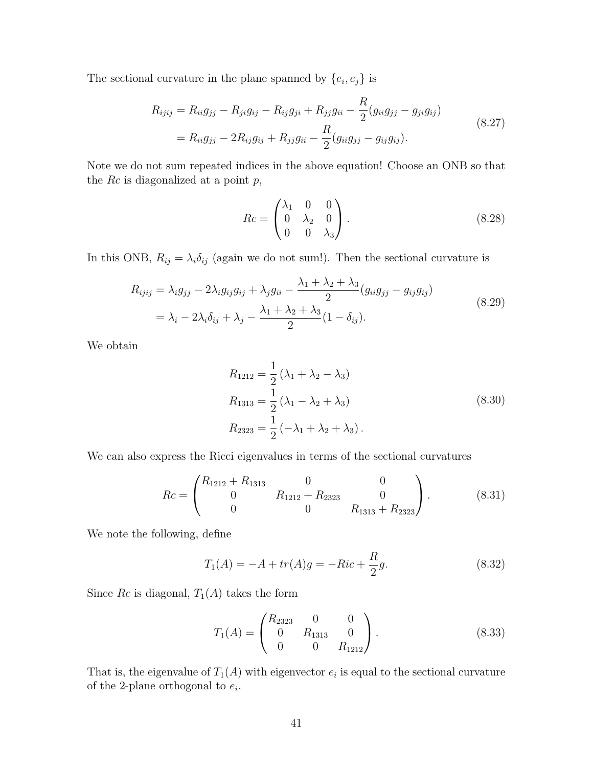The sectional curvature in the plane spanned by $\{e_i, e_j\}$ is

$$
\begin{aligned}
R_{ijij} &= R_{ii}g_{jj} - R_{ji}g_{ij} - R_{ij}g_{ji} + R_{jj}g_{ii} - \frac{R}{2}(g_{ii}g_{jj} - g_{ji}g_{ij}) \\
&= R_{ii}g_{jj} - 2R_{ij}g_{ij} + R_{jj}g_{ii} - \frac{R}{2}(g_{ii}g_{jj} - g_{ij}g_{ij}).
\end{aligned}
\tag{8.27}
$$

Note we do not sum repeated indices in the above equation! Choose an ONB so that the $Rc$ is diagonalized at a point $p$,

$$
Rc = \begin{pmatrix} \lambda_1 & 0 & 0 \\ 0 & \lambda_2 & 0 \\ 0 & 0 & \lambda_3 \end{pmatrix}.
\tag{8.28}
$$

In this ONB, $R_{ij} = \lambda_i \delta_{ij}$ (again we do not sum!). Then the sectional curvature is

$$
\begin{aligned}
R_{ijij} &= \lambda_i g_{jj} - 2\lambda_i g_{ij} g_{ij} + \lambda_j g_{ii} - \frac{\lambda_1 + \lambda_2 + \lambda_3}{2}(g_{ii}g_{jj} - g_{ij}g_{ij}) \\
&= \lambda_i - 2\lambda_i \delta_{ij} + \lambda_j - \frac{\lambda_1 + \lambda_2 + \lambda_3}{2}(1 - \delta_{ij}).
\end{aligned}
\tag{8.29}
$$

We obtain

$$
\begin{aligned}
R_{1212} &= \frac{1}{2}(\lambda_1 + \lambda_2 - \lambda_3) \\
R_{1313} &= \frac{1}{2}(\lambda_1 - \lambda_2 + \lambda_3) \\
R_{2323} &= \frac{1}{2}(-\lambda_1 + \lambda_2 + \lambda_3).
\end{aligned}
\tag{8.30}
$$

We can also express the Ricci eigenvalues in terms of the sectional curvatures

$$
Rc = \begin{pmatrix} R_{1212} + R_{1313} & 0 & 0 \\ 0 & R_{1212} + R_{2323} & 0 \\ 0 & 0 & R_{1313} + R_{2323} \end{pmatrix}.
\tag{8.31}
$$

We note the following, define

$$
T_1(A) = -A + tr(A)g = -Ric + \frac{R}{2}g.
\tag{8.32}
$$

Since $Rc$ is diagonal, $T_1(A)$ takes the form

$$
T_1(A) = \begin{pmatrix} R_{2323} & 0 & 0 \\ 0 & R_{1313} & 0 \\ 0 & 0 & R_{1212} \end{pmatrix}.
\tag{8.33}
$$

That is, the eigenvalue of $T_1(A)$ with eigenvector $e_i$ is equal to the sectional curvature of the 2-plane orthogonal to $e_i$.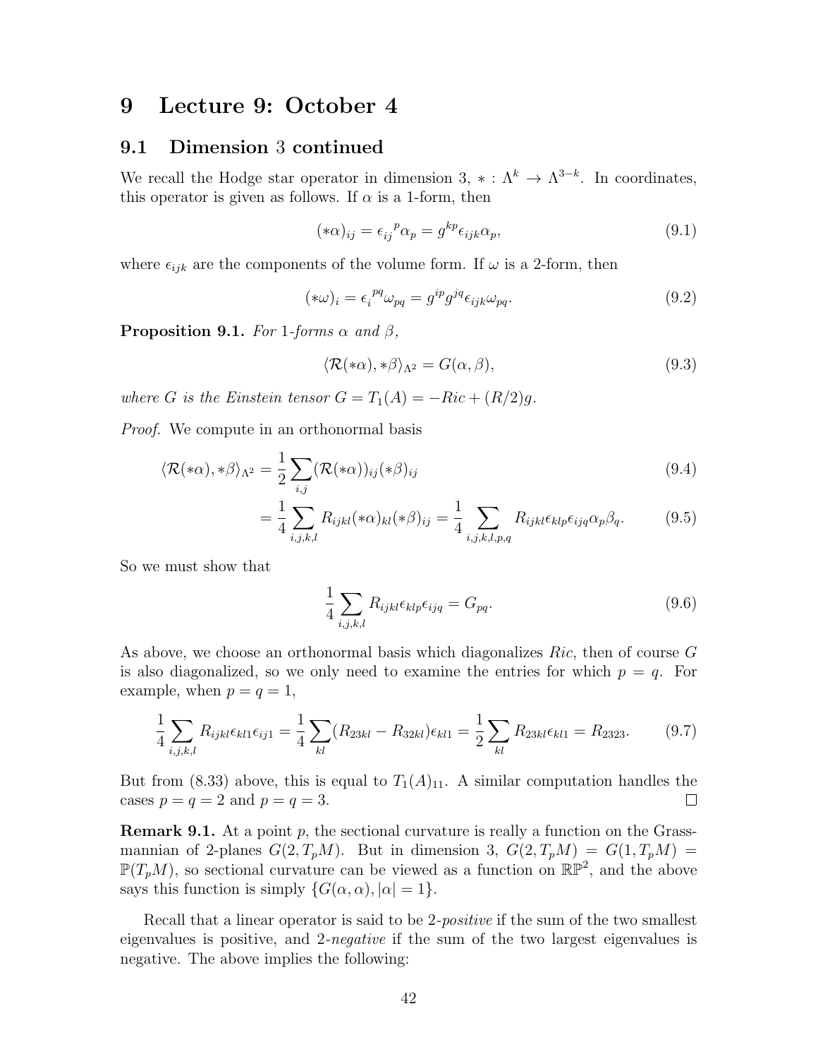# 9 Lecture 9: October 4

## 9.1 Dimension 3 continued

We recall the Hodge star operator in dimension 3, $* : \Lambda^k \to \Lambda^{3-k}$. In coordinates, this operator is given as follows. If $\alpha$ is a 1-form, then

$$(*\alpha)_{ij} = \epsilon_{ij}{}^{p}\alpha_p = g^{kp}\epsilon_{ijk}\alpha_p, \tag{9.1}$$

where $\epsilon_{ijk}$ are the components of the volume form. If $\omega$ is a 2-form, then

$$(*\omega)_i = \epsilon_i{}^{pq}\omega_{pq} = g^{ip}g^{jq}\epsilon_{ijk}\omega_{pq}. \tag{9.2}$$

**Proposition 9.1.** *For 1-forms $\alpha$ and $\beta$,*

$$\langle \mathcal{R}(*\alpha), *\beta\rangle_{\Lambda^2} = G(\alpha, \beta), \tag{9.3}$$

*where $G$ is the Einstein tensor $G = T_1(A) = -Ric + (R/2)g$.*

*Proof.* We compute in an orthonormal basis

$$\langle \mathcal{R}(*\alpha), *\beta\rangle_{\Lambda^2} = \frac{1}{2}\sum_{i,j}(\mathcal{R}(*\alpha))_{ij}(*\beta)_{ij} \tag{9.4}$$

$$= \frac{1}{4}\sum_{i,j,k,l} R_{ijkl}(*\alpha)_{kl}(*\beta)_{ij} = \frac{1}{4}\sum_{i,j,k,l,p,q} R_{ijkl}\epsilon_{klp}\epsilon_{ijq}\alpha_p\beta_q. \tag{9.5}$$

So we must show that

$$\frac{1}{4}\sum_{i,j,k,l} R_{ijkl}\epsilon_{klp}\epsilon_{ijq} = G_{pq}. \tag{9.6}$$

As above, we choose an orthonormal basis which diagonalizes $Ric$, then of course $G$ is also diagonalized, so we only need to examine the entries for which $p = q$. For example, when $p = q = 1$,

$$\frac{1}{4}\sum_{i,j,k,l} R_{ijkl}\epsilon_{kl1}\epsilon_{ij1} = \frac{1}{4}\sum_{kl}(R_{23kl} - R_{32kl})\epsilon_{kl1} = \frac{1}{2}\sum_{kl} R_{23kl}\epsilon_{kl1} = R_{2323}. \tag{9.7}$$

But from (8.33) above, this is equal to $T_1(A)_{11}$. A similar computation handles the cases $p = q = 2$ and $p = q = 3$. $\square$

**Remark 9.1.** At a point $p$, the sectional curvature is really a function on the Grassmannian of 2-planes $G(2, T_pM)$. But in dimension 3, $G(2, T_pM) = G(1, T_pM) = \mathbb{P}(T_pM)$, so sectional curvature can be viewed as a function on $\mathbb{RP}^2$, and the above says this function is simply $\{G(\alpha, \alpha), |\alpha| = 1\}$.

Recall that a linear operator is said to be 2-*positive* if the sum of the two smallest eigenvalues is positive, and 2-*negative* if the sum of the two largest eigenvalues is negative. The above implies the following: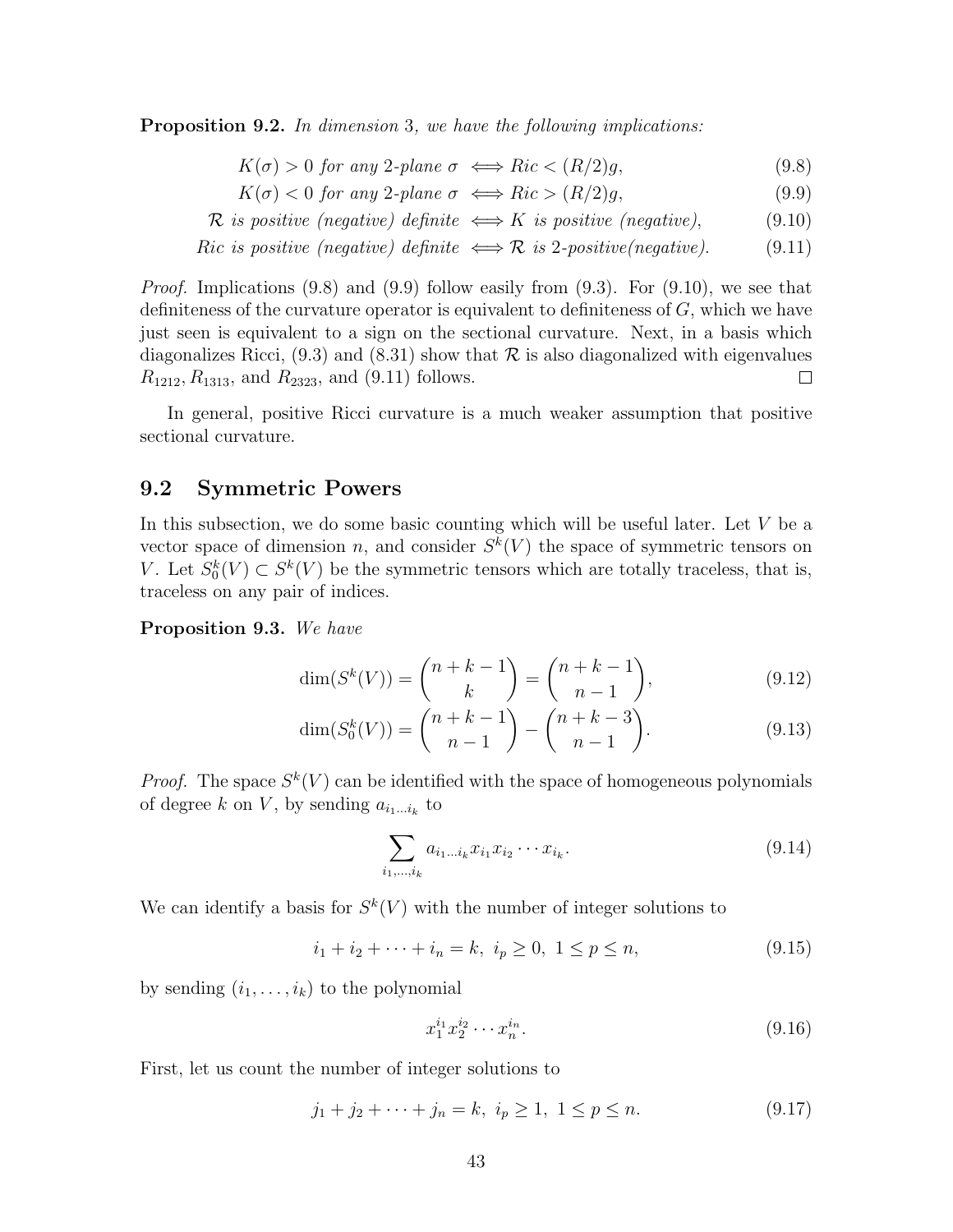**Proposition 9.2.** *In dimension* 3*, we have the following implications:*

$$K(\sigma) > 0 \text{ for any 2-plane } \sigma \iff Ric < (R/2)g, \tag{9.8}$$

$$K(\sigma) < 0 \text{ for any 2-plane } \sigma \iff Ric > (R/2)g, \tag{9.9}$$

$$\mathcal{R} \text{ is positive (negative) definite} \iff K \text{ is positive (negative)}, \tag{9.10}$$

$$Ric \text{ is positive (negative) definite} \iff \mathcal{R} \text{ is 2-positive(negative)}. \tag{9.11}$$

*Proof.* Implications (9.8) and (9.9) follow easily from (9.3). For (9.10), we see that definiteness of the curvature operator is equivalent to definiteness of $G$, which we have just seen is equivalent to a sign on the sectional curvature. Next, in a basis which diagonalizes Ricci, (9.3) and (8.31) show that $\mathcal{R}$ is also diagonalized with eigenvalues $R_{1212}, R_{1313}$, and $R_{2323}$, and (9.11) follows. □

In general, positive Ricci curvature is a much weaker assumption that positive sectional curvature.

## 9.2 Symmetric Powers

In this subsection, we do some basic counting which will be useful later. Let $V$ be a vector space of dimension $n$, and consider $S^k(V)$ the space of symmetric tensors on $V$. Let $S^k_0(V) \subset S^k(V)$ be the symmetric tensors which are totally traceless, that is, traceless on any pair of indices.

**Proposition 9.3.** *We have*

$$\dim(S^k(V)) = \binom{n+k-1}{k} = \binom{n+k-1}{n-1}, \tag{9.12}$$

$$\dim(S^k_0(V)) = \binom{n+k-1}{n-1} - \binom{n+k-3}{n-1}. \tag{9.13}$$

*Proof.* The space $S^k(V)$ can be identified with the space of homogeneous polynomials of degree $k$ on $V$, by sending $a_{i_1 \ldots i_k}$ to

$$\sum_{i_1,\ldots,i_k} a_{i_1\ldots i_k} x_{i_1} x_{i_2} \cdots x_{i_k}. \tag{9.14}$$

We can identify a basis for $S^k(V)$ with the number of integer solutions to

$$i_1 + i_2 + \cdots + i_n = k, \ i_p \geq 0, \ 1 \leq p \leq n, \tag{9.15}$$

by sending $(i_1, \ldots, i_k)$ to the polynomial

$$x_1^{i_1} x_2^{i_2} \cdots x_n^{i_n}. \tag{9.16}$$

First, let us count the number of integer solutions to

$$j_1 + j_2 + \cdots + j_n = k, \ i_p \geq 1, \ 1 \leq p \leq n. \tag{9.17}$$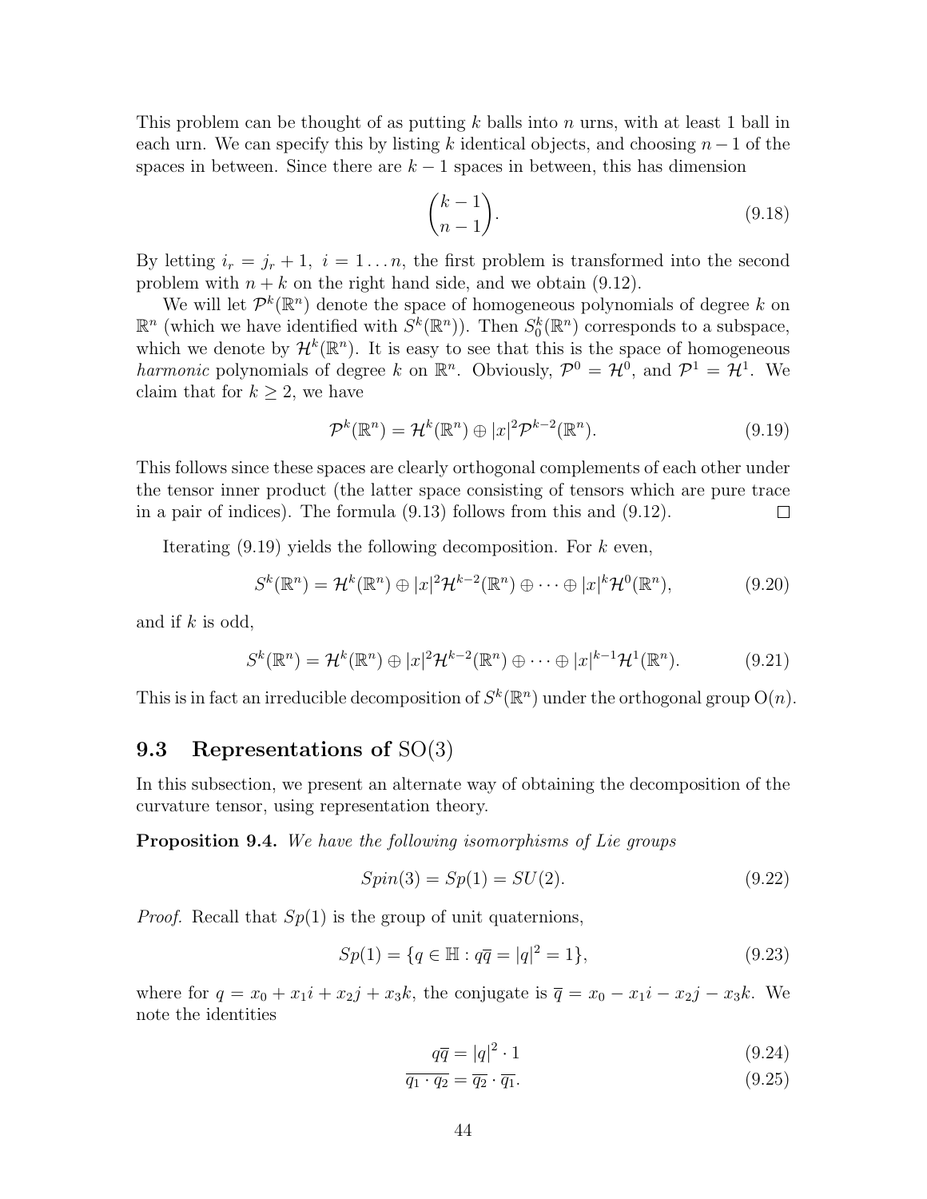This problem can be thought of as putting $k$ balls into $n$ urns, with at least 1 ball in each urn. We can specify this by listing $k$ identical objects, and choosing $n-1$ of the spaces in between. Since there are $k-1$ spaces in between, this has dimension

$$\binom{k-1}{n-1}. \tag{9.18}$$

By letting $i_r = j_r + 1,\ i = 1 \dots n$, the first problem is transformed into the second problem with $n+k$ on the right hand side, and we obtain (9.12).

We will let $\mathcal{P}^k(\mathbb{R}^n)$ denote the space of homogeneous polynomials of degree $k$ on $\mathbb{R}^n$ (which we have identified with $S^k(\mathbb{R}^n)$). Then $S^k_0(\mathbb{R}^n)$ corresponds to a subspace, which we denote by $\mathcal{H}^k(\mathbb{R}^n)$. It is easy to see that this is the space of homogeneous *harmonic* polynomials of degree $k$ on $\mathbb{R}^n$. Obviously, $\mathcal{P}^0 = \mathcal{H}^0$, and $\mathcal{P}^1 = \mathcal{H}^1$. We claim that for $k \geq 2$, we have

$$\mathcal{P}^k(\mathbb{R}^n) = \mathcal{H}^k(\mathbb{R}^n) \oplus |x|^2 \mathcal{P}^{k-2}(\mathbb{R}^n). \tag{9.19}$$

This follows since these spaces are clearly orthogonal complements of each other under the tensor inner product (the latter space consisting of tensors which are pure trace in a pair of indices). The formula (9.13) follows from this and (9.12). $\square$

Iterating (9.19) yields the following decomposition. For $k$ even,

$$S^k(\mathbb{R}^n) = \mathcal{H}^k(\mathbb{R}^n) \oplus |x|^2 \mathcal{H}^{k-2}(\mathbb{R}^n) \oplus \cdots \oplus |x|^k \mathcal{H}^0(\mathbb{R}^n), \tag{9.20}$$

and if $k$ is odd,

$$S^k(\mathbb{R}^n) = \mathcal{H}^k(\mathbb{R}^n) \oplus |x|^2 \mathcal{H}^{k-2}(\mathbb{R}^n) \oplus \cdots \oplus |x|^{k-1} \mathcal{H}^1(\mathbb{R}^n). \tag{9.21}$$

This is in fact an irreducible decomposition of $S^k(\mathbb{R}^n)$ under the orthogonal group $\mathrm{O}(n)$.

## 9.3 Representations of $\mathrm{SO}(3)$

In this subsection, we present an alternate way of obtaining the decomposition of the curvature tensor, using representation theory.

**Proposition 9.4.** *We have the following isomorphisms of Lie groups*

$$Spin(3) = Sp(1) = SU(2). \tag{9.22}$$

*Proof.* Recall that $Sp(1)$ is the group of unit quaternions,

$$Sp(1) = \{q \in \mathbb{H} : q\overline{q} = |q|^2 = 1\}, \tag{9.23}$$

where for $q = x_0 + x_1 i + x_2 j + x_3 k$, the conjugate is $\overline{q} = x_0 - x_1 i - x_2 j - x_3 k$. We note the identities

$$q\overline{q} = |q|^2 \cdot 1 \tag{9.24}$$

$$\overline{q_1 \cdot q_2} = \overline{q_2} \cdot \overline{q_1}. \tag{9.25}$$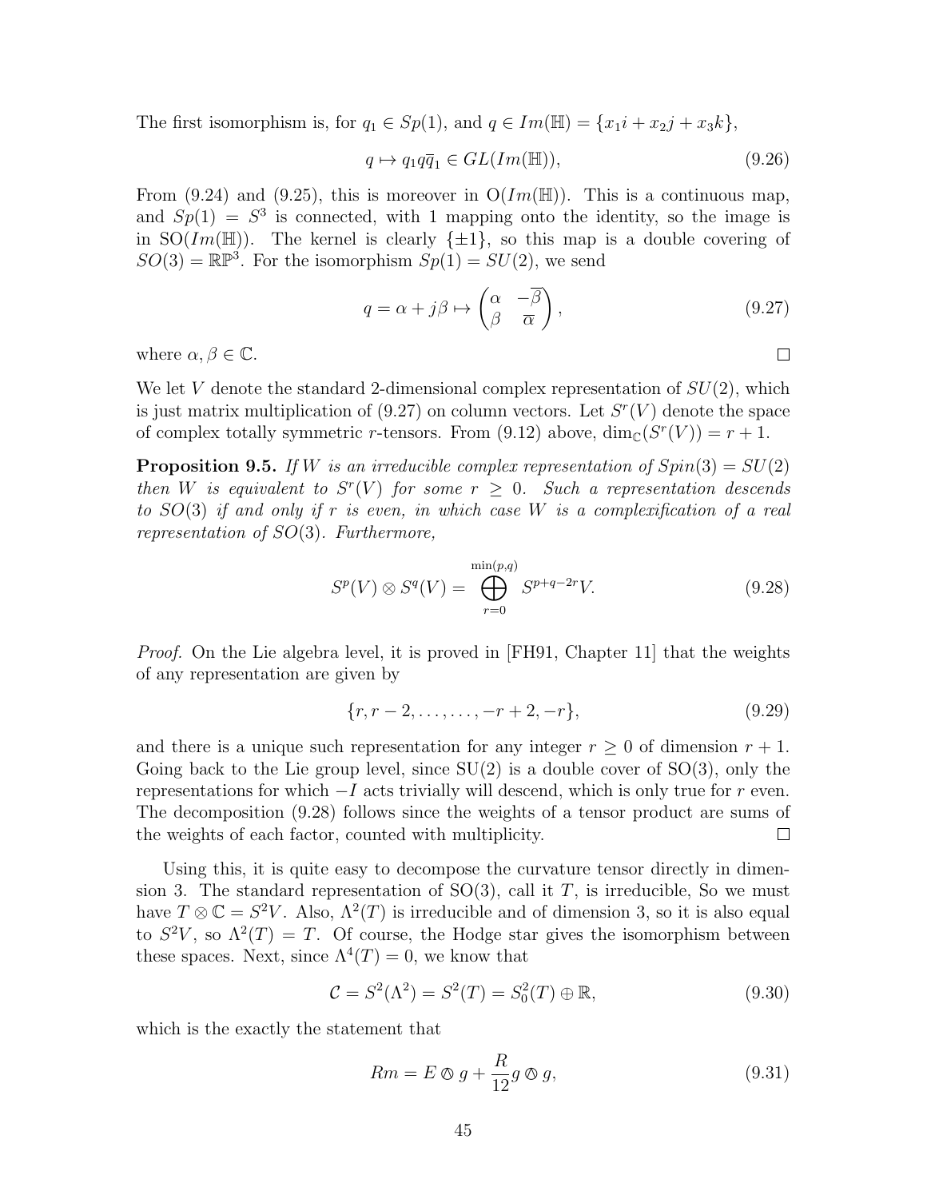The first isomorphism is, for $q_1 \in Sp(1)$, and $q \in Im(\mathbb{H}) = \{x_1 i + x_2 j + x_3 k\}$,

$$q \mapsto q_1 q \bar{q}_1 \in GL(Im(\mathbb{H})), \tag{9.26}$$

From (9.24) and (9.25), this is moreover in $\mathrm{O}(Im(\mathbb{H}))$. This is a continuous map, and $Sp(1) = S^3$ is connected, with 1 mapping onto the identity, so the image is in $\mathrm{SO}(Im(\mathbb{H}))$. The kernel is clearly $\{\pm 1\}$, so this map is a double covering of $SO(3) = \mathbb{RP}^3$. For the isomorphism $Sp(1) = SU(2)$, we send

$$q = \alpha + j\beta \mapsto \begin{pmatrix} \alpha & -\overline{\beta} \\ \beta & \overline{\alpha} \end{pmatrix}, \tag{9.27}$$

where $\alpha, \beta \in \mathbb{C}$. $\square$

We let $V$ denote the standard 2-dimensional complex representation of $SU(2)$, which is just matrix multiplication of (9.27) on column vectors. Let $S^r(V)$ denote the space of complex totally symmetric $r$-tensors. From (9.12) above, $\dim_{\mathbb{C}}(S^r(V)) = r + 1$.

**Proposition 9.5.** *If $W$ is an irreducible complex representation of $Spin(3) = SU(2)$ then $W$ is equivalent to $S^r(V)$ for some $r \geq 0$. Such a representation descends to $SO(3)$ if and only if $r$ is even, in which case $W$ is a complexification of a real representation of $SO(3)$. Furthermore,*

$$S^p(V) \otimes S^q(V) = \bigoplus_{r=0}^{\min(p,q)} S^{p+q-2r} V. \tag{9.28}$$

*Proof.* On the Lie algebra level, it is proved in [FH91, Chapter 11] that the weights of any representation are given by

$$\{r, r-2, \ldots, \ldots, -r+2, -r\}, \tag{9.29}$$

and there is a unique such representation for any integer $r \geq 0$ of dimension $r + 1$. Going back to the Lie group level, since SU(2) is a double cover of SO(3), only the representations for which $-I$ acts trivially will descend, which is only true for $r$ even. The decomposition (9.28) follows since the weights of a tensor product are sums of the weights of each factor, counted with multiplicity. $\square$

Using this, it is quite easy to decompose the curvature tensor directly in dimension 3. The standard representation of SO(3), call it $T$, is irreducible, So we must have $T \otimes \mathbb{C} = S^2 V$. Also, $\Lambda^2(T)$ is irreducible and of dimension 3, so it is also equal to $S^2 V$, so $\Lambda^2(T) = T$. Of course, the Hodge star gives the isomorphism between these spaces. Next, since $\Lambda^4(T) = 0$, we know that

$$\mathcal{C} = S^2(\Lambda^2) = S^2(T) = S^2_0(T) \oplus \mathbb{R}, \tag{9.30}$$

which is the exactly the statement that

$$Rm = E \owedge g + \frac{R}{12} g \owedge g, \tag{9.31}$$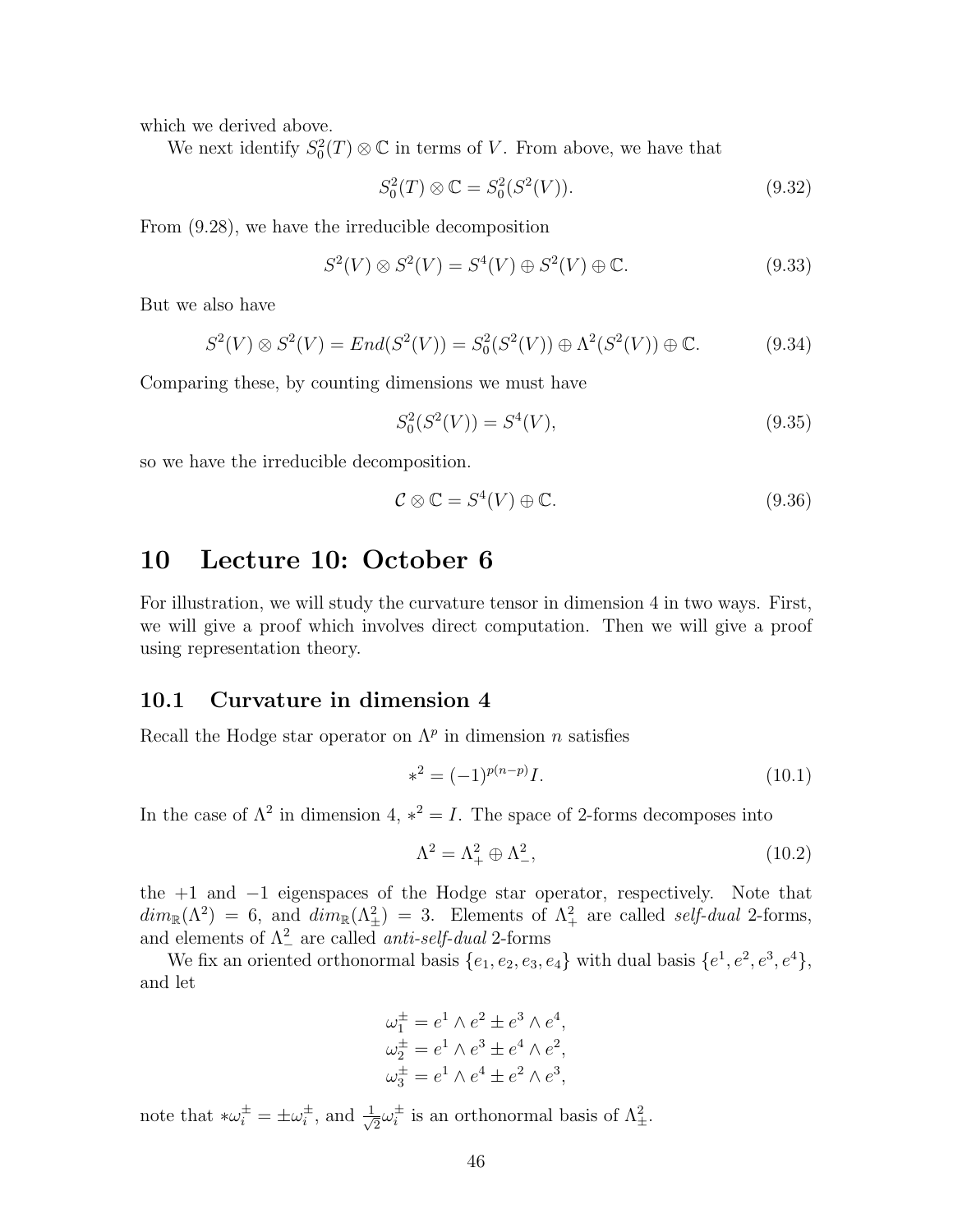which we derived above.

We next identify $S^2_0(T) \otimes \mathbb{C}$ in terms of $V$. From above, we have that

$$S^2_0(T) \otimes \mathbb{C} = S^2_0(S^2(V)). \tag{9.32}$$

From (9.28), we have the irreducible decomposition

$$S^2(V) \otimes S^2(V) = S^4(V) \oplus S^2(V) \oplus \mathbb{C}. \tag{9.33}$$

But we also have

$$S^2(V) \otimes S^2(V) = End(S^2(V)) = S^2_0(S^2(V)) \oplus \Lambda^2(S^2(V)) \oplus \mathbb{C}. \tag{9.34}$$

Comparing these, by counting dimensions we must have

$$S^2_0(S^2(V)) = S^4(V), \tag{9.35}$$

so we have the irreducible decomposition.

$$\mathcal{C} \otimes \mathbb{C} = S^4(V) \oplus \mathbb{C}. \tag{9.36}$$

# 10 Lecture 10: October 6

For illustration, we will study the curvature tensor in dimension 4 in two ways. First, we will give a proof which involves direct computation. Then we will give a proof using representation theory.

## 10.1 Curvature in dimension 4

Recall the Hodge star operator on $\Lambda^p$ in dimension $n$ satisfies

$$*^2 = (-1)^{p(n-p)} I. \tag{10.1}$$

In the case of $\Lambda^2$ in dimension 4, $*^2 = I$. The space of 2-forms decomposes into

$$\Lambda^2 = \Lambda^2_+ \oplus \Lambda^2_-, \tag{10.2}$$

the $+1$ and $-1$ eigenspaces of the Hodge star operator, respectively. Note that $dim_{\mathbb{R}}(\Lambda^2) = 6$, and $dim_{\mathbb{R}}(\Lambda^2_{\pm}) = 3$. Elements of $\Lambda^2_+$ are called *self-dual* 2-forms, and elements of $\Lambda^2_-$ are called *anti-self-dual* 2-forms

We fix an oriented orthonormal basis $\{e_1, e_2, e_3, e_4\}$ with dual basis $\{e^1, e^2, e^3, e^4\}$, and let

$$\begin{aligned}
\omega^{\pm}_1 &= e^1 \wedge e^2 \pm e^3 \wedge e^4, \\
\omega^{\pm}_2 &= e^1 \wedge e^3 \pm e^4 \wedge e^2, \\
\omega^{\pm}_3 &= e^1 \wedge e^4 \pm e^2 \wedge e^3,
\end{aligned}$$

note that $*\omega^{\pm}_i = \pm \omega^{\pm}_i$, and $\frac{1}{\sqrt{2}}\omega^{\pm}_i$ is an orthonormal basis of $\Lambda^2_{\pm}$.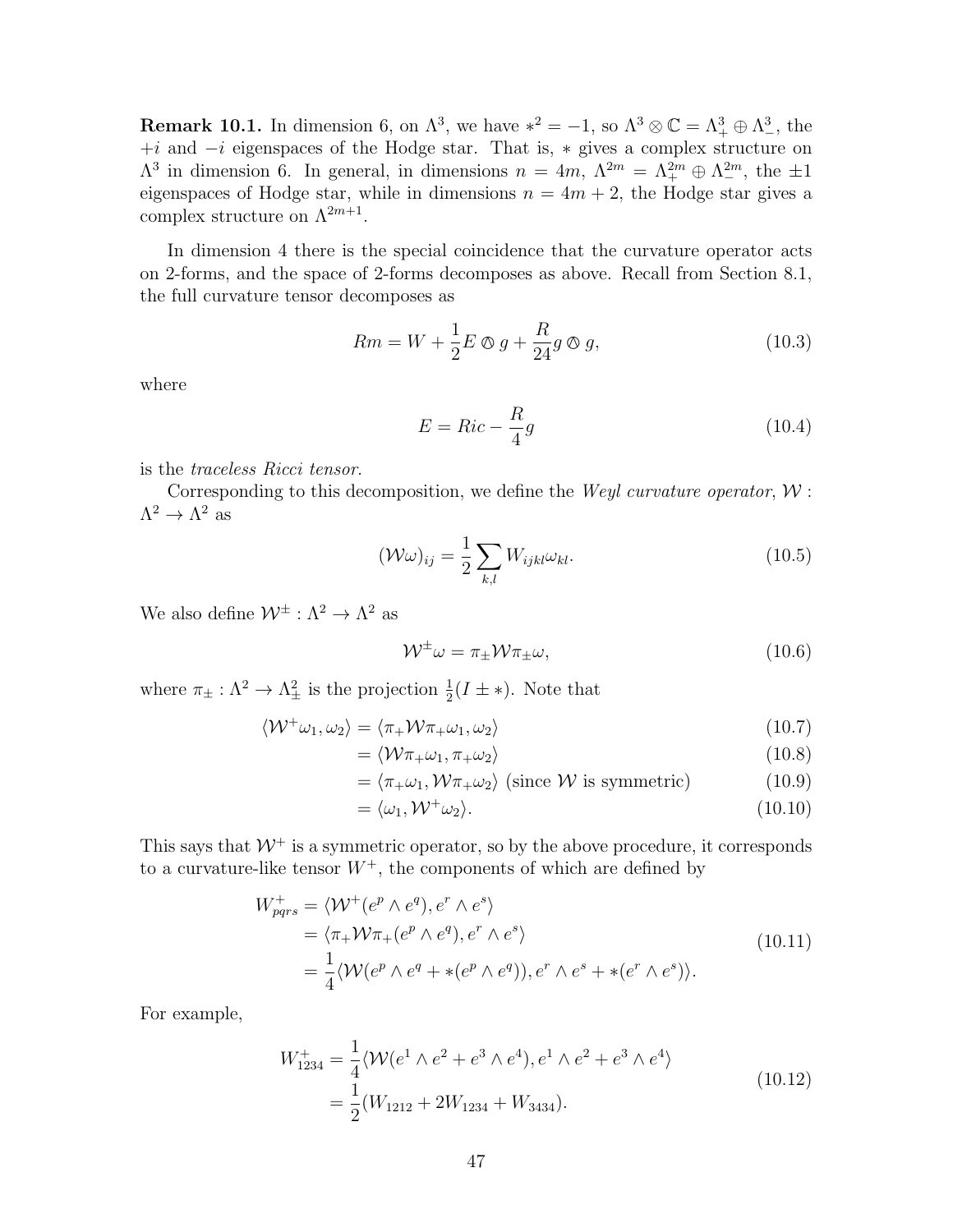**Remark 10.1.** In dimension 6, on $\Lambda^3$, we have $*^2 = -1$, so $\Lambda^3 \otimes \mathbb{C} = \Lambda^3_+ \oplus \Lambda^3_-$, the $+i$ and $-i$ eigenspaces of the Hodge star. That is, $*$ gives a complex structure on $\Lambda^3$ in dimension 6. In general, in dimensions $n = 4m$, $\Lambda^{2m} = \Lambda^{2m}_+ \oplus \Lambda^{2m}_-$, the $\pm 1$ eigenspaces of Hodge star, while in dimensions $n = 4m+2$, the Hodge star gives a complex structure on $\Lambda^{2m+1}$.

In dimension 4 there is the special coincidence that the curvature operator acts on 2-forms, and the space of 2-forms decomposes as above. Recall from Section 8.1, the full curvature tensor decomposes as

$$Rm = W + \frac{1}{2} E \owedge g + \frac{R}{24} g \owedge g, \tag{10.3}$$

where

$$E = Ric - \frac{R}{4} g \tag{10.4}$$

is the *traceless Ricci tensor*.

Corresponding to this decomposition, we define the *Weyl curvature operator*, $\mathcal{W} : \Lambda^2 \to \Lambda^2$ as

$$(\mathcal{W}\omega)_{ij} = \frac{1}{2} \sum_{k,l} W_{ijkl} \omega_{kl}. \tag{10.5}$$

We also define $\mathcal{W}^{\pm} : \Lambda^2 \to \Lambda^2$ as

$$\mathcal{W}^{\pm}\omega = \pi_{\pm} \mathcal{W} \pi_{\pm} \omega, \tag{10.6}$$

where $\pi_{\pm} : \Lambda^2 \to \Lambda^2_{\pm}$ is the projection $\frac{1}{2}(I \pm *)$. Note that

$$\begin{aligned}
\langle \mathcal{W}^+ \omega_1, \omega_2 \rangle &= \langle \pi_+ \mathcal{W} \pi_+ \omega_1, \omega_2 \rangle &(10.7)\\
&= \langle \mathcal{W} \pi_+ \omega_1, \pi_+ \omega_2 \rangle &(10.8)\\
&= \langle \pi_+ \omega_1, \mathcal{W} \pi_+ \omega_2 \rangle \text{ (since } \mathcal{W} \text{ is symmetric)} &(10.9)\\
&= \langle \omega_1, \mathcal{W}^+ \omega_2 \rangle. &(10.10)
\end{aligned}$$

This says that $\mathcal{W}^+$ is a symmetric operator, so by the above procedure, it corresponds to a curvature-like tensor $W^+$, the components of which are defined by

$$\begin{aligned}
W^+_{pqrs} &= \langle \mathcal{W}^+(e^p \wedge e^q), e^r \wedge e^s \rangle \\
&= \langle \pi_+ \mathcal{W} \pi_+ (e^p \wedge e^q), e^r \wedge e^s \rangle \\
&= \frac{1}{4} \langle \mathcal{W}(e^p \wedge e^q + *(e^p \wedge e^q)), e^r \wedge e^s + *(e^r \wedge e^s) \rangle.
\end{aligned} \tag{10.11}$$

For example,

$$\begin{aligned}
W^+_{1234} &= \frac{1}{4} \langle \mathcal{W}(e^1 \wedge e^2 + e^3 \wedge e^4), e^1 \wedge e^2 + e^3 \wedge e^4 \rangle \\
&= \frac{1}{2}(W_{1212} + 2W_{1234} + W_{3434}).
\end{aligned} \tag{10.12}$$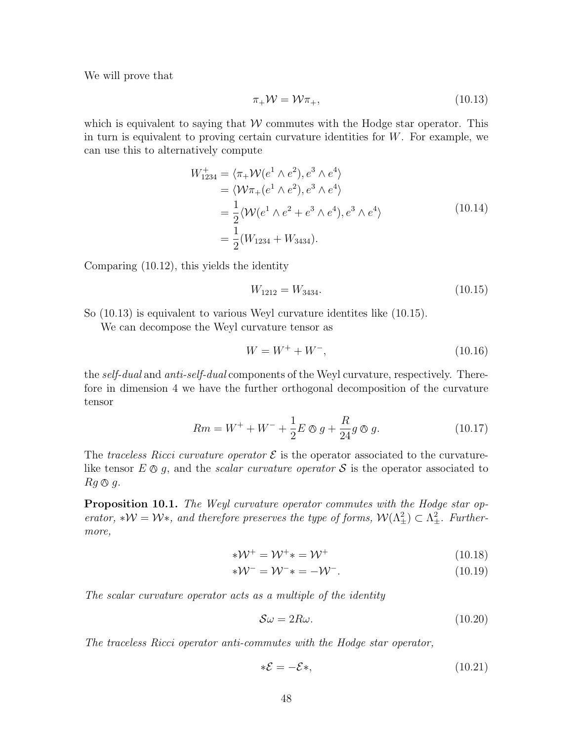We will prove that

$$\pi_+ \mathcal{W} = \mathcal{W} \pi_+, \tag{10.13}$$

which is equivalent to saying that $\mathcal{W}$ commutes with the Hodge star operator. This in turn is equivalent to proving certain curvature identities for $W$. For example, we can use this to alternatively compute

$$\begin{aligned}
W^+_{1234} &= \langle \pi_+ \mathcal{W}(e^1 \wedge e^2), e^3 \wedge e^4 \rangle \\
&= \langle \mathcal{W} \pi_+ (e^1 \wedge e^2), e^3 \wedge e^4 \rangle \\
&= \frac{1}{2} \langle \mathcal{W}(e^1 \wedge e^2 + e^3 \wedge e^4), e^3 \wedge e^4 \rangle \\
&= \frac{1}{2}(W_{1234} + W_{3434}).
\end{aligned} \tag{10.14}$$

Comparing (10.12), this yields the identity

$$W_{1212} = W_{3434}. \tag{10.15}$$

So (10.13) is equivalent to various Weyl curvature identites like (10.15).

We can decompose the Weyl curvature tensor as

$$W = W^+ + W^-, \tag{10.16}$$

the *self-dual* and *anti-self-dual* components of the Weyl curvature, respectively. Therefore in dimension 4 we have the further orthogonal decomposition of the curvature tensor

$$Rm = W^+ + W^- + \frac{1}{2} E \owedge g + \frac{R}{24} g \owedge g. \tag{10.17}$$

The *traceless Ricci curvature operator* $\mathcal{E}$ is the operator associated to the curvature-like tensor $E \owedge g$, and the *scalar curvature operator* $\mathcal{S}$ is the operator associated to $R g \owedge g$.

**Proposition 10.1.** *The Weyl curvature operator commutes with the Hodge star operator, $*\mathcal{W} = \mathcal{W}*$, and therefore preserves the type of forms, $\mathcal{W}(\Lambda^2_\pm) \subset \Lambda^2_\pm$. Furthermore,*

$$*\mathcal{W}^+ = \mathcal{W}^+ * = \mathcal{W}^+ \tag{10.18}$$

$$*\mathcal{W}^- = \mathcal{W}^- * = -\mathcal{W}^-. \tag{10.19}$$

*The scalar curvature operator acts as a multiple of the identity*

$$\mathcal{S}\omega = 2R\omega. \tag{10.20}$$

*The traceless Ricci operator anti-commutes with the Hodge star operator,*

$$*\mathcal{E} = -\mathcal{E}*, \tag{10.21}$$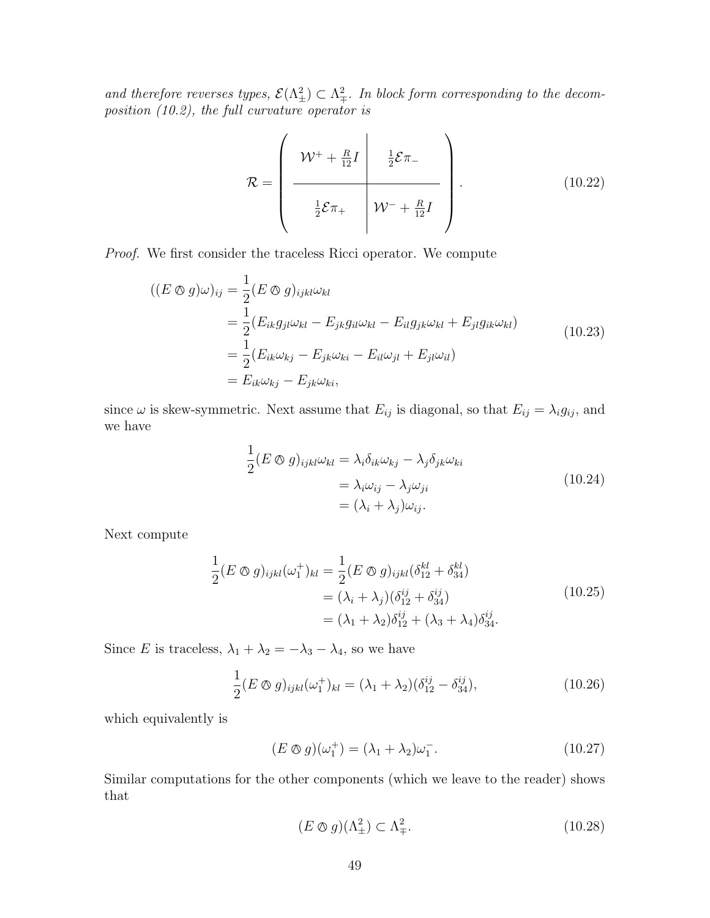*and therefore reverses types, $\mathcal{E}(\Lambda^2_{\pm}) \subset \Lambda^2_{\mp}$. In block form corresponding to the decomposition (10.2), the full curvature operator is*

$$
\mathcal{R} = \left( \begin{array}{c|c} \mathcal{W}^+ + \frac{R}{12}I & \frac{1}{2}\mathcal{E}\pi_- \\ \hline \frac{1}{2}\mathcal{E}\pi_+ & \mathcal{W}^- + \frac{R}{12}I \end{array} \right). \tag{10.22}
$$

*Proof.* We first consider the traceless Ricci operator. We compute

$$
\begin{aligned}
((E \owedge g)\omega)_{ij} &= \frac{1}{2}(E \owedge g)_{ijkl}\omega_{kl} \\
&= \frac{1}{2}(E_{ik}g_{jl}\omega_{kl} - E_{jk}g_{il}\omega_{kl} - E_{il}g_{jk}\omega_{kl} + E_{jl}g_{ik}\omega_{kl}) \\
&= \frac{1}{2}(E_{ik}\omega_{kj} - E_{jk}\omega_{ki} - E_{il}\omega_{jl} + E_{jl}\omega_{il}) \\
&= E_{ik}\omega_{kj} - E_{jk}\omega_{ki},
\end{aligned} \tag{10.23}
$$

since $\omega$ is skew-symmetric. Next assume that $E_{ij}$ is diagonal, so that $E_{ij} = \lambda_i g_{ij}$, and we have

$$
\begin{aligned}
\frac{1}{2}(E \owedge g)_{ijkl}\omega_{kl} &= \lambda_i \delta_{ik}\omega_{kj} - \lambda_j \delta_{jk}\omega_{ki} \\
&= \lambda_i \omega_{ij} - \lambda_j \omega_{ji} \\
&= (\lambda_i + \lambda_j)\omega_{ij}.
\end{aligned} \tag{10.24}
$$

Next compute

$$
\begin{aligned}
\frac{1}{2}(E \owedge g)_{ijkl}(\omega_1^+)_{kl} &= \frac{1}{2}(E \owedge g)_{ijkl}(\delta^{kl}_{12} + \delta^{kl}_{34}) \\
&= (\lambda_i + \lambda_j)(\delta^{ij}_{12} + \delta^{ij}_{34}) \\
&= (\lambda_1 + \lambda_2)\delta^{ij}_{12} + (\lambda_3 + \lambda_4)\delta^{ij}_{34}.
\end{aligned} \tag{10.25}
$$

Since $E$ is traceless, $\lambda_1 + \lambda_2 = -\lambda_3 - \lambda_4$, so we have

$$
\frac{1}{2}(E \owedge g)_{ijkl}(\omega_1^+)_{kl} = (\lambda_1 + \lambda_2)(\delta^{ij}_{12} - \delta^{ij}_{34}), \tag{10.26}
$$

which equivalently is

$$
(E \owedge g)(\omega_1^+) = (\lambda_1 + \lambda_2)\omega_1^-. \tag{10.27}
$$

Similar computations for the other components (which we leave to the reader) shows that

$$
(E \owedge g)(\Lambda^2_{\pm}) \subset \Lambda^2_{\mp}. \tag{10.28}
$$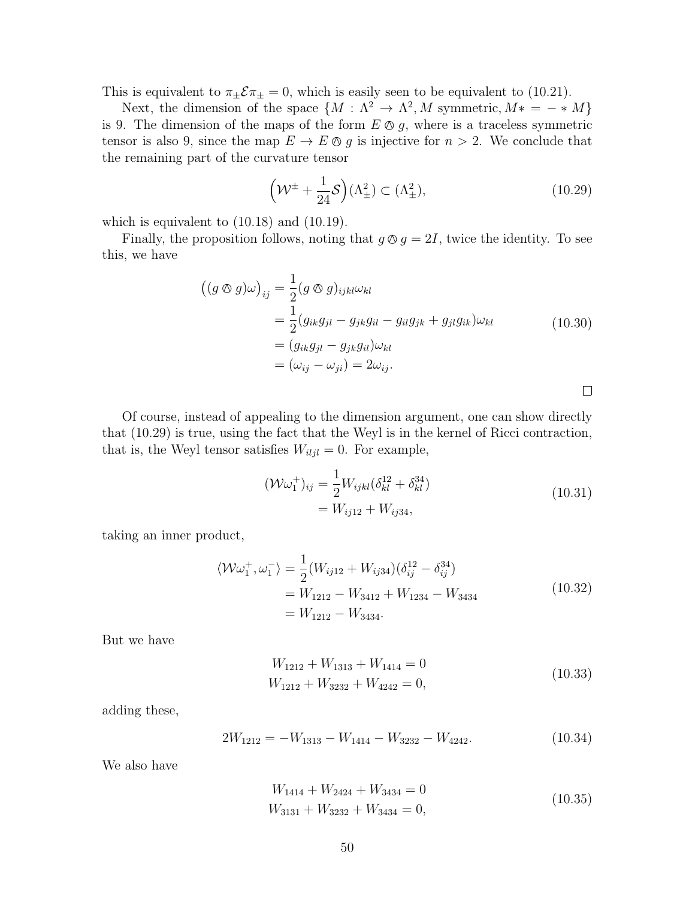This is equivalent to $\pi_\pm \mathcal{E} \pi_\pm = 0$, which is easily seen to be equivalent to (10.21).

Next, the dimension of the space $\{M : \Lambda^2 \to \Lambda^2, M \text{ symmetric}, M* = - * M\}$ is 9. The dimension of the maps of the form $E \owedge g$, where is a traceless symmetric tensor is also 9, since the map $E \to E \owedge g$ is injective for $n > 2$. We conclude that the remaining part of the curvature tensor

$$\Big(\mathcal{W}^\pm + \frac{1}{24}\mathcal{S}\Big)(\Lambda^2_\pm) \subset (\Lambda^2_\pm), \tag{10.29}$$

which is equivalent to (10.18) and (10.19).

Finally, the proposition follows, noting that $g \owedge g = 2I$, twice the identity. To see this, we have

$$\begin{aligned}
\big((g \owedge g)\omega\big)_{ij} &= \frac{1}{2}(g \owedge g)_{ijkl}\omega_{kl} \\
&= \frac{1}{2}(g_{ik}g_{jl} - g_{jk}g_{il} - g_{il}g_{jk} + g_{jl}g_{ik})\omega_{kl} \\
&= (g_{ik}g_{jl} - g_{jk}g_{il})\omega_{kl} \\
&= (\omega_{ij} - \omega_{ji}) = 2\omega_{ij}.
\end{aligned} \tag{10.30}$$

□

Of course, instead of appealing to the dimension argument, one can show directly that (10.29) is true, using the fact that the Weyl is in the kernel of Ricci contraction, that is, the Weyl tensor satisfies $W_{iljl} = 0$. For example,

$$\begin{aligned}
(\mathcal{W}\omega_1^+)_{ij} &= \frac{1}{2}W_{ijkl}(\delta^{12}_{kl} + \delta^{34}_{kl}) \\
&= W_{ij12} + W_{ij34},
\end{aligned} \tag{10.31}$$

taking an inner product,

$$\begin{aligned}
\langle \mathcal{W}\omega_1^+, \omega_1^- \rangle &= \frac{1}{2}(W_{ij12} + W_{ij34})(\delta^{12}_{ij} - \delta^{34}_{ij}) \\
&= W_{1212} - W_{3412} + W_{1234} - W_{3434} \\
&= W_{1212} - W_{3434}.
\end{aligned} \tag{10.32}$$

But we have

$$\begin{aligned}
W_{1212} + W_{1313} + W_{1414} = 0 \\
W_{1212} + W_{3232} + W_{4242} = 0,
\end{aligned} \tag{10.33}$$

adding these,

$$2W_{1212} = -W_{1313} - W_{1414} - W_{3232} - W_{4242}. \tag{10.34}$$

We also have

$$\begin{aligned}
W_{1414} + W_{2424} + W_{3434} = 0 \\
W_{3131} + W_{3232} + W_{3434} = 0,
\end{aligned} \tag{10.35}$$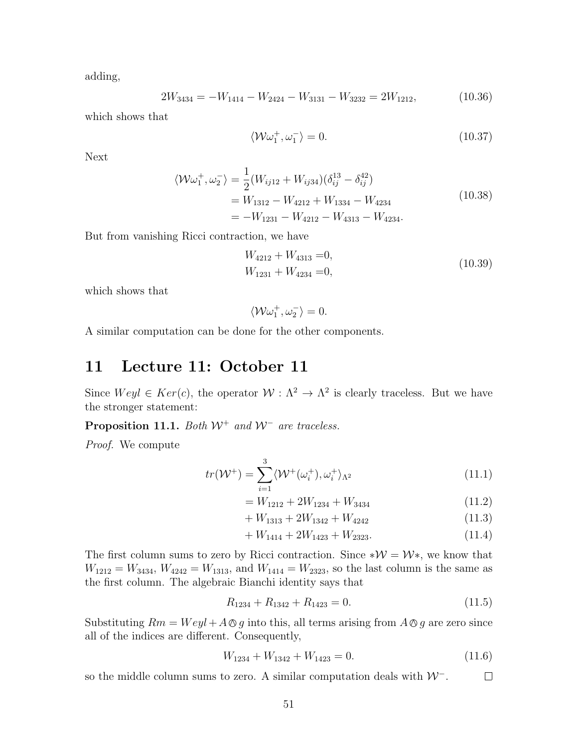adding,

$$2W_{3434} = -W_{1414} - W_{2424} - W_{3131} - W_{3232} = 2W_{1212}, \tag{10.36}$$

which shows that

$$\langle \mathcal{W}\omega_1^+, \omega_1^- \rangle = 0. \tag{10.37}$$

Next

$$\begin{aligned}
\langle \mathcal{W}\omega_1^+, \omega_2^- \rangle &= \frac{1}{2}(W_{ij12} + W_{ij34})(\delta_{ij}^{13} - \delta_{ij}^{42}) \\
&= W_{1312} - W_{4212} + W_{1334} - W_{4234} \\
&= -W_{1231} - W_{4212} - W_{4313} - W_{4234}.
\end{aligned} \tag{10.38}$$

But from vanishing Ricci contraction, we have

$$\begin{aligned}
W_{4212} + W_{4313} &= 0, \\
W_{1231} + W_{4234} &= 0,
\end{aligned} \tag{10.39}$$

which shows that

$$\langle \mathcal{W}\omega_1^+, \omega_2^- \rangle = 0.$$

A similar computation can be done for the other components.

# 11 Lecture 11: October 11

Since $Weyl \in Ker(c)$, the operator $\mathcal{W} : \Lambda^2 \to \Lambda^2$ is clearly traceless. But we have the stronger statement:

**Proposition 11.1.** *Both $\mathcal{W}^+$ and $\mathcal{W}^-$ are traceless.*

*Proof.* We compute

$$tr(\mathcal{W}^+) = \sum_{i=1}^{3} \langle \mathcal{W}^+(\omega_i^+), \omega_i^+ \rangle_{\Lambda^2} \tag{11.1}$$

$$= W_{1212} + 2W_{1234} + W_{3434} \tag{11.2}$$

$$+ W_{1313} + 2W_{1342} + W_{4242} \tag{11.3}$$

$$+ W_{1414} + 2W_{1423} + W_{2323}. \tag{11.4}$$

The first column sums to zero by Ricci contraction. Since $*\mathcal{W} = \mathcal{W}*$, we know that $W_{1212} = W_{3434}$, $W_{4242} = W_{1313}$, and $W_{1414} = W_{2323}$, so the last column is the same as the first column. The algebraic Bianchi identity says that

$$R_{1234} + R_{1342} + R_{1423} = 0. \tag{11.5}$$

Substituting $Rm = Weyl + A \owedge g$ into this, all terms arising from $A \owedge g$ are zero since all of the indices are different. Consequently,

$$W_{1234} + W_{1342} + W_{1423} = 0. \tag{11.6}$$

so the middle column sums to zero. A similar computation deals with $\mathcal{W}^-$. $\square$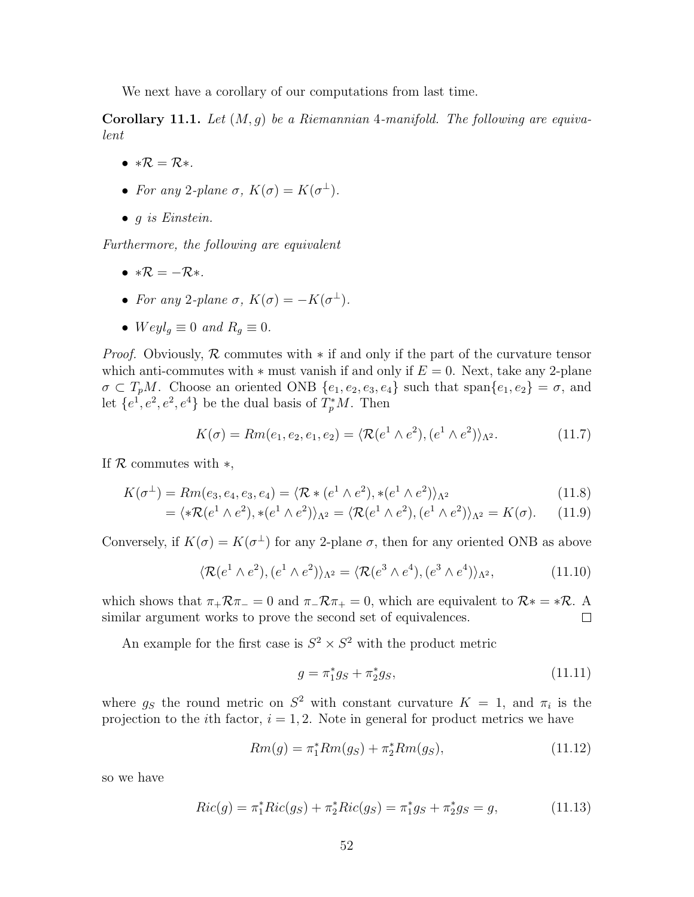We next have a corollary of our computations from last time.

**Corollary 11.1.** *Let $(M, g)$ be a Riemannian 4-manifold. The following are equivalent*

- $*\mathcal{R} = \mathcal{R}*$.
- *For any 2-plane $\sigma$, $K(\sigma) = K(\sigma^\perp)$.*
- *$g$ is Einstein.*

*Furthermore, the following are equivalent*

- $*\mathcal{R} = -\mathcal{R}*$.
- *For any 2-plane $\sigma$, $K(\sigma) = -K(\sigma^\perp)$.*
- *$Weyl_g \equiv 0$ and $R_g \equiv 0$.*

*Proof.* Obviously, $\mathcal{R}$ commutes with $*$ if and only if the part of the curvature tensor which anti-commutes with $*$ must vanish if and only if $E = 0$. Next, take any 2-plane $\sigma \subset T_pM$. Choose an oriented ONB $\{e_1, e_2, e_3, e_4\}$ such that $\text{span}\{e_1, e_2\} = \sigma$, and let $\{e^1, e^2, e^2, e^4\}$ be the dual basis of $T_p^*M$. Then

$$K(\sigma) = Rm(e_1, e_2, e_1, e_2) = \langle \mathcal{R}(e^1 \wedge e^2), (e^1 \wedge e^2) \rangle_{\Lambda^2}. \tag{11.7}$$

If $\mathcal{R}$ commutes with $*$,

$$K(\sigma^\perp) = Rm(e_3, e_4, e_3, e_4) = \langle \mathcal{R} * (e^1 \wedge e^2), *(e^1 \wedge e^2) \rangle_{\Lambda^2} \tag{11.8}$$

$$= \langle *\mathcal{R}(e^1 \wedge e^2), *(e^1 \wedge e^2) \rangle_{\Lambda^2} = \langle \mathcal{R}(e^1 \wedge e^2), (e^1 \wedge e^2) \rangle_{\Lambda^2} = K(\sigma). \tag{11.9}$$

Conversely, if $K(\sigma) = K(\sigma^\perp)$ for any 2-plane $\sigma$, then for any oriented ONB as above

$$\langle \mathcal{R}(e^1 \wedge e^2), (e^1 \wedge e^2) \rangle_{\Lambda^2} = \langle \mathcal{R}(e^3 \wedge e^4), (e^3 \wedge e^4) \rangle_{\Lambda^2}, \tag{11.10}$$

which shows that $\pi_+ \mathcal{R} \pi_- = 0$ and $\pi_- \mathcal{R} \pi_+ = 0$, which are equivalent to $\mathcal{R}* = *\mathcal{R}$. A similar argument works to prove the second set of equivalences. ◻

An example for the first case is $S^2 \times S^2$ with the product metric

$$g = \pi_1^* g_S + \pi_2^* g_S, \tag{11.11}$$

where $g_S$ the round metric on $S^2$ with constant curvature $K = 1$, and $\pi_i$ is the projection to the $i$th factor, $i = 1, 2$. Note in general for product metrics we have

$$Rm(g) = \pi_1^* Rm(g_S) + \pi_2^* Rm(g_S), \tag{11.12}$$

so we have

$$Ric(g) = \pi_1^* Ric(g_S) + \pi_2^* Ric(g_S) = \pi_1^* g_S + \pi_2^* g_S = g, \tag{11.13}$$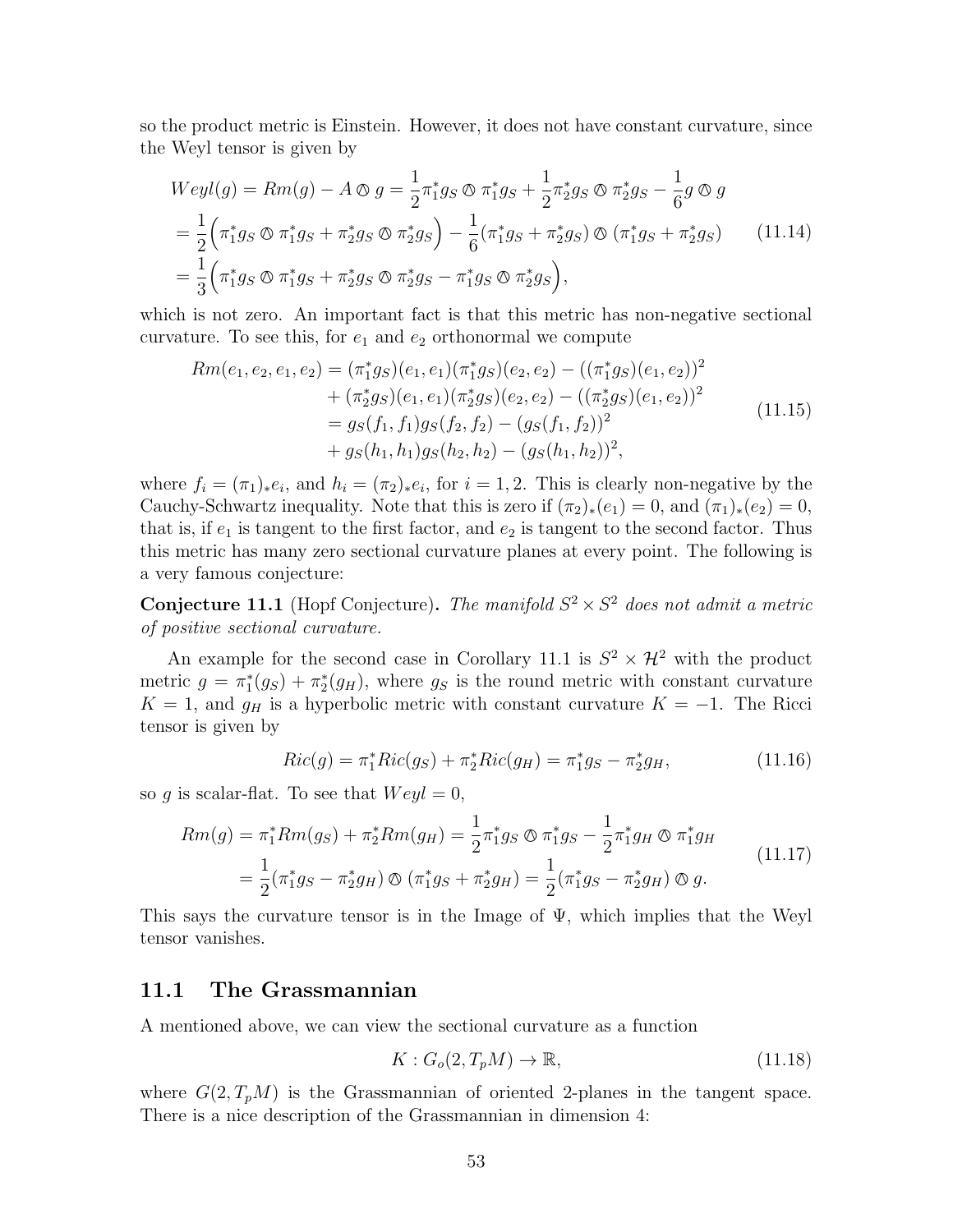so the product metric is Einstein. However, it does not have constant curvature, since the Weyl tensor is given by

$$
\begin{aligned}
Weyl(g) &= Rm(g) - A \owedge g = \frac{1}{2}\pi_1^* g_S \owedge \pi_1^* g_S + \frac{1}{2}\pi_2^* g_S \owedge \pi_2^* g_S - \frac{1}{6} g \owedge g \\
&= \frac{1}{2}\Big(\pi_1^* g_S \owedge \pi_1^* g_S + \pi_2^* g_S \owedge \pi_2^* g_S\Big) - \frac{1}{6}(\pi_1^* g_S + \pi_2^* g_S) \owedge (\pi_1^* g_S + \pi_2^* g_S) \\
&= \frac{1}{3}\Big(\pi_1^* g_S \owedge \pi_1^* g_S + \pi_2^* g_S \owedge \pi_2^* g_S - \pi_1^* g_S \owedge \pi_2^* g_S\Big),
\end{aligned} \tag{11.14}
$$

which is not zero. An important fact is that this metric has non-negative sectional curvature. To see this, for $e_1$ and $e_2$ orthonormal we compute

$$
\begin{aligned}
Rm(e_1, e_2, e_1, e_2) &= (\pi_1^* g_S)(e_1, e_1)(\pi_1^* g_S)(e_2, e_2) - ((\pi_1^* g_S)(e_1, e_2))^2 \\
&\quad + (\pi_2^* g_S)(e_1, e_1)(\pi_2^* g_S)(e_2, e_2) - ((\pi_2^* g_S)(e_1, e_2))^2 \\
&= g_S(f_1, f_1) g_S(f_2, f_2) - (g_S(f_1, f_2))^2 \\
&\quad + g_S(h_1, h_1) g_S(h_2, h_2) - (g_S(h_1, h_2))^2,
\end{aligned} \tag{11.15}
$$

where $f_i = (\pi_1)_* e_i$, and $h_i = (\pi_2)_* e_i$, for $i = 1, 2$. This is clearly non-negative by the Cauchy-Schwartz inequality. Note that this is zero if $(\pi_2)_*(e_1) = 0$, and $(\pi_1)_*(e_2) = 0$, that is, if $e_1$ is tangent to the first factor, and $e_2$ is tangent to the second factor. Thus this metric has many zero sectional curvature planes at every point. The following is a very famous conjecture:

**Conjecture 11.1** (Hopf Conjecture)**.** *The manifold $S^2 \times S^2$ does not admit a metric of positive sectional curvature.*

An example for the second case in Corollary 11.1 is $S^2 \times \mathcal{H}^2$ with the product metric $g = \pi_1^*(g_S) + \pi_2^*(g_H)$, where $g_S$ is the round metric with constant curvature $K = 1$, and $g_H$ is a hyperbolic metric with constant curvature $K = -1$. The Ricci tensor is given by

$$
Ric(g) = \pi_1^* Ric(g_S) + \pi_2^* Ric(g_H) = \pi_1^* g_S - \pi_2^* g_H, \tag{11.16}
$$

so $g$ is scalar-flat. To see that $Weyl = 0$,

$$
\begin{aligned}
Rm(g) &= \pi_1^* Rm(g_S) + \pi_2^* Rm(g_H) = \frac{1}{2}\pi_1^* g_S \owedge \pi_1^* g_S - \frac{1}{2}\pi_1^* g_H \owedge \pi_1^* g_H \\
&= \frac{1}{2}(\pi_1^* g_S - \pi_2^* g_H) \owedge (\pi_1^* g_S + \pi_2^* g_H) = \frac{1}{2}(\pi_1^* g_S - \pi_2^* g_H) \owedge g.
\end{aligned} \tag{11.17}
$$

This says the curvature tensor is in the Image of $\Psi$, which implies that the Weyl tensor vanishes.

## 11.1 The Grassmannian

A mentioned above, we can view the sectional curvature as a function

$$
K : G_o(2, T_pM) \to \mathbb{R}, \tag{11.18}
$$

where $G(2, T_pM)$ is the Grassmannian of oriented 2-planes in the tangent space. There is a nice description of the Grassmannian in dimension 4: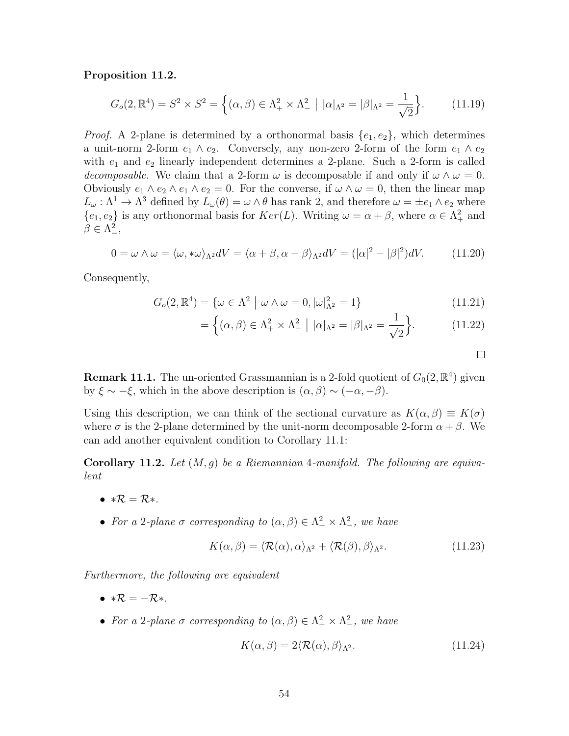**Proposition 11.2.**

$$G_o(2, \mathbb{R}^4) = S^2 \times S^2 = \Big\{(\alpha, \beta) \in \Lambda^2_+ \times \Lambda^2_- \;\big|\; |\alpha|_{\Lambda^2} = |\beta|_{\Lambda^2} = \frac{1}{\sqrt{2}}\Big\}. \tag{11.19}$$

*Proof.* A 2-plane is determined by a orthonormal basis $\{e_1, e_2\}$, which determines a unit-norm 2-form $e_1 \wedge e_2$. Conversely, any non-zero 2-form of the form $e_1 \wedge e_2$ with $e_1$ and $e_2$ linearly independent determines a 2-plane. Such a 2-form is called *decomposable*. We claim that a 2-form $\omega$ is decomposable if and only if $\omega \wedge \omega = 0$. Obviously $e_1 \wedge e_2 \wedge e_1 \wedge e_2 = 0$. For the converse, if $\omega \wedge \omega = 0$, then the linear map $L_\omega : \Lambda^1 \to \Lambda^3$ defined by $L_\omega(\theta) = \omega \wedge \theta$ has rank 2, and therefore $\omega = \pm e_1 \wedge e_2$ where $\{e_1, e_2\}$ is any orthonormal basis for $Ker(L)$. Writing $\omega = \alpha + \beta$, where $\alpha \in \Lambda^2_+$ and $\beta \in \Lambda^2_-$,

$$0 = \omega \wedge \omega = \langle \omega, *\omega \rangle_{\Lambda^2} dV = \langle \alpha + \beta, \alpha - \beta \rangle_{\Lambda^2} dV = (|\alpha|^2 - |\beta|^2) dV. \tag{11.20}$$

Consequently,

$$G_o(2, \mathbb{R}^4) = \{\omega \in \Lambda^2 \;\big|\; \omega \wedge \omega = 0, |\omega|^2_{\Lambda^2} = 1\} \tag{11.21}$$

$$= \Big\{(\alpha, \beta) \in \Lambda^2_+ \times \Lambda^2_- \;\big|\; |\alpha|_{\Lambda^2} = |\beta|_{\Lambda^2} = \frac{1}{\sqrt{2}}\Big\}. \tag{11.22}$$

$\square$

**Remark 11.1.** The un-oriented Grassmannian is a 2-fold quotient of $G_0(2, \mathbb{R}^4)$ given by $\xi \sim -\xi$, which in the above description is $(\alpha, \beta) \sim (-\alpha, -\beta)$.

Using this description, we can think of the sectional curvature as $K(\alpha, \beta) \equiv K(\sigma)$ where $\sigma$ is the 2-plane determined by the unit-norm decomposable 2-form $\alpha + \beta$. We can add another equivalent condition to Corollary 11.1:

**Corollary 11.2.** *Let $(M, g)$ be a Riemannian 4-manifold. The following are equivalent*

- $*\mathcal{R} = \mathcal{R}*$.
- *For a 2-plane $\sigma$ corresponding to $(\alpha, \beta) \in \Lambda^2_+ \times \Lambda^2_-$, we have*

$$K(\alpha, \beta) = \langle \mathcal{R}(\alpha), \alpha \rangle_{\Lambda^2} + \langle \mathcal{R}(\beta), \beta \rangle_{\Lambda^2}. \tag{11.23}$$

*Furthermore, the following are equivalent*

- $*\mathcal{R} = -\mathcal{R}*$.
- *For a 2-plane $\sigma$ corresponding to $(\alpha, \beta) \in \Lambda^2_+ \times \Lambda^2_-$, we have*

$$K(\alpha, \beta) = 2\langle \mathcal{R}(\alpha), \beta \rangle_{\Lambda^2}. \tag{11.24}$$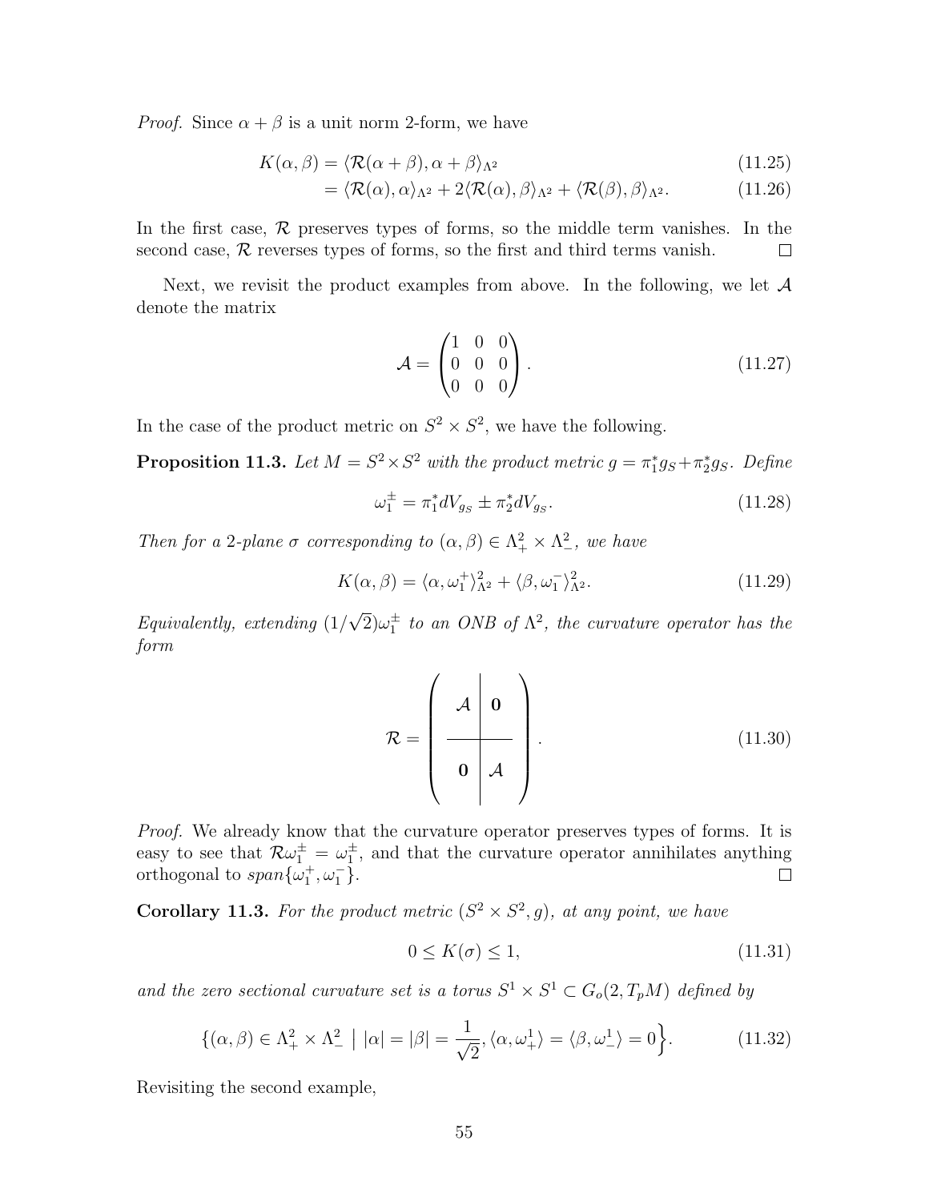*Proof.* Since $\alpha + \beta$ is a unit norm 2-form, we have

$$K(\alpha, \beta) = \langle \mathcal{R}(\alpha + \beta), \alpha + \beta \rangle_{\Lambda^2} \tag{11.25}$$

$$= \langle \mathcal{R}(\alpha), \alpha \rangle_{\Lambda^2} + 2\langle \mathcal{R}(\alpha), \beta \rangle_{\Lambda^2} + \langle \mathcal{R}(\beta), \beta \rangle_{\Lambda^2}. \tag{11.26}$$

In the first case, $\mathcal{R}$ preserves types of forms, so the middle term vanishes. In the second case, $\mathcal{R}$ reverses types of forms, so the first and third terms vanish. $\square$

Next, we revisit the product examples from above. In the following, we let $\mathcal{A}$ denote the matrix

$$\mathcal{A} = \begin{pmatrix} 1 & 0 & 0 \\ 0 & 0 & 0 \\ 0 & 0 & 0 \end{pmatrix}. \tag{11.27}$$

In the case of the product metric on $S^2 \times S^2$, we have the following.

**Proposition 11.3.** *Let $M = S^2 \times S^2$ with the product metric $g = \pi_1^* g_S + \pi_2^* g_S$. Define*

$$\omega_1^{\pm} = \pi_1^* dV_{g_S} \pm \pi_2^* dV_{g_S}. \tag{11.28}$$

*Then for a 2-plane $\sigma$ corresponding to $(\alpha, \beta) \in \Lambda^2_+ \times \Lambda^2_-$, we have*

$$K(\alpha, \beta) = \langle \alpha, \omega_1^+ \rangle_{\Lambda^2}^2 + \langle \beta, \omega_1^- \rangle_{\Lambda^2}^2. \tag{11.29}$$

*Equivalently, extending $(1/\sqrt{2})\omega_1^{\pm}$ to an ONB of $\Lambda^2$, the curvature operator has the form*

$$\mathcal{R} = \left( \begin{array}{c|c} \mathcal{A} & \mathbf{0} \\ \hline \mathbf{0} & \mathcal{A} \end{array} \right). \tag{11.30}$$

*Proof.* We already know that the curvature operator preserves types of forms. It is easy to see that $\mathcal{R}\omega_1^{\pm} = \omega_1^{\pm}$, and that the curvature operator annihilates anything orthogonal to $span\{\omega_1^+, \omega_1^-\}$. $\square$

**Corollary 11.3.** *For the product metric $(S^2 \times S^2, g)$, at any point, we have*

$$0 \leq K(\sigma) \leq 1, \tag{11.31}$$

*and the zero sectional curvature set is a torus $S^1 \times S^1 \subset G_o(2, T_pM)$ defined by*

$$\Big\{(\alpha, \beta) \in \Lambda^2_+ \times \Lambda^2_- \;\Big|\; |\alpha| = |\beta| = \frac{1}{\sqrt{2}}, \langle \alpha, \omega^1_+ \rangle = \langle \beta, \omega^1_- \rangle = 0 \Big\}. \tag{11.32}$$

Revisiting the second example,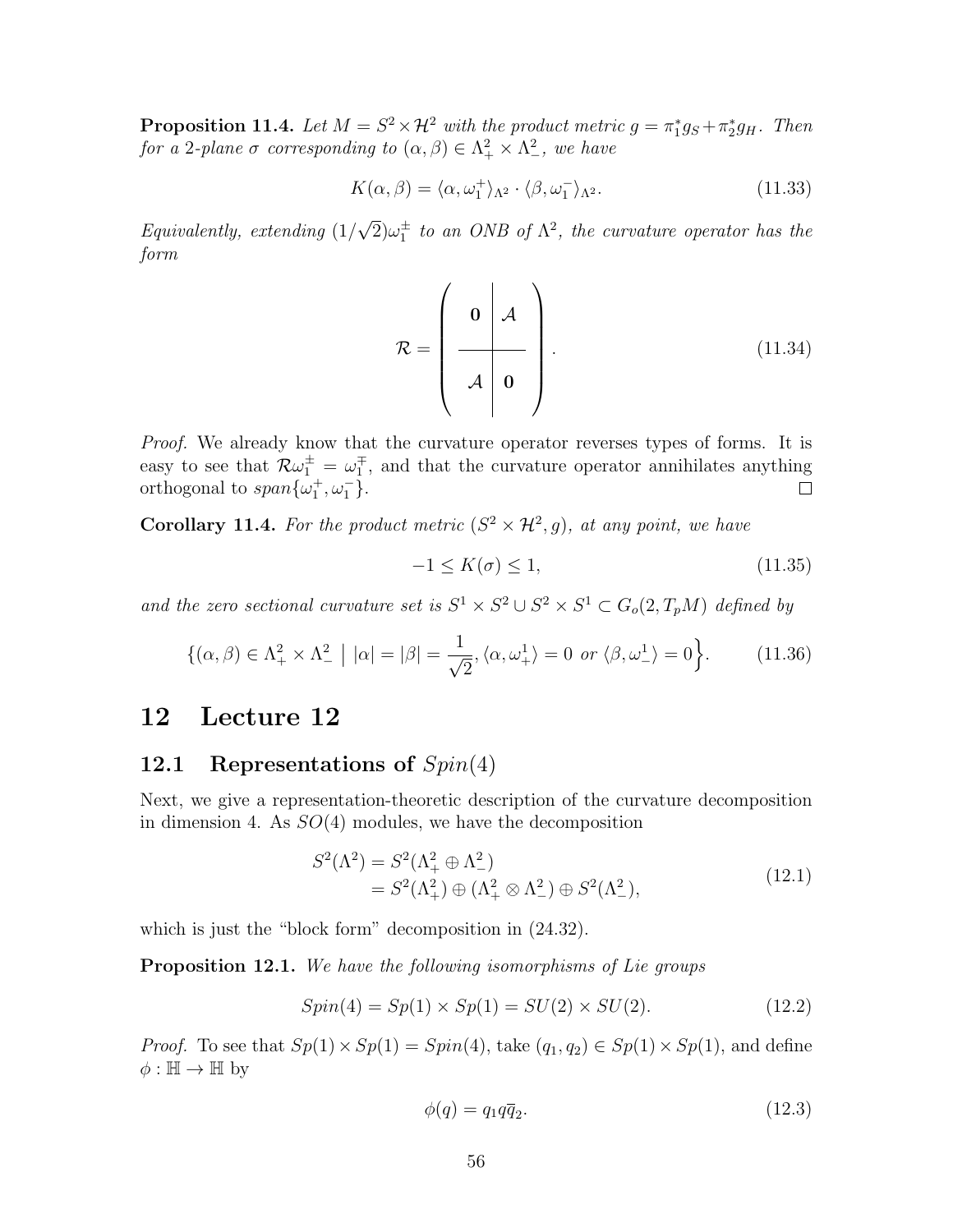**Proposition 11.4.** *Let $M = S^2 \times \mathcal{H}^2$ with the product metric $g = \pi_1^* g_S + \pi_2^* g_H$. Then for a 2-plane $\sigma$ corresponding to $(\alpha, \beta) \in \Lambda^2_+ \times \Lambda^2_-$, we have*

$$K(\alpha, \beta) = \langle \alpha, \omega_1^+ \rangle_{\Lambda^2} \cdot \langle \beta, \omega_1^- \rangle_{\Lambda^2}. \tag{11.33}$$

*Equivalently, extending $(1/\sqrt{2})\omega_1^\pm$ to an ONB of $\Lambda^2$, the curvature operator has the form*

$$\mathcal{R} = \left( \begin{array}{c|c} \mathbf{0} & \mathcal{A} \\ \hline \mathcal{A} & \mathbf{0} \end{array} \right). \tag{11.34}$$

*Proof.* We already know that the curvature operator reverses types of forms. It is easy to see that $\mathcal{R}\omega_1^\pm = \omega_1^\mp$, and that the curvature operator annihilates anything orthogonal to $span\{\omega_1^+, \omega_1^-\}$. $\square$

**Corollary 11.4.** *For the product metric $(S^2 \times \mathcal{H}^2, g)$, at any point, we have*

$$-1 \leq K(\sigma) \leq 1, \tag{11.35}$$

*and the zero sectional curvature set is $S^1 \times S^2 \cup S^2 \times S^1 \subset G_o(2, T_pM)$ defined by*

$$\Big\{(\alpha, \beta) \in \Lambda^2_+ \times \Lambda^2_- \; \Big| \; |\alpha| = |\beta| = \frac{1}{\sqrt{2}}, \langle \alpha, \omega^1_+ \rangle = 0 \text{ or } \langle \beta, \omega^1_- \rangle = 0 \Big\}. \tag{11.36}$$

# 12 Lecture 12

## 12.1 Representations of $Spin(4)$

Next, we give a representation-theoretic description of the curvature decomposition in dimension 4. As $SO(4)$ modules, we have the decomposition

$$\begin{aligned} S^2(\Lambda^2) &= S^2(\Lambda^2_+ \oplus \Lambda^2_-) \\ &= S^2(\Lambda^2_+) \oplus (\Lambda^2_+ \otimes \Lambda^2_-) \oplus S^2(\Lambda^2_-), \end{aligned} \tag{12.1}$$

which is just the "block form" decomposition in (24.32).

**Proposition 12.1.** *We have the following isomorphisms of Lie groups*

$$Spin(4) = Sp(1) \times Sp(1) = SU(2) \times SU(2). \tag{12.2}$$

*Proof.* To see that $Sp(1) \times Sp(1) = Spin(4)$, take $(q_1, q_2) \in Sp(1) \times Sp(1)$, and define $\phi : \mathbb{H} \to \mathbb{H}$ by

$$\phi(q) = q_1 q \overline{q}_2. \tag{12.3}$$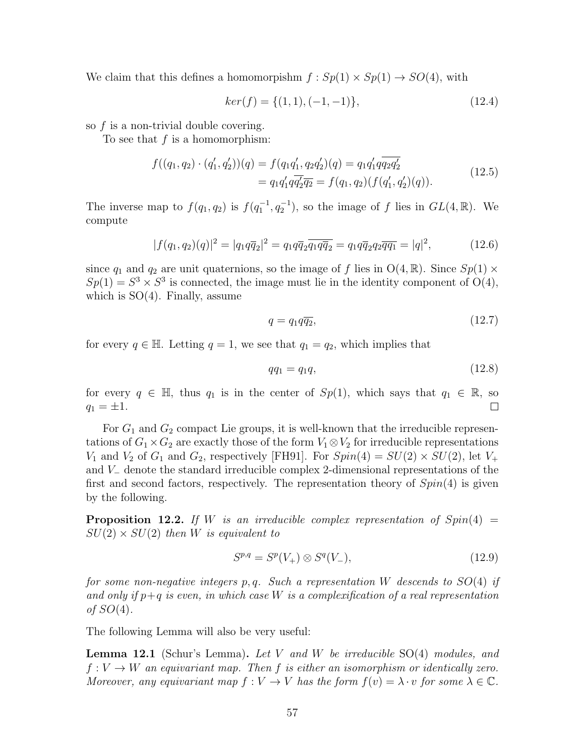We claim that this defines a homomorpishm $f : Sp(1) \times Sp(1) \to SO(4)$, with

$$ker(f) = \{(1,1), (-1,-1)\}, \tag{12.4}$$

so $f$ is a non-trivial double covering.

To see that $f$ is a homomorphism:

$$\begin{aligned} f((q_1, q_2) \cdot (q_1', q_2'))(q) &= f(q_1 q_1', q_2 q_2')(q) = q_1 q_1' q \overline{q_2 q_2'} \\ &= q_1 q_1' q \overline{q_2'} \overline{q_2} = f(q_1, q_2)(f(q_1', q_2')(q)). \end{aligned} \tag{12.5}$$

The inverse map to $f(q_1, q_2)$ is $f(q_1^{-1}, q_2^{-1})$, so the image of $f$ lies in $GL(4, \mathbb{R})$. We compute

$$|f(q_1, q_2)(q)|^2 = |q_1 q \overline{q}_2|^2 = q_1 q \overline{q}_2 \overline{q_1 q \overline{q}_2} = q_1 q \overline{q}_2 q_2 \overline{q} \overline{q_1} = |q|^2, \tag{12.6}$$

since $q_1$ and $q_2$ are unit quaternions, so the image of $f$ lies in $\mathrm{O}(4, \mathbb{R})$. Since $Sp(1) \times Sp(1) = S^3 \times S^3$ is connected, the image must lie in the identity component of $\mathrm{O}(4)$, which is $\mathrm{SO}(4)$. Finally, assume

$$q = q_1 q \overline{q_2}, \tag{12.7}$$

for every $q \in \mathbb{H}$. Letting $q = 1$, we see that $q_1 = q_2$, which implies that

$$q q_1 = q_1 q, \tag{12.8}$$

for every $q \in \mathbb{H}$, thus $q_1$ is in the center of $Sp(1)$, which says that $q_1 \in \mathbb{R}$, so $q_1 = \pm 1$. □

For $G_1$ and $G_2$ compact Lie groups, it is well-known that the irreducible representations of $G_1 \times G_2$ are exactly those of the form $V_1 \otimes V_2$ for irreducible representations $V_1$ and $V_2$ of $G_1$ and $G_2$, respectively [FH91]. For $Spin(4) = SU(2) \times SU(2)$, let $V_+$ and $V_-$ denote the standard irreducible complex 2-dimensional representations of the first and second factors, respectively. The representation theory of $Spin(4)$ is given by the following.

**Proposition 12.2.** *If $W$ is an irreducible complex representation of $Spin(4) = SU(2) \times SU(2)$ then $W$ is equivalent to*

$$S^{p,q} = S^p(V_+) \otimes S^q(V_-), \tag{12.9}$$

*for some non-negative integers $p, q$. Such a representation $W$ descends to $SO(4)$ if and only if $p+q$ is even, in which case $W$ is a complexification of a real representation of $SO(4)$.*

The following Lemma will also be very useful:

**Lemma 12.1** (Schur's Lemma)**.** *Let $V$ and $W$ be irreducible $\mathrm{SO}(4)$ modules, and $f : V \to W$ an equivariant map. Then $f$ is either an isomorphism or identically zero. Moreover, any equivariant map $f : V \to V$ has the form $f(v) = \lambda \cdot v$ for some $\lambda \in \mathbb{C}$.*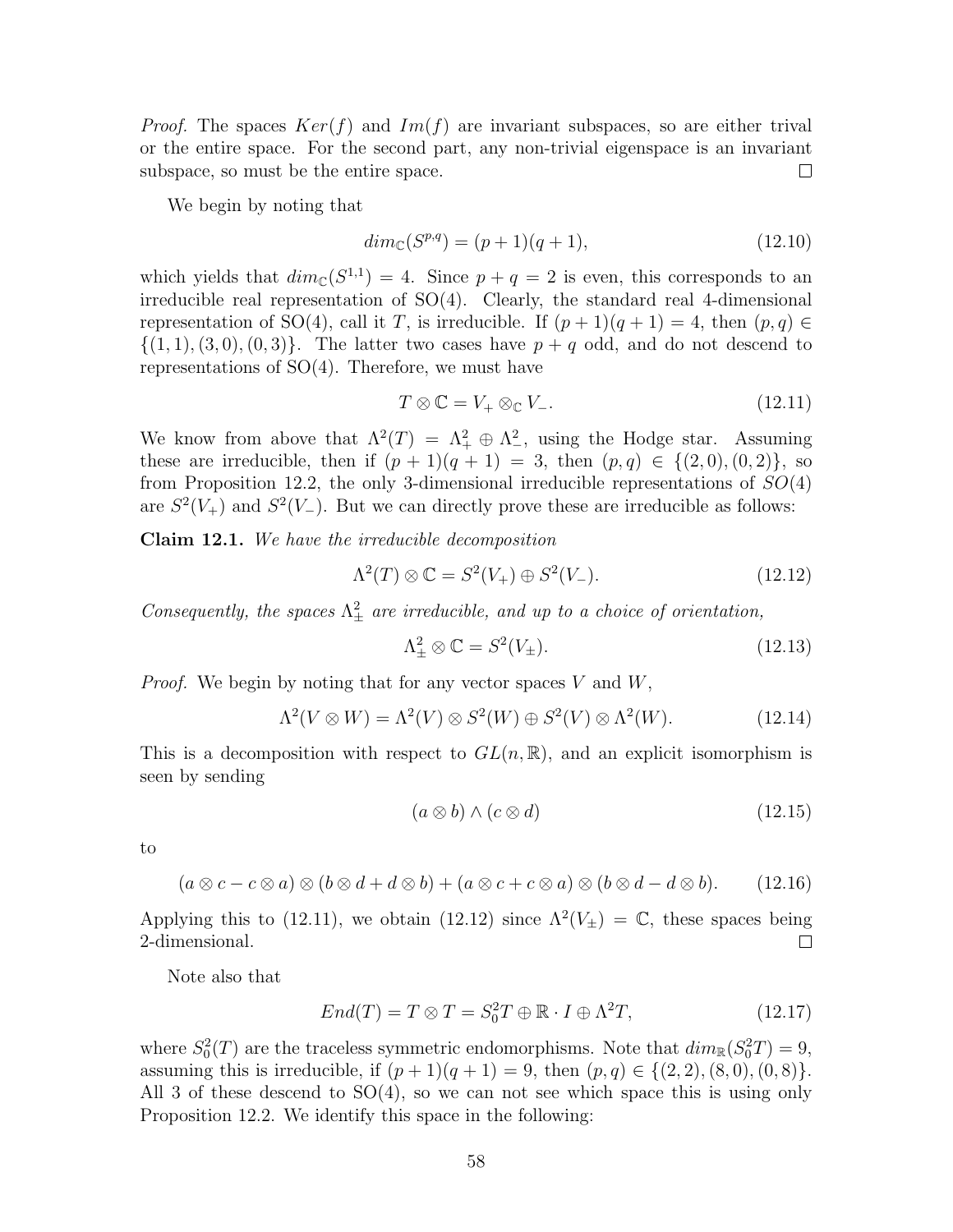*Proof.* The spaces $Ker(f)$ and $Im(f)$ are invariant subspaces, so are either trival or the entire space. For the second part, any non-trivial eigenspace is an invariant subspace, so must be the entire space. □

We begin by noting that

$$dim_{\mathbb{C}}(S^{p,q}) = (p+1)(q+1), \tag{12.10}$$

which yields that $dim_{\mathbb{C}}(S^{1,1}) = 4$. Since $p+q = 2$ is even, this corresponds to an irreducible real representation of SO(4). Clearly, the standard real 4-dimensional representation of SO(4), call it $T$, is irreducible. If $(p+1)(q+1) = 4$, then $(p,q) \in \{(1,1),(3,0),(0,3)\}$. The latter two cases have $p+q$ odd, and do not descend to representations of SO(4). Therefore, we must have

$$T \otimes \mathbb{C} = V_+ \otimes_{\mathbb{C}} V_-. \tag{12.11}$$

We know from above that $\Lambda^2(T) = \Lambda^2_+ \oplus \Lambda^2_-$, using the Hodge star. Assuming these are irreducible, then if $(p+1)(q+1) = 3$, then $(p,q) \in \{(2,0),(0,2)\}$, so from Proposition 12.2, the only 3-dimensional irreducible representations of $SO(4)$ are $S^2(V_+)$ and $S^2(V_-)$. But we can directly prove these are irreducible as follows:

**Claim 12.1.** *We have the irreducible decomposition*

$$\Lambda^2(T) \otimes \mathbb{C} = S^2(V_+) \oplus S^2(V_-). \tag{12.12}$$

*Consequently, the spaces $\Lambda^2_{\pm}$ are irreducible, and up to a choice of orientation,*

$$\Lambda^2_{\pm} \otimes \mathbb{C} = S^2(V_{\pm}). \tag{12.13}$$

*Proof.* We begin by noting that for any vector spaces $V$ and $W$,

$$\Lambda^2(V \otimes W) = \Lambda^2(V) \otimes S^2(W) \oplus S^2(V) \otimes \Lambda^2(W). \tag{12.14}$$

This is a decomposition with respect to $GL(n,\mathbb{R})$, and an explicit isomorphism is seen by sending

$$(a \otimes b) \wedge (c \otimes d) \tag{12.15}$$

to

$$(a \otimes c - c \otimes a) \otimes (b \otimes d + d \otimes b) + (a \otimes c + c \otimes a) \otimes (b \otimes d - d \otimes b). \tag{12.16}$$

Applying this to (12.11), we obtain (12.12) since $\Lambda^2(V_{\pm}) = \mathbb{C}$, these spaces being 2-dimensional. □

Note also that

$$End(T) = T \otimes T = S^2_0 T \oplus \mathbb{R} \cdot I \oplus \Lambda^2 T, \tag{12.17}$$

where $S^2_0(T)$ are the traceless symmetric endomorphisms. Note that $dim_{\mathbb{R}}(S^2_0 T) = 9$, assuming this is irreducible, if $(p+1)(q+1) = 9$, then $(p,q) \in \{(2,2),(8,0),(0,8)\}$. All 3 of these descend to SO(4), so we can not see which space this is using only Proposition 12.2. We identify this space in the following: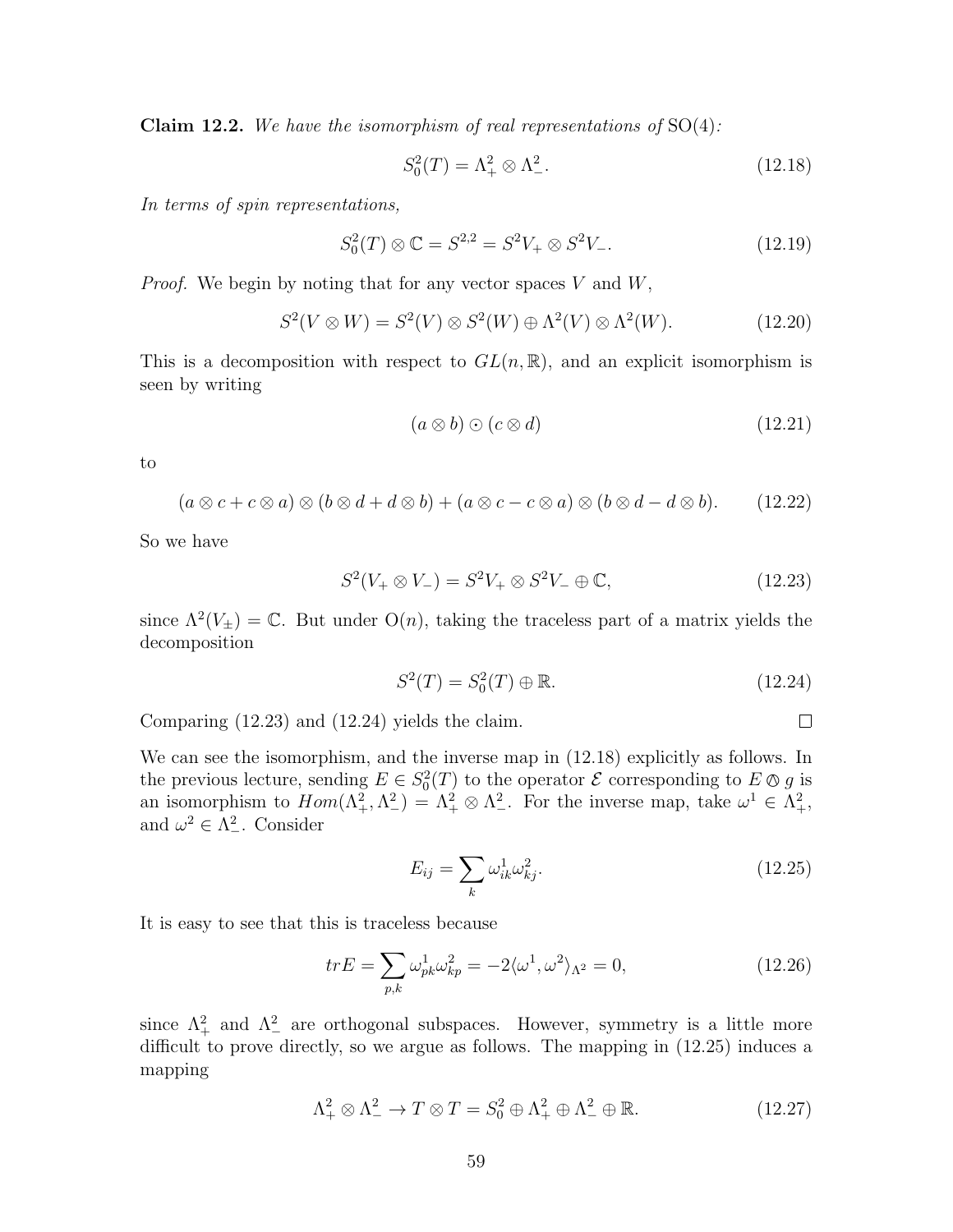**Claim 12.2.** *We have the isomorphism of real representations of* $\mathrm{SO}(4)$*:*

$$S^2_0(T) = \Lambda^2_+ \otimes \Lambda^2_-. \tag{12.18}$$

*In terms of spin representations,*

$$S^2_0(T) \otimes \mathbb{C} = S^{2,2} = S^2V_+ \otimes S^2V_-. \tag{12.19}$$

*Proof.* We begin by noting that for any vector spaces $V$ and $W$,

$$S^2(V \otimes W) = S^2(V) \otimes S^2(W) \oplus \Lambda^2(V) \otimes \Lambda^2(W). \tag{12.20}$$

This is a decomposition with respect to $GL(n, \mathbb{R})$, and an explicit isomorphism is seen by writing

$$(a \otimes b) \odot (c \otimes d) \tag{12.21}$$

to

$$(a \otimes c + c \otimes a) \otimes (b \otimes d + d \otimes b) + (a \otimes c - c \otimes a) \otimes (b \otimes d - d \otimes b). \tag{12.22}$$

So we have

$$S^2(V_+ \otimes V_-) = S^2V_+ \otimes S^2V_- \oplus \mathbb{C}, \tag{12.23}$$

since $\Lambda^2(V_\pm) = \mathbb{C}$. But under $\mathrm{O}(n)$, taking the traceless part of a matrix yields the decomposition

$$S^2(T) = S^2_0(T) \oplus \mathbb{R}. \tag{12.24}$$

Comparing (12.23) and (12.24) yields the claim. $\square$

We can see the isomorphism, and the inverse map in (12.18) explicitly as follows. In the previous lecture, sending $E \in S^2_0(T)$ to the operator $\mathcal{E}$ corresponding to $E \owedge g$ is an isomorphism to $Hom(\Lambda^2_+, \Lambda^2_-) = \Lambda^2_+ \otimes \Lambda^2_-$. For the inverse map, take $\omega^1 \in \Lambda^2_+$, and $\omega^2 \in \Lambda^2_-$. Consider

$$E_{ij} = \sum_k \omega^1_{ik}\omega^2_{kj}. \tag{12.25}$$

It is easy to see that this is traceless because

$$trE = \sum_{p,k} \omega^1_{pk}\omega^2_{kp} = -2\langle \omega^1, \omega^2 \rangle_{\Lambda^2} = 0, \tag{12.26}$$

since $\Lambda^2_+$ and $\Lambda^2_-$ are orthogonal subspaces. However, symmetry is a little more difficult to prove directly, so we argue as follows. The mapping in (12.25) induces a mapping

$$\Lambda^2_+ \otimes \Lambda^2_- \to T \otimes T = S^2_0 \oplus \Lambda^2_+ \oplus \Lambda^2_- \oplus \mathbb{R}. \tag{12.27}$$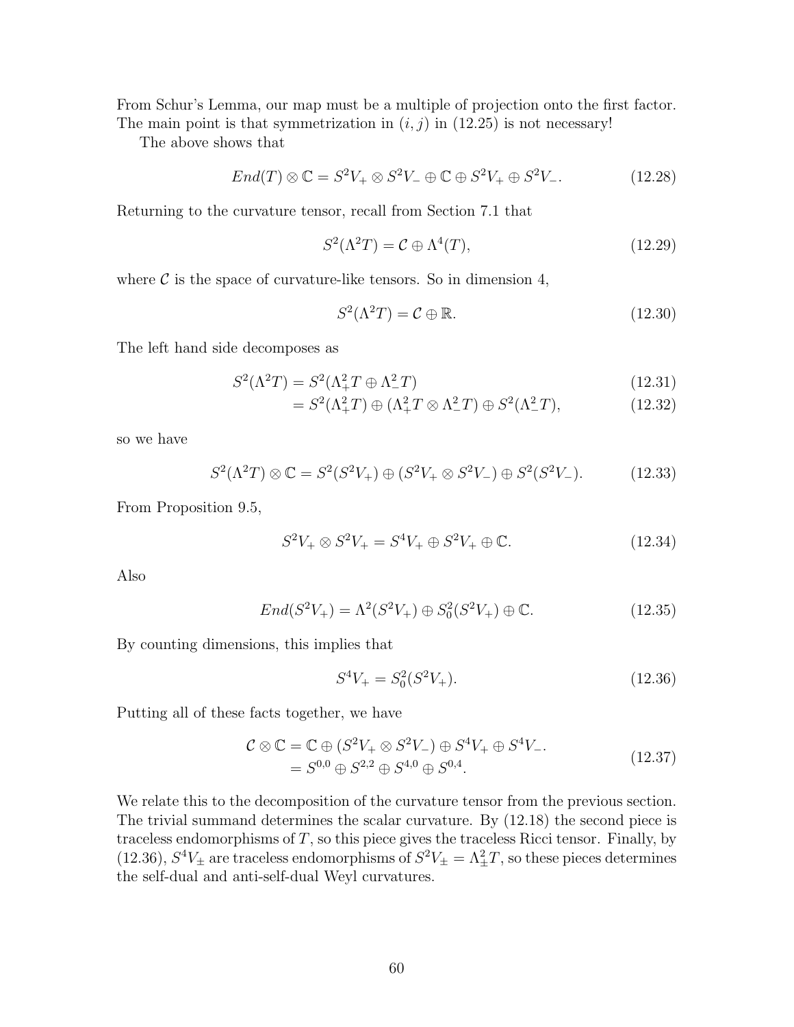From Schur's Lemma, our map must be a multiple of projection onto the first factor. The main point is that symmetrization in $(i, j)$ in (12.25) is not necessary!

The above shows that

$$End(T) \otimes \mathbb{C} = S^2V_+ \otimes S^2V_- \oplus \mathbb{C} \oplus S^2V_+ \oplus S^2V_-. \tag{12.28}$$

Returning to the curvature tensor, recall from Section 7.1 that

$$S^2(\Lambda^2 T) = \mathcal{C} \oplus \Lambda^4(T), \tag{12.29}$$

where $\mathcal{C}$ is the space of curvature-like tensors. So in dimension 4,

$$S^2(\Lambda^2 T) = \mathcal{C} \oplus \mathbb{R}. \tag{12.30}$$

The left hand side decomposes as

$$S^2(\Lambda^2 T) = S^2(\Lambda^2_+ T \oplus \Lambda^2_- T) \tag{12.31}$$

$$= S^2(\Lambda^2_+ T) \oplus (\Lambda^2_+ T \otimes \Lambda^2_- T) \oplus S^2(\Lambda^2_- T), \tag{12.32}$$

so we have

$$S^2(\Lambda^2 T) \otimes \mathbb{C} = S^2(S^2V_+) \oplus (S^2V_+ \otimes S^2V_-) \oplus S^2(S^2V_-). \tag{12.33}$$

From Proposition 9.5,

$$S^2V_+ \otimes S^2V_+ = S^4V_+ \oplus S^2V_+ \oplus \mathbb{C}. \tag{12.34}$$

Also

$$End(S^2V_+) = \Lambda^2(S^2V_+) \oplus S^2_0(S^2V_+) \oplus \mathbb{C}. \tag{12.35}$$

By counting dimensions, this implies that

$$S^4V_+ = S^2_0(S^2V_+). \tag{12.36}$$

Putting all of these facts together, we have

$$\begin{aligned} \mathcal{C} \otimes \mathbb{C} &= \mathbb{C} \oplus (S^2V_+ \otimes S^2V_-) \oplus S^4V_+ \oplus S^4V_-. \\ &= S^{0,0} \oplus S^{2,2} \oplus S^{4,0} \oplus S^{0,4}. \end{aligned} \tag{12.37}$$

We relate this to the decomposition of the curvature tensor from the previous section. The trivial summand determines the scalar curvature. By (12.18) the second piece is traceless endomorphisms of $T$, so this piece gives the traceless Ricci tensor. Finally, by (12.36), $S^4V_\pm$ are traceless endomorphisms of $S^2V_\pm = \Lambda^2_\pm T$, so these pieces determines the self-dual and anti-self-dual Weyl curvatures.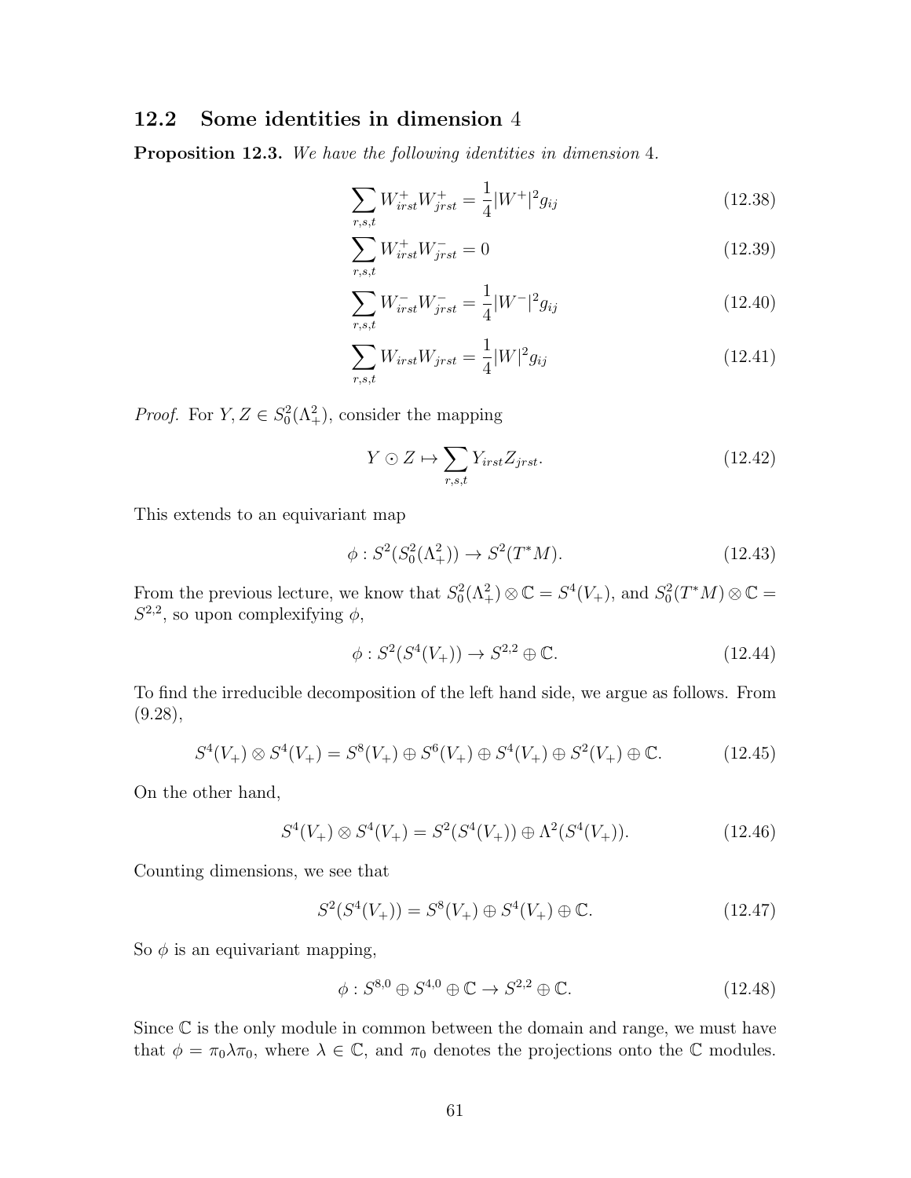## 12.2 Some identities in dimension 4

**Proposition 12.3.** *We have the following identities in dimension* 4.

$$\sum_{r,s,t} W^+_{irst} W^+_{jrst} = \frac{1}{4} |W^+|^2 g_{ij} \tag{12.38}$$

$$\sum_{r,s,t} W^+_{irst} W^-_{jrst} = 0 \tag{12.39}$$

$$\sum_{r,s,t} W^-_{irst} W^-_{jrst} = \frac{1}{4} |W^-|^2 g_{ij} \tag{12.40}$$

$$\sum_{r,s,t} W_{irst} W_{jrst} = \frac{1}{4} |W|^2 g_{ij} \tag{12.41}$$

*Proof.* For $Y, Z \in S^2_0(\Lambda^2_+)$, consider the mapping

$$Y \odot Z \mapsto \sum_{r,s,t} Y_{irst} Z_{jrst}. \tag{12.42}$$

This extends to an equivariant map

$$\phi : S^2(S^2_0(\Lambda^2_+)) \to S^2(T^*M). \tag{12.43}$$

From the previous lecture, we know that $S^2_0(\Lambda^2_+) \otimes \mathbb{C} = S^4(V_+)$, and $S^2_0(T^*M) \otimes \mathbb{C} = S^{2,2}$, so upon complexifying $\phi$,

$$\phi : S^2(S^4(V_+)) \to S^{2,2} \oplus \mathbb{C}. \tag{12.44}$$

To find the irreducible decomposition of the left hand side, we argue as follows. From (9.28),

$$S^4(V_+) \otimes S^4(V_+) = S^8(V_+) \oplus S^6(V_+) \oplus S^4(V_+) \oplus S^2(V_+) \oplus \mathbb{C}. \tag{12.45}$$

On the other hand,

$$S^4(V_+) \otimes S^4(V_+) = S^2(S^4(V_+)) \oplus \Lambda^2(S^4(V_+)). \tag{12.46}$$

Counting dimensions, we see that

$$S^2(S^4(V_+)) = S^8(V_+) \oplus S^4(V_+) \oplus \mathbb{C}. \tag{12.47}$$

So $\phi$ is an equivariant mapping,

$$\phi : S^{8,0} \oplus S^{4,0} \oplus \mathbb{C} \to S^{2,2} \oplus \mathbb{C}. \tag{12.48}$$

Since $\mathbb{C}$ is the only module in common between the domain and range, we must have that $\phi = \pi_0 \lambda \pi_0$, where $\lambda \in \mathbb{C}$, and $\pi_0$ denotes the projections onto the $\mathbb{C}$ modules.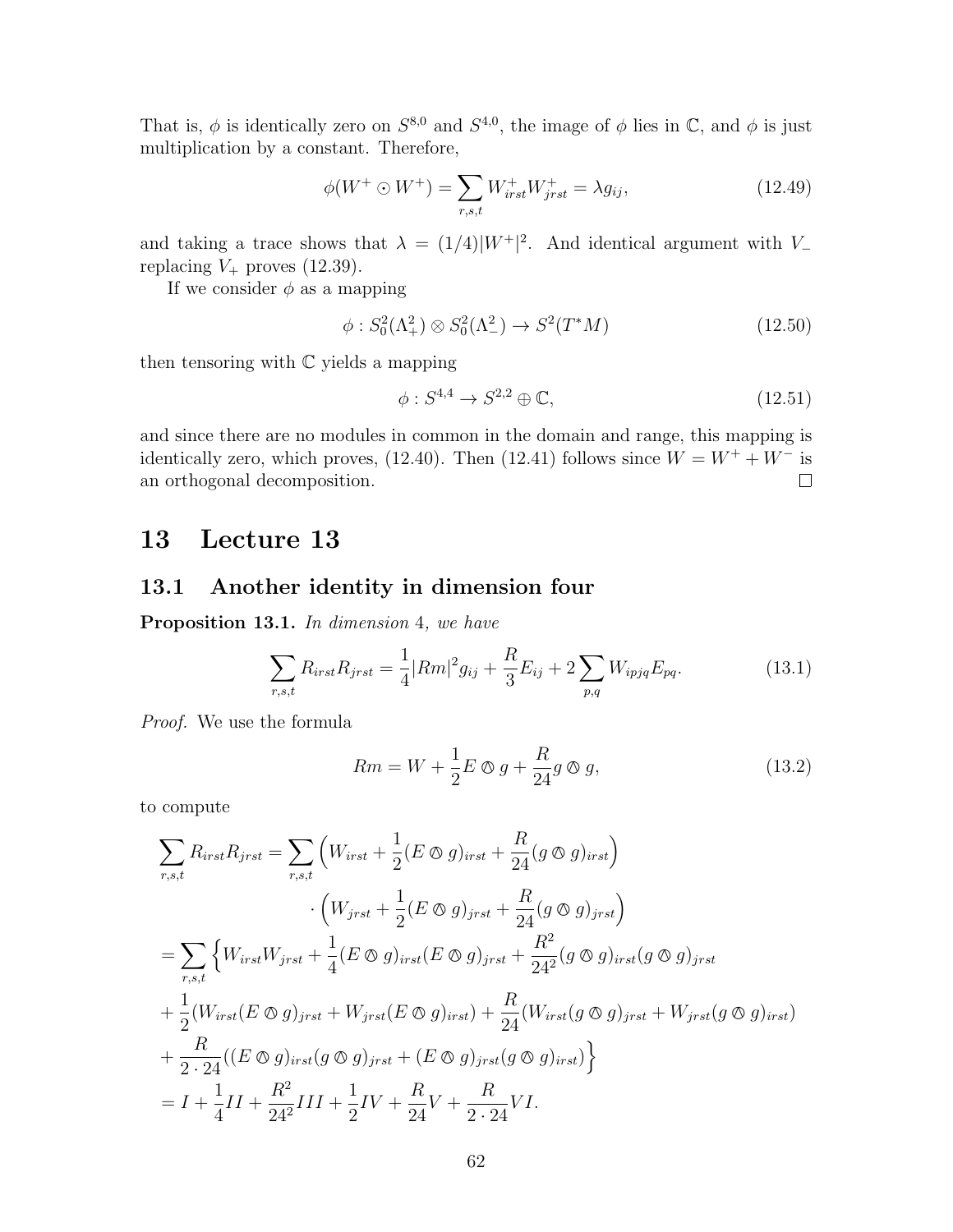That is, $\phi$ is identically zero on $S^{8,0}$ and $S^{4,0}$, the image of $\phi$ lies in $\mathbb{C}$, and $\phi$ is just multiplication by a constant. Therefore,

$$\phi(W^+ \odot W^+) = \sum_{r,s,t} W^+_{irst} W^+_{jrst} = \lambda g_{ij}, \tag{12.49}$$

and taking a trace shows that $\lambda = (1/4)|W^+|^2$. And identical argument with $V_-$ replacing $V_+$ proves (12.39).

If we consider $\phi$ as a mapping

$$\phi : S^2_0(\Lambda^2_+) \otimes S^2_0(\Lambda^2_-) \to S^2(T^*M) \tag{12.50}$$

then tensoring with $\mathbb{C}$ yields a mapping

$$\phi : S^{4,4} \to S^{2,2} \oplus \mathbb{C}, \tag{12.51}$$

and since there are no modules in common in the domain and range, this mapping is identically zero, which proves, (12.40). Then (12.41) follows since $W = W^+ + W^-$ is an orthogonal decomposition. $\square$

# 13 Lecture 13

## 13.1 Another identity in dimension four

**Proposition 13.1.** *In dimension* 4*, we have*

$$\sum_{r,s,t} R_{irst} R_{jrst} = \frac{1}{4}|Rm|^2 g_{ij} + \frac{R}{3} E_{ij} + 2 \sum_{p,q} W_{ipjq} E_{pq}. \tag{13.1}$$

*Proof.* We use the formula

$$Rm = W + \frac{1}{2} E \owedge g + \frac{R}{24} g \owedge g, \tag{13.2}$$

to compute

$$
\begin{aligned}
\sum_{r,s,t} R_{irst} R_{jrst} &= \sum_{r,s,t} \Big( W_{irst} + \frac{1}{2}(E \owedge g)_{irst} + \frac{R}{24}(g \owedge g)_{irst} \Big) \\
&\qquad \cdot \Big( W_{jrst} + \frac{1}{2}(E \owedge g)_{jrst} + \frac{R}{24}(g \owedge g)_{jrst} \Big) \\
&= \sum_{r,s,t} \Big\{ W_{irst} W_{jrst} + \frac{1}{4}(E \owedge g)_{irst}(E \owedge g)_{jrst} + \frac{R^2}{24^2}(g \owedge g)_{irst}(g \owedge g)_{jrst} \\
&+ \frac{1}{2}(W_{irst}(E \owedge g)_{jrst} + W_{jrst}(E \owedge g)_{irst}) + \frac{R}{24}(W_{irst}(g \owedge g)_{jrst} + W_{jrst}(g \owedge g)_{irst}) \\
&+ \frac{R}{2 \cdot 24}((E \owedge g)_{irst}(g \owedge g)_{jrst} + (E \owedge g)_{jrst}(g \owedge g)_{irst}) \Big\} \\
&= I + \frac{1}{4} II + \frac{R^2}{24^2} III + \frac{1}{2} IV + \frac{R}{24} V + \frac{R}{2 \cdot 24} VI.
\end{aligned}
$$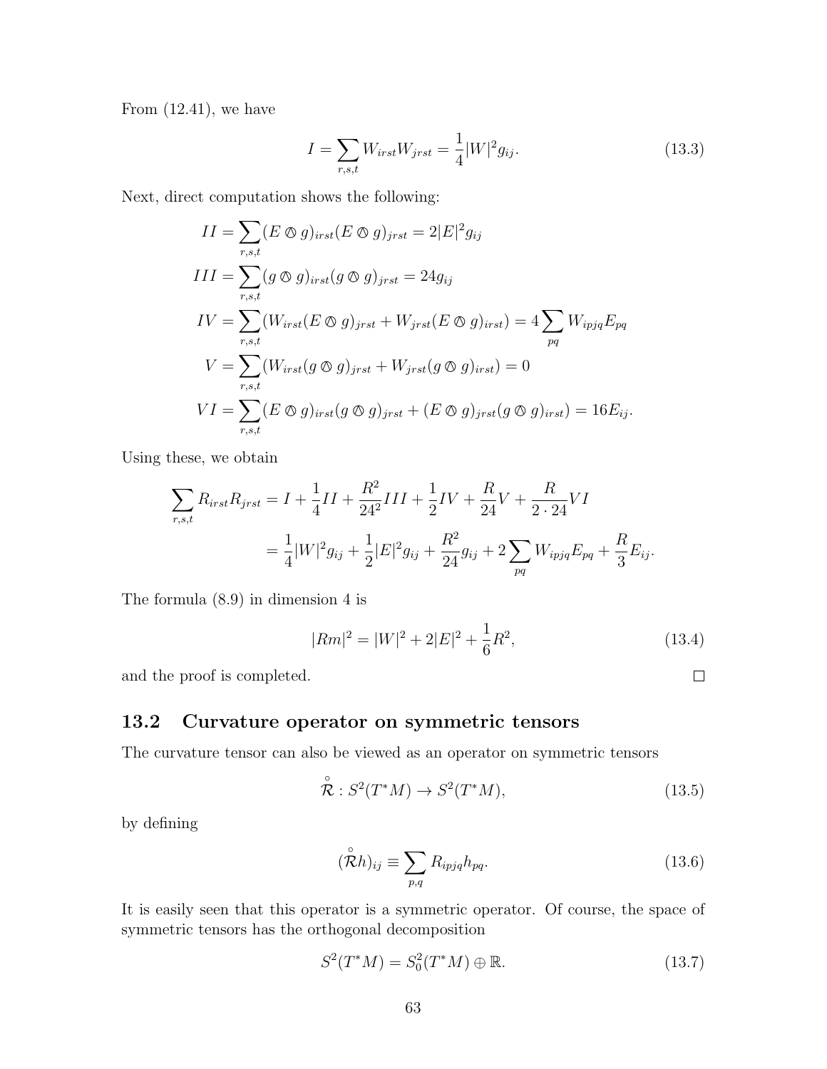From (12.41), we have

$$I = \sum_{r,s,t} W_{irst} W_{jrst} = \frac{1}{4}|W|^2 g_{ij}. \tag{13.3}$$

Next, direct computation shows the following:

$$\begin{aligned}
II &= \sum_{r,s,t} (E \owedge g)_{irst} (E \owedge g)_{jrst} = 2|E|^2 g_{ij} \\
III &= \sum_{r,s,t} (g \owedge g)_{irst} (g \owedge g)_{jrst} = 24 g_{ij} \\
IV &= \sum_{r,s,t} (W_{irst}(E \owedge g)_{jrst} + W_{jrst}(E \owedge g)_{irst}) = 4 \sum_{pq} W_{ipjq} E_{pq} \\
V &= \sum_{r,s,t} (W_{irst}(g \owedge g)_{jrst} + W_{jrst}(g \owedge g)_{irst}) = 0 \\
VI &= \sum_{r,s,t} (E \owedge g)_{irst}(g \owedge g)_{jrst} + (E \owedge g)_{jrst}(g \owedge g)_{irst}) = 16 E_{ij}.
\end{aligned}$$

Using these, we obtain

$$\begin{aligned}
\sum_{r,s,t} R_{irst} R_{jrst} &= I + \frac{1}{4} II + \frac{R^2}{24^2} III + \frac{1}{2} IV + \frac{R}{24} V + \frac{R}{2 \cdot 24} VI \\
&= \frac{1}{4}|W|^2 g_{ij} + \frac{1}{2}|E|^2 g_{ij} + \frac{R^2}{24} g_{ij} + 2 \sum_{pq} W_{ipjq} E_{pq} + \frac{R}{3} E_{ij}.
\end{aligned}$$

The formula (8.9) in dimension 4 is

$$|Rm|^2 = |W|^2 + 2|E|^2 + \frac{1}{6} R^2, \tag{13.4}$$

and the proof is completed. □

## 13.2 Curvature operator on symmetric tensors

The curvature tensor can also be viewed as an operator on symmetric tensors

$$\overset{\circ}{\mathcal{R}} : S^2(T^*M) \to S^2(T^*M), \tag{13.5}$$

by defining

$$(\overset{\circ}{\mathcal{R}} h)_{ij} \equiv \sum_{p,q} R_{ipjq} h_{pq}. \tag{13.6}$$

It is easily seen that this operator is a symmetric operator. Of course, the space of symmetric tensors has the orthogonal decomposition

$$S^2(T^*M) = S^2_0(T^*M) \oplus \mathbb{R}. \tag{13.7}$$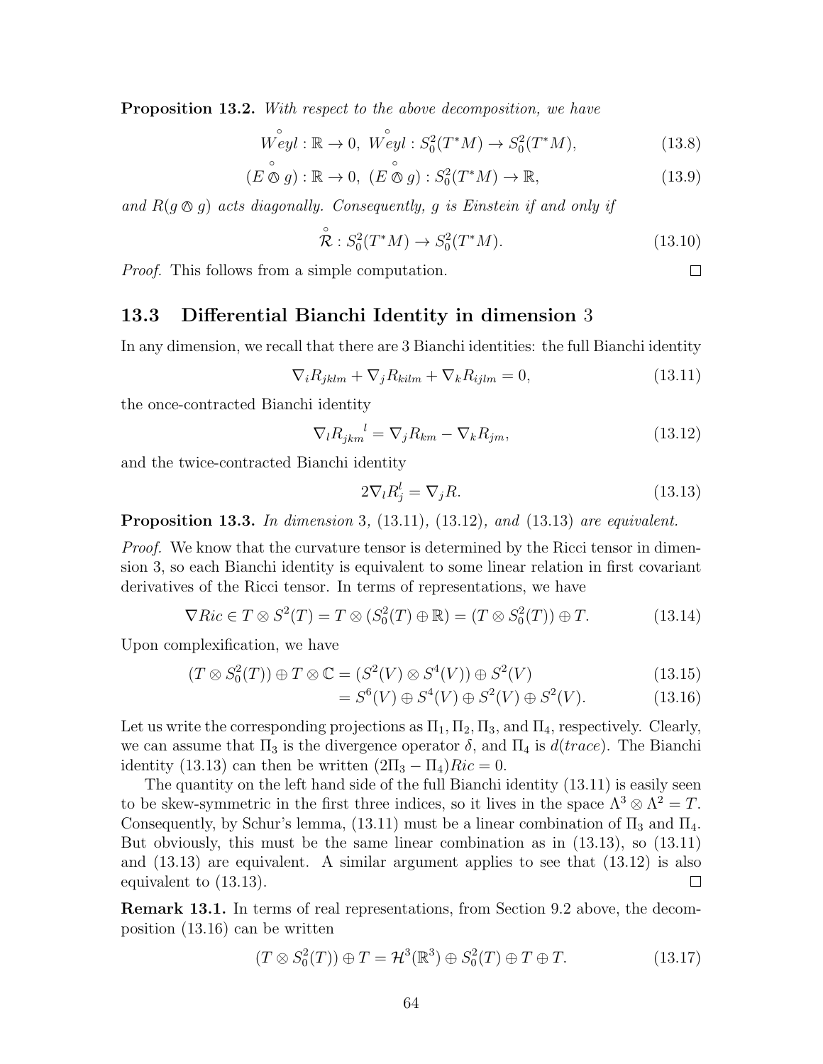**Proposition 13.2.** *With respect to the above decomposition, we have*

$$\overset{\circ}{Weyl} : \mathbb{R} \to 0, \ \overset{\circ}{Weyl} : S^2_0(T^*M) \to S^2_0(T^*M), \tag{13.8}$$

$$(E \overset{\circ}{\owedge} g) : \mathbb{R} \to 0, \ (E \overset{\circ}{\owedge} g) : S^2_0(T^*M) \to \mathbb{R}, \tag{13.9}$$

*and $R(g \owedge g)$ acts diagonally. Consequently, $g$ is Einstein if and only if*

$$\overset{\circ}{\mathcal{R}} : S^2_0(T^*M) \to S^2_0(T^*M). \tag{13.10}$$

*Proof.* This follows from a simple computation. □

## 13.3 Differential Bianchi Identity in dimension 3

In any dimension, we recall that there are 3 Bianchi identities: the full Bianchi identity

$$\nabla_i R_{jklm} + \nabla_j R_{kilm} + \nabla_k R_{ijlm} = 0, \tag{13.11}$$

the once-contracted Bianchi identity

$$\nabla_l R_{jkm}{}^l = \nabla_j R_{km} - \nabla_k R_{jm}, \tag{13.12}$$

and the twice-contracted Bianchi identity

$$2\nabla_l R^l_j = \nabla_j R. \tag{13.13}$$

**Proposition 13.3.** *In dimension* 3*,* (13.11)*,* (13.12)*, and* (13.13) *are equivalent.*

*Proof.* We know that the curvature tensor is determined by the Ricci tensor in dimension 3, so each Bianchi identity is equivalent to some linear relation in first covariant derivatives of the Ricci tensor. In terms of representations, we have

$$\nabla Ric \in T \otimes S^2(T) = T \otimes (S^2_0(T) \oplus \mathbb{R}) = (T \otimes S^2_0(T)) \oplus T. \tag{13.14}$$

Upon complexification, we have

$$(T \otimes S^2_0(T)) \oplus T \otimes \mathbb{C} = (S^2(V) \otimes S^4(V)) \oplus S^2(V) \tag{13.15}$$

$$= S^6(V) \oplus S^4(V) \oplus S^2(V) \oplus S^2(V). \tag{13.16}$$

Let us write the corresponding projections as $\Pi_1, \Pi_2, \Pi_3$, and $\Pi_4$, respectively. Clearly, we can assume that $\Pi_3$ is the divergence operator $\delta$, and $\Pi_4$ is $d(trace)$. The Bianchi identity (13.13) can then be written $(2\Pi_3 - \Pi_4)Ric = 0$.

The quantity on the left hand side of the full Bianchi identity (13.11) is easily seen to be skew-symmetric in the first three indices, so it lives in the space $\Lambda^3 \otimes \Lambda^2 = T$. Consequently, by Schur's lemma, (13.11) must be a linear combination of $\Pi_3$ and $\Pi_4$. But obviously, this must be the same linear combination as in (13.13), so (13.11) and (13.13) are equivalent. A similar argument applies to see that (13.12) is also equivalent to (13.13). □

**Remark 13.1.** In terms of real representations, from Section 9.2 above, the decomposition (13.16) can be written

$$(T \otimes S^2_0(T)) \oplus T = \mathcal{H}^3(\mathbb{R}^3) \oplus S^2_0(T) \oplus T \oplus T. \tag{13.17}$$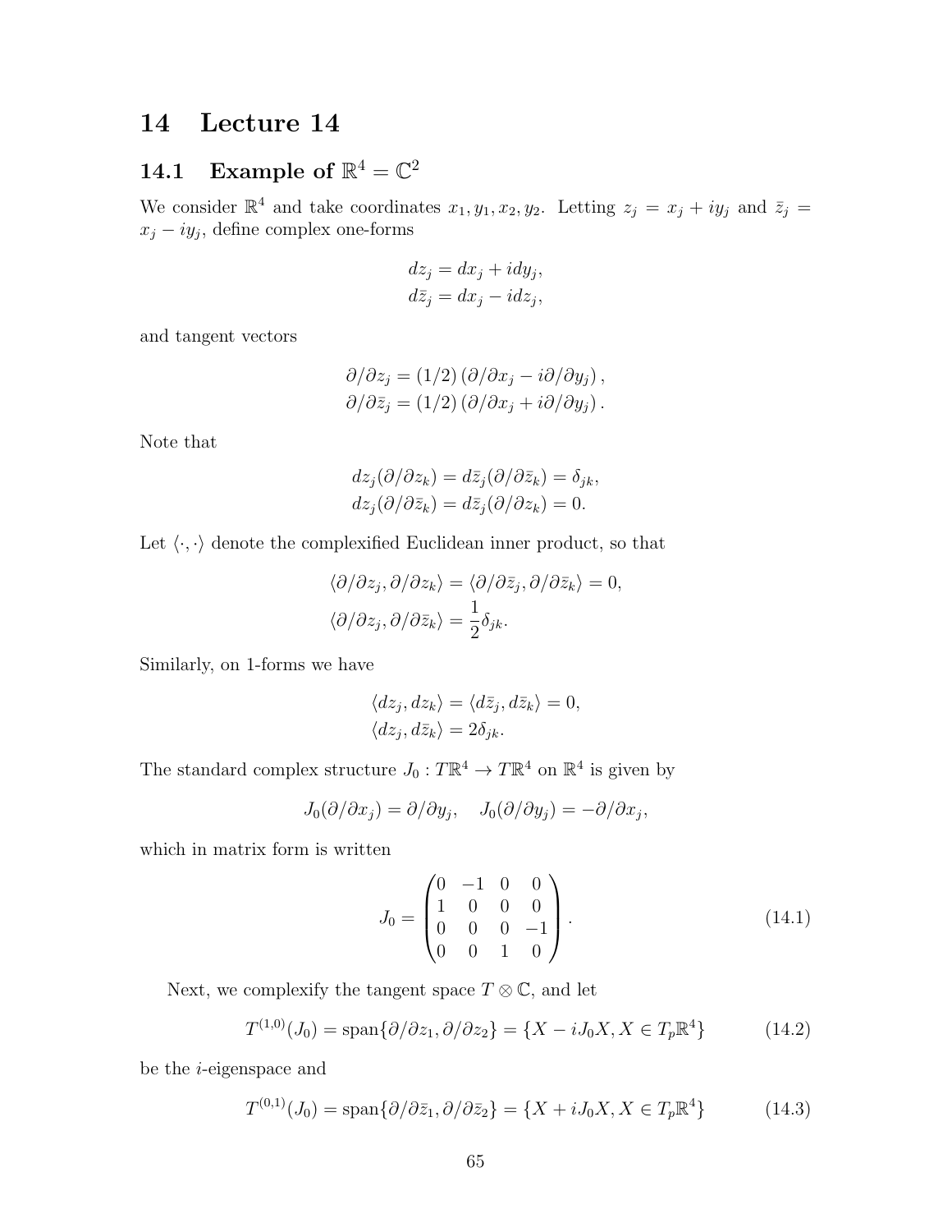# 14 Lecture 14

## 14.1 Example of $\mathbb{R}^4 = \mathbb{C}^2$

We consider $\mathbb{R}^4$ and take coordinates $x_1, y_1, x_2, y_2$. Letting $z_j = x_j + iy_j$ and $\bar{z}_j = x_j - iy_j$, define complex one-forms

$$
\begin{aligned}
dz_j &= dx_j + idy_j, \\
d\bar{z}_j &= dx_j - idz_j,
\end{aligned}
$$

and tangent vectors

$$
\begin{aligned}
\partial/\partial z_j &= (1/2)\left(\partial/\partial x_j - i\partial/\partial y_j\right), \\
\partial/\partial \bar{z}_j &= (1/2)\left(\partial/\partial x_j + i\partial/\partial y_j\right).
\end{aligned}
$$

Note that

$$
\begin{aligned}
dz_j(\partial/\partial z_k) &= d\bar{z}_j(\partial/\partial \bar{z}_k) = \delta_{jk}, \\
dz_j(\partial/\partial \bar{z}_k) &= d\bar{z}_j(\partial/\partial z_k) = 0.
\end{aligned}
$$

Let $\langle \cdot, \cdot \rangle$ denote the complexified Euclidean inner product, so that

$$
\begin{aligned}
\langle \partial/\partial z_j, \partial/\partial z_k \rangle &= \langle \partial/\partial \bar{z}_j, \partial/\partial \bar{z}_k \rangle = 0, \\
\langle \partial/\partial z_j, \partial/\partial \bar{z}_k \rangle &= \frac{1}{2}\delta_{jk}.
\end{aligned}
$$

Similarly, on 1-forms we have

$$
\begin{aligned}
\langle dz_j, dz_k \rangle &= \langle d\bar{z}_j, d\bar{z}_k \rangle = 0, \\
\langle dz_j, d\bar{z}_k \rangle &= 2\delta_{jk}.
\end{aligned}
$$

The standard complex structure $J_0 : T\mathbb{R}^4 \to T\mathbb{R}^4$ on $\mathbb{R}^4$ is given by

$$
J_0(\partial/\partial x_j) = \partial/\partial y_j, \quad J_0(\partial/\partial y_j) = -\partial/\partial x_j,
$$

which in matrix form is written

$$
J_0 = \begin{pmatrix} 0 & -1 & 0 & 0 \\ 1 & 0 & 0 & 0 \\ 0 & 0 & 0 & -1 \\ 0 & 0 & 1 & 0 \end{pmatrix}. \tag{14.1}
$$

Next, we complexify the tangent space $T \otimes \mathbb{C}$, and let

$$
T^{(1,0)}(J_0) = \text{span}\{\partial/\partial z_1, \partial/\partial z_2\} = \{X - iJ_0X, X \in T_p\mathbb{R}^4\} \tag{14.2}
$$

be the $i$-eigenspace and

$$
T^{(0,1)}(J_0) = \text{span}\{\partial/\partial \bar{z}_1, \partial/\partial \bar{z}_2\} = \{X + iJ_0X, X \in T_p\mathbb{R}^4\} \tag{14.3}
$$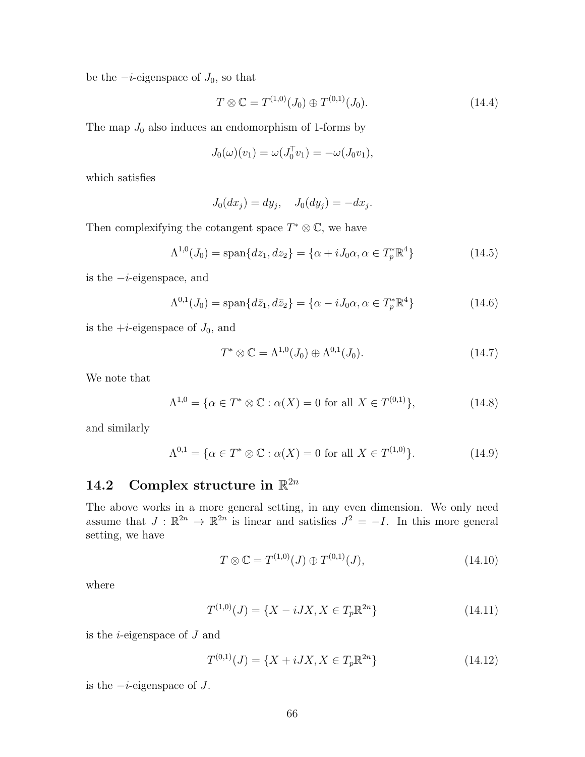be the $-i$-eigenspace of $J_0$, so that

$$T \otimes \mathbb{C} = T^{(1,0)}(J_0) \oplus T^{(0,1)}(J_0). \tag{14.4}$$

The map $J_0$ also induces an endomorphism of 1-forms by

$$J_0(\omega)(v_1) = \omega(J_0^{\top} v_1) = -\omega(J_0 v_1),$$

which satisfies

$$J_0(dx_j) = dy_j, \quad J_0(dy_j) = -dx_j.$$

Then complexifying the cotangent space $T^* \otimes \mathbb{C}$, we have

$$\Lambda^{1,0}(J_0) = \operatorname{span}\{dz_1, dz_2\} = \{\alpha + iJ_0\alpha, \alpha \in T_p^*\mathbb{R}^4\} \tag{14.5}$$

is the $-i$-eigenspace, and

$$\Lambda^{0,1}(J_0) = \operatorname{span}\{d\bar{z}_1, d\bar{z}_2\} = \{\alpha - iJ_0\alpha, \alpha \in T_p^*\mathbb{R}^4\} \tag{14.6}$$

is the $+i$-eigenspace of $J_0$, and

$$T^* \otimes \mathbb{C} = \Lambda^{1,0}(J_0) \oplus \Lambda^{0,1}(J_0). \tag{14.7}$$

We note that

$$\Lambda^{1,0} = \{\alpha \in T^* \otimes \mathbb{C} : \alpha(X) = 0 \text{ for all } X \in T^{(0,1)}\}, \tag{14.8}$$

and similarly

$$\Lambda^{0,1} = \{\alpha \in T^* \otimes \mathbb{C} : \alpha(X) = 0 \text{ for all } X \in T^{(1,0)}\}. \tag{14.9}$$

## 14.2 Complex structure in $\mathbb{R}^{2n}$

The above works in a more general setting, in any even dimension. We only need assume that $J : \mathbb{R}^{2n} \to \mathbb{R}^{2n}$ is linear and satisfies $J^2 = -I$. In this more general setting, we have

$$T \otimes \mathbb{C} = T^{(1,0)}(J) \oplus T^{(0,1)}(J), \tag{14.10}$$

where

$$T^{(1,0)}(J) = \{X - iJX, X \in T_p\mathbb{R}^{2n}\} \tag{14.11}$$

is the $i$-eigenspace of $J$ and

$$T^{(0,1)}(J) = \{X + iJX, X \in T_p\mathbb{R}^{2n}\} \tag{14.12}$$

is the $-i$-eigenspace of $J$.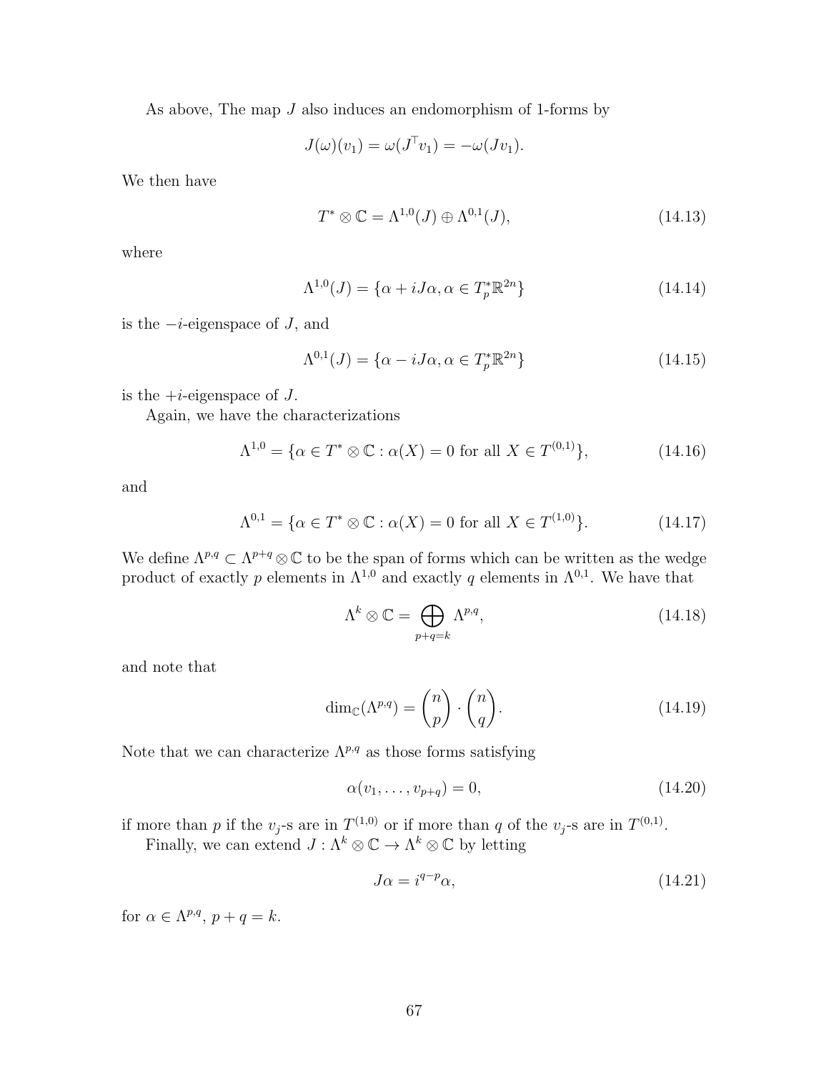As above, The map $J$ also induces an endomorphism of 1-forms by

$$J(\omega)(v_1) = \omega(J^\top v_1) = -\omega(Jv_1).$$

We then have

$$T^* \otimes \mathbb{C} = \Lambda^{1,0}(J) \oplus \Lambda^{0,1}(J), \tag{14.13}$$

where

$$\Lambda^{1,0}(J) = \{\alpha + iJ\alpha, \alpha \in T_p^*\mathbb{R}^{2n}\} \tag{14.14}$$

is the $-i$-eigenspace of $J$, and

$$\Lambda^{0,1}(J) = \{\alpha - iJ\alpha, \alpha \in T_p^*\mathbb{R}^{2n}\} \tag{14.15}$$

is the $+i$-eigenspace of $J$.

Again, we have the characterizations

$$\Lambda^{1,0} = \{\alpha \in T^* \otimes \mathbb{C} : \alpha(X) = 0 \text{ for all } X \in T^{(0,1)}\}, \tag{14.16}$$

and

$$\Lambda^{0,1} = \{\alpha \in T^* \otimes \mathbb{C} : \alpha(X) = 0 \text{ for all } X \in T^{(1,0)}\}. \tag{14.17}$$

We define $\Lambda^{p,q} \subset \Lambda^{p+q} \otimes \mathbb{C}$ to be the span of forms which can be written as the wedge product of exactly $p$ elements in $\Lambda^{1,0}$ and exactly $q$ elements in $\Lambda^{0,1}$. We have that

$$\Lambda^k \otimes \mathbb{C} = \bigoplus_{p+q=k} \Lambda^{p,q}, \tag{14.18}$$

and note that

$$\dim_{\mathbb{C}}(\Lambda^{p,q}) = \binom{n}{p} \cdot \binom{n}{q}. \tag{14.19}$$

Note that we can characterize $\Lambda^{p,q}$ as those forms satisfying

$$\alpha(v_1, \ldots, v_{p+q}) = 0, \tag{14.20}$$

if more than $p$ if the $v_j$-s are in $T^{(1,0)}$ or if more than $q$ of the $v_j$-s are in $T^{(0,1)}$.

Finally, we can extend $J : \Lambda^k \otimes \mathbb{C} \to \Lambda^k \otimes \mathbb{C}$ by letting

$$J\alpha = i^{q-p}\alpha, \tag{14.21}$$

for $\alpha \in \Lambda^{p,q}$, $p + q = k$.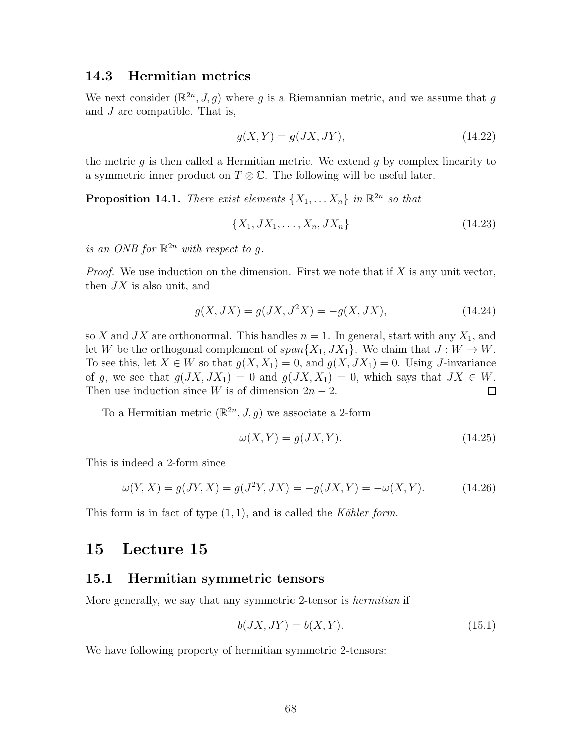### 14.3 Hermitian metrics

We next consider $(\mathbb{R}^{2n}, J, g)$ where $g$ is a Riemannian metric, and we assume that $g$ and $J$ are compatible. That is,

$$g(X, Y) = g(JX, JY), \tag{14.22}$$

the metric $g$ is then called a Hermitian metric. We extend $g$ by complex linearity to a symmetric inner product on $T \otimes \mathbb{C}$. The following will be useful later.

**Proposition 14.1.** *There exist elements* $\{X_1, \ldots X_n\}$ *in* $\mathbb{R}^{2n}$ *so that*

$$\{X_1, JX_1, \ldots, X_n, JX_n\} \tag{14.23}$$

*is an ONB for* $\mathbb{R}^{2n}$ *with respect to* $g$.

*Proof.* We use induction on the dimension. First we note that if $X$ is any unit vector, then $JX$ is also unit, and

$$g(X, JX) = g(JX, J^2 X) = -g(X, JX), \tag{14.24}$$

so $X$ and $JX$ are orthonormal. This handles $n = 1$. In general, start with any $X_1$, and let $W$ be the orthogonal complement of $span\{X_1, JX_1\}$. We claim that $J : W \to W$. To see this, let $X \in W$ so that $g(X, X_1) = 0$, and $g(X, JX_1) = 0$. Using $J$-invariance of $g$, we see that $g(JX, JX_1) = 0$ and $g(JX, X_1) = 0$, which says that $JX \in W$. Then use induction since $W$ is of dimension $2n - 2$. □

To a Hermitian metric $(\mathbb{R}^{2n}, J, g)$ we associate a 2-form

$$\omega(X, Y) = g(JX, Y). \tag{14.25}$$

This is indeed a 2-form since

$$\omega(Y, X) = g(JY, X) = g(J^2 Y, JX) = -g(JX, Y) = -\omega(X, Y). \tag{14.26}$$

This form is in fact of type $(1, 1)$, and is called the *Kähler form*.

# 15 Lecture 15

### 15.1 Hermitian symmetric tensors

More generally, we say that any symmetric 2-tensor is *hermitian* if

$$b(JX, JY) = b(X, Y). \tag{15.1}$$

We have following property of hermitian symmetric 2-tensors: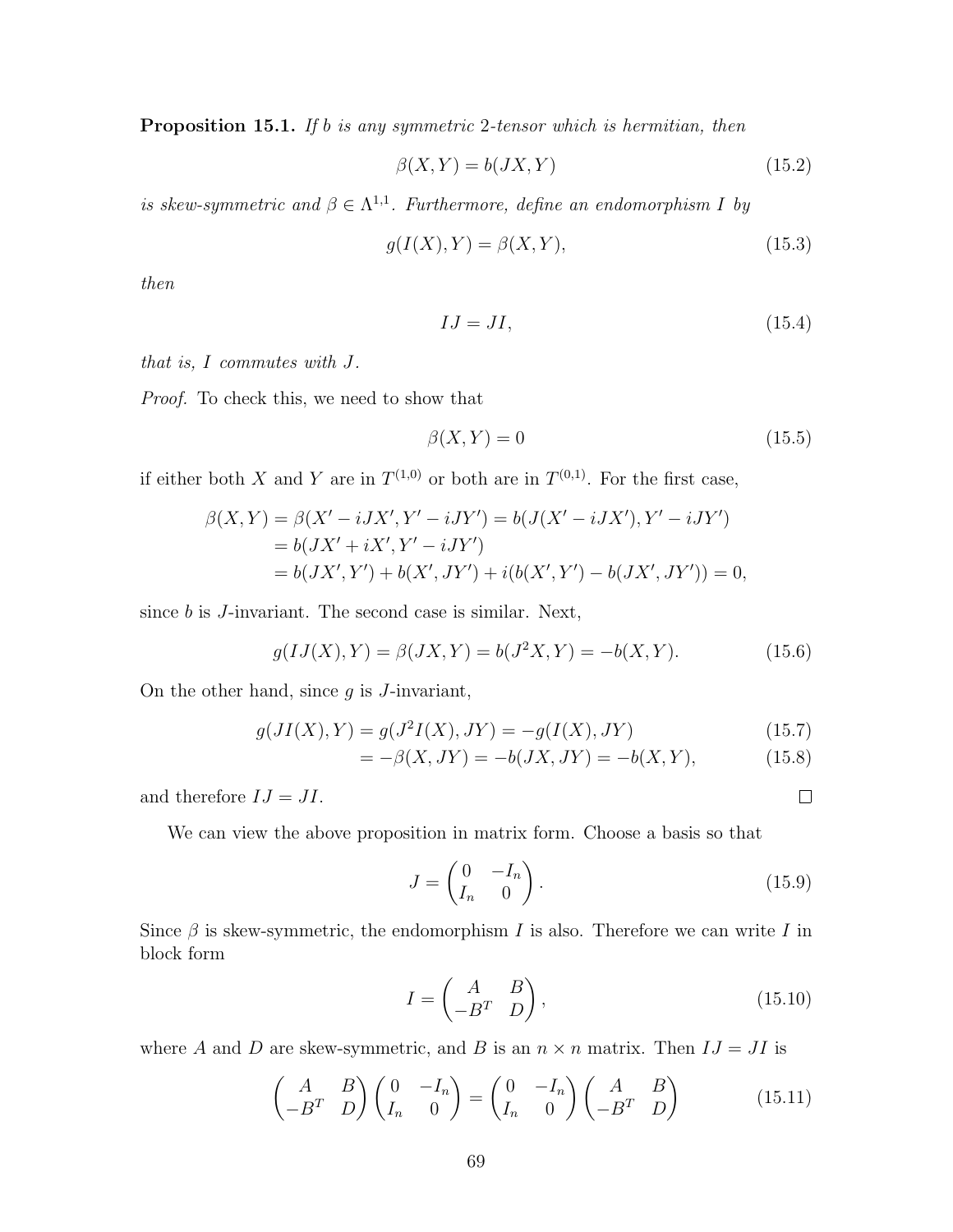**Proposition 15.1.** *If $b$ is any symmetric 2-tensor which is hermitian, then*

$$\beta(X,Y) = b(JX,Y) \tag{15.2}$$

*is skew-symmetric and $\beta \in \Lambda^{1,1}$. Furthermore, define an endomorphism $I$ by*

$$g(I(X),Y) = \beta(X,Y), \tag{15.3}$$

*then*

$$IJ = JI, \tag{15.4}$$

*that is, $I$ commutes with $J$.*

*Proof.* To check this, we need to show that

$$\beta(X,Y) = 0 \tag{15.5}$$

if either both $X$ and $Y$ are in $T^{(1,0)}$ or both are in $T^{(0,1)}$. For the first case,

$$\begin{aligned}
\beta(X,Y) = \beta(X' - iJX', Y' - iJY') &= b(J(X' - iJX'), Y' - iJY') \\
&= b(JX' + iX', Y' - iJY') \\
&= b(JX', Y') + b(X', JY') + i(b(X', Y') - b(JX', JY')) = 0,
\end{aligned}$$

since $b$ is $J$-invariant. The second case is similar. Next,

$$g(IJ(X),Y) = \beta(JX,Y) = b(J^2X,Y) = -b(X,Y). \tag{15.6}$$

On the other hand, since $g$ is $J$-invariant,

$$\begin{aligned}
g(JI(X),Y) = g(J^2I(X),JY) &= -g(I(X),JY) &(15.7)\\
&= -\beta(X,JY) = -b(JX,JY) = -b(X,Y), &(15.8)
\end{aligned}$$

and therefore $IJ = JI$. $\square$

We can view the above proposition in matrix form. Choose a basis so that

$$J = \begin{pmatrix} 0 & -I_n \\ I_n & 0 \end{pmatrix}. \tag{15.9}$$

Since $\beta$ is skew-symmetric, the endomorphism $I$ is also. Therefore we can write $I$ in block form

$$I = \begin{pmatrix} A & B \\ -B^T & D \end{pmatrix}, \tag{15.10}$$

where $A$ and $D$ are skew-symmetric, and $B$ is an $n \times n$ matrix. Then $IJ = JI$ is

$$\begin{pmatrix} A & B \\ -B^T & D \end{pmatrix} \begin{pmatrix} 0 & -I_n \\ I_n & 0 \end{pmatrix} = \begin{pmatrix} 0 & -I_n \\ I_n & 0 \end{pmatrix} \begin{pmatrix} A & B \\ -B^T & D \end{pmatrix} \tag{15.11}$$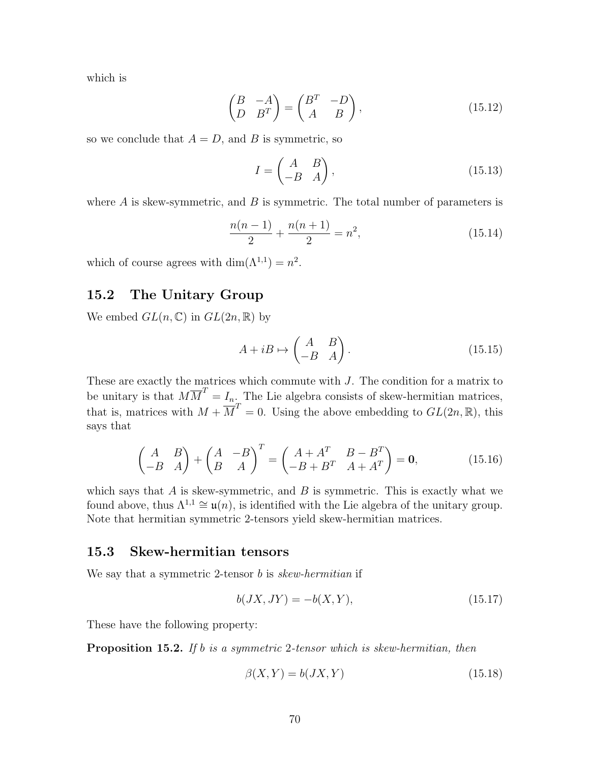which is

$$
\begin{pmatrix} B & -A \\ D & B^T \end{pmatrix} = \begin{pmatrix} B^T & -D \\ A & B \end{pmatrix}, \tag{15.12}
$$

so we conclude that $A = D$, and $B$ is symmetric, so

$$
I = \begin{pmatrix} A & B \\ -B & A \end{pmatrix}, \tag{15.13}
$$

where $A$ is skew-symmetric, and $B$ is symmetric. The total number of parameters is

$$
\frac{n(n-1)}{2} + \frac{n(n+1)}{2} = n^2, \tag{15.14}
$$

which of course agrees with $\dim(\Lambda^{1,1}) = n^2$.

## 15.2 The Unitary Group

We embed $GL(n,\mathbb{C})$ in $GL(2n,\mathbb{R})$ by

$$
A + iB \mapsto \begin{pmatrix} A & B \\ -B & A \end{pmatrix}. \tag{15.15}
$$

These are exactly the matrices which commute with $J$. The condition for a matrix to be unitary is that $M\overline{M}^T = I_n$. The Lie algebra consists of skew-hermitian matrices, that is, matrices with $M + \overline{M}^T = 0$. Using the above embedding to $GL(2n,\mathbb{R})$, this says that

$$
\begin{pmatrix} A & B \\ -B & A \end{pmatrix} + \begin{pmatrix} A & -B \\ B & A \end{pmatrix}^T = \begin{pmatrix} A + A^T & B - B^T \\ -B + B^T & A + A^T \end{pmatrix} = \mathbf{0}, \tag{15.16}
$$

which says that $A$ is skew-symmetric, and $B$ is symmetric. This is exactly what we found above, thus $\Lambda^{1,1} \cong \mathfrak{u}(n)$, is identified with the Lie algebra of the unitary group. Note that hermitian symmetric 2-tensors yield skew-hermitian matrices.

## 15.3 Skew-hermitian tensors

We say that a symmetric 2-tensor $b$ is *skew-hermitian* if

$$
b(JX, JY) = -b(X, Y), \tag{15.17}
$$

These have the following property:

**Proposition 15.2.** *If $b$ is a symmetric 2-tensor which is skew-hermitian, then*

$$
\beta(X, Y) = b(JX, Y) \tag{15.18}
$$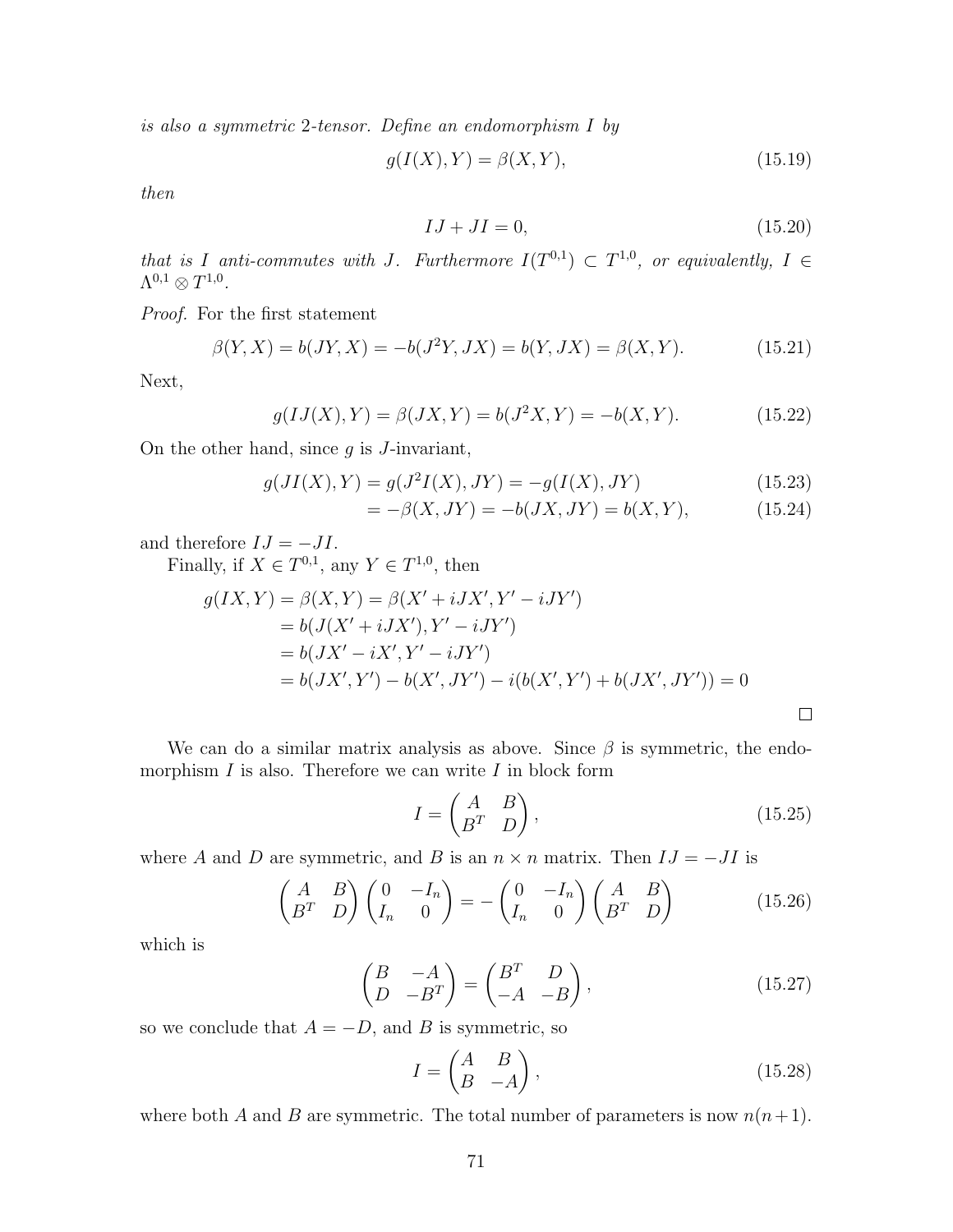*is also a symmetric* 2*-tensor. Define an endomorphism* $I$ *by*

$$g(I(X), Y) = \beta(X, Y), \tag{15.19}$$

*then*

$$IJ + JI = 0, \tag{15.20}$$

*that is* $I$ *anti-commutes with* $J$*. Furthermore* $I(T^{0,1}) \subset T^{1,0}$*, or equivalently,* $I \in \Lambda^{0,1} \otimes T^{1,0}$*.*

*Proof.* For the first statement

$$\beta(Y, X) = b(JY, X) = -b(J^2Y, JX) = b(Y, JX) = \beta(X, Y). \tag{15.21}$$

Next,

$$g(IJ(X), Y) = \beta(JX, Y) = b(J^2X, Y) = -b(X, Y). \tag{15.22}$$

On the other hand, since $g$ is $J$-invariant,

$$g(JI(X), Y) = g(J^2I(X), JY) = -g(I(X), JY) \tag{15.23}$$

$$= -\beta(X, JY) = -b(JX, JY) = b(X, Y), \tag{15.24}$$

and therefore $IJ = -JI$.

Finally, if $X \in T^{0,1}$, any $Y \in T^{1,0}$, then

$$\begin{aligned}
g(IX, Y) &= \beta(X, Y) = \beta(X' + iJX', Y' - iJY') \\
&= b(J(X' + iJX'), Y' - iJY') \\
&= b(JX' - iX', Y' - iJY') \\
&= b(JX', Y') - b(X', JY') - i(b(X', Y') + b(JX', JY')) = 0
\end{aligned}$$

□

We can do a similar matrix analysis as above. Since $\beta$ is symmetric, the endomorphism $I$ is also. Therefore we can write $I$ in block form

$$I = \begin{pmatrix} A & B \\ B^T & D \end{pmatrix}, \tag{15.25}$$

where $A$ and $D$ are symmetric, and $B$ is an $n \times n$ matrix. Then $IJ = -JI$ is

$$\begin{pmatrix} A & B \\ B^T & D \end{pmatrix} \begin{pmatrix} 0 & -I_n \\ I_n & 0 \end{pmatrix} = - \begin{pmatrix} 0 & -I_n \\ I_n & 0 \end{pmatrix} \begin{pmatrix} A & B \\ B^T & D \end{pmatrix} \tag{15.26}$$

which is

$$\begin{pmatrix} B & -A \\ D & -B^T \end{pmatrix} = \begin{pmatrix} B^T & D \\ -A & -B \end{pmatrix}, \tag{15.27}$$

so we conclude that $A = -D$, and $B$ is symmetric, so

$$I = \begin{pmatrix} A & B \\ B & -A \end{pmatrix}, \tag{15.28}$$

where both $A$ and $B$ are symmetric. The total number of parameters is now $n(n+1)$.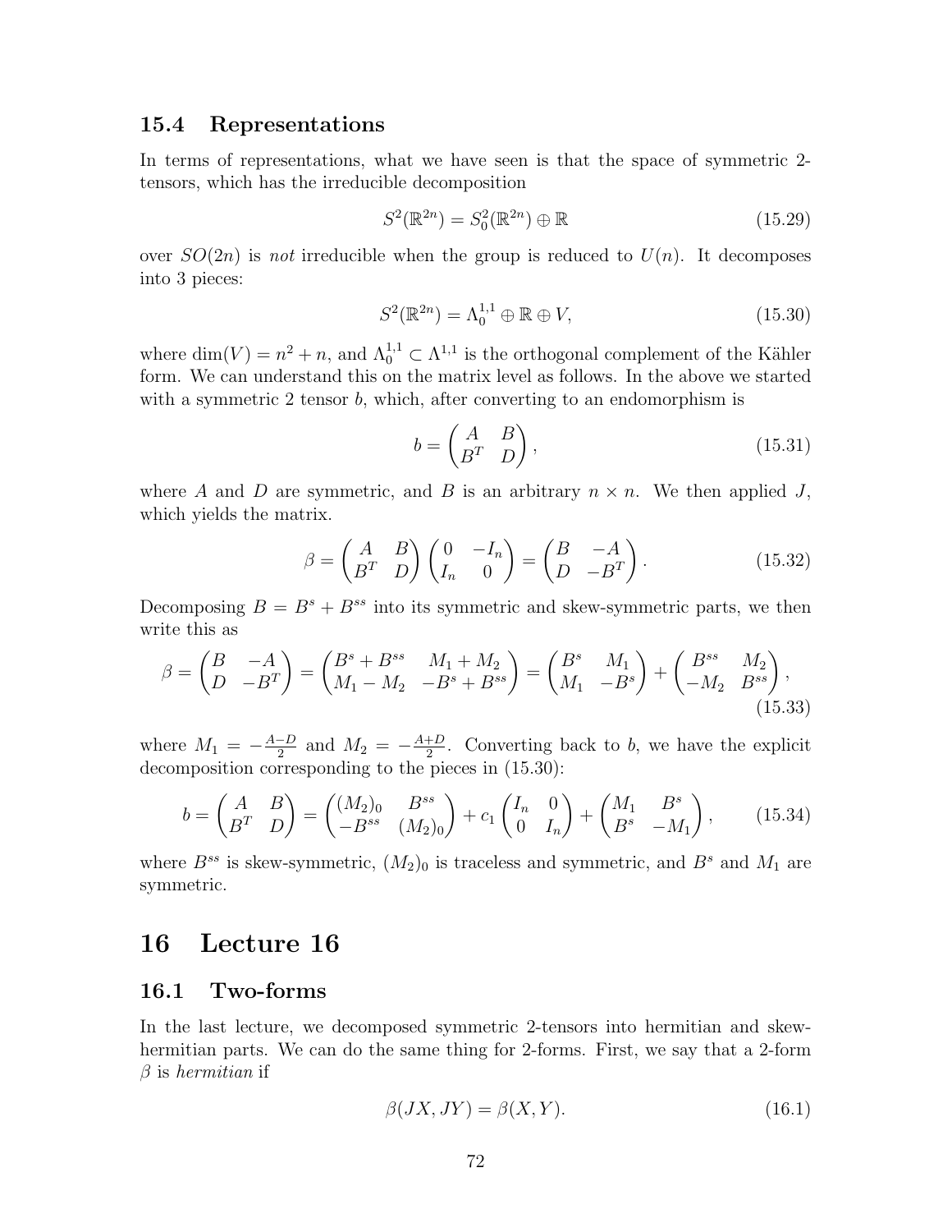### 15.4 Representations

In terms of representations, what we have seen is that the space of symmetric 2-tensors, which has the irreducible decomposition

$$S^2(\mathbb{R}^{2n}) = S^2_0(\mathbb{R}^{2n}) \oplus \mathbb{R} \tag{15.29}$$

over $SO(2n)$ is *not* irreducible when the group is reduced to $U(n)$. It decomposes into 3 pieces:

$$S^2(\mathbb{R}^{2n}) = \Lambda^{1,1}_0 \oplus \mathbb{R} \oplus V, \tag{15.30}$$

where $\dim(V) = n^2 + n$, and $\Lambda^{1,1}_0 \subset \Lambda^{1,1}$ is the orthogonal complement of the Kähler form. We can understand this on the matrix level as follows. In the above we started with a symmetric 2 tensor $b$, which, after converting to an endomorphism is

$$b = \begin{pmatrix} A & B \\ B^T & D \end{pmatrix}, \tag{15.31}$$

where $A$ and $D$ are symmetric, and $B$ is an arbitrary $n \times n$. We then applied $J$, which yields the matrix.

$$\beta = \begin{pmatrix} A & B \\ B^T & D \end{pmatrix} \begin{pmatrix} 0 & -I_n \\ I_n & 0 \end{pmatrix} = \begin{pmatrix} B & -A \\ D & -B^T \end{pmatrix}. \tag{15.32}$$

Decomposing $B = B^s + B^{ss}$ into its symmetric and skew-symmetric parts, we then write this as

$$\beta = \begin{pmatrix} B & -A \\ D & -B^T \end{pmatrix} = \begin{pmatrix} B^s + B^{ss} & M_1 + M_2 \\ M_1 - M_2 & -B^s + B^{ss} \end{pmatrix} = \begin{pmatrix} B^s & M_1 \\ M_1 & -B^s \end{pmatrix} + \begin{pmatrix} B^{ss} & M_2 \\ -M_2 & B^{ss} \end{pmatrix}, \tag{15.33}$$

where $M_1 = -\frac{A-D}{2}$ and $M_2 = -\frac{A+D}{2}$. Converting back to $b$, we have the explicit decomposition corresponding to the pieces in (15.30):

$$b = \begin{pmatrix} A & B \\ B^T & D \end{pmatrix} = \begin{pmatrix} (M_2)_0 & B^{ss} \\ -B^{ss} & (M_2)_0 \end{pmatrix} + c_1 \begin{pmatrix} I_n & 0 \\ 0 & I_n \end{pmatrix} + \begin{pmatrix} M_1 & B^s \\ B^s & -M_1 \end{pmatrix}, \tag{15.34}$$

where $B^{ss}$ is skew-symmetric, $(M_2)_0$ is traceless and symmetric, and $B^s$ and $M_1$ are symmetric.

# 16 Lecture 16

## 16.1 Two-forms

In the last lecture, we decomposed symmetric 2-tensors into hermitian and skew-hermitian parts. We can do the same thing for 2-forms. First, we say that a 2-form $\beta$ is *hermitian* if

$$\beta(JX, JY) = \beta(X, Y). \tag{16.1}$$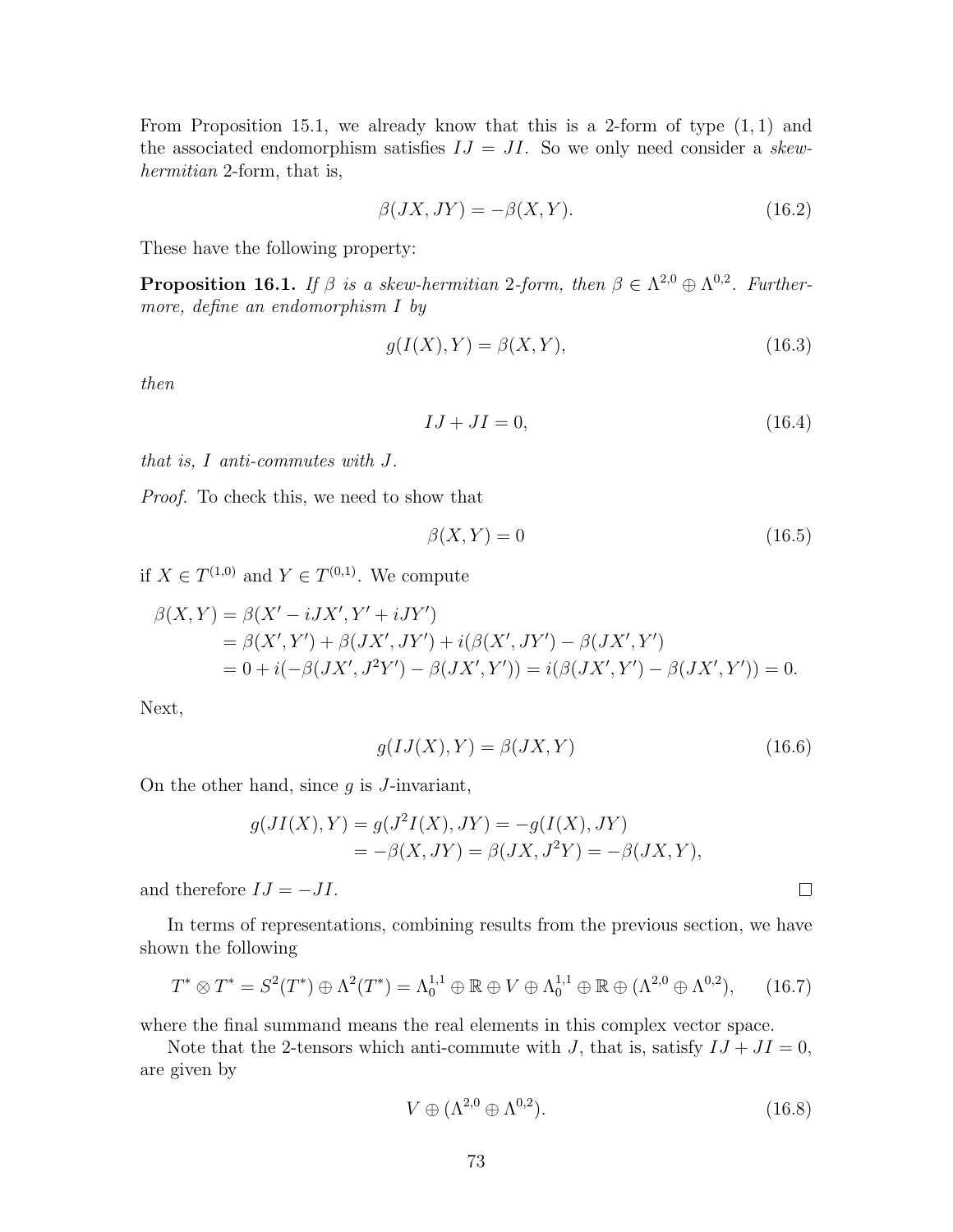From Proposition 15.1, we already know that this is a 2-form of type $(1,1)$ and the associated endomorphism satisfies $IJ = JI$. So we only need consider a *skew-hermitian* 2-form, that is,

$$\beta(JX, JY) = -\beta(X, Y). \tag{16.2}$$

These have the following property:

**Proposition 16.1.** *If $\beta$ is a skew-hermitian 2-form, then $\beta \in \Lambda^{2,0} \oplus \Lambda^{0,2}$. Furthermore, define an endomorphism $I$ by*

$$g(I(X), Y) = \beta(X, Y), \tag{16.3}$$

*then*

$$IJ + JI = 0, \tag{16.4}$$

*that is, $I$ anti-commutes with $J$.*

*Proof.* To check this, we need to show that

$$\beta(X, Y) = 0 \tag{16.5}$$

if $X \in T^{(1,0)}$ and $Y \in T^{(0,1)}$. We compute

$$\begin{aligned}
\beta(X, Y) &= \beta(X' - iJX', Y' + iJY') \\
&= \beta(X', Y') + \beta(JX', JY') + i(\beta(X', JY') - \beta(JX', Y') \\
&= 0 + i(-\beta(JX', J^2Y') - \beta(JX', Y')) = i(\beta(JX', Y') - \beta(JX', Y')) = 0.
\end{aligned}$$

Next,

$$g(IJ(X), Y) = \beta(JX, Y) \tag{16.6}$$

On the other hand, since $g$ is $J$-invariant,

$$\begin{aligned}
g(JI(X), Y) &= g(J^2 I(X), JY) = -g(I(X), JY) \\
&= -\beta(X, JY) = \beta(JX, J^2 Y) = -\beta(JX, Y),
\end{aligned}$$

and therefore $IJ = -JI$. $\square$

In terms of representations, combining results from the previous section, we have shown the following

$$T^* \otimes T^* = S^2(T^*) \oplus \Lambda^2(T^*) = \Lambda_0^{1,1} \oplus \mathbb{R} \oplus V \oplus \Lambda_0^{1,1} \oplus \mathbb{R} \oplus (\Lambda^{2,0} \oplus \Lambda^{0,2}), \tag{16.7}$$

where the final summand means the real elements in this complex vector space.

Note that the 2-tensors which anti-commute with $J$, that is, satisfy $IJ + JI = 0$, are given by

$$V \oplus (\Lambda^{2,0} \oplus \Lambda^{0,2}). \tag{16.8}$$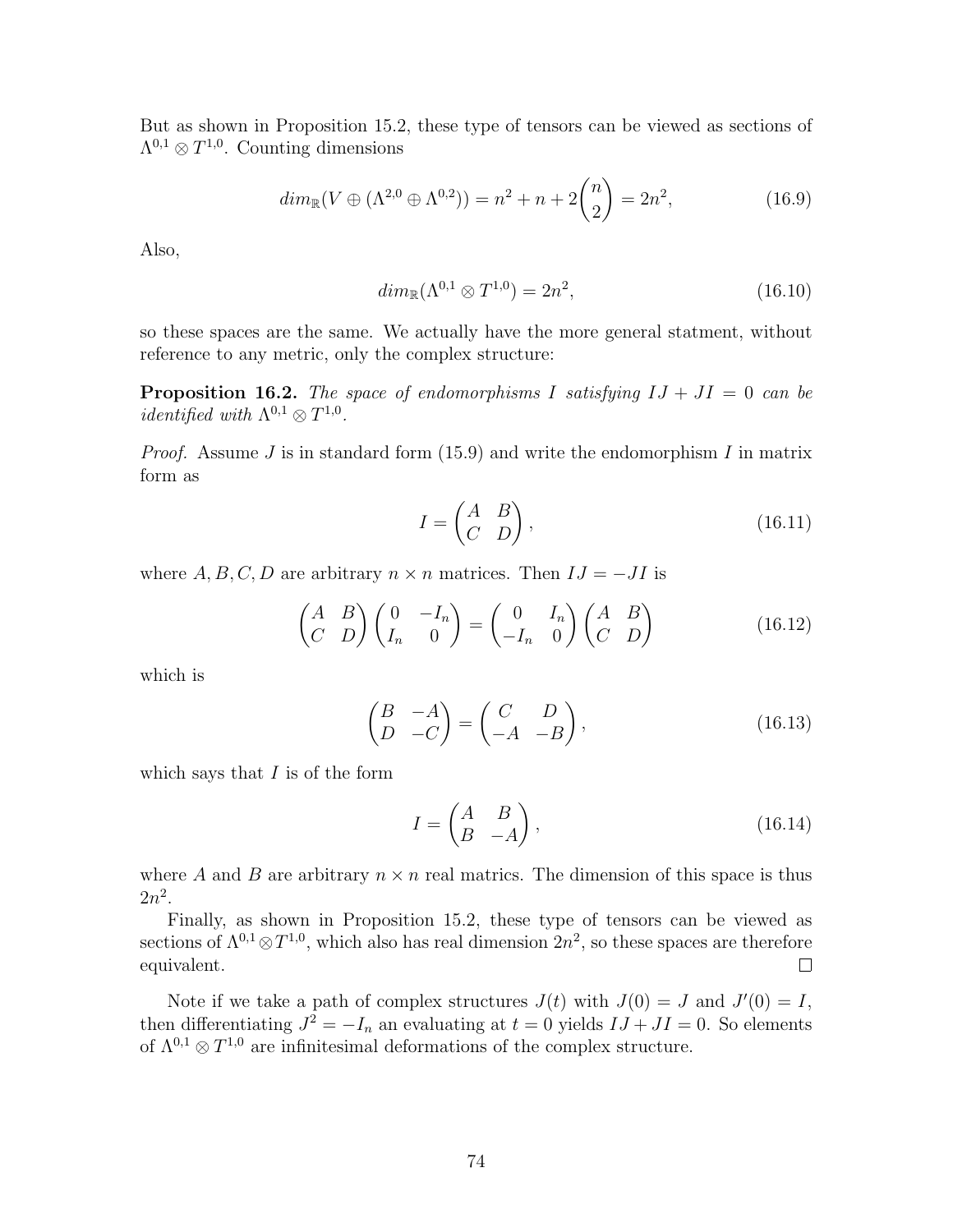But as shown in Proposition 15.2, these type of tensors can be viewed as sections of $\Lambda^{0,1} \otimes T^{1,0}$. Counting dimensions

$$dim_{\mathbb{R}}(V \oplus (\Lambda^{2,0} \oplus \Lambda^{0,2})) = n^2 + n + 2\binom{n}{2} = 2n^2, \tag{16.9}$$

Also,

$$dim_{\mathbb{R}}(\Lambda^{0,1} \otimes T^{1,0}) = 2n^2, \tag{16.10}$$

so these spaces are the same. We actually have the more general statment, without reference to any metric, only the complex structure:

**Proposition 16.2.** *The space of endomorphisms $I$ satisfying $IJ + JI = 0$ can be identified with $\Lambda^{0,1} \otimes T^{1,0}$.*

*Proof.* Assume $J$ is in standard form (15.9) and write the endomorphism $I$ in matrix form as

$$I = \begin{pmatrix} A & B \\ C & D \end{pmatrix}, \tag{16.11}$$

where $A, B, C, D$ are arbitrary $n \times n$ matrices. Then $IJ = -JI$ is

$$\begin{pmatrix} A & B \\ C & D \end{pmatrix} \begin{pmatrix} 0 & -I_n \\ I_n & 0 \end{pmatrix} = \begin{pmatrix} 0 & I_n \\ -I_n & 0 \end{pmatrix} \begin{pmatrix} A & B \\ C & D \end{pmatrix} \tag{16.12}$$

which is

$$\begin{pmatrix} B & -A \\ D & -C \end{pmatrix} = \begin{pmatrix} C & D \\ -A & -B \end{pmatrix}, \tag{16.13}$$

which says that $I$ is of the form

$$I = \begin{pmatrix} A & B \\ B & -A \end{pmatrix}, \tag{16.14}$$

where $A$ and $B$ are arbitrary $n \times n$ real matrics. The dimension of this space is thus $2n^2$.

Finally, as shown in Proposition 15.2, these type of tensors can be viewed as sections of $\Lambda^{0,1} \otimes T^{1,0}$, which also has real dimension $2n^2$, so these spaces are therefore equivalent. $\square$

Note if we take a path of complex structures $J(t)$ with $J(0) = J$ and $J'(0) = I$, then differentiating $J^2 = -I_n$ an evaluating at $t = 0$ yields $IJ + JI = 0$. So elements of $\Lambda^{0,1} \otimes T^{1,0}$ are infinitesimal deformations of the complex structure.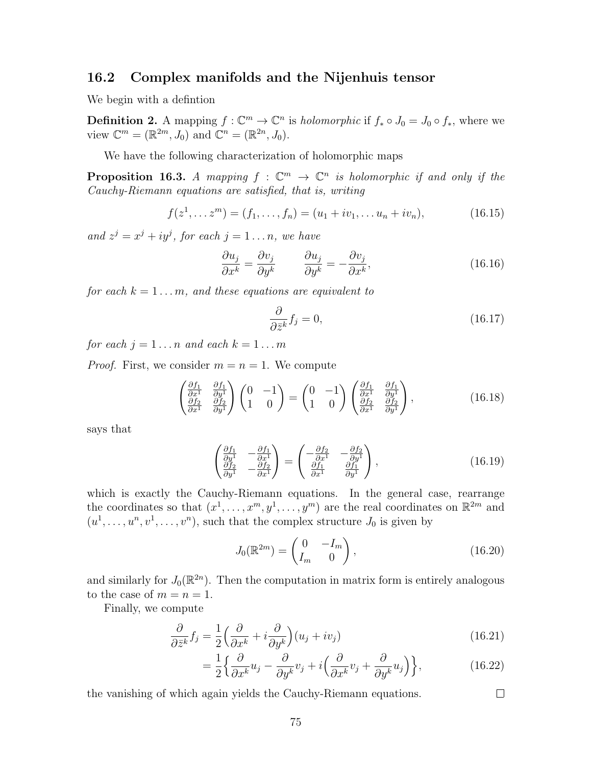## 16.2 Complex manifolds and the Nijenhuis tensor

We begin with a defintion

**Definition 2.** A mapping $f : \mathbb{C}^m \to \mathbb{C}^n$ is *holomorphic* if $f_* \circ J_0 = J_0 \circ f_*$, where we view $\mathbb{C}^m = (\mathbb{R}^{2m}, J_0)$ and $\mathbb{C}^n = (\mathbb{R}^{2n}, J_0)$.

We have the following characterization of holomorphic maps

**Proposition 16.3.** *A mapping $f : \mathbb{C}^m \to \mathbb{C}^n$ is holomorphic if and only if the Cauchy-Riemann equations are satisfied, that is, writing*

$$f(z^1, \dots z^m) = (f_1, \dots, f_n) = (u_1 + iv_1, \dots u_n + iv_n), \tag{16.15}$$

*and $z^j = x^j + iy^j$, for each $j = 1 \dots n$, we have*

$$\frac{\partial u_j}{\partial x^k} = \frac{\partial v_j}{\partial y^k} \qquad \frac{\partial u_j}{\partial y^k} = -\frac{\partial v_j}{\partial x^k}, \tag{16.16}$$

*for each $k = 1 \dots m$, and these equations are equivalent to*

$$\frac{\partial}{\partial \bar{z}^k} f_j = 0, \tag{16.17}$$

*for each $j = 1 \dots n$ and each $k = 1 \dots m$*

*Proof.* First, we consider $m = n = 1$. We compute

$$\begin{pmatrix} \frac{\partial f_1}{\partial x^1} & \frac{\partial f_1}{\partial y^1} \\ \frac{\partial f_2}{\partial x^1} & \frac{\partial f_2}{\partial y^1} \end{pmatrix} \begin{pmatrix} 0 & -1 \\ 1 & 0 \end{pmatrix} = \begin{pmatrix} 0 & -1 \\ 1 & 0 \end{pmatrix} \begin{pmatrix} \frac{\partial f_1}{\partial x^1} & \frac{\partial f_1}{\partial y^1} \\ \frac{\partial f_2}{\partial x^1} & \frac{\partial f_2}{\partial y^1} \end{pmatrix}, \tag{16.18}$$

says that

$$\begin{pmatrix} \frac{\partial f_1}{\partial y^1} & -\frac{\partial f_1}{\partial x^1} \\ \frac{\partial f_2}{\partial y^1} & -\frac{\partial f_2}{\partial x^1} \end{pmatrix} = \begin{pmatrix} -\frac{\partial f_2}{\partial x^1} & -\frac{\partial f_2}{\partial y^1} \\ \frac{\partial f_1}{\partial x^1} & \frac{\partial f_1}{\partial y^1} \end{pmatrix}, \tag{16.19}$$

which is exactly the Cauchy-Riemann equations. In the general case, rearrange the coordinates so that $(x^1, \dots, x^m, y^1, \dots, y^m)$ are the real coordinates on $\mathbb{R}^{2m}$ and $(u^1, \dots, u^n, v^1, \dots, v^n)$, such that the complex structure $J_0$ is given by

$$J_0(\mathbb{R}^{2m}) = \begin{pmatrix} 0 & -I_m \\ I_m & 0 \end{pmatrix}, \tag{16.20}$$

and similarly for $J_0(\mathbb{R}^{2n})$. Then the computation in matrix form is entirely analogous to the case of $m = n = 1$.

Finally, we compute

$$\frac{\partial}{\partial \bar{z}^k} f_j = \frac{1}{2}\Big(\frac{\partial}{\partial x^k} + i\frac{\partial}{\partial y^k}\Big)(u_j + iv_j) \tag{16.21}$$

$$= \frac{1}{2}\Big\{\frac{\partial}{\partial x^k} u_j - \frac{\partial}{\partial y^k} v_j + i\Big(\frac{\partial}{\partial x^k} v_j + \frac{\partial}{\partial y^k} u_j\Big)\Big\}, \tag{16.22}$$

the vanishing of which again yields the Cauchy-Riemann equations. ∎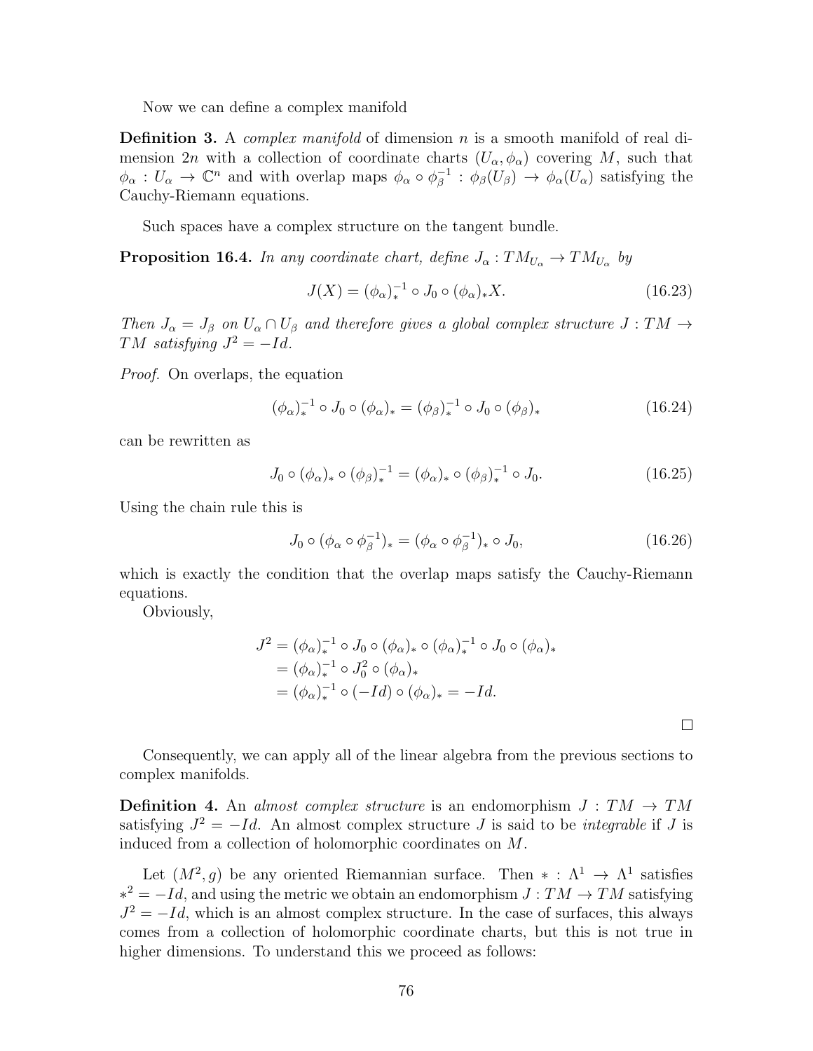Now we can define a complex manifold

**Definition 3.** A *complex manifold* of dimension $n$ is a smooth manifold of real dimension $2n$ with a collection of coordinate charts $(U_\alpha, \phi_\alpha)$ covering $M$, such that $\phi_\alpha : U_\alpha \to \mathbb{C}^n$ and with overlap maps $\phi_\alpha \circ \phi_\beta^{-1} : \phi_\beta(U_\beta) \to \phi_\alpha(U_\alpha)$ satisfying the Cauchy-Riemann equations.

Such spaces have a complex structure on the tangent bundle.

**Proposition 16.4.** *In any coordinate chart, define $J_\alpha : TM_{U_\alpha} \to TM_{U_\alpha}$ by*

$$J(X) = (\phi_\alpha)_*^{-1} \circ J_0 \circ (\phi_\alpha)_* X. \tag{16.23}$$

*Then $J_\alpha = J_\beta$ on $U_\alpha \cap U_\beta$ and therefore gives a global complex structure $J : TM \to TM$ satisfying $J^2 = -Id$.*

*Proof.* On overlaps, the equation

$$(\phi_\alpha)_*^{-1} \circ J_0 \circ (\phi_\alpha)_* = (\phi_\beta)_*^{-1} \circ J_0 \circ (\phi_\beta)_* \tag{16.24}$$

can be rewritten as

$$J_0 \circ (\phi_\alpha)_* \circ (\phi_\beta)_*^{-1} = (\phi_\alpha)_* \circ (\phi_\beta)_*^{-1} \circ J_0. \tag{16.25}$$

Using the chain rule this is

$$J_0 \circ (\phi_\alpha \circ \phi_\beta^{-1})_* = (\phi_\alpha \circ \phi_\beta^{-1})_* \circ J_0, \tag{16.26}$$

which is exactly the condition that the overlap maps satisfy the Cauchy-Riemann equations.

Obviously,

$$\begin{aligned}
J^2 &= (\phi_\alpha)_*^{-1} \circ J_0 \circ (\phi_\alpha)_* \circ (\phi_\alpha)_*^{-1} \circ J_0 \circ (\phi_\alpha)_* \\
&= (\phi_\alpha)_*^{-1} \circ J_0^2 \circ (\phi_\alpha)_* \\
&= (\phi_\alpha)_*^{-1} \circ (-Id) \circ (\phi_\alpha)_* = -Id.
\end{aligned}$$

□

Consequently, we can apply all of the linear algebra from the previous sections to complex manifolds.

**Definition 4.** An *almost complex structure* is an endomorphism $J : TM \to TM$ satisfying $J^2 = -Id$. An almost complex structure $J$ is said to be *integrable* if $J$ is induced from a collection of holomorphic coordinates on $M$.

Let $(M^2, g)$ be any oriented Riemannian surface. Then $* : \Lambda^1 \to \Lambda^1$ satisfies $*^2 = -Id$, and using the metric we obtain an endomorphism $J : TM \to TM$ satisfying $J^2 = -Id$, which is an almost complex structure. In the case of surfaces, this always comes from a collection of holomorphic coordinate charts, but this is not true in higher dimensions. To understand this we proceed as follows: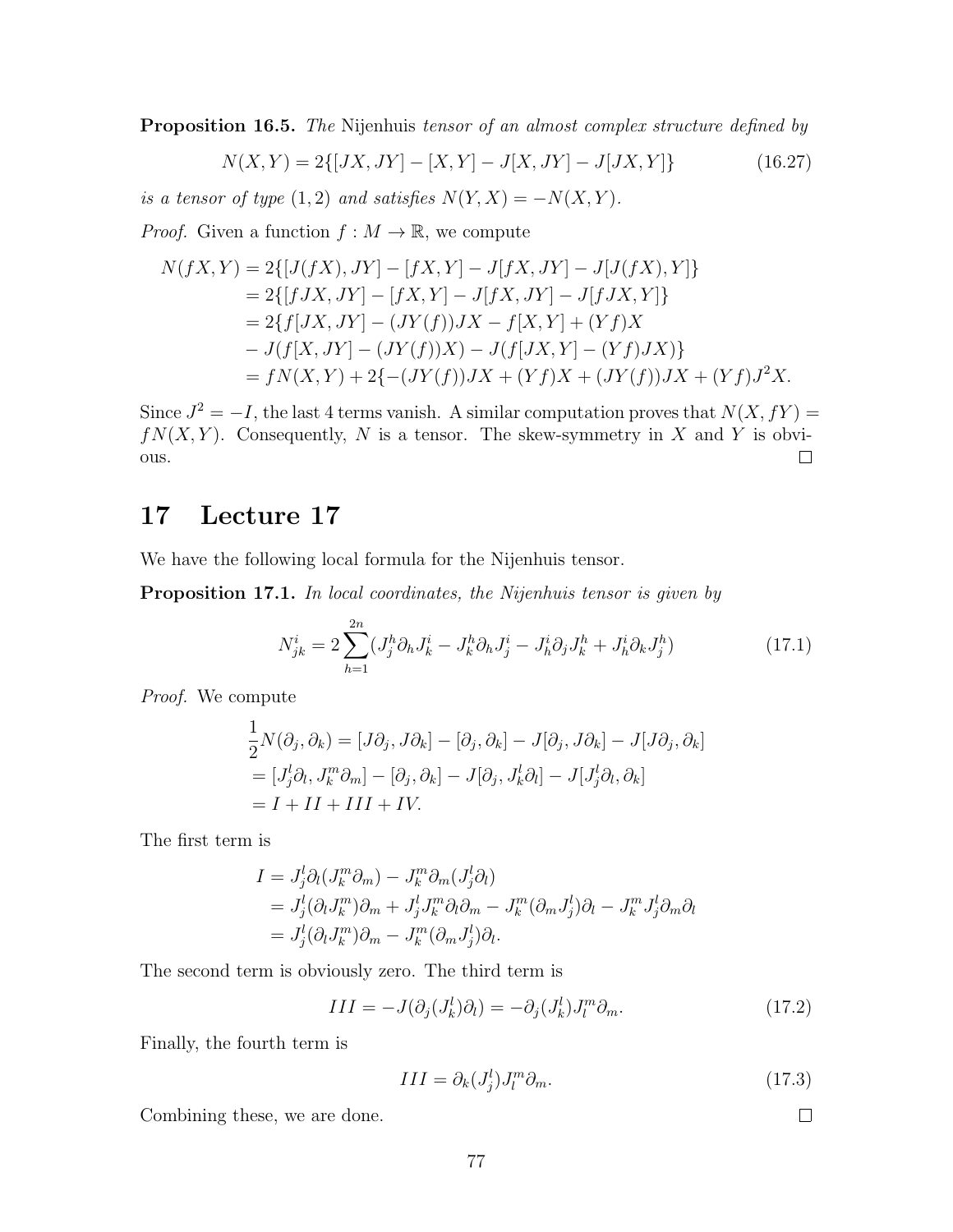**Proposition 16.5.** *The* Nijenhuis *tensor of an almost complex structure defined by*

$$N(X, Y) = 2\{[JX, JY] - [X, Y] - J[X, JY] - J[JX, Y]\} \tag{16.27}$$

*is a tensor of type* $(1, 2)$ *and satisfies* $N(Y, X) = -N(X, Y)$.

*Proof.* Given a function $f : M \to \mathbb{R}$, we compute

$$\begin{aligned}
N(fX, Y) &= 2\{[J(fX), JY] - [fX, Y] - J[fX, JY] - J[J(fX), Y]\} \\
&= 2\{[fJX, JY] - [fX, Y] - J[fX, JY] - J[fJX, Y]\} \\
&= 2\{f[JX, JY] - (JY(f))JX - f[X, Y] + (Yf)X \\
&\quad - J(f[X, JY] - (JY(f))X) - J(f[JX, Y] - (Yf)JX)\} \\
&= fN(X, Y) + 2\{-(JY(f))JX + (Yf)X + (JY(f))JX + (Yf)J^2X.
\end{aligned}$$

Since $J^2 = -I$, the last 4 terms vanish. A similar computation proves that $N(X, fY) = fN(X, Y)$. Consequently, $N$ is a tensor. The skew-symmetry in $X$ and $Y$ is obvious. $\square$

# 17 Lecture 17

We have the following local formula for the Nijenhuis tensor.

**Proposition 17.1.** *In local coordinates, the Nijenhuis tensor is given by*

$$N^i_{jk} = 2\sum_{h=1}^{2n}(J^h_j \partial_h J^i_k - J^h_k \partial_h J^i_j - J^i_h \partial_j J^h_k + J^i_h \partial_k J^h_j) \tag{17.1}$$

*Proof.* We compute

$$\begin{aligned}
&\frac{1}{2}N(\partial_j, \partial_k) = [J\partial_j, J\partial_k] - [\partial_j, \partial_k] - J[\partial_j, J\partial_k] - J[J\partial_j, \partial_k] \\
&= [J^l_j \partial_l, J^m_k \partial_m] - [\partial_j, \partial_k] - J[\partial_j, J^l_k \partial_l] - J[J^l_j \partial_l, \partial_k] \\
&= I + II + III + IV.
\end{aligned}$$

The first term is

$$\begin{aligned}
I &= J^l_j \partial_l (J^m_k \partial_m) - J^m_k \partial_m (J^l_j \partial_l) \\
&= J^l_j (\partial_l J^m_k) \partial_m + J^l_j J^m_k \partial_l \partial_m - J^m_k (\partial_m J^l_j) \partial_l - J^m_k J^l_j \partial_m \partial_l \\
&= J^l_j (\partial_l J^m_k) \partial_m - J^m_k (\partial_m J^l_j) \partial_l.
\end{aligned}$$

The second term is obviously zero. The third term is

$$III = -J(\partial_j (J^l_k) \partial_l) = -\partial_j (J^l_k) J^m_l \partial_m. \tag{17.2}$$

Finally, the fourth term is

$$III = \partial_k (J^l_j) J^m_l \partial_m. \tag{17.3}$$

Combining these, we are done. $\square$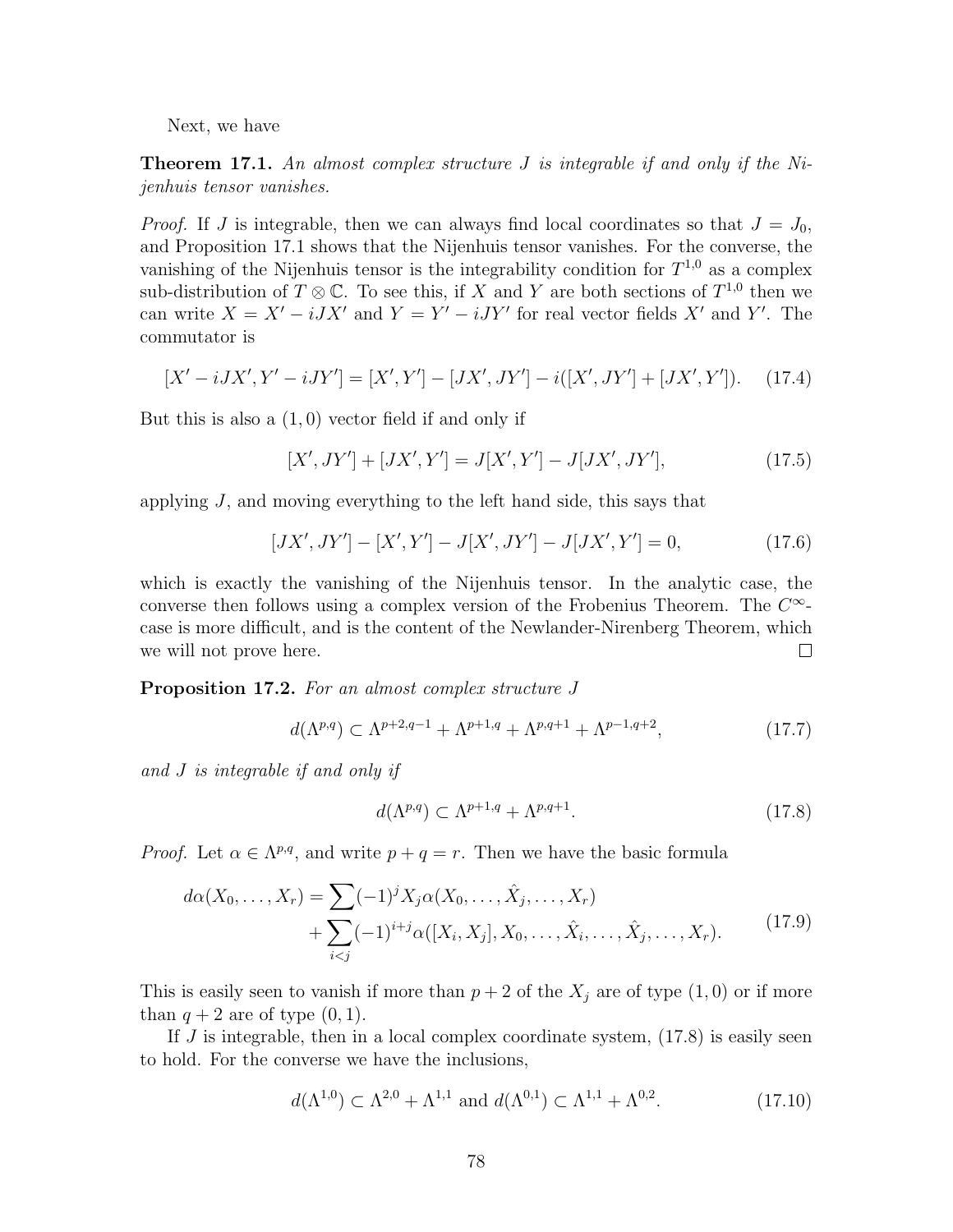Next, we have

**Theorem 17.1.** *An almost complex structure $J$ is integrable if and only if the Nijenhuis tensor vanishes.*

*Proof.* If $J$ is integrable, then we can always find local coordinates so that $J = J_0$, and Proposition 17.1 shows that the Nijenhuis tensor vanishes. For the converse, the vanishing of the Nijenhuis tensor is the integrability condition for $T^{1,0}$ as a complex sub-distribution of $T \otimes \mathbb{C}$. To see this, if $X$ and $Y$ are both sections of $T^{1,0}$ then we can write $X = X' - iJX'$ and $Y = Y' - iJY'$ for real vector fields $X'$ and $Y'$. The commutator is

$$[X' - iJX', Y' - iJY'] = [X', Y'] - [JX', JY'] - i([X', JY'] + [JX', Y']). \tag{17.4}$$

But this is also a $(1,0)$ vector field if and only if

$$[X', JY'] + [JX', Y'] = J[X', Y'] - J[JX', JY'], \tag{17.5}$$

applying $J$, and moving everything to the left hand side, this says that

$$[JX', JY'] - [X', Y'] - J[X', JY'] - J[JX', Y'] = 0, \tag{17.6}$$

which is exactly the vanishing of the Nijenhuis tensor. In the analytic case, the converse then follows using a complex version of the Frobenius Theorem. The $C^\infty$-case is more difficult, and is the content of the Newlander-Nirenberg Theorem, which we will not prove here. $\square$

**Proposition 17.2.** *For an almost complex structure $J$*

$$d(\Lambda^{p,q}) \subset \Lambda^{p+2,q-1} + \Lambda^{p+1,q} + \Lambda^{p,q+1} + \Lambda^{p-1,q+2}, \tag{17.7}$$

*and $J$ is integrable if and only if*

$$d(\Lambda^{p,q}) \subset \Lambda^{p+1,q} + \Lambda^{p,q+1}. \tag{17.8}$$

*Proof.* Let $\alpha \in \Lambda^{p,q}$, and write $p + q = r$. Then we have the basic formula

$$\begin{aligned} d\alpha(X_0, \ldots, X_r) = &\sum (-1)^j X_j \alpha(X_0, \ldots, \hat{X}_j, \ldots, X_r) \\ &+ \sum_{i<j} (-1)^{i+j} \alpha([X_i, X_j], X_0, \ldots, \hat{X}_i, \ldots, \hat{X}_j, \ldots, X_r). \end{aligned} \tag{17.9}$$

This is easily seen to vanish if more than $p+2$ of the $X_j$ are of type $(1,0)$ or if more than $q+2$ are of type $(0,1)$.

If $J$ is integrable, then in a local complex coordinate system, (17.8) is easily seen to hold. For the converse we have the inclusions,

$$d(\Lambda^{1,0}) \subset \Lambda^{2,0} + \Lambda^{1,1} \text{ and } d(\Lambda^{0,1}) \subset \Lambda^{1,1} + \Lambda^{0,2}. \tag{17.10}$$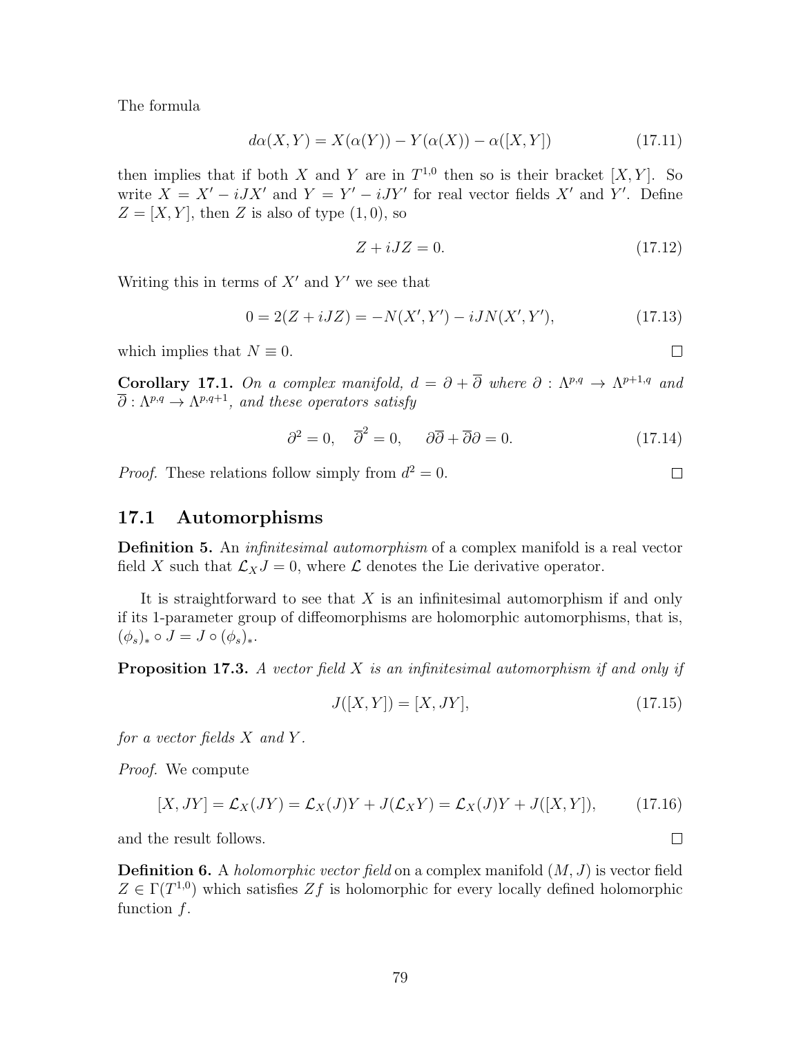The formula

$$d\alpha(X,Y) = X(\alpha(Y)) - Y(\alpha(X)) - \alpha([X,Y]) \tag{17.11}$$

then implies that if both $X$ and $Y$ are in $T^{1,0}$ then so is their bracket $[X,Y]$. So write $X = X' - iJX'$ and $Y = Y' - iJY'$ for real vector fields $X'$ and $Y'$. Define $Z = [X,Y]$, then $Z$ is also of type $(1,0)$, so

$$Z + iJZ = 0. \tag{17.12}$$

Writing this in terms of $X'$ and $Y'$ we see that

$$0 = 2(Z + iJZ) = -N(X',Y') - iJN(X',Y'), \tag{17.13}$$

which implies that $N \equiv 0$. □

**Corollary 17.1.** *On a complex manifold, $d = \partial + \overline{\partial}$ where $\partial : \Lambda^{p,q} \to \Lambda^{p+1,q}$ and $\overline{\partial} : \Lambda^{p,q} \to \Lambda^{p,q+1}$, and these operators satisfy*

$$\partial^2 = 0, \quad \overline{\partial}^2 = 0, \quad \partial\overline{\partial} + \overline{\partial}\partial = 0. \tag{17.14}$$

*Proof.* These relations follow simply from $d^2 = 0$. □

## 17.1 Automorphisms

**Definition 5.** An *infinitesimal automorphism* of a complex manifold is a real vector field $X$ such that $\mathcal{L}_X J = 0$, where $\mathcal{L}$ denotes the Lie derivative operator.

It is straightforward to see that $X$ is an infinitesimal automorphism if and only if its 1-parameter group of diffeomorphisms are holomorphic automorphisms, that is, $(\phi_s)_* \circ J = J \circ (\phi_s)_*$.

**Proposition 17.3.** *A vector field $X$ is an infinitesimal automorphism if and only if*

$$J([X,Y]) = [X, JY], \tag{17.15}$$

*for a vector fields $X$ and $Y$.*

*Proof.* We compute

$$[X, JY] = \mathcal{L}_X(JY) = \mathcal{L}_X(J)Y + J(\mathcal{L}_X Y) = \mathcal{L}_X(J)Y + J([X,Y]), \tag{17.16}$$

and the result follows. □

**Definition 6.** A *holomorphic vector field* on a complex manifold $(M,J)$ is vector field $Z \in \Gamma(T^{1,0})$ which satisfies $Zf$ is holomorphic for every locally defined holomorphic function $f$.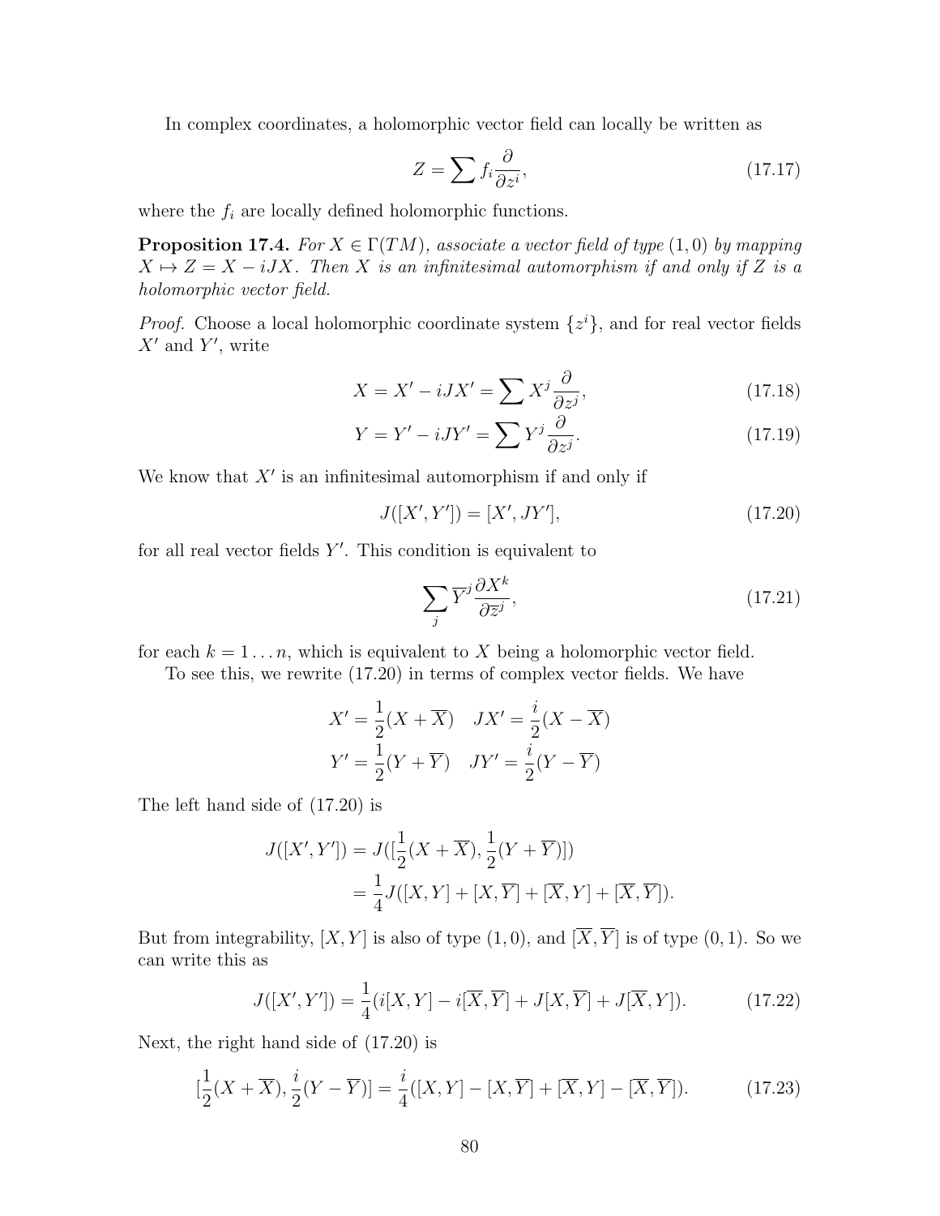In complex coordinates, a holomorphic vector field can locally be written as

$$Z = \sum f_i \frac{\partial}{\partial z^i}, \tag{17.17}$$

where the $f_i$ are locally defined holomorphic functions.

**Proposition 17.4.** *For $X \in \Gamma(TM)$, associate a vector field of type $(1,0)$ by mapping $X \mapsto Z = X - iJX$. Then $X$ is an infinitesimal automorphism if and only if $Z$ is a holomorphic vector field.*

*Proof.* Choose a local holomorphic coordinate system $\{z^i\}$, and for real vector fields $X'$ and $Y'$, write

$$X = X' - iJX' = \sum X^j \frac{\partial}{\partial z^j}, \tag{17.18}$$

$$Y = Y' - iJY' = \sum Y^j \frac{\partial}{\partial z^j}. \tag{17.19}$$

We know that $X'$ is an infinitesimal automorphism if and only if

$$J([X', Y']) = [X', JY'], \tag{17.20}$$

for all real vector fields $Y'$. This condition is equivalent to

$$\sum_j \overline{Y}^j \frac{\partial X^k}{\partial \overline{z}^j}, \tag{17.21}$$

for each $k = 1 \dots n$, which is equivalent to $X$ being a holomorphic vector field.

To see this, we rewrite (17.20) in terms of complex vector fields. We have

$$X' = \frac{1}{2}(X + \overline{X}) \quad JX' = \frac{i}{2}(X - \overline{X})$$

$$Y' = \frac{1}{2}(Y + \overline{Y}) \quad JY' = \frac{i}{2}(Y - \overline{Y})$$

The left hand side of (17.20) is

$$\begin{aligned} J([X', Y']) &= J([\frac{1}{2}(X + \overline{X}), \frac{1}{2}(Y + \overline{Y})]) \\ &= \frac{1}{4} J([X, Y] + [X, \overline{Y}] + [\overline{X}, Y] + [\overline{X}, \overline{Y}]). \end{aligned}$$

But from integrability, $[X, Y]$ is also of type $(1,0)$, and $[\overline{X}, \overline{Y}]$ is of type $(0,1)$. So we can write this as

$$J([X', Y']) = \frac{1}{4}(i[X, Y] - i[\overline{X}, \overline{Y}] + J[X, \overline{Y}] + J[\overline{X}, Y]). \tag{17.22}$$

Next, the right hand side of (17.20) is

$$[\frac{1}{2}(X + \overline{X}), \frac{i}{2}(Y - \overline{Y})] = \frac{i}{4}([X, Y] - [X, \overline{Y}] + [\overline{X}, Y] - [\overline{X}, \overline{Y}]). \tag{17.23}$$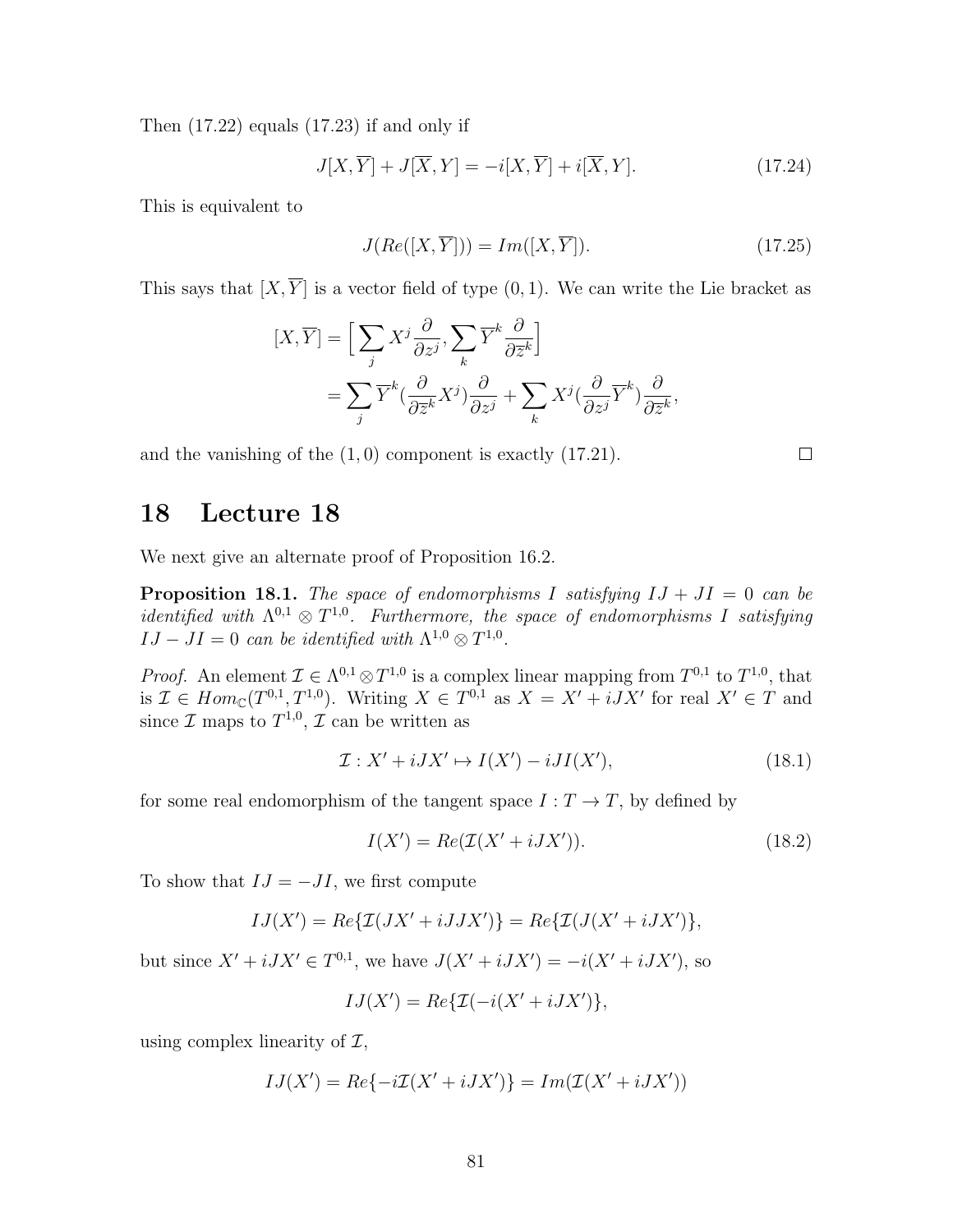Then (17.22) equals (17.23) if and only if

$$J[X, \overline{Y}] + J[\overline{X}, Y] = -i[X, \overline{Y}] + i[\overline{X}, Y]. \tag{17.24}$$

This is equivalent to

$$J(Re([X, \overline{Y}])) = Im([X, \overline{Y}]). \tag{17.25}$$

This says that $[X, \overline{Y}]$ is a vector field of type $(0, 1)$. We can write the Lie bracket as

$$\begin{aligned}
[X, \overline{Y}] &= \Big[ \sum_j X^j \frac{\partial}{\partial z^j}, \sum_k \overline{Y}^k \frac{\partial}{\partial \overline{z}^k} \Big] \\
&= \sum_j \overline{Y}^k \Big(\frac{\partial}{\partial \overline{z}^k} X^j\Big) \frac{\partial}{\partial z^j} + \sum_k X^j \Big(\frac{\partial}{\partial z^j} \overline{Y}^k\Big) \frac{\partial}{\partial \overline{z}^k},
\end{aligned}$$

and the vanishing of the $(1, 0)$ component is exactly (17.21). □

# 18 Lecture 18

We next give an alternate proof of Proposition 16.2.

**Proposition 18.1.** *The space of endomorphisms $I$ satisfying $IJ + JI = 0$ can be identified with $\Lambda^{0,1} \otimes T^{1,0}$. Furthermore, the space of endomorphisms $I$ satisfying $IJ - JI = 0$ can be identified with $\Lambda^{1,0} \otimes T^{1,0}$.*

*Proof.* An element $\mathcal{I} \in \Lambda^{0,1} \otimes T^{1,0}$ is a complex linear mapping from $T^{0,1}$ to $T^{1,0}$, that is $\mathcal{I} \in Hom_{\mathbb{C}}(T^{0,1}, T^{1,0})$. Writing $X \in T^{0,1}$ as $X = X' + iJX'$ for real $X' \in T$ and since $\mathcal{I}$ maps to $T^{1,0}$, $\mathcal{I}$ can be written as

$$\mathcal{I} : X' + iJX' \mapsto I(X') - iJI(X'), \tag{18.1}$$

for some real endomorphism of the tangent space $I : T \to T$, by defined by

$$I(X') = Re(\mathcal{I}(X' + iJX')). \tag{18.2}$$

To show that $IJ = -JI$, we first compute

$$IJ(X') = Re\{\mathcal{I}(JX' + iJJX')\} = Re\{\mathcal{I}(J(X' + iJX')\},$$

but since $X' + iJX' \in T^{0,1}$, we have $J(X' + iJX') = -i(X' + iJX')$, so

$$IJ(X') = Re\{\mathcal{I}(-i(X' + iJX')\},$$

using complex linearity of $\mathcal{I}$,

$$IJ(X') = Re\{-i\mathcal{I}(X' + iJX')\} = Im(\mathcal{I}(X' + iJX'))$$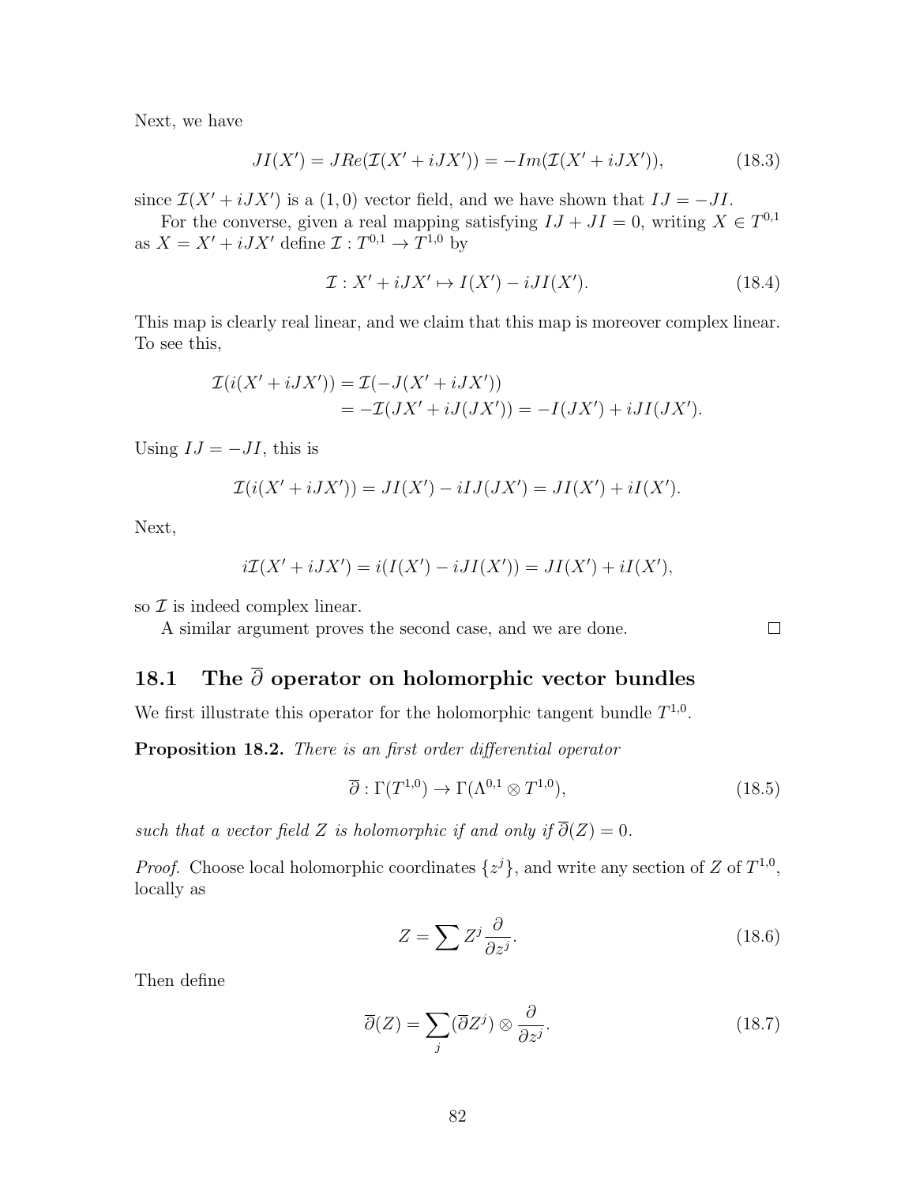Next, we have

$$JI(X') = JRe(\mathcal{I}(X' + iJX')) = -Im(\mathcal{I}(X' + iJX')), \tag{18.3}$$

since $\mathcal{I}(X' + iJX')$ is a $(1,0)$ vector field, and we have shown that $IJ = -JI$.

For the converse, given a real mapping satisfying $IJ + JI = 0$, writing $X \in T^{0,1}$ as $X = X' + iJX'$ define $\mathcal{I} : T^{0,1} \to T^{1,0}$ by

$$\mathcal{I} : X' + iJX' \mapsto I(X') - iJI(X'). \tag{18.4}$$

This map is clearly real linear, and we claim that this map is moreover complex linear. To see this,

$$\begin{aligned}
\mathcal{I}(i(X' + iJX')) &= \mathcal{I}(-J(X' + iJX')) \\
&= -\mathcal{I}(JX' + iJ(JX')) = -I(JX') + iJI(JX').
\end{aligned}$$

Using $IJ = -JI$, this is

$$\mathcal{I}(i(X' + iJX')) = JI(X') - iIJ(JX') = JI(X') + iI(X').$$

Next,

$$i\mathcal{I}(X' + iJX') = i(I(X') - iJI(X')) = JI(X') + iI(X'),$$

so $\mathcal{I}$ is indeed complex linear.

A similar argument proves the second case, and we are done. $\square$

## 18.1 The $\overline{\partial}$ operator on holomorphic vector bundles

We first illustrate this operator for the holomorphic tangent bundle $T^{1,0}$.

**Proposition 18.2.** *There is an first order differential operator*

$$\overline{\partial} : \Gamma(T^{1,0}) \to \Gamma(\Lambda^{0,1} \otimes T^{1,0}), \tag{18.5}$$

*such that a vector field $Z$ is holomorphic if and only if $\overline{\partial}(Z) = 0$.*

*Proof.* Choose local holomorphic coordinates $\{z^j\}$, and write any section of $Z$ of $T^{1,0}$, locally as

$$Z = \sum Z^j \frac{\partial}{\partial z^j}. \tag{18.6}$$

Then define

$$\overline{\partial}(Z) = \sum_j (\overline{\partial} Z^j) \otimes \frac{\partial}{\partial z^j}. \tag{18.7}$$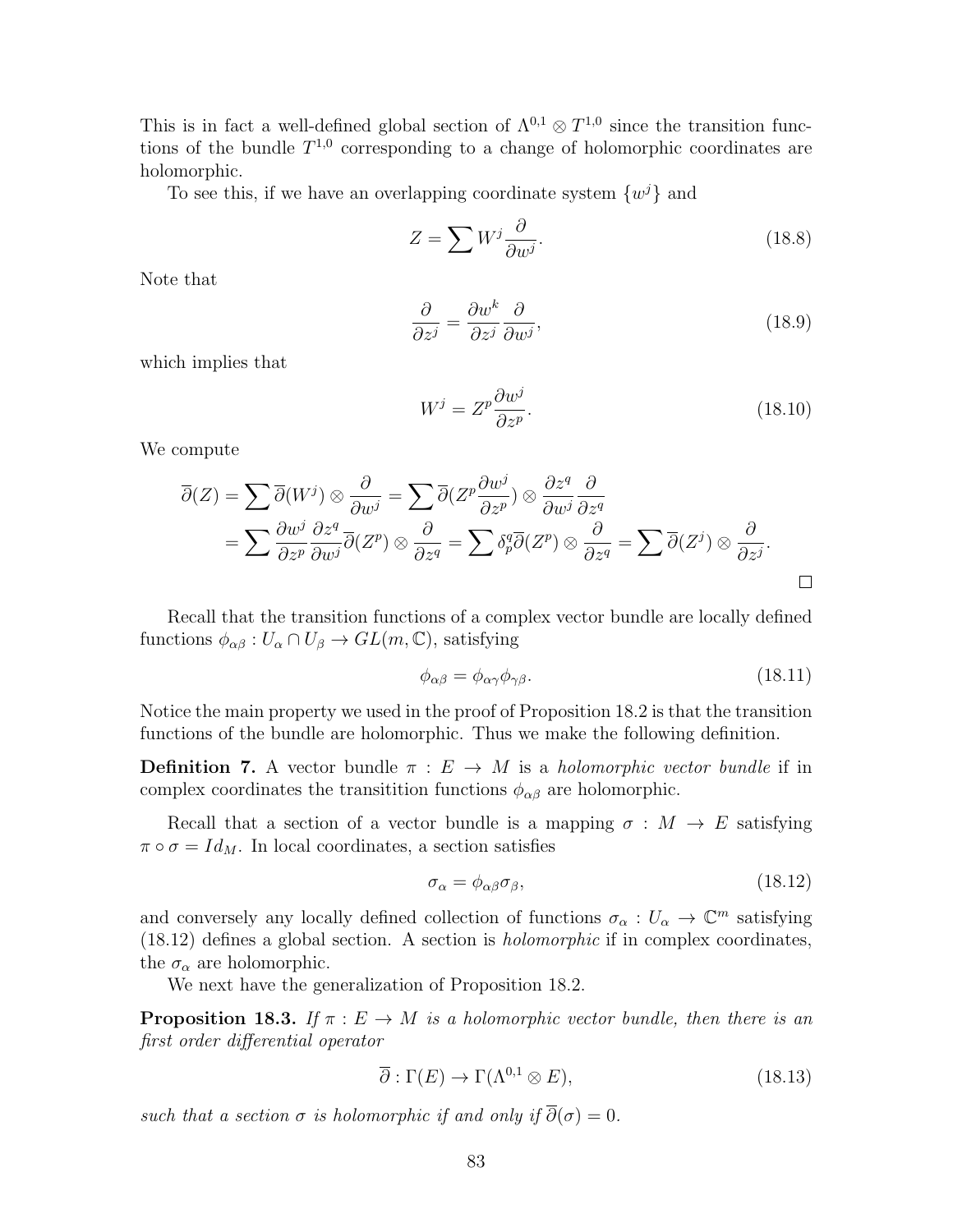This is in fact a well-defined global section of $\Lambda^{0,1} \otimes T^{1,0}$ since the transition functions of the bundle $T^{1,0}$ corresponding to a change of holomorphic coordinates are holomorphic.

To see this, if we have an overlapping coordinate system $\{w^j\}$ and

$$
Z = \sum W^j \frac{\partial}{\partial w^j}. \tag{18.8}
$$

Note that

$$
\frac{\partial}{\partial z^j} = \frac{\partial w^k}{\partial z^j} \frac{\partial}{\partial w^j}, \tag{18.9}
$$

which implies that

$$
W^j = Z^p \frac{\partial w^j}{\partial z^p}. \tag{18.10}
$$

We compute

$$
\begin{aligned}
\overline{\partial}(Z) = \sum \overline{\partial}(W^j) \otimes \frac{\partial}{\partial w^j} &= \sum \overline{\partial}(Z^p \frac{\partial w^j}{\partial z^p}) \otimes \frac{\partial z^q}{\partial w^j} \frac{\partial}{\partial z^q} \\
&= \sum \frac{\partial w^j}{\partial z^p} \frac{\partial z^q}{\partial w^j} \overline{\partial}(Z^p) \otimes \frac{\partial}{\partial z^q} = \sum \delta^q_p \overline{\partial}(Z^p) \otimes \frac{\partial}{\partial z^q} = \sum \overline{\partial}(Z^j) \otimes \frac{\partial}{\partial z^j}.
\end{aligned}
$$

□

Recall that the transition functions of a complex vector bundle are locally defined functions $\phi_{\alpha\beta} : U_\alpha \cap U_\beta \to GL(m, \mathbb{C})$, satisfying

$$
\phi_{\alpha\beta} = \phi_{\alpha\gamma} \phi_{\gamma\beta}. \tag{18.11}
$$

Notice the main property we used in the proof of Proposition 18.2 is that the transition functions of the bundle are holomorphic. Thus we make the following definition.

**Definition 7.** A vector bundle $\pi : E \to M$ is a *holomorphic vector bundle* if in complex coordinates the transitition functions $\phi_{\alpha\beta}$ are holomorphic.

Recall that a section of a vector bundle is a mapping $\sigma : M \to E$ satisfying $\pi \circ \sigma = Id_M$. In local coordinates, a section satisfies

$$
\sigma_\alpha = \phi_{\alpha\beta} \sigma_\beta, \tag{18.12}
$$

and conversely any locally defined collection of functions $\sigma_\alpha : U_\alpha \to \mathbb{C}^m$ satisfying (18.12) defines a global section. A section is *holomorphic* if in complex coordinates, the $\sigma_\alpha$ are holomorphic.

We next have the generalization of Proposition 18.2.

**Proposition 18.3.** *If $\pi : E \to M$ is a holomorphic vector bundle, then there is an first order differential operator*

$$
\overline{\partial} : \Gamma(E) \to \Gamma(\Lambda^{0,1} \otimes E), \tag{18.13}
$$

*such that a section $\sigma$ is holomorphic if and only if $\overline{\partial}(\sigma) = 0$.*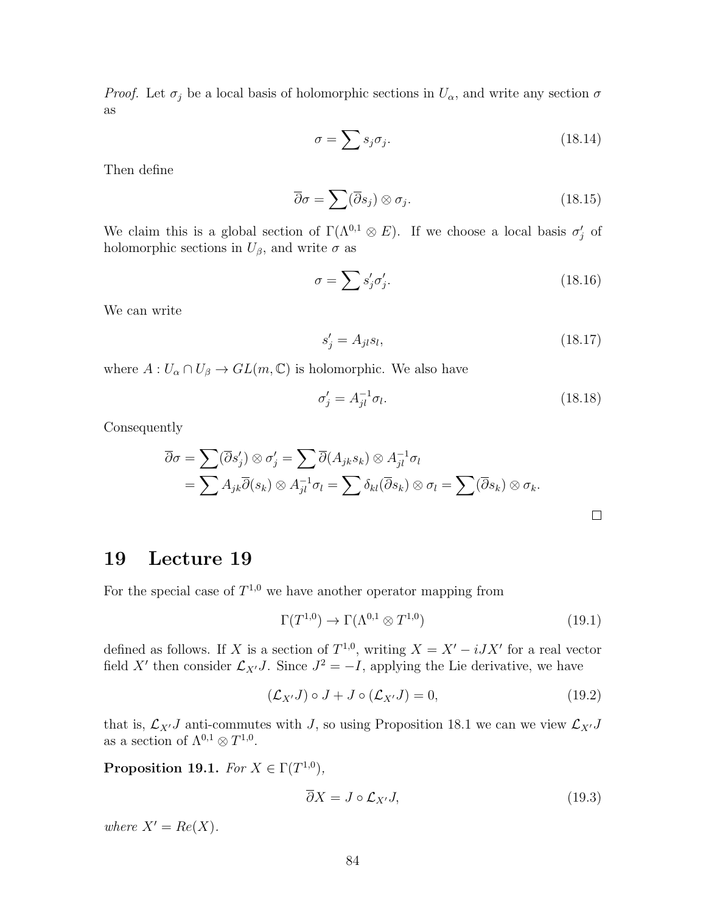*Proof.* Let $\sigma_j$ be a local basis of holomorphic sections in $U_\alpha$, and write any section $\sigma$ as

$$\sigma = \sum s_j \sigma_j. \tag{18.14}$$

Then define

$$\overline{\partial}\sigma = \sum (\overline{\partial} s_j) \otimes \sigma_j. \tag{18.15}$$

We claim this is a global section of $\Gamma(\Lambda^{0,1} \otimes E)$. If we choose a local basis $\sigma_j'$ of holomorphic sections in $U_\beta$, and write $\sigma$ as

$$\sigma = \sum s_j' \sigma_j'. \tag{18.16}$$

We can write

$$s_j' = A_{jl} s_l, \tag{18.17}$$

where $A : U_\alpha \cap U_\beta \to GL(m, \mathbb{C})$ is holomorphic. We also have

$$\sigma_j' = A_{jl}^{-1} \sigma_l. \tag{18.18}$$

Consequently

$$\begin{aligned}
\overline{\partial}\sigma &= \sum (\overline{\partial} s_j') \otimes \sigma_j' = \sum \overline{\partial}(A_{jk} s_k) \otimes A_{jl}^{-1} \sigma_l \\
&= \sum A_{jk} \overline{\partial}(s_k) \otimes A_{jl}^{-1} \sigma_l = \sum \delta_{kl} (\overline{\partial} s_k) \otimes \sigma_l = \sum (\overline{\partial} s_k) \otimes \sigma_k.
\end{aligned}$$

□

# 19 Lecture 19

For the special case of $T^{1,0}$ we have another operator mapping from

$$\Gamma(T^{1,0}) \to \Gamma(\Lambda^{0,1} \otimes T^{1,0}) \tag{19.1}$$

defined as follows. If $X$ is a section of $T^{1,0}$, writing $X = X' - iJX'$ for a real vector field $X'$ then consider $\mathcal{L}_{X'} J$. Since $J^2 = -I$, applying the Lie derivative, we have

$$(\mathcal{L}_{X'} J) \circ J + J \circ (\mathcal{L}_{X'} J) = 0, \tag{19.2}$$

that is, $\mathcal{L}_{X'} J$ anti-commutes with $J$, so using Proposition 18.1 we can we view $\mathcal{L}_{X'} J$ as a section of $\Lambda^{0,1} \otimes T^{1,0}$.

**Proposition 19.1.** *For $X \in \Gamma(T^{1,0})$,*

$$\overline{\partial} X = J \circ \mathcal{L}_{X'} J, \tag{19.3}$$

*where $X' = Re(X)$.*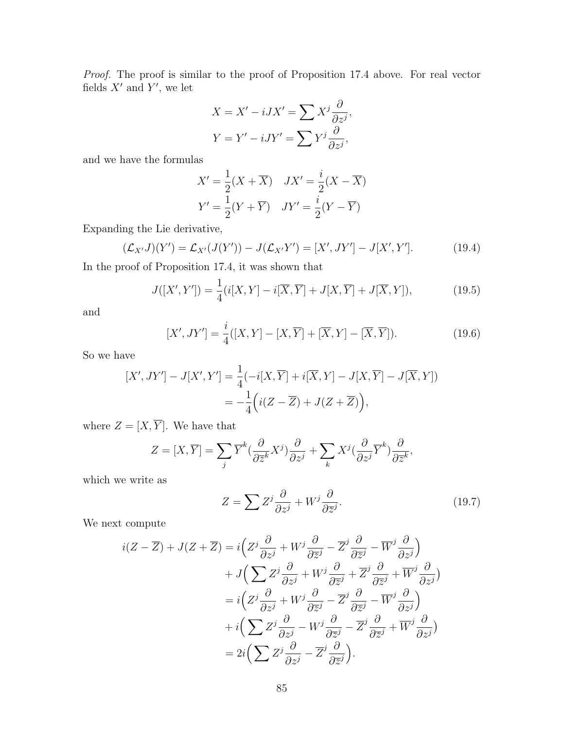*Proof.* The proof is similar to the proof of Proposition 17.4 above. For real vector fields $X'$ and $Y'$, we let

$$X = X' - iJX' = \sum X^j \frac{\partial}{\partial z^j},$$
$$Y = Y' - iJY' = \sum Y^j \frac{\partial}{\partial z^j},$$

and we have the formulas

$$X' = \frac{1}{2}(X + \overline{X}) \quad JX' = \frac{i}{2}(X - \overline{X})$$
$$Y' = \frac{1}{2}(Y + \overline{Y}) \quad JY' = \frac{i}{2}(Y - \overline{Y})$$

Expanding the Lie derivative,

$$(\mathcal{L}_{X'}J)(Y') = \mathcal{L}_{X'}(J(Y')) - J(\mathcal{L}_{X'}Y') = [X', JY'] - J[X', Y']. \tag{19.4}$$

In the proof of Proposition 17.4, it was shown that

$$J([X', Y']) = \frac{1}{4}(i[X, Y] - i[\overline{X}, \overline{Y}] + J[X, \overline{Y}] + J[\overline{X}, Y]), \tag{19.5}$$

and

$$[X', JY'] = \frac{i}{4}([X, Y] - [X, \overline{Y}] + [\overline{X}, Y] - [\overline{X}, \overline{Y}]). \tag{19.6}$$

So we have

$$\begin{aligned}
[X', JY'] - J[X', Y'] &= \frac{1}{4}(-i[X, \overline{Y}] + i[\overline{X}, Y] - J[X, \overline{Y}] - J[\overline{X}, Y]) \\
&= -\frac{1}{4}\Big(i(Z - \overline{Z}) + J(Z + \overline{Z})\Big),
\end{aligned}$$

where $Z = [X, \overline{Y}]$. We have that

$$Z = [X, \overline{Y}] = \sum_j \overline{Y}^k (\frac{\partial}{\partial \overline{z}^k} X^j) \frac{\partial}{\partial z^j} + \sum_k X^j (\frac{\partial}{\partial z^j} \overline{Y}^k) \frac{\partial}{\partial \overline{z}^k},$$

which we write as

$$Z = \sum Z^j \frac{\partial}{\partial z^j} + W^j \frac{\partial}{\partial \overline{z}^j}. \tag{19.7}$$

We next compute

$$\begin{aligned}
i(Z - \overline{Z}) + J(Z + \overline{Z}) &= i\Big(Z^j \frac{\partial}{\partial z^j} + W^j \frac{\partial}{\partial \overline{z}^j} - \overline{Z}^j \frac{\partial}{\partial \overline{z}^j} - \overline{W}^j \frac{\partial}{\partial z^j}\Big) \\
&\quad + J\Big(\sum Z^j \frac{\partial}{\partial z^j} + W^j \frac{\partial}{\partial \overline{z}^j} + \overline{Z}^j \frac{\partial}{\partial \overline{z}^j} + \overline{W}^j \frac{\partial}{\partial z^j}) \\
&= i\Big(Z^j \frac{\partial}{\partial z^j} + W^j \frac{\partial}{\partial \overline{z}^j} - \overline{Z}^j \frac{\partial}{\partial \overline{z}^j} - \overline{W}^j \frac{\partial}{\partial z^j}\Big) \\
&\quad + i\Big(\sum Z^j \frac{\partial}{\partial z^j} - W^j \frac{\partial}{\partial \overline{z}^j} - \overline{Z}^j \frac{\partial}{\partial \overline{z}^j} + \overline{W}^j \frac{\partial}{\partial z^j}) \\
&= 2i\Big(\sum Z^j \frac{\partial}{\partial z^j} - \overline{Z}^j \frac{\partial}{\partial \overline{z}^j}\Big).
\end{aligned}$$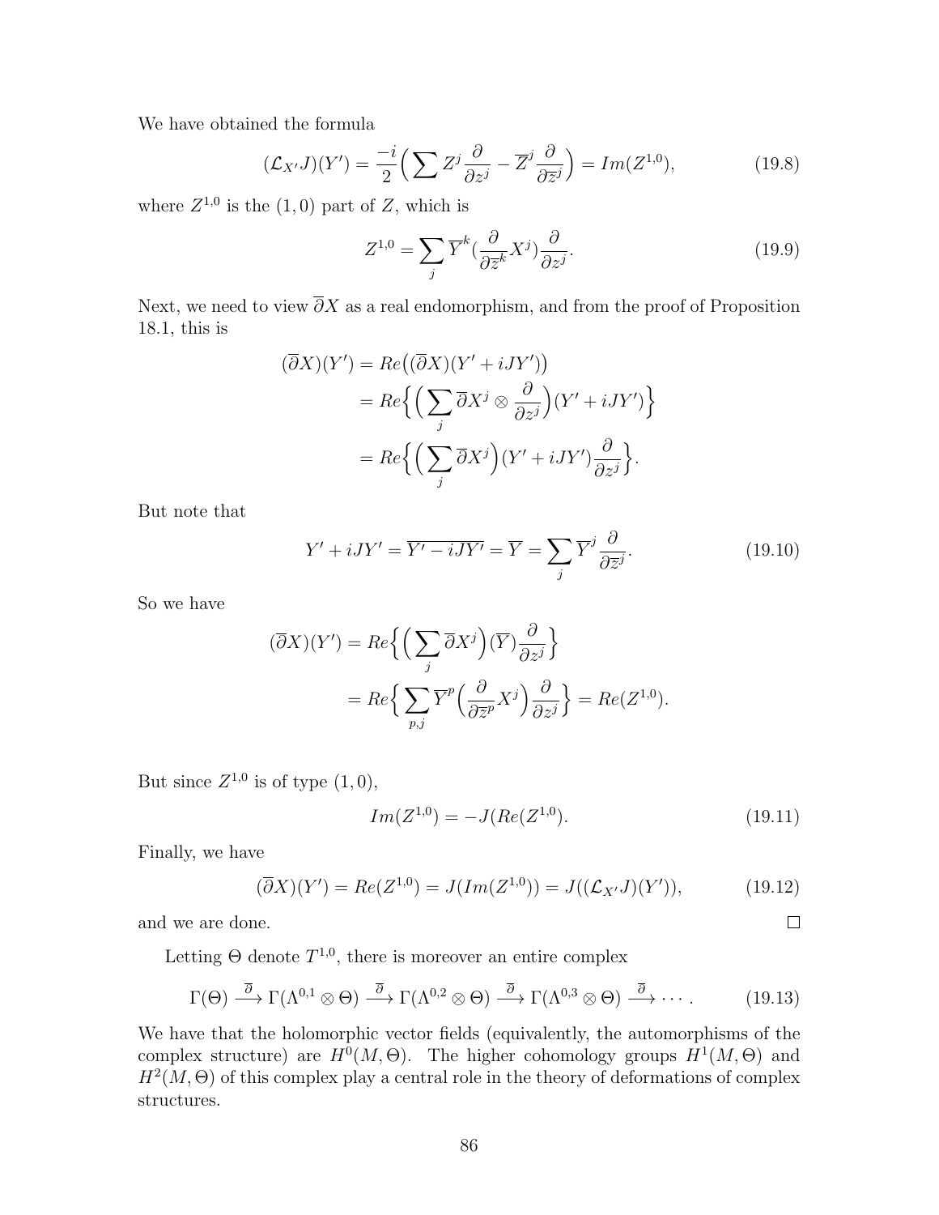We have obtained the formula

$$(\mathcal{L}_{X'}J)(Y') = \frac{-i}{2}\Big(\sum Z^j \frac{\partial}{\partial z^j} - \overline{Z}^j \frac{\partial}{\partial \overline{z}^j}\Big) = Im(Z^{1,0}), \tag{19.8}$$

where $Z^{1,0}$ is the $(1,0)$ part of $Z$, which is

$$Z^{1,0} = \sum_j \overline{Y}^k (\frac{\partial}{\partial \overline{z}^k} X^j) \frac{\partial}{\partial z^j}. \tag{19.9}$$

Next, we need to view $\overline{\partial} X$ as a real endomorphism, and from the proof of Proposition 18.1, this is

$$\begin{aligned}
(\overline{\partial}X)(Y') &= Re\big((\overline{\partial}X)(Y' + iJY')\big)\\
&= Re\Big\{\Big(\sum_j \overline{\partial}X^j \otimes \frac{\partial}{\partial z^j}\Big)(Y' + iJY')\Big\}\\
&= Re\Big\{\Big(\sum_j \overline{\partial}X^j\Big)(Y' + iJY')\frac{\partial}{\partial z^j}\Big\}.
\end{aligned}$$

But note that

$$Y' + iJY' = \overline{Y' - iJY'} = \overline{Y} = \sum_j \overline{Y}^j \frac{\partial}{\partial \overline{z}^j}. \tag{19.10}$$

So we have

$$\begin{aligned}
(\overline{\partial}X)(Y') &= Re\Big\{\Big(\sum_j \overline{\partial}X^j\Big)(\overline{Y})\frac{\partial}{\partial z^j}\Big\}\\
&= Re\Big\{\sum_{p,j} \overline{Y}^p \Big(\frac{\partial}{\partial \overline{z}^p} X^j\Big)\frac{\partial}{\partial z^j}\Big\} = Re(Z^{1,0}).
\end{aligned}$$

But since $Z^{1,0}$ is of type $(1,0)$,

$$Im(Z^{1,0}) = -J(Re(Z^{1,0}). \tag{19.11}$$

Finally, we have

$$(\overline{\partial}X)(Y') = Re(Z^{1,0}) = J(Im(Z^{1,0})) = J((\mathcal{L}_{X'}J)(Y')), \tag{19.12}$$

and we are done. $\square$

Letting $\Theta$ denote $T^{1,0}$, there is moreover an entire complex

$$\Gamma(\Theta) \xrightarrow{\overline{\partial}} \Gamma(\Lambda^{0,1} \otimes \Theta) \xrightarrow{\overline{\partial}} \Gamma(\Lambda^{0,2} \otimes \Theta) \xrightarrow{\overline{\partial}} \Gamma(\Lambda^{0,3} \otimes \Theta) \xrightarrow{\overline{\partial}} \cdots. \tag{19.13}$$

We have that the holomorphic vector fields (equivalently, the automorphisms of the complex structure) are $H^0(M,\Theta)$. The higher cohomology groups $H^1(M,\Theta)$ and $H^2(M,\Theta)$ of this complex play a central role in the theory of deformations of complex structures.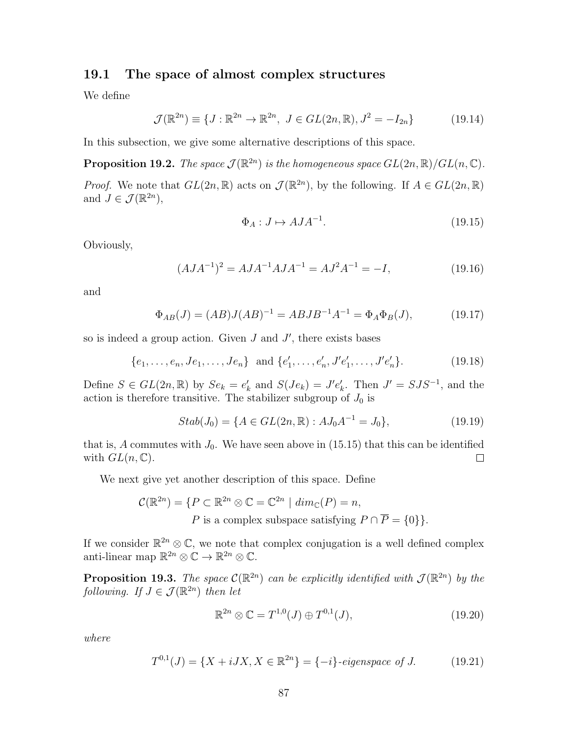## 19.1 The space of almost complex structures

We define

$$\mathcal{J}(\mathbb{R}^{2n}) \equiv \{J : \mathbb{R}^{2n} \to \mathbb{R}^{2n},\ J \in GL(2n, \mathbb{R}), J^2 = -I_{2n}\} \tag{19.14}$$

In this subsection, we give some alternative descriptions of this space.

**Proposition 19.2.** *The space $\mathcal{J}(\mathbb{R}^{2n})$ is the homogeneous space $GL(2n, \mathbb{R})/GL(n, \mathbb{C})$.*

*Proof.* We note that $GL(2n, \mathbb{R})$ acts on $\mathcal{J}(\mathbb{R}^{2n})$, by the following. If $A \in GL(2n, \mathbb{R})$ and $J \in \mathcal{J}(\mathbb{R}^{2n})$,

$$\Phi_A : J \mapsto AJA^{-1}. \tag{19.15}$$

Obviously,

$$(AJA^{-1})^2 = AJA^{-1}AJA^{-1} = AJ^2A^{-1} = -I, \tag{19.16}$$

and

$$\Phi_{AB}(J) = (AB)J(AB)^{-1} = ABJB^{-1}A^{-1} = \Phi_A\Phi_B(J), \tag{19.17}$$

so is indeed a group action. Given $J$ and $J'$, there exists bases

$$\{e_1, \dots, e_n, Je_1, \dots, Je_n\} \text{ and } \{e'_1, \dots, e'_n, J'e'_1, \dots, J'e'_n\}. \tag{19.18}$$

Define $S \in GL(2n, \mathbb{R})$ by $Se_k = e'_k$ and $S(Je_k) = J'e'_k$. Then $J' = SJS^{-1}$, and the action is therefore transitive. The stabilizer subgroup of $J_0$ is

$$Stab(J_0) = \{A \in GL(2n, \mathbb{R}) : AJ_0A^{-1} = J_0\}, \tag{19.19}$$

that is, $A$ commutes with $J_0$. We have seen above in (15.15) that this can be identified with $GL(n, \mathbb{C})$. $\square$

We next give yet another description of this space. Define

$$\mathcal{C}(\mathbb{R}^{2n}) = \{P \subset \mathbb{R}^{2n} \otimes \mathbb{C} = \mathbb{C}^{2n} \mid dim_{\mathbb{C}}(P) = n,\ P \text{ is a complex subspace satisfying } P \cap \overline{P} = \{0\}\}.$$

If we consider $\mathbb{R}^{2n} \otimes \mathbb{C}$, we note that complex conjugation is a well defined complex anti-linear map $\mathbb{R}^{2n} \otimes \mathbb{C} \to \mathbb{R}^{2n} \otimes \mathbb{C}$.

**Proposition 19.3.** *The space $\mathcal{C}(\mathbb{R}^{2n})$ can be explicitly identified with $\mathcal{J}(\mathbb{R}^{2n})$ by the following. If $J \in \mathcal{J}(\mathbb{R}^{2n})$ then let*

$$\mathbb{R}^{2n} \otimes \mathbb{C} = T^{1,0}(J) \oplus T^{0,1}(J), \tag{19.20}$$

*where*

$$T^{0,1}(J) = \{X + iJX, X \in \mathbb{R}^{2n}\} = \{-i\}\text{-eigenspace of } J. \tag{19.21}$$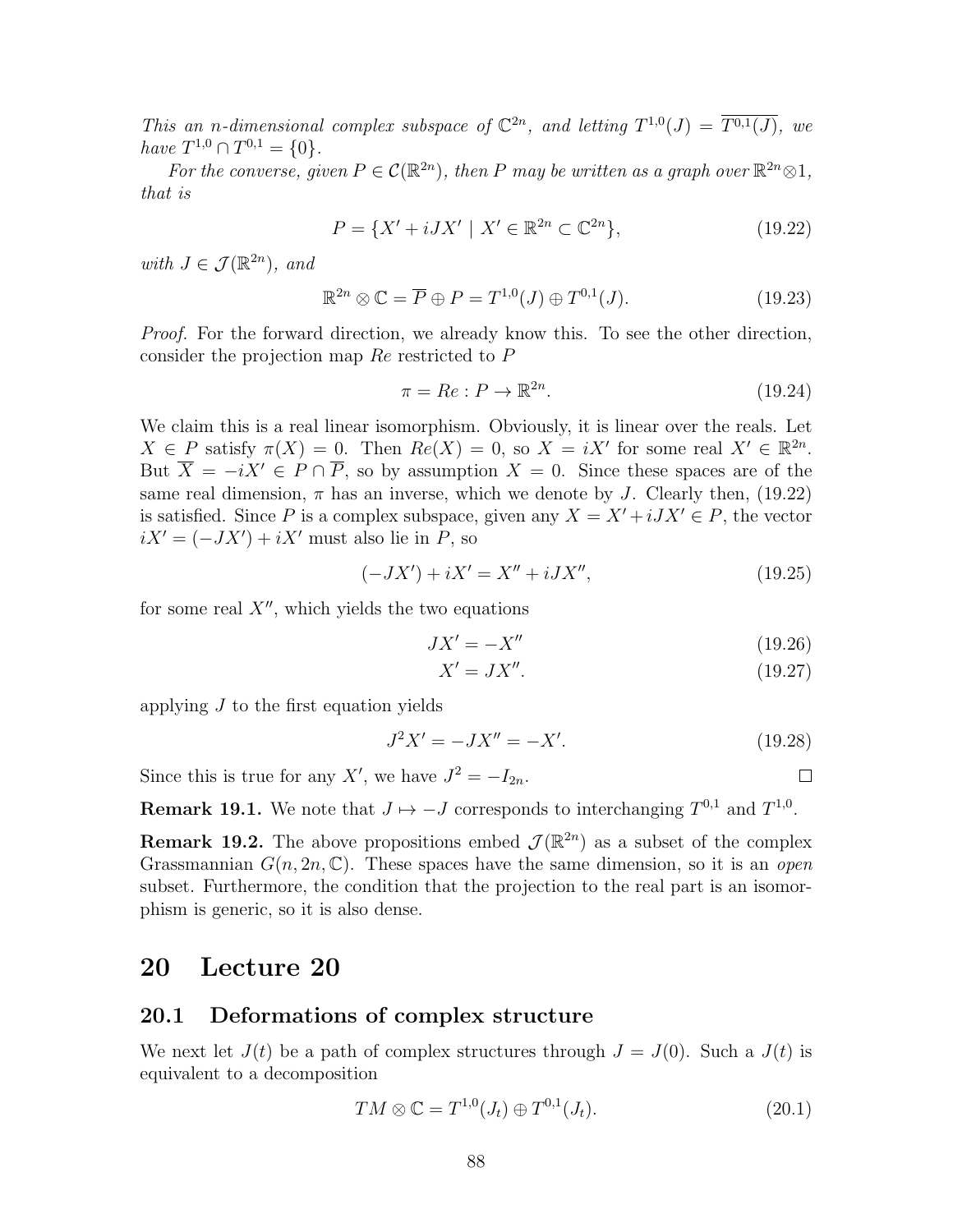*This an $n$-dimensional complex subspace of $\mathbb{C}^{2n}$, and letting $T^{1,0}(J) = \overline{T^{0,1}(J)}$, we have $T^{1,0} \cap T^{0,1} = \{0\}$.*

*For the converse, given $P \in \mathcal{C}(\mathbb{R}^{2n})$, then $P$ may be written as a graph over $\mathbb{R}^{2n} \otimes 1$, that is*

$$P = \{X' + iJX' \mid X' \in \mathbb{R}^{2n} \subset \mathbb{C}^{2n}\}, \tag{19.22}$$

*with $J \in \mathcal{J}(\mathbb{R}^{2n})$, and*

$$\mathbb{R}^{2n} \otimes \mathbb{C} = \overline{P} \oplus P = T^{1,0}(J) \oplus T^{0,1}(J). \tag{19.23}$$

*Proof.* For the forward direction, we already know this. To see the other direction, consider the projection map $Re$ restricted to $P$

$$\pi = Re : P \to \mathbb{R}^{2n}. \tag{19.24}$$

We claim this is a real linear isomorphism. Obviously, it is linear over the reals. Let $X \in P$ satisfy $\pi(X) = 0$. Then $Re(X) = 0$, so $X = iX'$ for some real $X' \in \mathbb{R}^{2n}$. But $\overline{X} = -iX' \in P \cap \overline{P}$, so by assumption $X = 0$. Since these spaces are of the same real dimension, $\pi$ has an inverse, which we denote by $J$. Clearly then, (19.22) is satisfied. Since $P$ is a complex subspace, given any $X = X' + iJX' \in P$, the vector $iX' = (-JX') + iX'$ must also lie in $P$, so

$$(-JX') + iX' = X'' + iJX'', \tag{19.25}$$

for some real $X''$, which yields the two equations

$$JX' = -X'' \tag{19.26}$$

$$X' = JX''. \tag{19.27}$$

applying $J$ to the first equation yields

$$J^2 X' = -JX'' = -X'. \tag{19.28}$$

Since this is true for any $X'$, we have $J^2 = -I_{2n}$. $\square$

**Remark 19.1.** We note that $J \mapsto -J$ corresponds to interchanging $T^{0,1}$ and $T^{1,0}$.

**Remark 19.2.** The above propositions embed $\mathcal{J}(\mathbb{R}^{2n})$ as a subset of the complex Grassmannian $G(n, 2n, \mathbb{C})$. These spaces have the same dimension, so it is an *open* subset. Furthermore, the condition that the projection to the real part is an isomorphism is generic, so it is also dense.

# 20 Lecture 20

## 20.1 Deformations of complex structure

We next let $J(t)$ be a path of complex structures through $J = J(0)$. Such a $J(t)$ is equivalent to a decomposition

$$TM \otimes \mathbb{C} = T^{1,0}(J_t) \oplus T^{0,1}(J_t). \tag{20.1}$$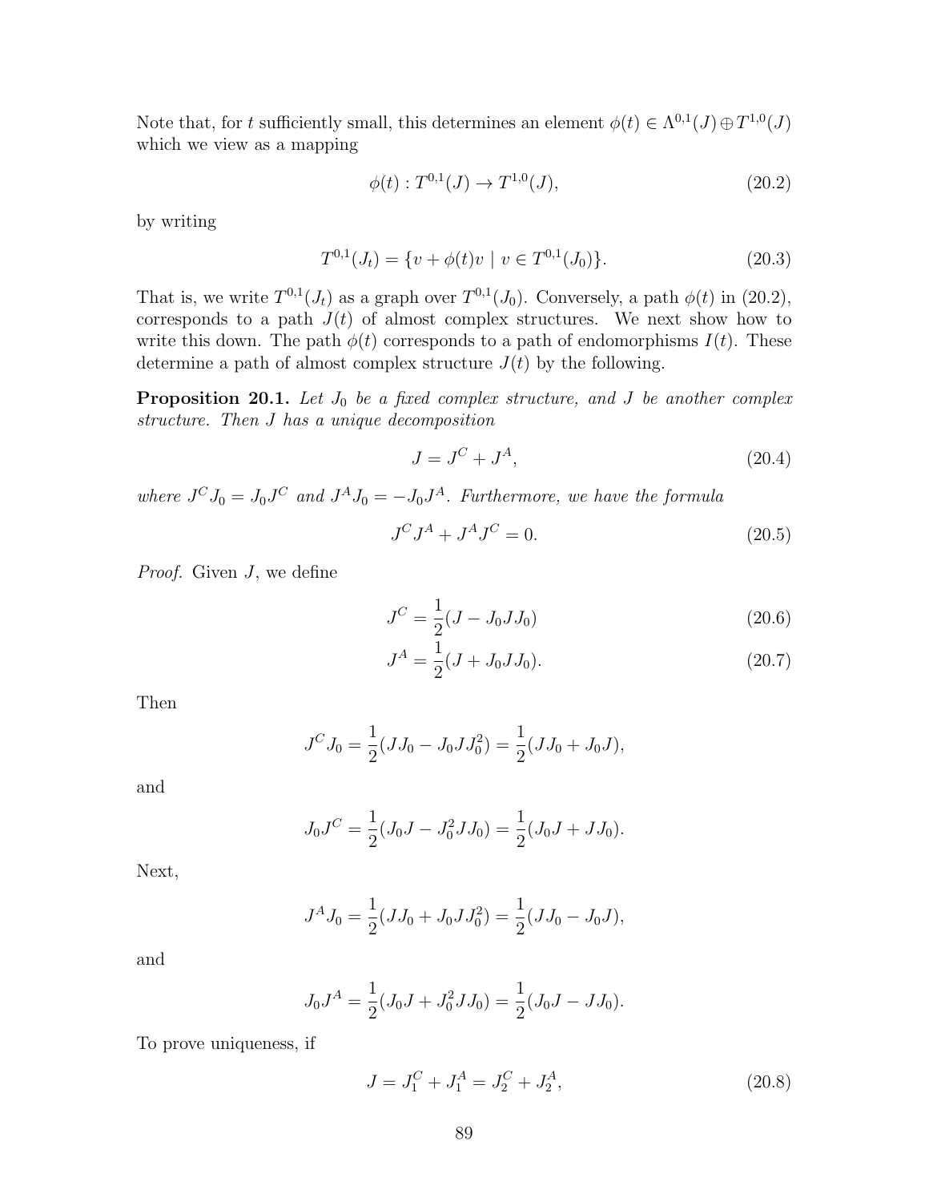Note that, for $t$ sufficiently small, this determines an element $\phi(t) \in \Lambda^{0,1}(J) \oplus T^{1,0}(J)$ which we view as a mapping

$$\phi(t) : T^{0,1}(J) \to T^{1,0}(J), \tag{20.2}$$

by writing

$$T^{0,1}(J_t) = \{v + \phi(t)v \mid v \in T^{0,1}(J_0)\}. \tag{20.3}$$

That is, we write $T^{0,1}(J_t)$ as a graph over $T^{0,1}(J_0)$. Conversely, a path $\phi(t)$ in (20.2), corresponds to a path $J(t)$ of almost complex structures. We next show how to write this down. The path $\phi(t)$ corresponds to a path of endomorphisms $I(t)$. These determine a path of almost complex structure $J(t)$ by the following.

**Proposition 20.1.** *Let $J_0$ be a fixed complex structure, and $J$ be another complex structure. Then $J$ has a unique decomposition*

$$J = J^C + J^A, \tag{20.4}$$

*where $J^C J_0 = J_0 J^C$ and $J^A J_0 = -J_0 J^A$. Furthermore, we have the formula*

$$J^C J^A + J^A J^C = 0. \tag{20.5}$$

*Proof.* Given $J$, we define

$$J^C = \frac{1}{2}(J - J_0 J J_0) \tag{20.6}$$

$$J^A = \frac{1}{2}(J + J_0 J J_0). \tag{20.7}$$

Then

$$J^C J_0 = \frac{1}{2}(J J_0 - J_0 J J_0^2) = \frac{1}{2}(J J_0 + J_0 J),$$

and

$$J_0 J^C = \frac{1}{2}(J_0 J - J_0^2 J J_0) = \frac{1}{2}(J_0 J + J J_0).$$

Next,

$$J^A J_0 = \frac{1}{2}(J J_0 + J_0 J J_0^2) = \frac{1}{2}(J J_0 - J_0 J),$$

and

$$J_0 J^A = \frac{1}{2}(J_0 J + J_0^2 J J_0) = \frac{1}{2}(J_0 J - J J_0).$$

To prove uniqueness, if

$$J = J_1^C + J_1^A = J_2^C + J_2^A, \tag{20.8}$$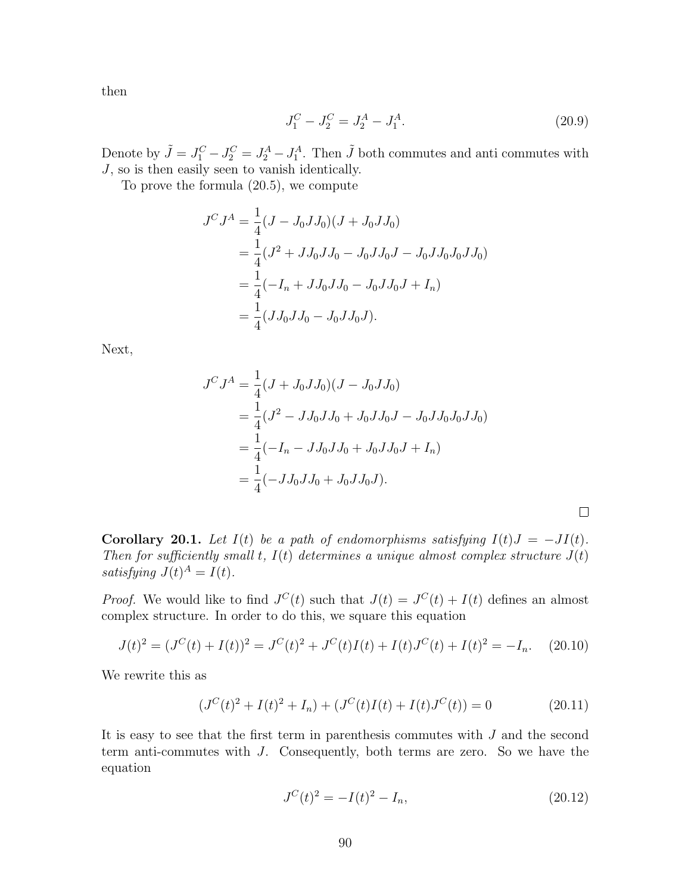then

$$J_1^C - J_2^C = J_2^A - J_1^A. \tag{20.9}$$

Denote by $\tilde{J} = J_1^C - J_2^C = J_2^A - J_1^A$. Then $\tilde{J}$ both commutes and anti commutes with $J$, so is then easily seen to vanish identically.

To prove the formula (20.5), we compute

$$\begin{aligned}
J^C J^A &= \frac{1}{4}(J - J_0 J J_0)(J + J_0 J J_0) \\
&= \frac{1}{4}(J^2 + J J_0 J J_0 - J_0 J J_0 J - J_0 J J_0 J_0 J J_0) \\
&= \frac{1}{4}(-I_n + J J_0 J J_0 - J_0 J J_0 J + I_n) \\
&= \frac{1}{4}(J J_0 J J_0 - J_0 J J_0 J).
\end{aligned}$$

Next,

$$\begin{aligned}
J^C J^A &= \frac{1}{4}(J + J_0 J J_0)(J - J_0 J J_0) \\
&= \frac{1}{4}(J^2 - J J_0 J J_0 + J_0 J J_0 J - J_0 J J_0 J_0 J J_0) \\
&= \frac{1}{4}(-I_n - J J_0 J J_0 + J_0 J J_0 J + I_n) \\
&= \frac{1}{4}(-J J_0 J J_0 + J_0 J J_0 J).
\end{aligned}$$

□

**Corollary 20.1.** *Let $I(t)$ be a path of endomorphisms satisfying $I(t)J = -JI(t)$. Then for sufficiently small $t$, $I(t)$ determines a unique almost complex structure $J(t)$ satisfying $J(t)^A = I(t)$.*

*Proof.* We would like to find $J^C(t)$ such that $J(t) = J^C(t) + I(t)$ defines an almost complex structure. In order to do this, we square this equation

$$J(t)^2 = (J^C(t) + I(t))^2 = J^C(t)^2 + J^C(t)I(t) + I(t)J^C(t) + I(t)^2 = -I_n. \tag{20.10}$$

We rewrite this as

$$(J^C(t)^2 + I(t)^2 + I_n) + (J^C(t)I(t) + I(t)J^C(t)) = 0 \tag{20.11}$$

It is easy to see that the first term in parenthesis commutes with $J$ and the second term anti-commutes with $J$. Consequently, both terms are zero. So we have the equation

$$J^C(t)^2 = -I(t)^2 - I_n, \tag{20.12}$$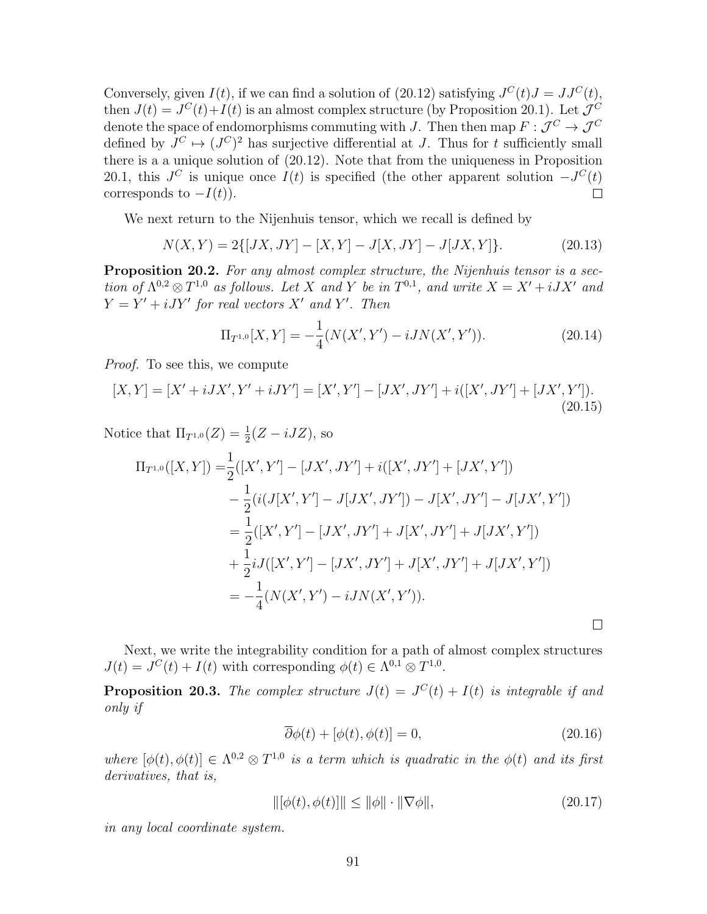Conversely, given $I(t)$, if we can find a solution of (20.12) satisfying $J^C(t)J = JJ^C(t)$, then $J(t) = J^C(t)+I(t)$ is an almost complex structure (by Proposition 20.1). Let $\mathcal{J}^C$ denote the space of endomorphisms commuting with $J$. Then then map $F : \mathcal{J}^C \to \mathcal{J}^C$ defined by $J^C \mapsto (J^C)^2$ has surjective differential at $J$. Thus for $t$ sufficiently small there is a a unique solution of (20.12). Note that from the uniqueness in Proposition 20.1, this $J^C$ is unique once $I(t)$ is specified (the other apparent solution $-J^C(t)$ corresponds to $-I(t)$). $\square$

We next return to the Nijenhuis tensor, which we recall is defined by

$$N(X,Y) = 2\{[JX, JY] - [X,Y] - J[X,JY] - J[JX,Y]\}. \tag{20.13}$$

**Proposition 20.2.** *For any almost complex structure, the Nijenhuis tensor is a section of $\Lambda^{0,2} \otimes T^{1,0}$ as follows. Let $X$ and $Y$ be in $T^{0,1}$, and write $X = X' + iJX'$ and $Y = Y' + iJY'$ for real vectors $X'$ and $Y'$. Then*

$$\Pi_{T^{1,0}}[X,Y] = -\frac{1}{4}(N(X',Y') - iJN(X',Y')). \tag{20.14}$$

*Proof.* To see this, we compute

$$[X,Y] = [X' + iJX', Y' + iJY'] = [X',Y'] - [JX',JY'] + i([X',JY'] + [JX',Y']). \tag{20.15}$$

Notice that $\Pi_{T^{1,0}}(Z) = \frac{1}{2}(Z - iJZ)$, so

$$\begin{aligned}
\Pi_{T^{1,0}}([X,Y]) =& \frac{1}{2}([X',Y'] - [JX',JY'] + i([X',JY'] + [JX',Y'])\\
&- \frac{1}{2}(i(J[X',Y'] - J[JX',JY']) - J[X',JY'] - J[JX',Y'])\\
=& \frac{1}{2}([X',Y'] - [JX',JY'] + J[X',JY'] + J[JX',Y'])\\
&+ \frac{1}{2}iJ([X',Y'] - [JX',JY'] + J[X',JY'] + J[JX',Y'])\\
=& -\frac{1}{4}(N(X',Y') - iJN(X',Y')).
\end{aligned}$$

$\square$

Next, we write the integrability condition for a path of almost complex structures $J(t) = J^C(t) + I(t)$ with corresponding $\phi(t) \in \Lambda^{0,1} \otimes T^{1,0}$.

**Proposition 20.3.** *The complex structure $J(t) = J^C(t) + I(t)$ is integrable if and only if*

$$\overline{\partial}\phi(t) + [\phi(t),\phi(t)] = 0, \tag{20.16}$$

*where $[\phi(t),\phi(t)] \in \Lambda^{0,2} \otimes T^{1,0}$ is a term which is quadratic in the $\phi(t)$ and its first derivatives, that is,*

$$\|[\phi(t),\phi(t)]\| \leq \|\phi\| \cdot \|\nabla\phi\|, \tag{20.17}$$

*in any local coordinate system.*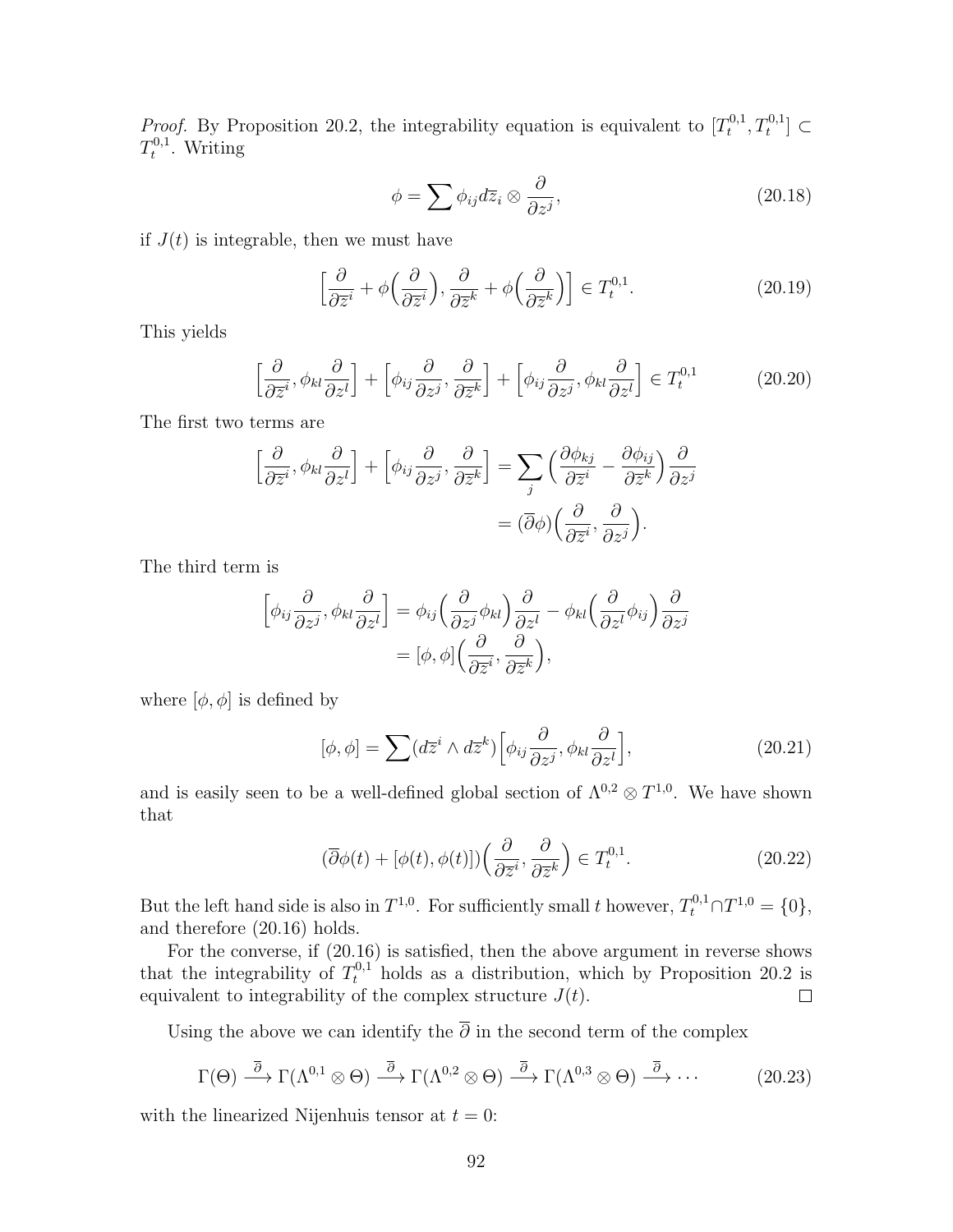*Proof.* By Proposition 20.2, the integrability equation is equivalent to $[T_t^{0,1}, T_t^{0,1}] \subset T_t^{0,1}$. Writing

$$\phi = \sum \phi_{ij} d\overline{z}_i \otimes \frac{\partial}{\partial z^j}, \tag{20.18}$$

if $J(t)$ is integrable, then we must have

$$\Big[\frac{\partial}{\partial \overline{z}^i} + \phi\Big(\frac{\partial}{\partial \overline{z}^i}\Big), \frac{\partial}{\partial \overline{z}^k} + \phi\Big(\frac{\partial}{\partial \overline{z}^k}\Big)\Big] \in T_t^{0,1}. \tag{20.19}$$

This yields

$$\Big[\frac{\partial}{\partial \overline{z}^i}, \phi_{kl}\frac{\partial}{\partial z^l}\Big] + \Big[\phi_{ij}\frac{\partial}{\partial z^j}, \frac{\partial}{\partial \overline{z}^k}\Big] + \Big[\phi_{ij}\frac{\partial}{\partial z^j}, \phi_{kl}\frac{\partial}{\partial z^l}\Big] \in T_t^{0,1} \tag{20.20}$$

The first two terms are

$$\begin{aligned}
\Big[\frac{\partial}{\partial \overline{z}^i}, \phi_{kl}\frac{\partial}{\partial z^l}\Big] + \Big[\phi_{ij}\frac{\partial}{\partial z^j}, \frac{\partial}{\partial \overline{z}^k}\Big] &= \sum_j \Big(\frac{\partial \phi_{kj}}{\partial \overline{z}^i} - \frac{\partial \phi_{ij}}{\partial \overline{z}^k}\Big)\frac{\partial}{\partial z^j} \\
&= (\overline{\partial}\phi)\Big(\frac{\partial}{\partial \overline{z}^i}, \frac{\partial}{\partial z^j}\Big).
\end{aligned}$$

The third term is

$$\begin{aligned}
\Big[\phi_{ij}\frac{\partial}{\partial z^j}, \phi_{kl}\frac{\partial}{\partial z^l}\Big] &= \phi_{ij}\Big(\frac{\partial}{\partial z^j}\phi_{kl}\Big)\frac{\partial}{\partial z^l} - \phi_{kl}\Big(\frac{\partial}{\partial z^l}\phi_{ij}\Big)\frac{\partial}{\partial z^j} \\
&= [\phi, \phi]\Big(\frac{\partial}{\partial \overline{z}^i}, \frac{\partial}{\partial \overline{z}^k}\Big),
\end{aligned}$$

where $[\phi, \phi]$ is defined by

$$[\phi, \phi] = \sum (d\overline{z}^i \wedge d\overline{z}^k)\Big[\phi_{ij}\frac{\partial}{\partial z^j}, \phi_{kl}\frac{\partial}{\partial z^l}\Big], \tag{20.21}$$

and is easily seen to be a well-defined global section of $\Lambda^{0,2} \otimes T^{1,0}$. We have shown that

$$(\overline{\partial}\phi(t) + [\phi(t), \phi(t)])\Big(\frac{\partial}{\partial \overline{z}^i}, \frac{\partial}{\partial \overline{z}^k}\Big) \in T_t^{0,1}. \tag{20.22}$$

But the left hand side is also in $T^{1,0}$. For sufficiently small $t$ however, $T_t^{0,1} \cap T^{1,0} = \{0\}$, and therefore (20.16) holds.

For the converse, if (20.16) is satisfied, then the above argument in reverse shows that the integrability of $T_t^{0,1}$ holds as a distribution, which by Proposition 20.2 is equivalent to integrability of the complex structure $J(t)$. ∎

Using the above we can identify the $\overline{\partial}$ in the second term of the complex

$$\Gamma(\Theta) \xrightarrow{\overline{\partial}} \Gamma(\Lambda^{0,1} \otimes \Theta) \xrightarrow{\overline{\partial}} \Gamma(\Lambda^{0,2} \otimes \Theta) \xrightarrow{\overline{\partial}} \Gamma(\Lambda^{0,3} \otimes \Theta) \xrightarrow{\overline{\partial}} \cdots \tag{20.23}$$

with the linearized Nijenhuis tensor at $t = 0$: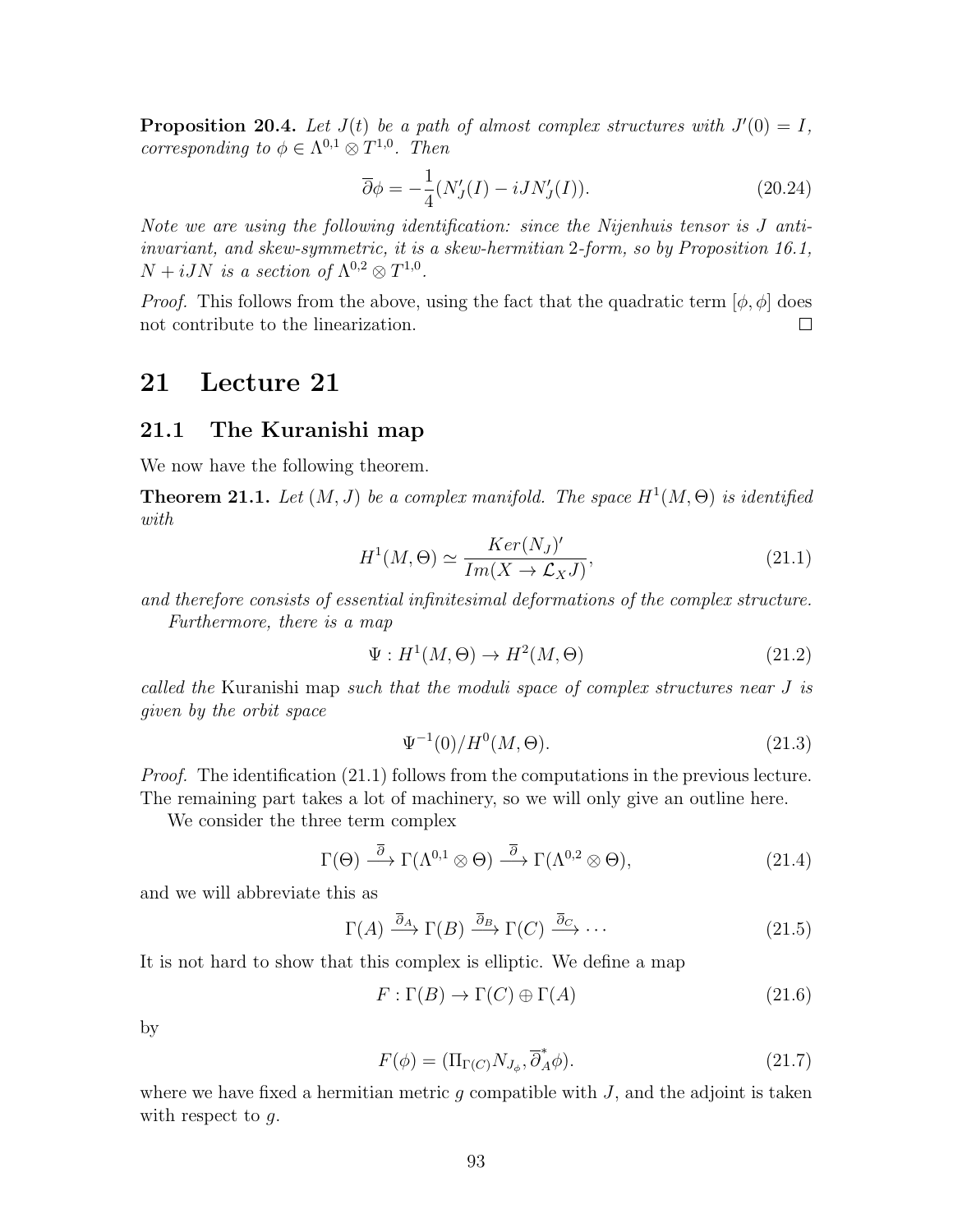**Proposition 20.4.** *Let $J(t)$ be a path of almost complex structures with $J'(0) = I$, corresponding to $\phi \in \Lambda^{0,1} \otimes T^{1,0}$. Then*

$$\overline{\partial}\phi = -\frac{1}{4}(N_J'(I) - iJN_J'(I)). \tag{20.24}$$

*Note we are using the following identification: since the Nijenhuis tensor is $J$ anti-invariant, and skew-symmetric, it is a skew-hermitian 2-form, so by Proposition 16.1, $N + iJN$ is a section of $\Lambda^{0,2} \otimes T^{1,0}$.*

*Proof.* This follows from the above, using the fact that the quadratic term $[\phi, \phi]$ does not contribute to the linearization. $\square$

# 21 Lecture 21

## 21.1 The Kuranishi map

We now have the following theorem.

**Theorem 21.1.** *Let $(M, J)$ be a complex manifold. The space $H^1(M, \Theta)$ is identified with*

$$H^1(M, \Theta) \simeq \frac{Ker(N_J)'}{Im(X \to \mathcal{L}_X J)}, \tag{21.1}$$

*and therefore consists of essential infinitesimal deformations of the complex structure.*

*Furthermore, there is a map*

$$\Psi : H^1(M, \Theta) \to H^2(M, \Theta) \tag{21.2}$$

*called the* Kuranishi map *such that the moduli space of complex structures near $J$ is given by the orbit space*

$$\Psi^{-1}(0)/H^0(M, \Theta). \tag{21.3}$$

*Proof.* The identification (21.1) follows from the computations in the previous lecture. The remaining part takes a lot of machinery, so we will only give an outline here.

We consider the three term complex

$$\Gamma(\Theta) \xrightarrow{\overline{\partial}} \Gamma(\Lambda^{0,1} \otimes \Theta) \xrightarrow{\overline{\partial}} \Gamma(\Lambda^{0,2} \otimes \Theta), \tag{21.4}$$

and we will abbreviate this as

$$\Gamma(A) \xrightarrow{\overline{\partial}_A} \Gamma(B) \xrightarrow{\overline{\partial}_B} \Gamma(C) \xrightarrow{\overline{\partial}_C} \cdots \tag{21.5}$$

It is not hard to show that this complex is elliptic. We define a map

$$F : \Gamma(B) \to \Gamma(C) \oplus \Gamma(A) \tag{21.6}$$

by

$$F(\phi) = (\Pi_{\Gamma(C)} N_{J_\phi}, \overline{\partial}_A^* \phi). \tag{21.7}$$

where we have fixed a hermitian metric $g$ compatible with $J$, and the adjoint is taken with respect to $g$.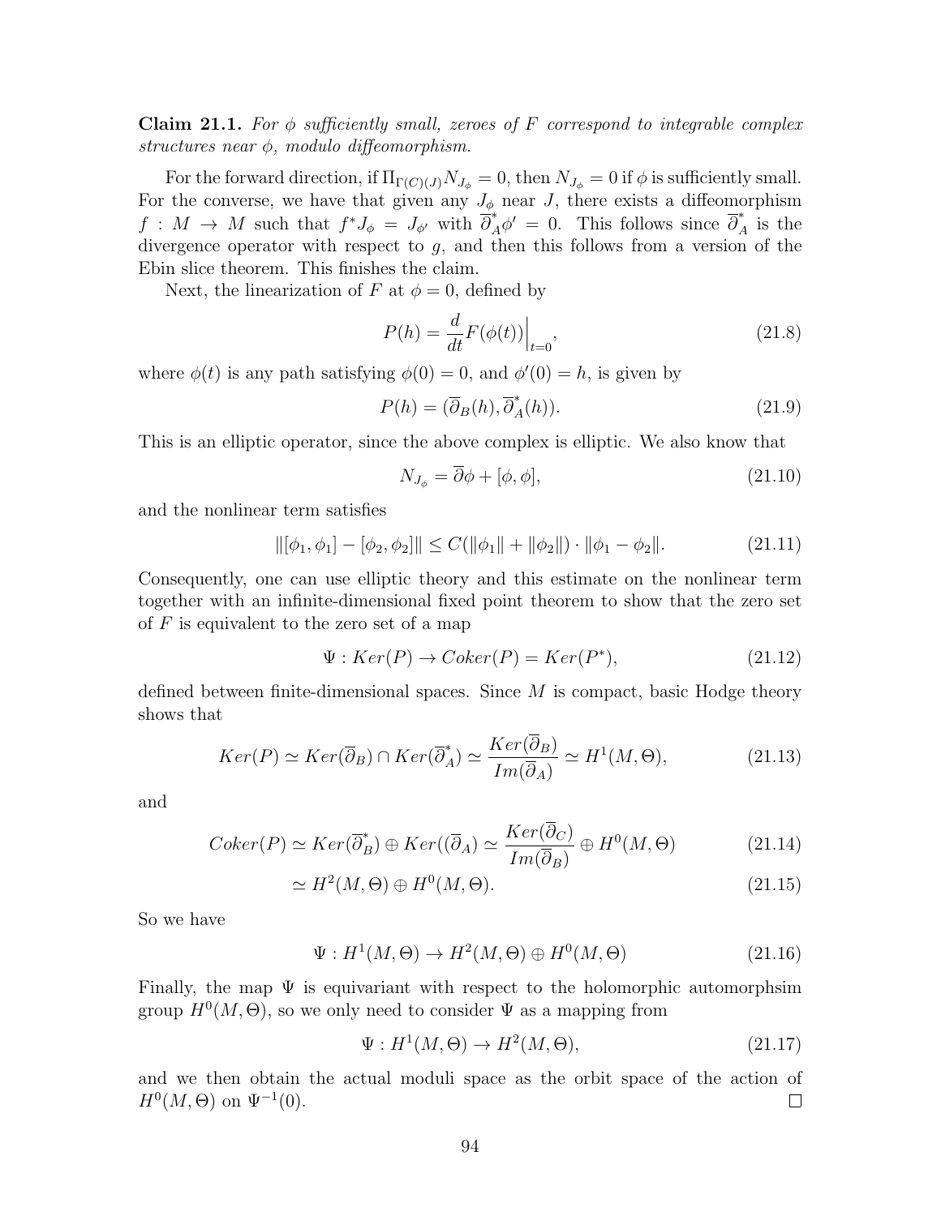**Claim 21.1.** *For $\phi$ sufficiently small, zeroes of $F$ correspond to integrable complex structures near $\phi$, modulo diffeomorphism.*

For the forward direction, if $\Pi_{\Gamma(C)(J)} N_{J_\phi} = 0$, then $N_{J_\phi} = 0$ if $\phi$ is sufficiently small. For the converse, we have that given any $J_\phi$ near $J$, there exists a diffeomorphism $f : M \to M$ such that $f^* J_\phi = J_{\phi'}$ with $\overline{\partial}_A^* \phi' = 0$. This follows since $\overline{\partial}_A^*$ is the divergence operator with respect to $g$, and then this follows from a version of the Ebin slice theorem. This finishes the claim.

Next, the linearization of $F$ at $\phi = 0$, defined by

$$P(h) = \frac{d}{dt} F(\phi(t))\Big|_{t=0}, \tag{21.8}$$

where $\phi(t)$ is any path satisfying $\phi(0) = 0$, and $\phi'(0) = h$, is given by

$$P(h) = (\overline{\partial}_B(h), \overline{\partial}_A^*(h)). \tag{21.9}$$

This is an elliptic operator, since the above complex is elliptic. We also know that

$$N_{J_\phi} = \overline{\partial}\phi + [\phi, \phi], \tag{21.10}$$

and the nonlinear term satisfies

$$\|[\phi_1, \phi_1] - [\phi_2, \phi_2]\| \leq C(\|\phi_1\| + \|\phi_2\|) \cdot \|\phi_1 - \phi_2\|. \tag{21.11}$$

Consequently, one can use elliptic theory and this estimate on the nonlinear term together with an infinite-dimensional fixed point theorem to show that the zero set of $F$ is equivalent to the zero set of a map

$$\Psi : Ker(P) \to Coker(P) = Ker(P^*), \tag{21.12}$$

defined between finite-dimensional spaces. Since $M$ is compact, basic Hodge theory shows that

$$Ker(P) \simeq Ker(\overline{\partial}_B) \cap Ker(\overline{\partial}_A^*) \simeq \frac{Ker(\overline{\partial}_B)}{Im(\overline{\partial}_A)} \simeq H^1(M, \Theta), \tag{21.13}$$

and

$$Coker(P) \simeq Ker(\overline{\partial}_B^*) \oplus Ker((\overline{\partial}_A) \simeq \frac{Ker(\overline{\partial}_C)}{Im(\overline{\partial}_B)} \oplus H^0(M, \Theta) \tag{21.14}$$

$$\simeq H^2(M, \Theta) \oplus H^0(M, \Theta). \tag{21.15}$$

So we have

$$\Psi : H^1(M, \Theta) \to H^2(M, \Theta) \oplus H^0(M, \Theta) \tag{21.16}$$

Finally, the map $\Psi$ is equivariant with respect to the holomorphic automorphsim group $H^0(M, \Theta)$, so we only need to consider $\Psi$ as a mapping from

$$\Psi : H^1(M, \Theta) \to H^2(M, \Theta), \tag{21.17}$$

and we then obtain the actual moduli space as the orbit space of the action of $H^0(M, \Theta)$ on $\Psi^{-1}(0)$. □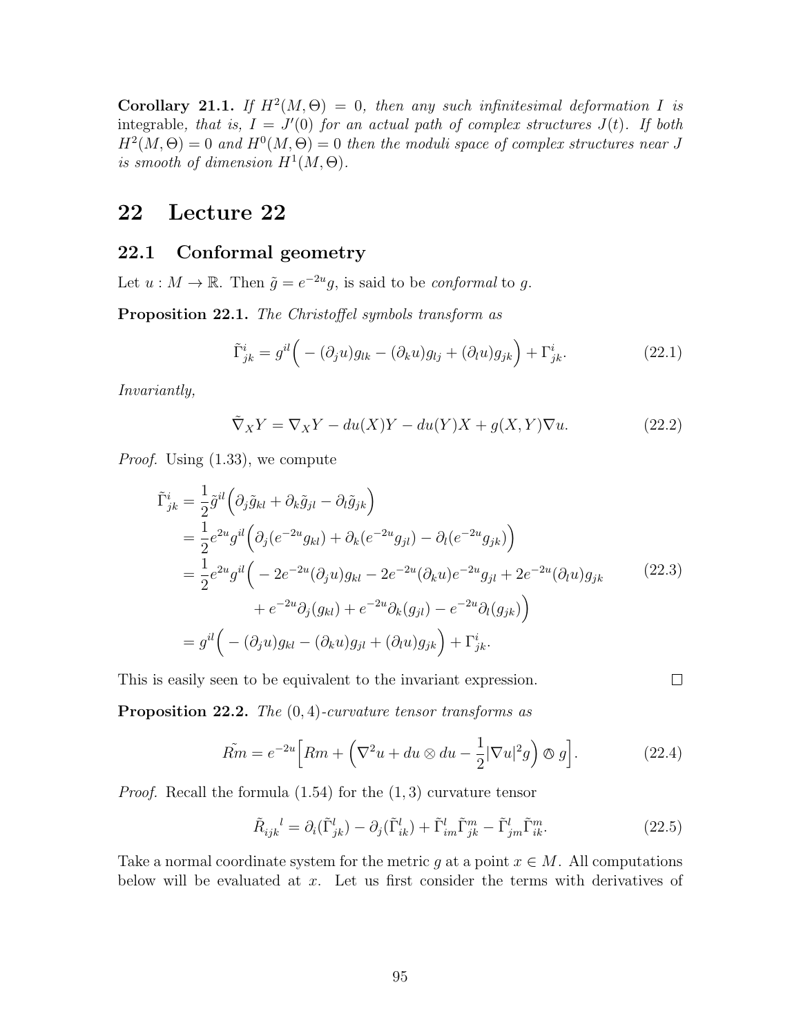**Corollary 21.1.** *If $H^2(M,\Theta) = 0$, then any such infinitesimal deformation $I$ is* integrable*, that is, $I = J'(0)$ for an actual path of complex structures $J(t)$. If both $H^2(M,\Theta) = 0$ and $H^0(M,\Theta) = 0$ then the moduli space of complex structures near $J$ is smooth of dimension $H^1(M,\Theta)$.*

# 22 Lecture 22

## 22.1 Conformal geometry

Let $u : M \to \mathbb{R}$. Then $\tilde{g} = e^{-2u} g$, is said to be *conformal* to $g$.

**Proposition 22.1.** *The Christoffel symbols transform as*

$$\tilde{\Gamma}^i_{jk} = g^{il}\Big( - (\partial_j u) g_{lk} - (\partial_k u) g_{lj} + (\partial_l u) g_{jk} \Big) + \Gamma^i_{jk}. \tag{22.1}$$

*Invariantly,*

$$\tilde{\nabla}_X Y = \nabla_X Y - du(X) Y - du(Y) X + g(X,Y)\nabla u. \tag{22.2}$$

*Proof.* Using (1.33), we compute

$$\begin{aligned}
\tilde{\Gamma}^i_{jk} &= \frac{1}{2}\tilde{g}^{il}\Big(\partial_j \tilde{g}_{kl} + \partial_k \tilde{g}_{jl} - \partial_l \tilde{g}_{jk}\Big) \\
&= \frac{1}{2} e^{2u} g^{il}\Big(\partial_j(e^{-2u} g_{kl}) + \partial_k(e^{-2u} g_{jl}) - \partial_l(e^{-2u} g_{jk})\Big) \\
&= \frac{1}{2} e^{2u} g^{il}\Big( - 2e^{-2u}(\partial_j u) g_{kl} - 2e^{-2u}(\partial_k u) e^{-2u} g_{jl} + 2e^{-2u}(\partial_l u) g_{jk} \\
&\qquad\qquad + e^{-2u}\partial_j(g_{kl}) + e^{-2u}\partial_k(g_{jl}) - e^{-2u}\partial_l(g_{jk})\Big) \\
&= g^{il}\Big( - (\partial_j u) g_{kl} - (\partial_k u) g_{jl} + (\partial_l u) g_{jk}\Big) + \Gamma^i_{jk}.
\end{aligned} \tag{22.3}$$

This is easily seen to be equivalent to the invariant expression. $\square$

**Proposition 22.2.** *The $(0,4)$-curvature tensor transforms as*

$$\tilde{Rm} = e^{-2u}\Big[ Rm + \Big(\nabla^2 u + du \otimes du - \frac{1}{2}|\nabla u|^2 g\Big) \owedge g \Big]. \tag{22.4}$$

*Proof.* Recall the formula (1.54) for the $(1,3)$ curvature tensor

$$\tilde{R}_{ijk}{}^{l} = \partial_i(\tilde{\Gamma}^l_{jk}) - \partial_j(\tilde{\Gamma}^l_{ik}) + \tilde{\Gamma}^l_{im}\tilde{\Gamma}^m_{jk} - \tilde{\Gamma}^l_{jm}\tilde{\Gamma}^m_{ik}. \tag{22.5}$$

Take a normal coordinate system for the metric $g$ at a point $x \in M$. All computations below will be evaluated at $x$. Let us first consider the terms with derivatives of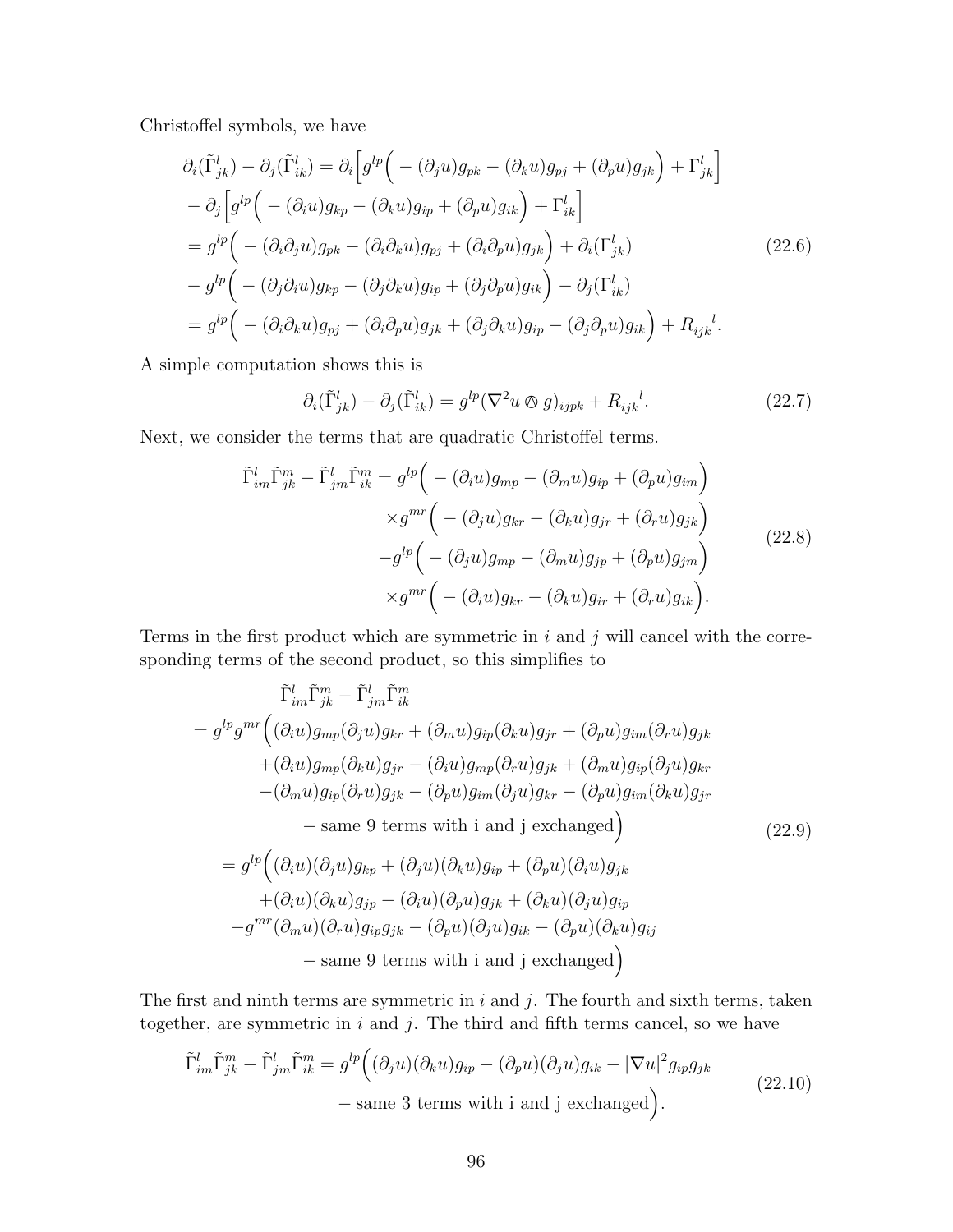Christoffel symbols, we have

$$
\begin{aligned}
&\partial_i(\tilde{\Gamma}^l_{jk}) - \partial_j(\tilde{\Gamma}^l_{ik}) = \partial_i\Big[g^{lp}\Big( - (\partial_j u) g_{pk} - (\partial_k u) g_{pj} + (\partial_p u) g_{jk}\Big) + \Gamma^l_{jk}\Big] \\
&- \partial_j\Big[g^{lp}\Big( - (\partial_i u) g_{kp} - (\partial_k u) g_{ip} + (\partial_p u) g_{ik}\Big) + \Gamma^l_{ik}\Big] \\
&= g^{lp}\Big( - (\partial_i\partial_j u) g_{pk} - (\partial_i\partial_k u) g_{pj} + (\partial_i\partial_p u) g_{jk}\Big) + \partial_i(\Gamma^l_{jk}) \\
&- g^{lp}\Big( - (\partial_j\partial_i u) g_{kp} - (\partial_j\partial_k u) g_{ip} + (\partial_j\partial_p u) g_{ik}\Big) - \partial_j(\Gamma^l_{ik}) \\
&= g^{lp}\Big( - (\partial_i\partial_k u) g_{pj} + (\partial_i\partial_p u) g_{jk} + (\partial_j\partial_k u) g_{ip} - (\partial_j\partial_p u) g_{ik}\Big) + R_{ijk}{}^{l}.
\end{aligned}
\tag{22.6}
$$

A simple computation shows this is

$$
\partial_i(\tilde{\Gamma}^l_{jk}) - \partial_j(\tilde{\Gamma}^l_{ik}) = g^{lp}(\nabla^2 u \owedge g)_{ijpk} + R_{ijk}{}^{l}. \tag{22.7}
$$

Next, we consider the terms that are quadratic Christoffel terms.

$$
\begin{aligned}
\tilde{\Gamma}^l_{im}\tilde{\Gamma}^m_{jk} - \tilde{\Gamma}^l_{jm}\tilde{\Gamma}^m_{ik} = g^{lp}&\Big( - (\partial_i u) g_{mp} - (\partial_m u) g_{ip} + (\partial_p u) g_{im}\Big) \\
\times g^{mr}&\Big( - (\partial_j u) g_{kr} - (\partial_k u) g_{jr} + (\partial_r u) g_{jk}\Big) \\
-g^{lp}&\Big( - (\partial_j u) g_{mp} - (\partial_m u) g_{jp} + (\partial_p u) g_{jm}\Big) \\
\times g^{mr}&\Big( - (\partial_i u) g_{kr} - (\partial_k u) g_{ir} + (\partial_r u) g_{ik}\Big).
\end{aligned}
\tag{22.8}
$$

Terms in the first product which are symmetric in $i$ and $j$ will cancel with the corresponding terms of the second product, so this simplifies to

$$
\begin{aligned}
&\tilde{\Gamma}^l_{im}\tilde{\Gamma}^m_{jk} - \tilde{\Gamma}^l_{jm}\tilde{\Gamma}^m_{ik} \\
&= g^{lp}g^{mr}\Big((\partial_i u) g_{mp}(\partial_j u) g_{kr} + (\partial_m u) g_{ip}(\partial_k u) g_{jr} + (\partial_p u) g_{im}(\partial_r u) g_{jk} \\
&\quad +(\partial_i u) g_{mp}(\partial_k u) g_{jr} - (\partial_i u) g_{mp}(\partial_r u) g_{jk} + (\partial_m u) g_{ip}(\partial_j u) g_{kr} \\
&\quad -(\partial_m u) g_{ip}(\partial_r u) g_{jk} - (\partial_p u) g_{im}(\partial_j u) g_{kr} - (\partial_p u) g_{im}(\partial_k u) g_{jr} \\
&\quad - \text{same 9 terms with i and j exchanged}\Big) \\
&= g^{lp}\Big((\partial_i u)(\partial_j u) g_{kp} + (\partial_j u)(\partial_k u) g_{ip} + (\partial_p u)(\partial_i u) g_{jk} \\
&\quad +(\partial_i u)(\partial_k u) g_{jp} - (\partial_i u)(\partial_p u) g_{jk} + (\partial_k u)(\partial_j u) g_{ip} \\
&\quad -g^{mr}(\partial_m u)(\partial_r u) g_{ip} g_{jk} - (\partial_p u)(\partial_j u) g_{ik} - (\partial_p u)(\partial_k u) g_{ij} \\
&\quad - \text{same 9 terms with i and j exchanged}\Big)
\end{aligned}
\tag{22.9}
$$

The first and ninth terms are symmetric in $i$ and $j$. The fourth and sixth terms, taken together, are symmetric in $i$ and $j$. The third and fifth terms cancel, so we have

$$
\begin{aligned}
\tilde{\Gamma}^l_{im}\tilde{\Gamma}^m_{jk} - \tilde{\Gamma}^l_{jm}\tilde{\Gamma}^m_{ik} = g^{lp}\Big(&(\partial_j u)(\partial_k u) g_{ip} - (\partial_p u)(\partial_j u) g_{ik} - |\nabla u|^2 g_{ip} g_{jk} \\
&- \text{same 3 terms with i and j exchanged}\Big).
\end{aligned}
\tag{22.10}
$$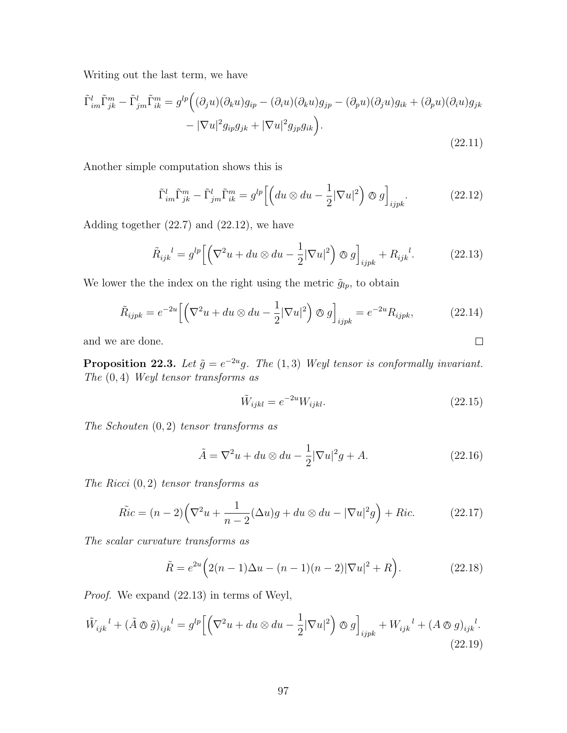Writing out the last term, we have

$$
\begin{aligned}
\tilde{\Gamma}^l_{im}\tilde{\Gamma}^m_{jk} - \tilde{\Gamma}^l_{jm}\tilde{\Gamma}^m_{ik} = g^{lp}\Big( &(\partial_j u)(\partial_k u) g_{ip} - (\partial_i u)(\partial_k u) g_{jp} - (\partial_p u)(\partial_j u) g_{ik} + (\partial_p u)(\partial_i u) g_{jk} \\
&- |\nabla u|^2 g_{ip} g_{jk} + |\nabla u|^2 g_{jp} g_{ik}\Big).
\end{aligned}
\tag{22.11}
$$

Another simple computation shows this is

$$
\tilde{\Gamma}^l_{im}\tilde{\Gamma}^m_{jk} - \tilde{\Gamma}^l_{jm}\tilde{\Gamma}^m_{ik} = g^{lp}\Big[\Big(du \otimes du - \frac{1}{2}|\nabla u|^2\Big) \owedge g\Big]_{ijpk}. \tag{22.12}
$$

Adding together (22.7) and (22.12), we have

$$
\tilde{R}_{ijk}{}^l = g^{lp}\Big[\Big(\nabla^2 u + du \otimes du - \frac{1}{2}|\nabla u|^2\Big) \owedge g\Big]_{ijpk} + R_{ijk}{}^l. \tag{22.13}
$$

We lower the the index on the right using the metric $\tilde{g}_{lp}$, to obtain

$$
\tilde{R}_{ijpk} = e^{-2u}\Big[\Big(\nabla^2 u + du \otimes du - \frac{1}{2}|\nabla u|^2\Big) \owedge g\Big]_{ijpk} = e^{-2u} R_{ijpk}, \tag{22.14}
$$

and we are done. $\square$

**Proposition 22.3.** *Let $\tilde{g} = e^{-2u} g$. The $(1,3)$ Weyl tensor is conformally invariant. The $(0,4)$ Weyl tensor transforms as*

$$
\tilde{W}_{ijkl} = e^{-2u} W_{ijkl}. \tag{22.15}
$$

*The Schouten $(0,2)$ tensor transforms as*

$$
\tilde{A} = \nabla^2 u + du \otimes du - \frac{1}{2}|\nabla u|^2 g + A. \tag{22.16}
$$

*The Ricci $(0,2)$ tensor transforms as*

$$
\tilde{Ric} = (n-2)\Big(\nabla^2 u + \frac{1}{n-2}(\Delta u) g + du \otimes du - |\nabla u|^2 g\Big) + Ric. \tag{22.17}
$$

*The scalar curvature transforms as*

$$
\tilde{R} = e^{2u}\Big(2(n-1)\Delta u - (n-1)(n-2)|\nabla u|^2 + R\Big). \tag{22.18}
$$

*Proof.* We expand (22.13) in terms of Weyl,

$$
\tilde{W}_{ijk}{}^l + (\tilde{A} \owedge \tilde{g})_{ijk}{}^l = g^{lp}\Big[\Big(\nabla^2 u + du \otimes du - \frac{1}{2}|\nabla u|^2\Big) \owedge g\Big]_{ijpk} + W_{ijk}{}^l + (A \owedge g)_{ijk}{}^l. \tag{22.19}
$$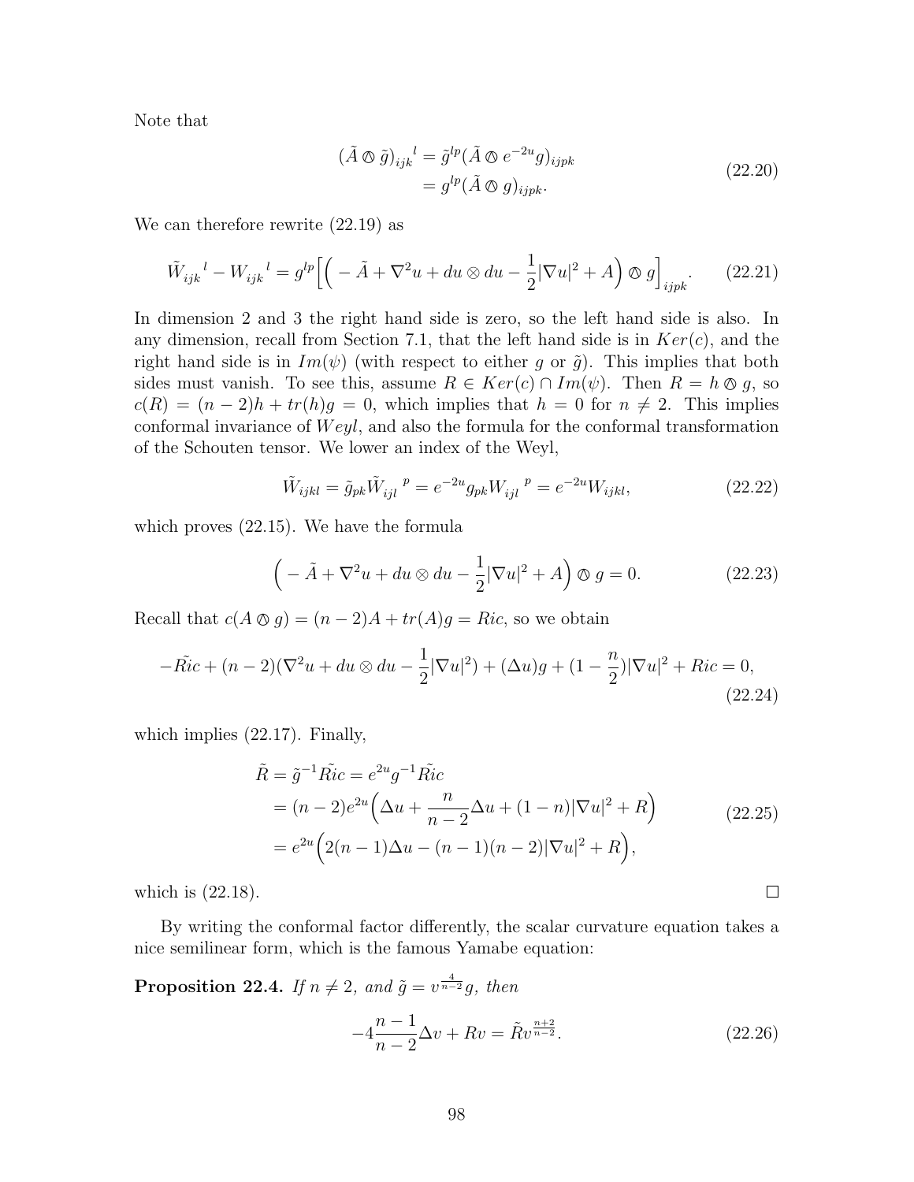Note that

$$
\begin{aligned}
(\tilde{A} \owedge \tilde{g})_{ijk}{}^{l} &= \tilde{g}^{lp}(\tilde{A} \owedge e^{-2u} g)_{ijpk} \\
&= g^{lp}(\tilde{A} \owedge g)_{ijpk}.
\end{aligned}
\tag{22.20}
$$

We can therefore rewrite (22.19) as

$$
\tilde{W}_{ijk}{}^{l} - W_{ijk}{}^{l} = g^{lp}\Big[\Big( -\tilde{A} + \nabla^2 u + du \otimes du - \frac{1}{2}|\nabla u|^2 + A\Big) \owedge g\Big]_{ijpk}. \tag{22.21}
$$

In dimension 2 and 3 the right hand side is zero, so the left hand side is also. In any dimension, recall from Section 7.1, that the left hand side is in $Ker(c)$, and the right hand side is in $Im(\psi)$ (with respect to either $g$ or $\tilde{g}$). This implies that both sides must vanish. To see this, assume $R \in Ker(c) \cap Im(\psi)$. Then $R = h \owedge g$, so $c(R) = (n-2)h + tr(h)g = 0$, which implies that $h = 0$ for $n \neq 2$. This implies conformal invariance of $Weyl$, and also the formula for the conformal transformation of the Schouten tensor. We lower an index of the Weyl,

$$
\tilde{W}_{ijkl} = \tilde{g}_{pk}\tilde{W}_{ijl}{}^{p} = e^{-2u} g_{pk} W_{ijl}{}^{p} = e^{-2u} W_{ijkl}, \tag{22.22}
$$

which proves (22.15). We have the formula

$$
\Big( -\tilde{A} + \nabla^2 u + du \otimes du - \frac{1}{2}|\nabla u|^2 + A\Big) \owedge g = 0. \tag{22.23}
$$

Recall that $c(A \owedge g) = (n-2)A + tr(A)g = Ric$, so we obtain

$$
-\tilde{Ric} + (n-2)(\nabla^2 u + du \otimes du - \frac{1}{2}|\nabla u|^2) + (\Delta u)g + (1 - \frac{n}{2})|\nabla u|^2 + Ric = 0, \tag{22.24}
$$

which implies (22.17). Finally,

$$
\begin{aligned}
\tilde{R} &= \tilde{g}^{-1}\tilde{Ric} = e^{2u} g^{-1}\tilde{Ric} \\
&= (n-2)e^{2u}\Big(\Delta u + \frac{n}{n-2}\Delta u + (1-n)|\nabla u|^2 + R\Big) \\
&= e^{2u}\Big(2(n-1)\Delta u - (n-1)(n-2)|\nabla u|^2 + R\Big),
\end{aligned}
\tag{22.25}
$$

which is (22.18). $\square$

By writing the conformal factor differently, the scalar curvature equation takes a nice semilinear form, which is the famous Yamabe equation:

**Proposition 22.4.** *If $n \neq 2$, and $\tilde{g} = v^{\frac{4}{n-2}} g$, then*

$$
-4\frac{n-1}{n-2}\Delta v + Rv = \tilde{R} v^{\frac{n+2}{n-2}}. \tag{22.26}
$$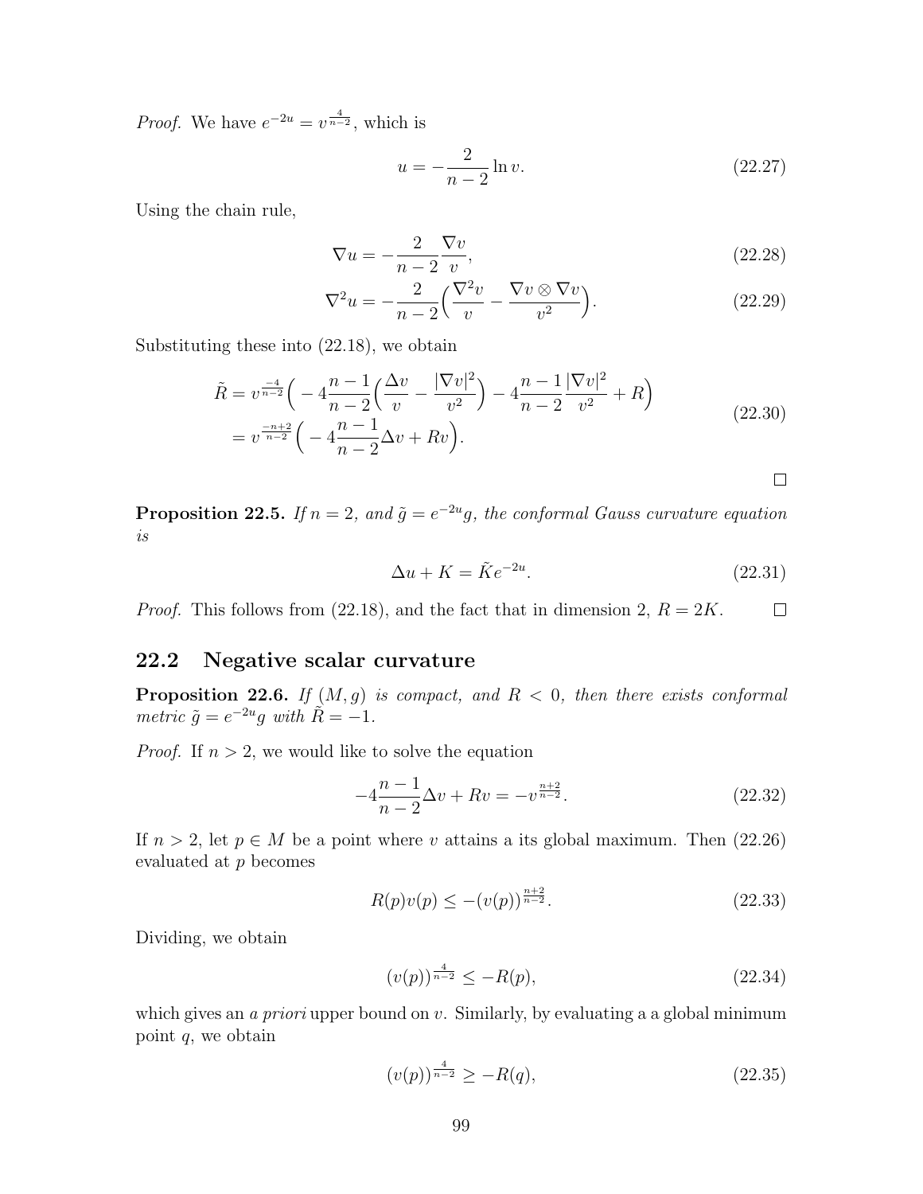*Proof.* We have $e^{-2u} = v^{\frac{4}{n-2}}$, which is

$$u = -\frac{2}{n-2} \ln v. \tag{22.27}$$

Using the chain rule,

$$\nabla u = -\frac{2}{n-2} \frac{\nabla v}{v}, \tag{22.28}$$

$$\nabla^2 u = -\frac{2}{n-2} \Big( \frac{\nabla^2 v}{v} - \frac{\nabla v \otimes \nabla v}{v^2} \Big). \tag{22.29}$$

Substituting these into (22.18), we obtain

$$\begin{aligned} \tilde{R} &= v^{\frac{-4}{n-2}} \Big( -4\frac{n-1}{n-2} \Big( \frac{\Delta v}{v} - \frac{|\nabla v|^2}{v^2} \Big) - 4 \frac{n-1}{n-2} \frac{|\nabla v|^2}{v^2} + R \Big) \\ &= v^{\frac{-n+2}{n-2}} \Big( -4 \frac{n-1}{n-2} \Delta v + Rv \Big). \end{aligned} \tag{22.30}$$

□

**Proposition 22.5.** *If $n = 2$, and $\tilde{g} = e^{-2u} g$, the conformal Gauss curvature equation is*

$$\Delta u + K = \tilde{K} e^{-2u}. \tag{22.31}$$

*Proof.* This follows from (22.18), and the fact that in dimension 2, $R = 2K$. □

## 22.2 Negative scalar curvature

**Proposition 22.6.** *If $(M, g)$ is compact, and $R < 0$, then there exists conformal metric $\tilde{g} = e^{-2u} g$ with $\tilde{R} = -1$.*

*Proof.* If $n > 2$, we would like to solve the equation

$$-4 \frac{n-1}{n-2} \Delta v + Rv = -v^{\frac{n+2}{n-2}}. \tag{22.32}$$

If $n > 2$, let $p \in M$ be a point where $v$ attains a its global maximum. Then (22.26) evaluated at $p$ becomes

$$R(p) v(p) \leq -(v(p))^{\frac{n+2}{n-2}}. \tag{22.33}$$

Dividing, we obtain

$$(v(p))^{\frac{4}{n-2}} \leq -R(p), \tag{22.34}$$

which gives an *a priori* upper bound on $v$. Similarly, by evaluating a a global minimum point $q$, we obtain

$$(v(p))^{\frac{4}{n-2}} \geq -R(q), \tag{22.35}$$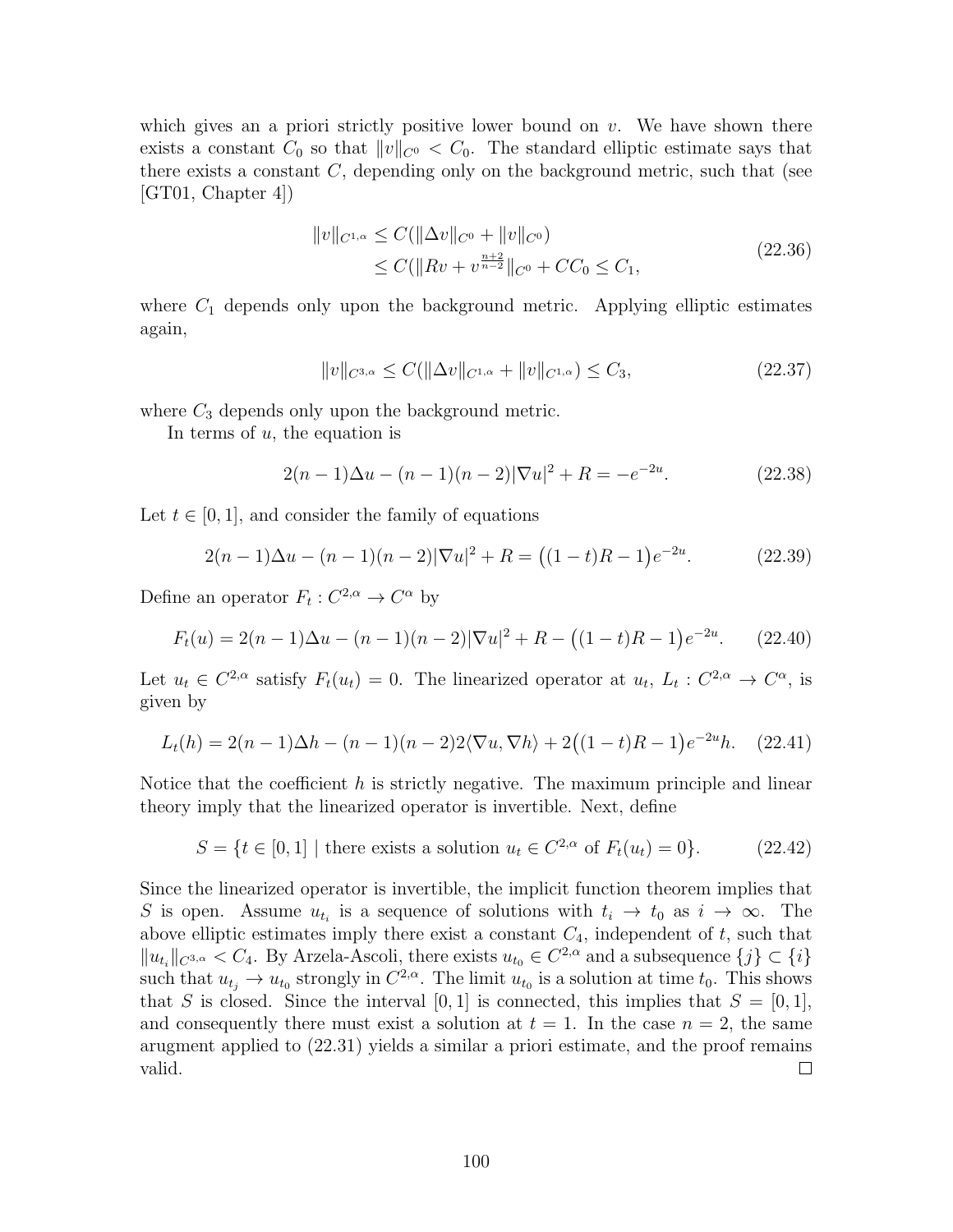which gives an a priori strictly positive lower bound on $v$. We have shown there exists a constant $C_0$ so that $\|v\|_{C^0} < C_0$. The standard elliptic estimate says that there exists a constant $C$, depending only on the background metric, such that (see [GT01, Chapter 4])

$$
\begin{aligned}
\|v\|_{C^{1,\alpha}} &\leq C(\|\Delta v\|_{C^0} + \|v\|_{C^0}) \\
&\leq C(\|Rv + v^{\frac{n+2}{n-2}}\|_{C^0} + CC_0 \leq C_1,
\end{aligned}
\tag{22.36}
$$

where $C_1$ depends only upon the background metric. Applying elliptic estimates again,

$$
\|v\|_{C^{3,\alpha}} \leq C(\|\Delta v\|_{C^{1,\alpha}} + \|v\|_{C^{1,\alpha}}) \leq C_3, \tag{22.37}
$$

where $C_3$ depends only upon the background metric.

In terms of $u$, the equation is

$$
2(n-1)\Delta u - (n-1)(n-2)|\nabla u|^2 + R = -e^{-2u}. \tag{22.38}
$$

Let $t \in [0,1]$, and consider the family of equations

$$
2(n-1)\Delta u - (n-1)(n-2)|\nabla u|^2 + R = \big((1-t)R - 1\big)e^{-2u}. \tag{22.39}
$$

Define an operator $F_t : C^{2,\alpha} \to C^{\alpha}$ by

$$
F_t(u) = 2(n-1)\Delta u - (n-1)(n-2)|\nabla u|^2 + R - \big((1-t)R - 1\big)e^{-2u}. \tag{22.40}
$$

Let $u_t \in C^{2,\alpha}$ satisfy $F_t(u_t) = 0$. The linearized operator at $u_t$, $L_t : C^{2,\alpha} \to C^{\alpha}$, is given by

$$
L_t(h) = 2(n-1)\Delta h - (n-1)(n-2)2\langle \nabla u, \nabla h\rangle + 2\big((1-t)R - 1\big)e^{-2u}h. \tag{22.41}
$$

Notice that the coefficient $h$ is strictly negative. The maximum principle and linear theory imply that the linearized operator is invertible. Next, define

$$
S = \{t \in [0,1] \mid \text{there exists a solution } u_t \in C^{2,\alpha} \text{ of } F_t(u_t) = 0\}. \tag{22.42}
$$

Since the linearized operator is invertible, the implicit function theorem implies that $S$ is open. Assume $u_{t_i}$ is a sequence of solutions with $t_i \to t_0$ as $i \to \infty$. The above elliptic estimates imply there exist a constant $C_4$, independent of $t$, such that $\|u_{t_i}\|_{C^{3,\alpha}} < C_4$. By Arzela-Ascoli, there exists $u_{t_0} \in C^{2,\alpha}$ and a subsequence $\{j\} \subset \{i\}$ such that $u_{t_j} \to u_{t_0}$ strongly in $C^{2,\alpha}$. The limit $u_{t_0}$ is a solution at time $t_0$. This shows that $S$ is closed. Since the interval $[0,1]$ is connected, this implies that $S = [0,1]$, and consequently there must exist a solution at $t = 1$. In the case $n = 2$, the same arugment applied to (22.31) yields a similar a priori estimate, and the proof remains valid. □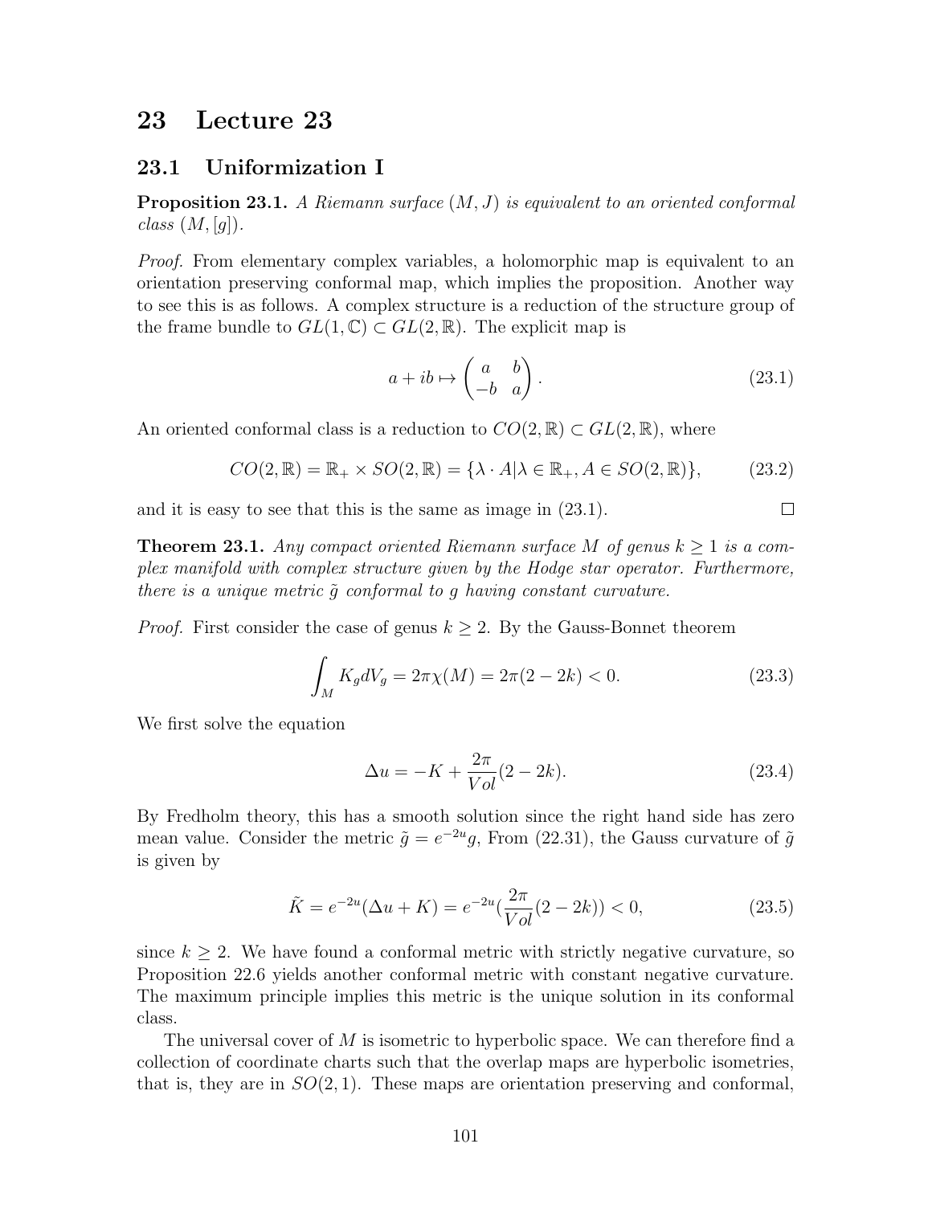# 23 Lecture 23

## 23.1 Uniformization I

**Proposition 23.1.** *A Riemann surface $(M, J)$ is equivalent to an oriented conformal class $(M, [g])$.*

*Proof.* From elementary complex variables, a holomorphic map is equivalent to an orientation preserving conformal map, which implies the proposition. Another way to see this is as follows. A complex structure is a reduction of the structure group of the frame bundle to $GL(1, \mathbb{C}) \subset GL(2, \mathbb{R})$. The explicit map is

$$a + ib \mapsto \begin{pmatrix} a & b \\ -b & a \end{pmatrix}. \tag{23.1}$$

An oriented conformal class is a reduction to $CO(2, \mathbb{R}) \subset GL(2, \mathbb{R})$, where

$$CO(2, \mathbb{R}) = \mathbb{R}_+ \times SO(2, \mathbb{R}) = \{\lambda \cdot A | \lambda \in \mathbb{R}_+, A \in SO(2, \mathbb{R})\}, \tag{23.2}$$

and it is easy to see that this is the same as image in (23.1). □

**Theorem 23.1.** *Any compact oriented Riemann surface $M$ of genus $k \geq 1$ is a complex manifold with complex structure given by the Hodge star operator. Furthermore, there is a unique metric $\tilde{g}$ conformal to $g$ having constant curvature.*

*Proof.* First consider the case of genus $k \geq 2$. By the Gauss-Bonnet theorem

$$\int_M K_g dV_g = 2\pi\chi(M) = 2\pi(2 - 2k) < 0. \tag{23.3}$$

We first solve the equation

$$\Delta u = -K + \frac{2\pi}{Vol}(2 - 2k). \tag{23.4}$$

By Fredholm theory, this has a smooth solution since the right hand side has zero mean value. Consider the metric $\tilde{g} = e^{-2u}g$, From (22.31), the Gauss curvature of $\tilde{g}$ is given by

$$\tilde{K} = e^{-2u}(\Delta u + K) = e^{-2u}(\frac{2\pi}{Vol}(2 - 2k)) < 0, \tag{23.5}$$

since $k \geq 2$. We have found a conformal metric with strictly negative curvature, so Proposition 22.6 yields another conformal metric with constant negative curvature. The maximum principle implies this metric is the unique solution in its conformal class.

The universal cover of $M$ is isometric to hyperbolic space. We can therefore find a collection of coordinate charts such that the overlap maps are hyperbolic isometries, that is, they are in $SO(2, 1)$. These maps are orientation preserving and conformal,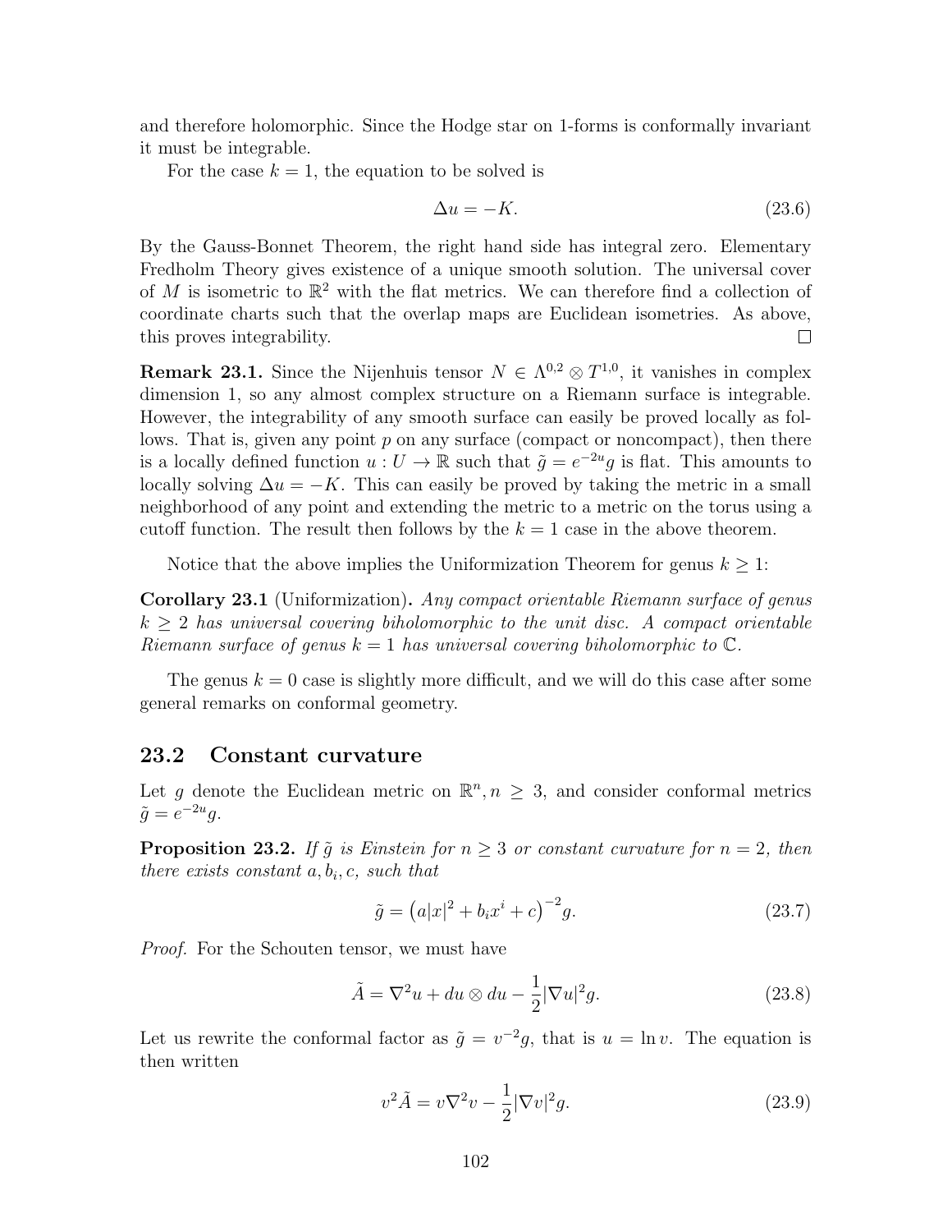and therefore holomorphic. Since the Hodge star on 1-forms is conformally invariant it must be integrable.

For the case $k = 1$, the equation to be solved is

$$\Delta u = -K. \tag{23.6}$$

By the Gauss-Bonnet Theorem, the right hand side has integral zero. Elementary Fredholm Theory gives existence of a unique smooth solution. The universal cover of $M$ is isometric to $\mathbb{R}^2$ with the flat metrics. We can therefore find a collection of coordinate charts such that the overlap maps are Euclidean isometries. As above, this proves integrability. $\square$

**Remark 23.1.** Since the Nijenhuis tensor $N \in \Lambda^{0,2} \otimes T^{1,0}$, it vanishes in complex dimension 1, so any almost complex structure on a Riemann surface is integrable. However, the integrability of any smooth surface can easily be proved locally as follows. That is, given any point $p$ on any surface (compact or noncompact), then there is a locally defined function $u : U \to \mathbb{R}$ such that $\tilde{g} = e^{-2u}g$ is flat. This amounts to locally solving $\Delta u = -K$. This can easily be proved by taking the metric in a small neighborhood of any point and extending the metric to a metric on the torus using a cutoff function. The result then follows by the $k = 1$ case in the above theorem.

Notice that the above implies the Uniformization Theorem for genus $k \geq 1$:

**Corollary 23.1** (Uniformization)**.** *Any compact orientable Riemann surface of genus $k \geq 2$ has universal covering biholomorphic to the unit disc. A compact orientable Riemann surface of genus $k = 1$ has universal covering biholomorphic to $\mathbb{C}$.*

The genus $k = 0$ case is slightly more difficult, and we will do this case after some general remarks on conformal geometry.

## 23.2 Constant curvature

Let $g$ denote the Euclidean metric on $\mathbb{R}^n, n \geq 3$, and consider conformal metrics $\tilde{g} = e^{-2u}g$.

**Proposition 23.2.** *If $\tilde{g}$ is Einstein for $n \geq 3$ or constant curvature for $n = 2$, then there exists constant $a, b_i, c$, such that*

$$\tilde{g} = \left(a|x|^2 + b_i x^i + c\right)^{-2} g. \tag{23.7}$$

*Proof.* For the Schouten tensor, we must have

$$\tilde{A} = \nabla^2 u + du \otimes du - \frac{1}{2}|\nabla u|^2 g. \tag{23.8}$$

Let us rewrite the conformal factor as $\tilde{g} = v^{-2}g$, that is $u = \ln v$. The equation is then written

$$v^2 \tilde{A} = v\nabla^2 v - \frac{1}{2}|\nabla v|^2 g. \tag{23.9}$$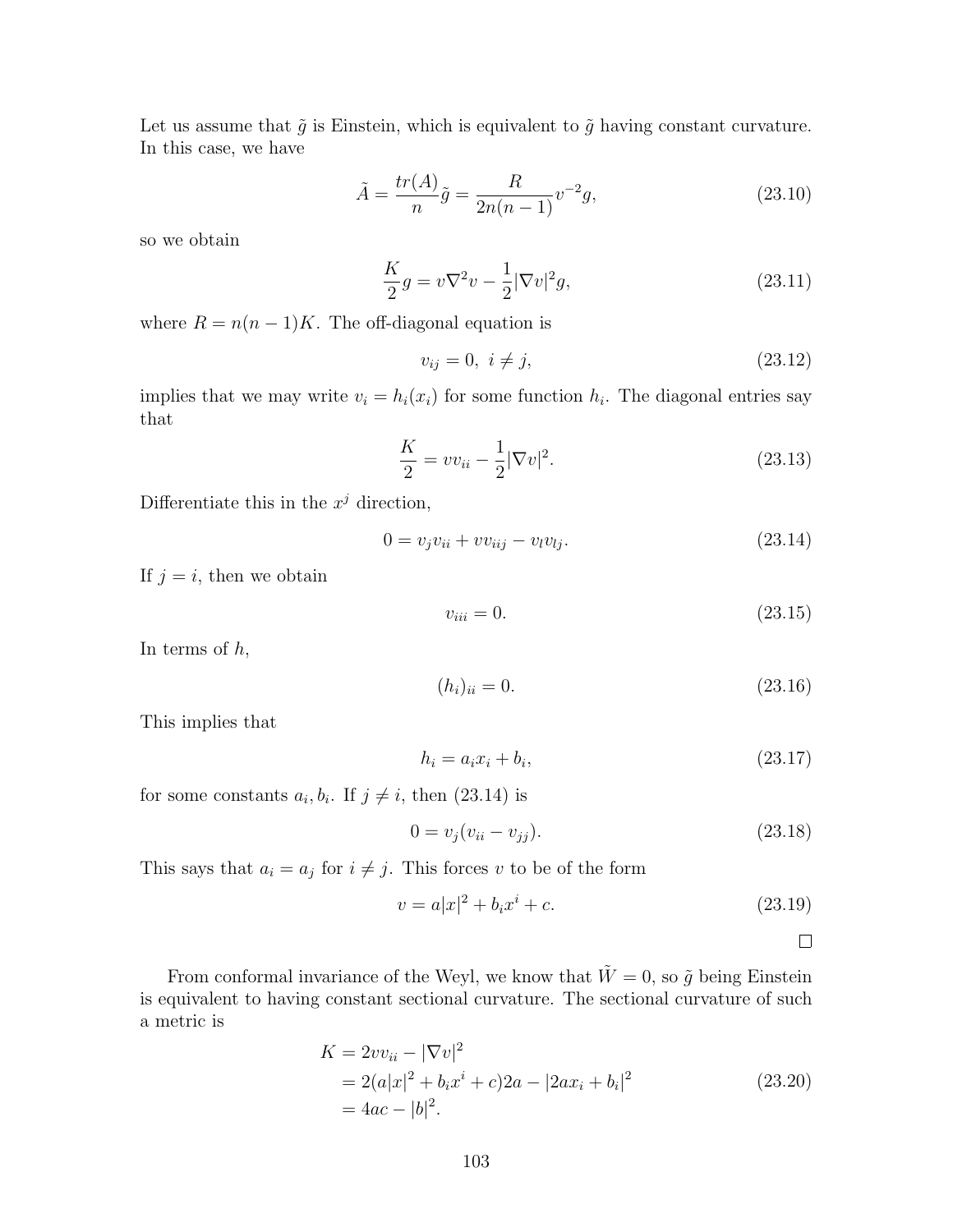Let us assume that $\tilde{g}$ is Einstein, which is equivalent to $\tilde{g}$ having constant curvature. In this case, we have

$$\tilde{A} = \frac{tr(A)}{n}\tilde{g} = \frac{R}{2n(n-1)}v^{-2}g, \tag{23.10}$$

so we obtain

$$\frac{K}{2}g = v\nabla^2 v - \frac{1}{2}|\nabla v|^2 g, \tag{23.11}$$

where $R = n(n-1)K$. The off-diagonal equation is

$$v_{ij} = 0, \ i \neq j, \tag{23.12}$$

implies that we may write $v_i = h_i(x_i)$ for some function $h_i$. The diagonal entries say that

$$\frac{K}{2} = vv_{ii} - \frac{1}{2}|\nabla v|^2. \tag{23.13}$$

Differentiate this in the $x^j$ direction,

$$0 = v_j v_{ii} + vv_{iij} - v_l v_{lj}. \tag{23.14}$$

If $j = i$, then we obtain

$$v_{iii} = 0. \tag{23.15}$$

In terms of $h$,

$$(h_i)_{ii} = 0. \tag{23.16}$$

This implies that

$$h_i = a_i x_i + b_i, \tag{23.17}$$

for some constants $a_i, b_i$. If $j \neq i$, then (23.14) is

$$0 = v_j(v_{ii} - v_{jj}). \tag{23.18}$$

This says that $a_i = a_j$ for $i \neq j$. This forces $v$ to be of the form

$$v = a|x|^2 + b_i x^i + c. \tag{23.19}$$

□

From conformal invariance of the Weyl, we know that $\tilde{W} = 0$, so $\tilde{g}$ being Einstein is equivalent to having constant sectional curvature. The sectional curvature of such a metric is

$$\begin{aligned}
K &= 2vv_{ii} - |\nabla v|^2 \\
&= 2(a|x|^2 + b_i x^i + c)2a - |2ax_i + b_i|^2 \\
&= 4ac - |b|^2.
\end{aligned} \tag{23.20}$$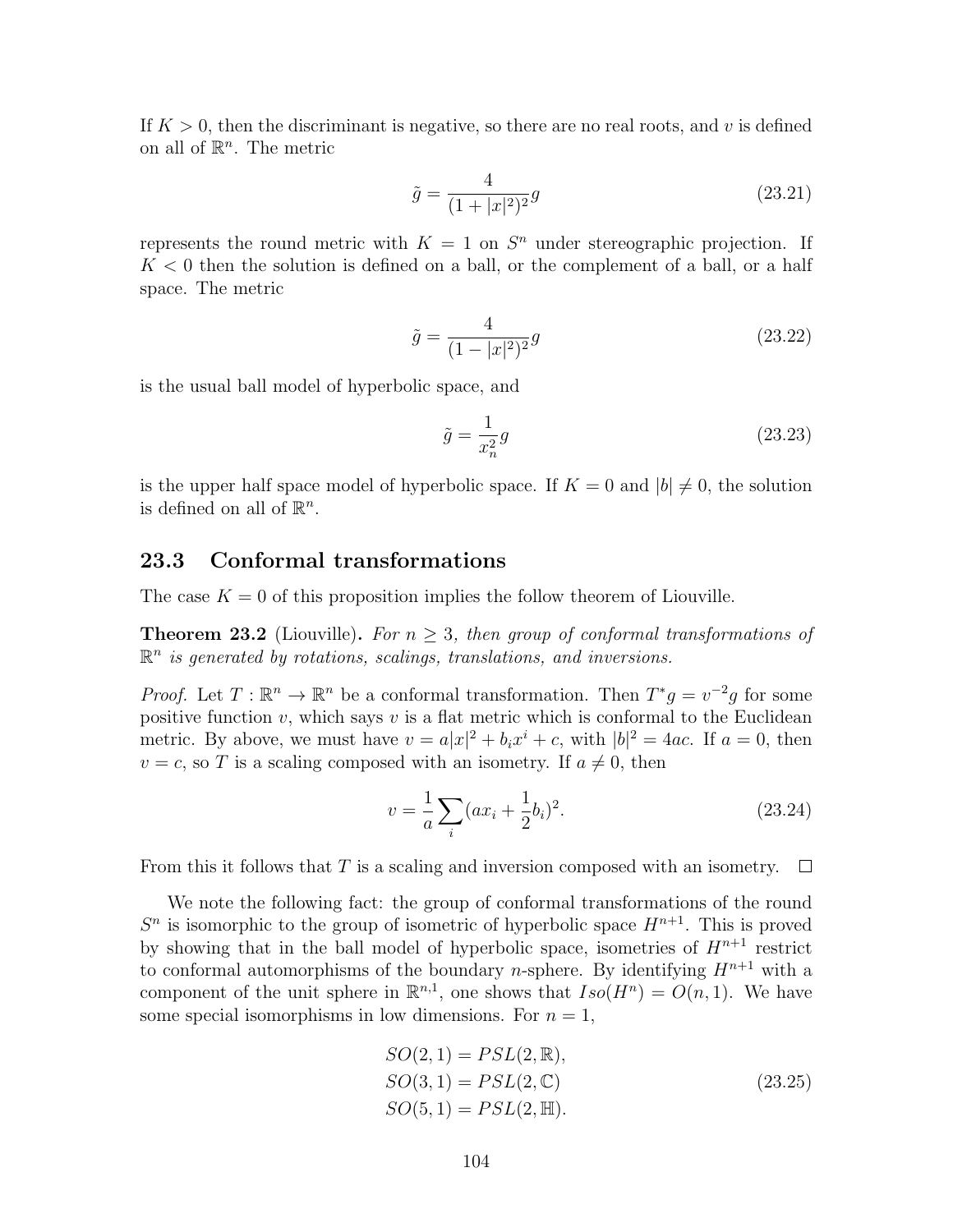If $K > 0$, then the discriminant is negative, so there are no real roots, and $v$ is defined on all of $\mathbb{R}^n$. The metric

$$\tilde{g} = \frac{4}{(1 + |x|^2)^2} g \tag{23.21}$$

represents the round metric with $K = 1$ on $S^n$ under stereographic projection. If $K < 0$ then the solution is defined on a ball, or the complement of a ball, or a half space. The metric

$$\tilde{g} = \frac{4}{(1 - |x|^2)^2} g \tag{23.22}$$

is the usual ball model of hyperbolic space, and

$$\tilde{g} = \frac{1}{x_n^2} g \tag{23.23}$$

is the upper half space model of hyperbolic space. If $K = 0$ and $|b| \neq 0$, the solution is defined on all of $\mathbb{R}^n$.

## 23.3 Conformal transformations

The case $K = 0$ of this proposition implies the follow theorem of Liouville.

**Theorem 23.2** (Liouville)**.** *For $n \geq 3$, then group of conformal transformations of $\mathbb{R}^n$ is generated by rotations, scalings, translations, and inversions.*

*Proof.* Let $T : \mathbb{R}^n \to \mathbb{R}^n$ be a conformal transformation. Then $T^* g = v^{-2} g$ for some positive function $v$, which says $v$ is a flat metric which is conformal to the Euclidean metric. By above, we must have $v = a|x|^2 + b_i x^i + c$, with $|b|^2 = 4ac$. If $a = 0$, then $v = c$, so $T$ is a scaling composed with an isometry. If $a \neq 0$, then

$$v = \frac{1}{a} \sum_i (a x_i + \frac{1}{2} b_i)^2. \tag{23.24}$$

From this it follows that $T$ is a scaling and inversion composed with an isometry. $\square$

We note the following fact: the group of conformal transformations of the round $S^n$ is isomorphic to the group of isometric of hyperbolic space $H^{n+1}$. This is proved by showing that in the ball model of hyperbolic space, isometries of $H^{n+1}$ restrict to conformal automorphisms of the boundary $n$-sphere. By identifying $H^{n+1}$ with a component of the unit sphere in $\mathbb{R}^{n,1}$, one shows that $Iso(H^n) = O(n, 1)$. We have some special isomorphisms in low dimensions. For $n = 1$,

$$\begin{aligned} SO(2,1) &= PSL(2, \mathbb{R}), \\ SO(3,1) &= PSL(2, \mathbb{C}) \\ SO(5,1) &= PSL(2, \mathbb{H}). \end{aligned} \tag{23.25}$$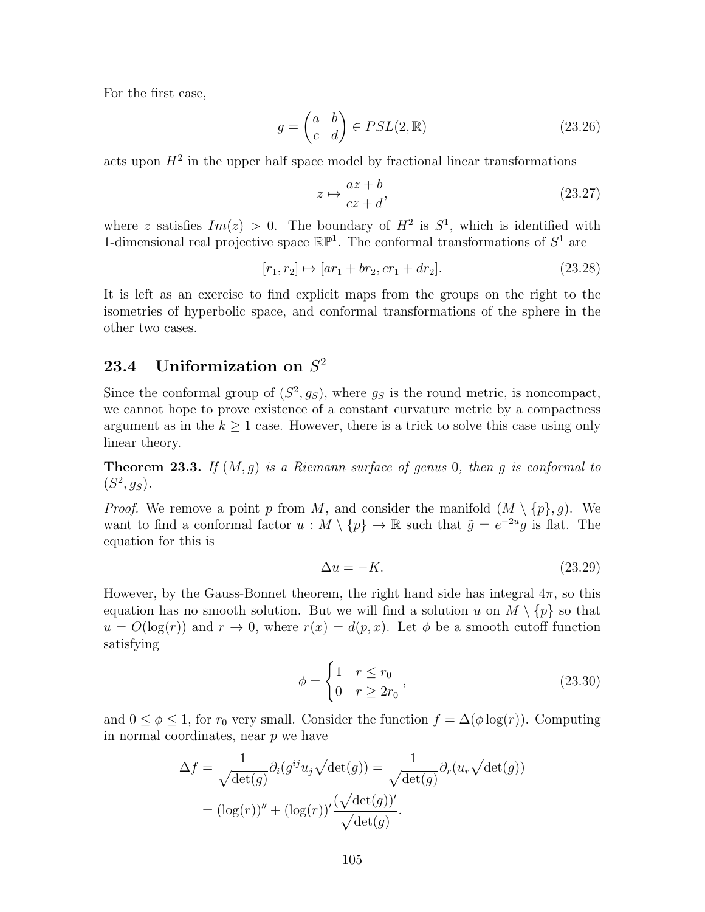For the first case,

$$g = \begin{pmatrix} a & b \\ c & d \end{pmatrix} \in PSL(2, \mathbb{R}) \tag{23.26}$$

acts upon $H^2$ in the upper half space model by fractional linear transformations

$$z \mapsto \frac{az + b}{cz + d}, \tag{23.27}$$

where $z$ satisfies $Im(z) > 0$. The boundary of $H^2$ is $S^1$, which is identified with 1-dimensional real projective space $\mathbb{RP}^1$. The conformal transformations of $S^1$ are

$$[r_1, r_2] \mapsto [ar_1 + br_2, cr_1 + dr_2]. \tag{23.28}$$

It is left as an exercise to find explicit maps from the groups on the right to the isometries of hyperbolic space, and conformal transformations of the sphere in the other two cases.

## 23.4 Uniformization on $S^2$

Since the conformal group of $(S^2, g_S)$, where $g_S$ is the round metric, is noncompact, we cannot hope to prove existence of a constant curvature metric by a compactness argument as in the $k \geq 1$ case. However, there is a trick to solve this case using only linear theory.

**Theorem 23.3.** *If $(M, g)$ is a Riemann surface of genus 0, then $g$ is conformal to $(S^2, g_S)$.*

*Proof.* We remove a point $p$ from $M$, and consider the manifold $(M \setminus \{p\}, g)$. We want to find a conformal factor $u : M \setminus \{p\} \to \mathbb{R}$ such that $\tilde{g} = e^{-2u} g$ is flat. The equation for this is

$$\Delta u = -K. \tag{23.29}$$

However, by the Gauss-Bonnet theorem, the right hand side has integral $4\pi$, so this equation has no smooth solution. But we will find a solution $u$ on $M \setminus \{p\}$ so that $u = O(\log(r))$ and $r \to 0$, where $r(x) = d(p, x)$. Let $\phi$ be a smooth cutoff function satisfying

$$\phi = \begin{cases} 1 & r \leq r_0 \\ 0 & r \geq 2r_0 \end{cases}, \tag{23.30}$$

and $0 \leq \phi \leq 1$, for $r_0$ very small. Consider the function $f = \Delta(\phi \log(r))$. Computing in normal coordinates, near $p$ we have

$$\begin{aligned}
\Delta f &= \frac{1}{\sqrt{\det(g)}} \partial_i (g^{ij} u_j \sqrt{\det(g)}) = \frac{1}{\sqrt{\det(g)}} \partial_r (u_r \sqrt{\det(g)}) \\
&= (\log(r))'' + (\log(r))' \frac{(\sqrt{\det(g)})'}{\sqrt{\det(g)}}.
\end{aligned}$$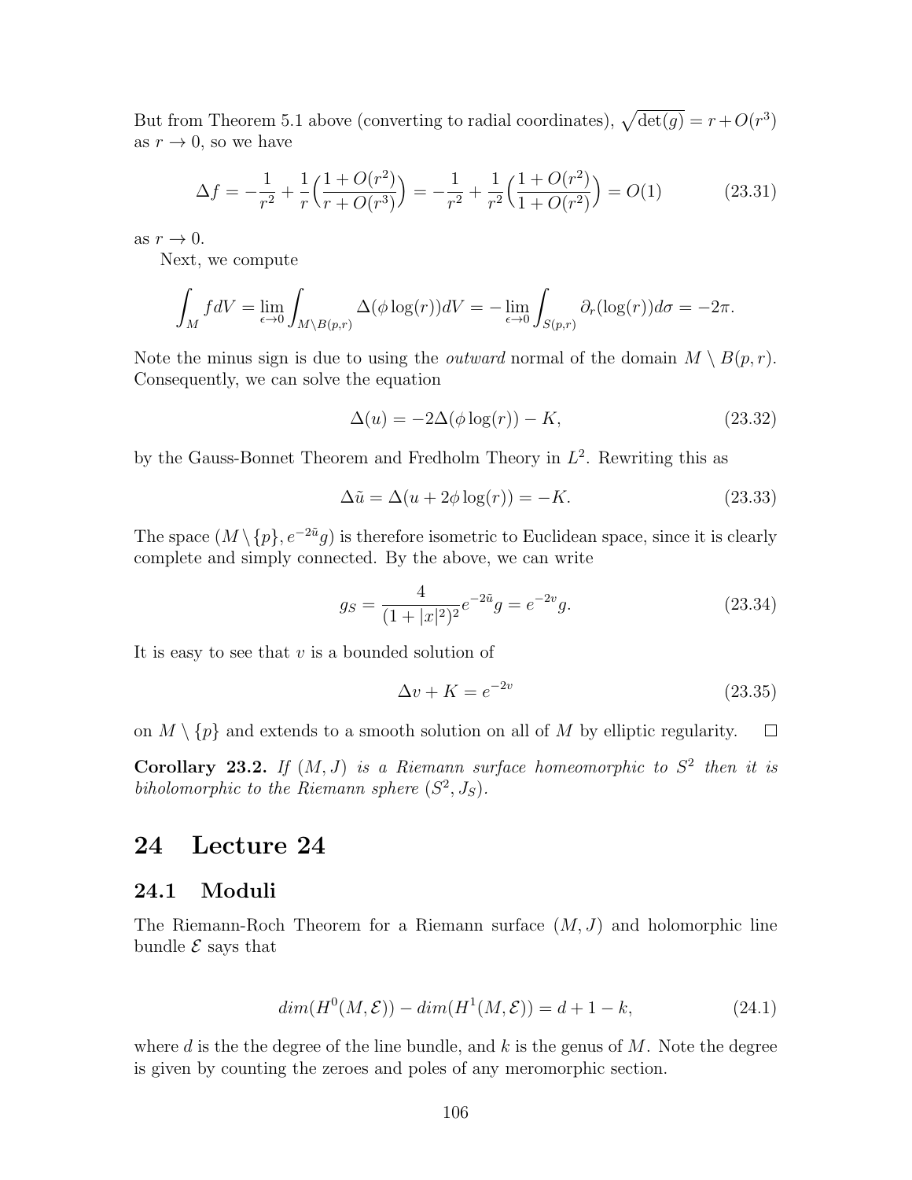But from Theorem 5.1 above (converting to radial coordinates), $\sqrt{\det(g)} = r + O(r^3)$ as $r \to 0$, so we have

$$\Delta f = -\frac{1}{r^2} + \frac{1}{r}\Big(\frac{1+O(r^2)}{r+O(r^3)}\Big) = -\frac{1}{r^2} + \frac{1}{r^2}\Big(\frac{1+O(r^2)}{1+O(r^2)}\Big) = O(1) \tag{23.31}$$

as $r \to 0$.

Next, we compute

$$\int_M f dV = \lim_{\epsilon \to 0} \int_{M \setminus B(p,r)} \Delta(\phi \log(r)) dV = -\lim_{\epsilon \to 0} \int_{S(p,r)} \partial_r(\log(r)) d\sigma = -2\pi.$$

Note the minus sign is due to using the *outward* normal of the domain $M \setminus B(p,r)$. Consequently, we can solve the equation

$$\Delta(u) = -2\Delta(\phi \log(r)) - K, \tag{23.32}$$

by the Gauss-Bonnet Theorem and Fredholm Theory in $L^2$. Rewriting this as

$$\Delta \tilde{u} = \Delta(u + 2\phi \log(r)) = -K. \tag{23.33}$$

The space $(M \setminus \{p\}, e^{-2\tilde{u}} g)$ is therefore isometric to Euclidean space, since it is clearly complete and simply connected. By the above, we can write

$$g_S = \frac{4}{(1+|x|^2)^2} e^{-2\tilde{u}} g = e^{-2v} g. \tag{23.34}$$

It is easy to see that $v$ is a bounded solution of

$$\Delta v + K = e^{-2v} \tag{23.35}$$

on $M \setminus \{p\}$ and extends to a smooth solution on all of $M$ by elliptic regularity. $\square$

**Corollary 23.2.** *If $(M, J)$ is a Riemann surface homeomorphic to $S^2$ then it is biholomorphic to the Riemann sphere $(S^2, J_S)$.*

# 24 Lecture 24

## 24.1 Moduli

The Riemann-Roch Theorem for a Riemann surface $(M, J)$ and holomorphic line bundle $\mathcal{E}$ says that

$$dim(H^0(M, \mathcal{E})) - dim(H^1(M, \mathcal{E})) = d + 1 - k, \tag{24.1}$$

where $d$ is the the degree of the line bundle, and $k$ is the genus of $M$. Note the degree is given by counting the zeroes and poles of any meromorphic section.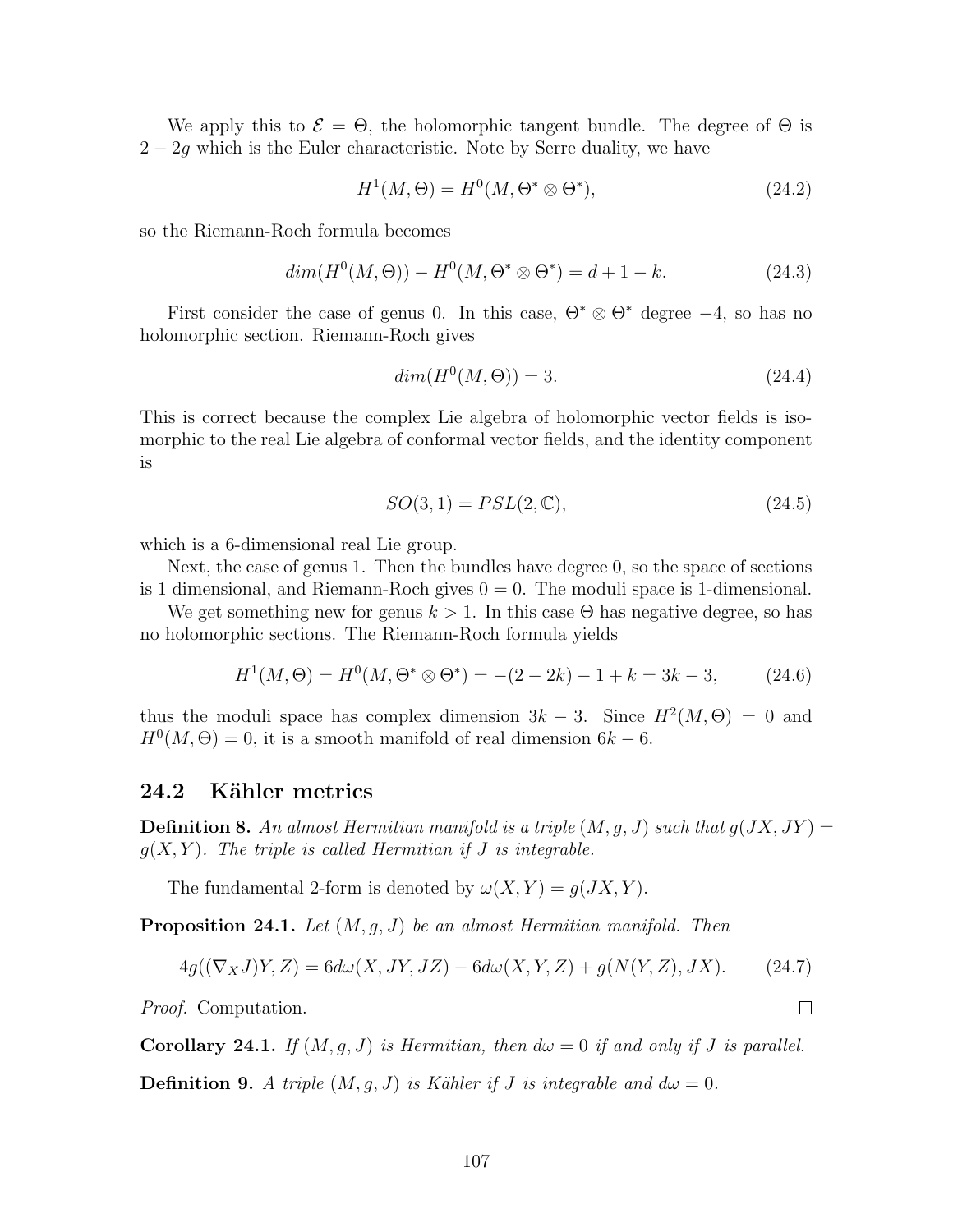We apply this to $\mathcal{E} = \Theta$, the holomorphic tangent bundle. The degree of $\Theta$ is $2-2g$ which is the Euler characteristic. Note by Serre duality, we have

$$H^1(M, \Theta) = H^0(M, \Theta^* \otimes \Theta^*), \tag{24.2}$$

so the Riemann-Roch formula becomes

$$dim(H^0(M, \Theta)) - H^0(M, \Theta^* \otimes \Theta^*) = d + 1 - k. \tag{24.3}$$

First consider the case of genus 0. In this case, $\Theta^* \otimes \Theta^*$ degree $-4$, so has no holomorphic section. Riemann-Roch gives

$$dim(H^0(M, \Theta)) = 3. \tag{24.4}$$

This is correct because the complex Lie algebra of holomorphic vector fields is isomorphic to the real Lie algebra of conformal vector fields, and the identity component is

$$SO(3,1) = PSL(2, \mathbb{C}), \tag{24.5}$$

which is a 6-dimensional real Lie group.

Next, the case of genus 1. Then the bundles have degree 0, so the space of sections is 1 dimensional, and Riemann-Roch gives $0 = 0$. The moduli space is 1-dimensional.

We get something new for genus $k > 1$. In this case $\Theta$ has negative degree, so has no holomorphic sections. The Riemann-Roch formula yields

$$H^1(M, \Theta) = H^0(M, \Theta^* \otimes \Theta^*) = -(2-2k) - 1 + k = 3k - 3, \tag{24.6}$$

thus the moduli space has complex dimension $3k-3$. Since $H^2(M, \Theta) = 0$ and $H^0(M, \Theta) = 0$, it is a smooth manifold of real dimension $6k - 6$.

## 24.2 Kähler metrics

**Definition 8.** *An almost Hermitian manifold is a triple $(M, g, J)$ such that $g(JX, JY) = g(X, Y)$. The triple is called Hermitian if $J$ is integrable.*

The fundamental 2-form is denoted by $\omega(X, Y) = g(JX, Y)$.

**Proposition 24.1.** *Let $(M, g, J)$ be an almost Hermitian manifold. Then*

$$4g((\nabla_X J)Y, Z) = 6d\omega(X, JY, JZ) - 6d\omega(X, Y, Z) + g(N(Y, Z), JX). \tag{24.7}$$

*Proof.* Computation. $\square$

**Corollary 24.1.** *If $(M, g, J)$ is Hermitian, then $d\omega = 0$ if and only if $J$ is parallel.*

**Definition 9.** *A triple $(M, g, J)$ is Kähler if $J$ is integrable and $d\omega = 0$.*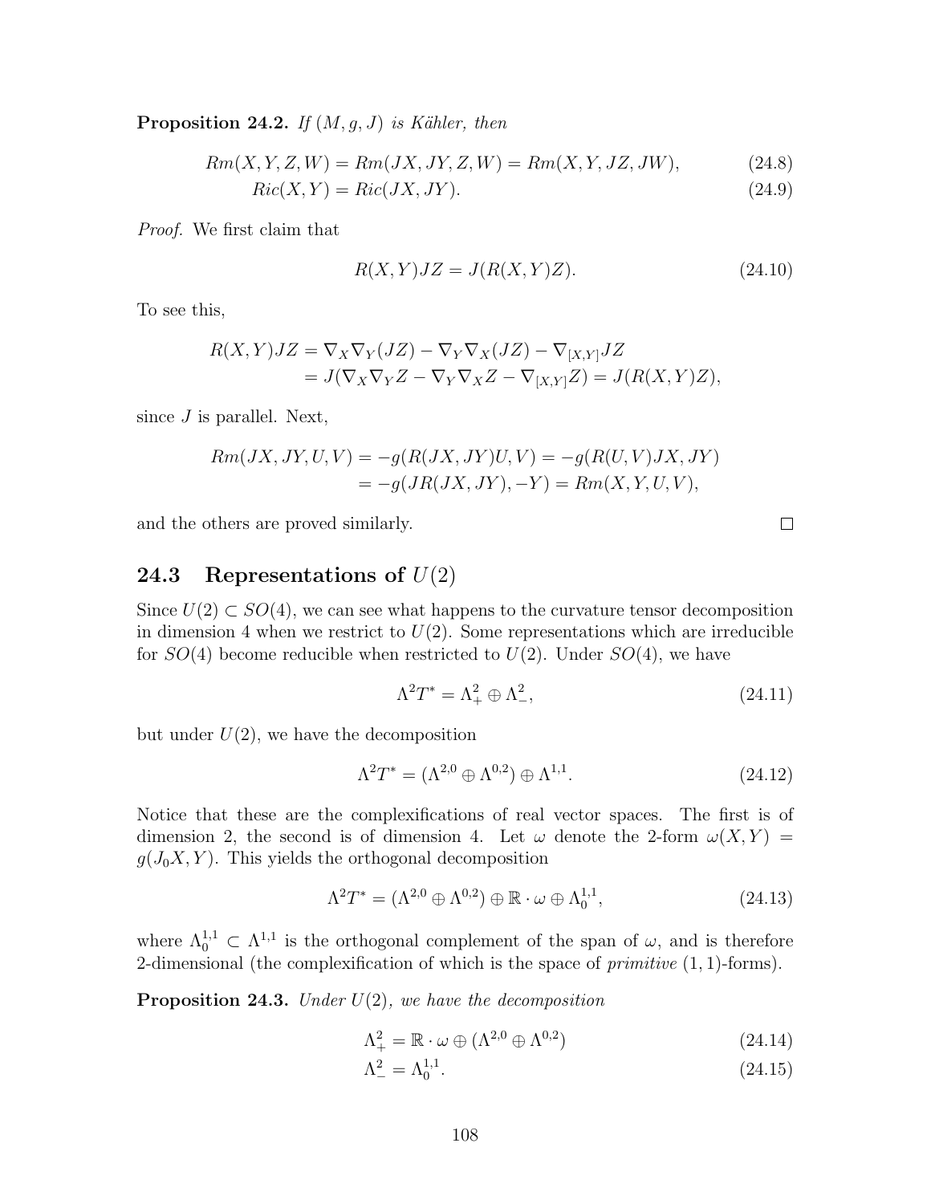**Proposition 24.2.** *If $(M, g, J)$ is Kähler, then*

$$Rm(X, Y, Z, W) = Rm(JX, JY, Z, W) = Rm(X, Y, JZ, JW), \tag{24.8}$$

$$Ric(X, Y) = Ric(JX, JY). \tag{24.9}$$

*Proof.* We first claim that

$$R(X, Y)JZ = J(R(X, Y)Z). \tag{24.10}$$

To see this,

$$\begin{aligned} R(X, Y)JZ &= \nabla_X \nabla_Y (JZ) - \nabla_Y \nabla_X (JZ) - \nabla_{[X,Y]} JZ \\ &= J(\nabla_X \nabla_Y Z - \nabla_Y \nabla_X Z - \nabla_{[X,Y]} Z) = J(R(X, Y)Z), \end{aligned}$$

since $J$ is parallel. Next,

$$\begin{aligned} Rm(JX, JY, U, V) &= -g(R(JX, JY)U, V) = -g(R(U, V)JX, JY) \\ &= -g(JR(JX, JY), -Y) = Rm(X, Y, U, V), \end{aligned}$$

and the others are proved similarly. ∎

## 24.3 Representations of $U(2)$

Since $U(2) \subset SO(4)$, we can see what happens to the curvature tensor decomposition in dimension 4 when we restrict to $U(2)$. Some representations which are irreducible for $SO(4)$ become reducible when restricted to $U(2)$. Under $SO(4)$, we have

$$\Lambda^2 T^* = \Lambda^2_+ \oplus \Lambda^2_-, \tag{24.11}$$

but under $U(2)$, we have the decomposition

$$\Lambda^2 T^* = (\Lambda^{2,0} \oplus \Lambda^{0,2}) \oplus \Lambda^{1,1}. \tag{24.12}$$

Notice that these are the complexifications of real vector spaces. The first is of dimension 2, the second is of dimension 4. Let $\omega$ denote the 2-form $\omega(X, Y) = g(J_0 X, Y)$. This yields the orthogonal decomposition

$$\Lambda^2 T^* = (\Lambda^{2,0} \oplus \Lambda^{0,2}) \oplus \mathbb{R} \cdot \omega \oplus \Lambda^{1,1}_0, \tag{24.13}$$

where $\Lambda^{1,1}_0 \subset \Lambda^{1,1}$ is the orthogonal complement of the span of $\omega$, and is therefore 2-dimensional (the complexification of which is the space of *primitive* $(1,1)$-forms).

**Proposition 24.3.** *Under $U(2)$, we have the decomposition*

$$\Lambda^2_+ = \mathbb{R} \cdot \omega \oplus (\Lambda^{2,0} \oplus \Lambda^{0,2}) \tag{24.14}$$

$$\Lambda^2_- = \Lambda^{1,1}_0. \tag{24.15}$$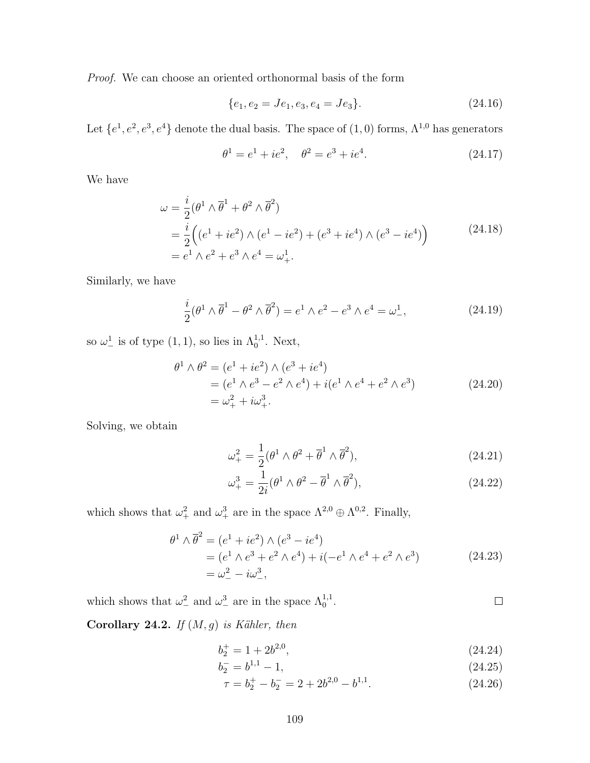*Proof.* We can choose an oriented orthonormal basis of the form

$$\{e_1, e_2 = Je_1, e_3, e_4 = Je_3\}. \tag{24.16}$$

Let $\{e^1, e^2, e^3, e^4\}$ denote the dual basis. The space of $(1,0)$ forms, $\Lambda^{1,0}$ has generators

$$\theta^1 = e^1 + ie^2, \quad \theta^2 = e^3 + ie^4. \tag{24.17}$$

We have

$$\begin{aligned}
\omega &= \frac{i}{2}(\theta^1 \wedge \overline{\theta}^1 + \theta^2 \wedge \overline{\theta}^2) \\
&= \frac{i}{2}\Big((e^1 + ie^2) \wedge (e^1 - ie^2) + (e^3 + ie^4) \wedge (e^3 - ie^4)\Big) \\
&= e^1 \wedge e^2 + e^3 \wedge e^4 = \omega^1_+.
\end{aligned} \tag{24.18}$$

Similarly, we have

$$\frac{i}{2}(\theta^1 \wedge \overline{\theta}^1 - \theta^2 \wedge \overline{\theta}^2) = e^1 \wedge e^2 - e^3 \wedge e^4 = \omega^1_-, \tag{24.19}$$

so $\omega^1_-$ is of type $(1,1)$, so lies in $\Lambda^{1,1}_0$. Next,

$$\begin{aligned}
\theta^1 \wedge \theta^2 &= (e^1 + ie^2) \wedge (e^3 + ie^4) \\
&= (e^1 \wedge e^3 - e^2 \wedge e^4) + i(e^1 \wedge e^4 + e^2 \wedge e^3) \\
&= \omega^2_+ + i\omega^3_+.
\end{aligned} \tag{24.20}$$

Solving, we obtain

$$\omega^2_+ = \frac{1}{2}(\theta^1 \wedge \theta^2 + \overline{\theta}^1 \wedge \overline{\theta}^2), \tag{24.21}$$

$$\omega^3_+ = \frac{1}{2i}(\theta^1 \wedge \theta^2 - \overline{\theta}^1 \wedge \overline{\theta}^2), \tag{24.22}$$

which shows that $\omega^2_+$ and $\omega^3_+$ are in the space $\Lambda^{2,0} \oplus \Lambda^{0,2}$. Finally,

$$\begin{aligned}
\theta^1 \wedge \overline{\theta}^2 &= (e^1 + ie^2) \wedge (e^3 - ie^4) \\
&= (e^1 \wedge e^3 + e^2 \wedge e^4) + i(-e^1 \wedge e^4 + e^2 \wedge e^3) \\
&= \omega^2_- - i\omega^3_-,
\end{aligned} \tag{24.23}$$

which shows that $\omega^2_-$ and $\omega^3_-$ are in the space $\Lambda^{1,1}_0$. $\square$

**Corollary 24.2.** *If $(M, g)$ is Kähler, then*

$$b_2^+ = 1 + 2b^{2,0}, \tag{24.24}$$

$$b_2^- = b^{1,1} - 1, \tag{24.25}$$

$$\tau = b_2^+ - b_2^- = 2 + 2b^{2,0} - b^{1,1}. \tag{24.26}$$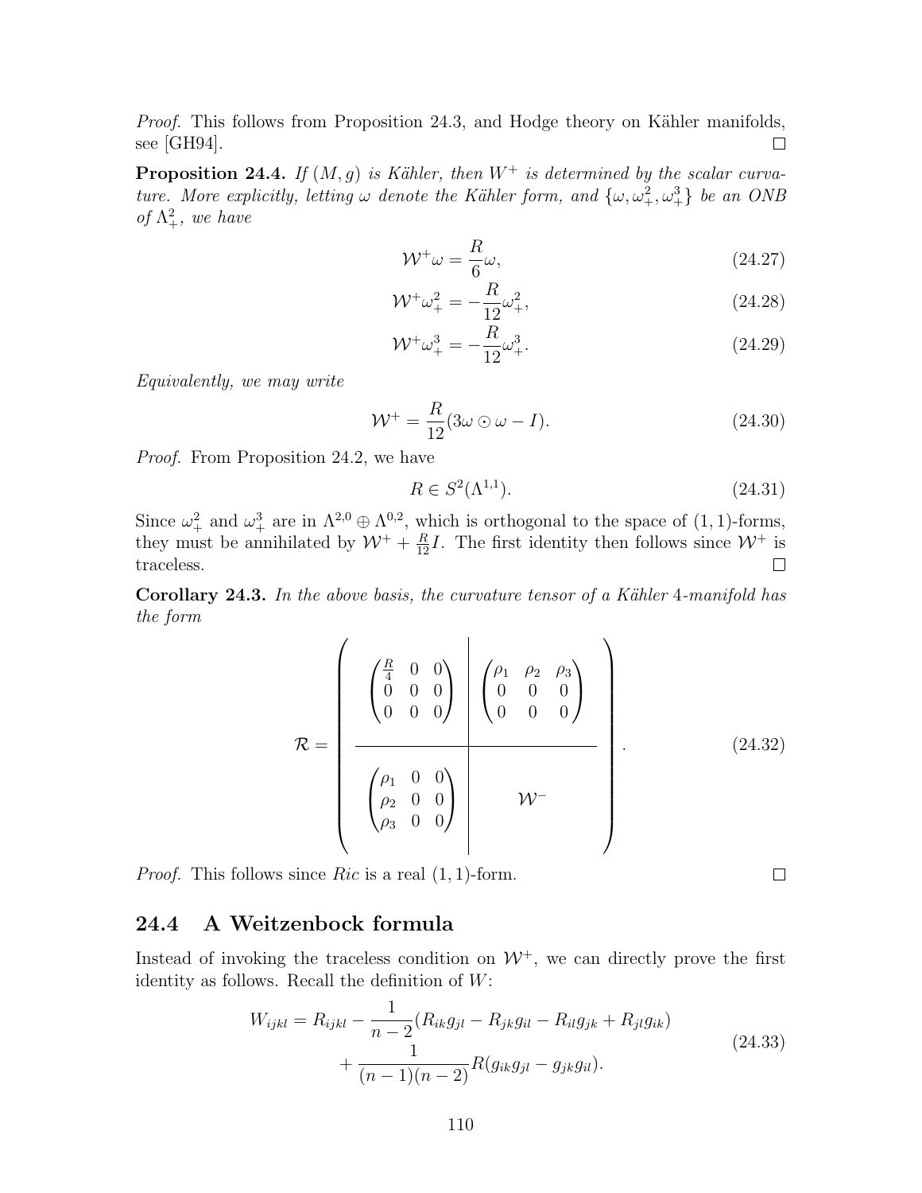*Proof.* This follows from Proposition 24.3, and Hodge theory on Kähler manifolds, see [GH94]. $\square$

**Proposition 24.4.** *If $(M, g)$ is Kähler, then $W^+$ is determined by the scalar curvature. More explicitly, letting $\omega$ denote the Kähler form, and $\{\omega, \omega_+^2, \omega_+^3\}$ be an ONB of $\Lambda_+^2$, we have*

$$\mathcal{W}^+\omega = \frac{R}{6}\omega, \tag{24.27}$$

$$\mathcal{W}^+\omega_+^2 = -\frac{R}{12}\omega_+^2, \tag{24.28}$$

$$\mathcal{W}^+\omega_+^3 = -\frac{R}{12}\omega_+^3. \tag{24.29}$$

*Equivalently, we may write*

$$\mathcal{W}^+ = \frac{R}{12}(3\omega \odot \omega - I). \tag{24.30}$$

*Proof.* From Proposition 24.2, we have

$$R \in S^2(\Lambda^{1,1}). \tag{24.31}$$

Since $\omega_+^2$ and $\omega_+^3$ are in $\Lambda^{2,0} \oplus \Lambda^{0,2}$, which is orthogonal to the space of $(1,1)$-forms, they must be annihilated by $\mathcal{W}^+ + \frac{R}{12}I$. The first identity then follows since $\mathcal{W}^+$ is traceless. $\square$

**Corollary 24.3.** *In the above basis, the curvature tensor of a Kähler 4-manifold has the form*

$$\mathcal{R} = \left( \begin{array}{c|c} \begin{pmatrix} \frac{R}{4} & 0 & 0 \\ 0 & 0 & 0 \\ 0 & 0 & 0 \end{pmatrix} & \begin{pmatrix} \rho_1 & \rho_2 & \rho_3 \\ 0 & 0 & 0 \\ 0 & 0 & 0 \end{pmatrix} \\ \hline \begin{pmatrix} \rho_1 & 0 & 0 \\ \rho_2 & 0 & 0 \\ \rho_3 & 0 & 0 \end{pmatrix} & \mathcal{W}^- \end{array} \right). \tag{24.32}$$

*Proof.* This follows since $Ric$ is a real $(1,1)$-form. $\square$

## 24.4 A Weitzenbock formula

Instead of invoking the traceless condition on $\mathcal{W}^+$, we can directly prove the first identity as follows. Recall the definition of $W$:

$$\begin{aligned} W_{ijkl} = R_{ijkl} &- \frac{1}{n-2}(R_{ik}g_{jl} - R_{jk}g_{il} - R_{il}g_{jk} + R_{jl}g_{ik}) \\ &+ \frac{1}{(n-1)(n-2)}R(g_{ik}g_{jl} - g_{jk}g_{il}). \end{aligned} \tag{24.33}$$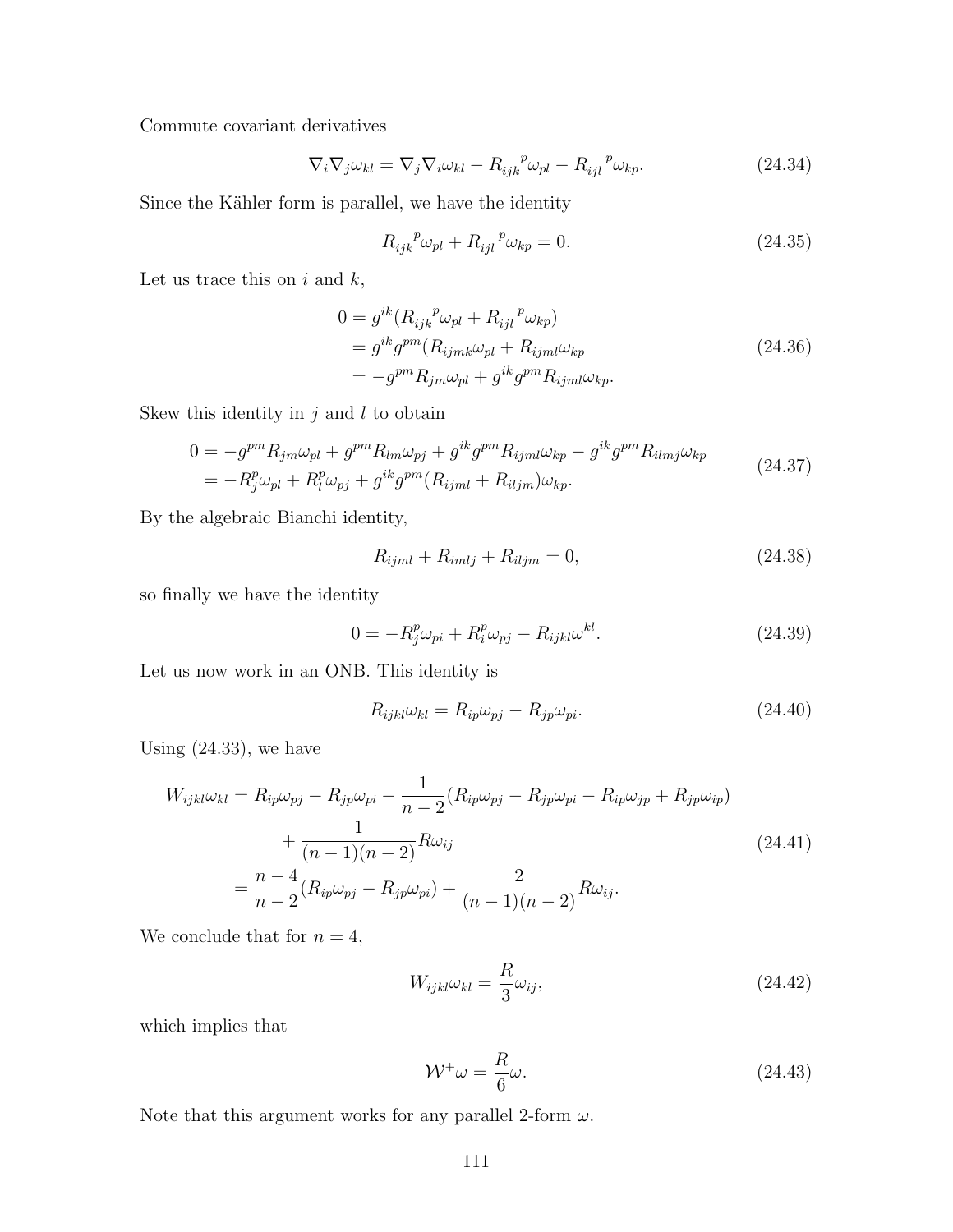Commute covariant derivatives

$$\nabla_i \nabla_j \omega_{kl} = \nabla_j \nabla_i \omega_{kl} - R_{ijk}{}^p \omega_{pl} - R_{ijl}{}^p \omega_{kp}. \tag{24.34}$$

Since the Kähler form is parallel, we have the identity

$$R_{ijk}{}^p \omega_{pl} + R_{ijl}{}^p \omega_{kp} = 0. \tag{24.35}$$

Let us trace this on $i$ and $k$,

$$\begin{aligned}
0 &= g^{ik}(R_{ijk}{}^p \omega_{pl} + R_{ijl}{}^p \omega_{kp}) \\
&= g^{ik} g^{pm} (R_{ijmk} \omega_{pl} + R_{ijml} \omega_{kp} \\
&= -g^{pm} R_{jm} \omega_{pl} + g^{ik} g^{pm} R_{ijml} \omega_{kp}.
\end{aligned} \tag{24.36}$$

Skew this identity in $j$ and $l$ to obtain

$$\begin{aligned}
0 &= -g^{pm} R_{jm} \omega_{pl} + g^{pm} R_{lm} \omega_{pj} + g^{ik} g^{pm} R_{ijml} \omega_{kp} - g^{ik} g^{pm} R_{ilmj} \omega_{kp} \\
&= -R_j^p \omega_{pl} + R_l^p \omega_{pj} + g^{ik} g^{pm} (R_{ijml} + R_{iljm}) \omega_{kp}.
\end{aligned} \tag{24.37}$$

By the algebraic Bianchi identity,

$$R_{ijml} + R_{imlj} + R_{iljm} = 0, \tag{24.38}$$

so finally we have the identity

$$0 = -R_j^p \omega_{pi} + R_i^p \omega_{pj} - R_{ijkl} \omega^{kl}. \tag{24.39}$$

Let us now work in an ONB. This identity is

$$R_{ijkl} \omega_{kl} = R_{ip} \omega_{pj} - R_{jp} \omega_{pi}. \tag{24.40}$$

Using (24.33), we have

$$\begin{aligned}
W_{ijkl} \omega_{kl} &= R_{ip} \omega_{pj} - R_{jp} \omega_{pi} - \frac{1}{n-2} (R_{ip} \omega_{pj} - R_{jp} \omega_{pi} - R_{ip} \omega_{jp} + R_{jp} \omega_{ip}) \\
&\quad + \frac{1}{(n-1)(n-2)} R \omega_{ij} \\
&= \frac{n-4}{n-2} (R_{ip} \omega_{pj} - R_{jp} \omega_{pi}) + \frac{2}{(n-1)(n-2)} R \omega_{ij}.
\end{aligned} \tag{24.41}$$

We conclude that for $n = 4$,

$$W_{ijkl} \omega_{kl} = \frac{R}{3} \omega_{ij}, \tag{24.42}$$

which implies that

$$\mathcal{W}^+ \omega = \frac{R}{6} \omega. \tag{24.43}$$

Note that this argument works for any parallel 2-form $\omega$.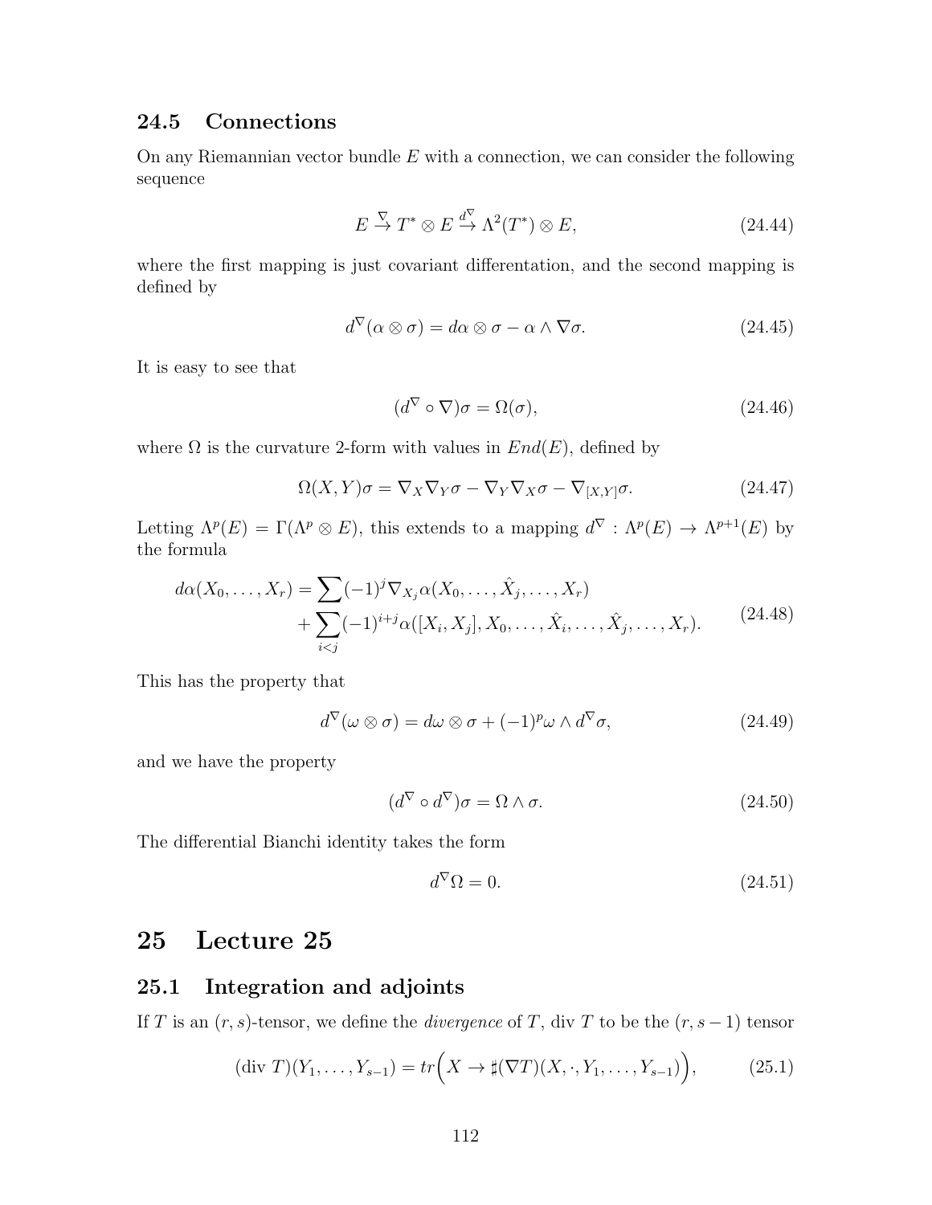### 24.5 Connections

On any Riemannian vector bundle $E$ with a connection, we can consider the following sequence

$$E \overset{\nabla}{\to} T^* \otimes E \overset{d^\nabla}{\to} \Lambda^2(T^*) \otimes E, \tag{24.44}$$

where the first mapping is just covariant differentation, and the second mapping is defined by

$$d^\nabla(\alpha \otimes \sigma) = d\alpha \otimes \sigma - \alpha \wedge \nabla\sigma. \tag{24.45}$$

It is easy to see that

$$(d^\nabla \circ \nabla)\sigma = \Omega(\sigma), \tag{24.46}$$

where $\Omega$ is the curvature 2-form with values in $End(E)$, defined by

$$\Omega(X, Y)\sigma = \nabla_X \nabla_Y \sigma - \nabla_Y \nabla_X \sigma - \nabla_{[X,Y]}\sigma. \tag{24.47}$$

Letting $\Lambda^p(E) = \Gamma(\Lambda^p \otimes E)$, this extends to a mapping $d^\nabla : \Lambda^p(E) \to \Lambda^{p+1}(E)$ by the formula

$$\begin{aligned} d\alpha(X_0, \ldots, X_r) = \sum (-1)^j \nabla_{X_j} \alpha(X_0, \ldots, \hat{X}_j, \ldots, X_r) \\ + \sum_{i<j} (-1)^{i+j} \alpha([X_i, X_j], X_0, \ldots, \hat{X}_i, \ldots, \hat{X}_j, \ldots, X_r). \end{aligned} \tag{24.48}$$

This has the property that

$$d^\nabla(\omega \otimes \sigma) = d\omega \otimes \sigma + (-1)^p \omega \wedge d^\nabla \sigma, \tag{24.49}$$

and we have the property

$$(d^\nabla \circ d^\nabla)\sigma = \Omega \wedge \sigma. \tag{24.50}$$

The differential Bianchi identity takes the form

$$d^\nabla \Omega = 0. \tag{24.51}$$

# 25 Lecture 25

## 25.1 Integration and adjoints

If $T$ is an $(r, s)$-tensor, we define the *divergence* of $T$, div $T$ to be the $(r, s-1)$ tensor

$$(\text{div } T)(Y_1, \ldots, Y_{s-1}) = tr\Big(X \to \sharp(\nabla T)(X, \cdot, Y_1, \ldots, Y_{s-1})\Big), \tag{25.1}$$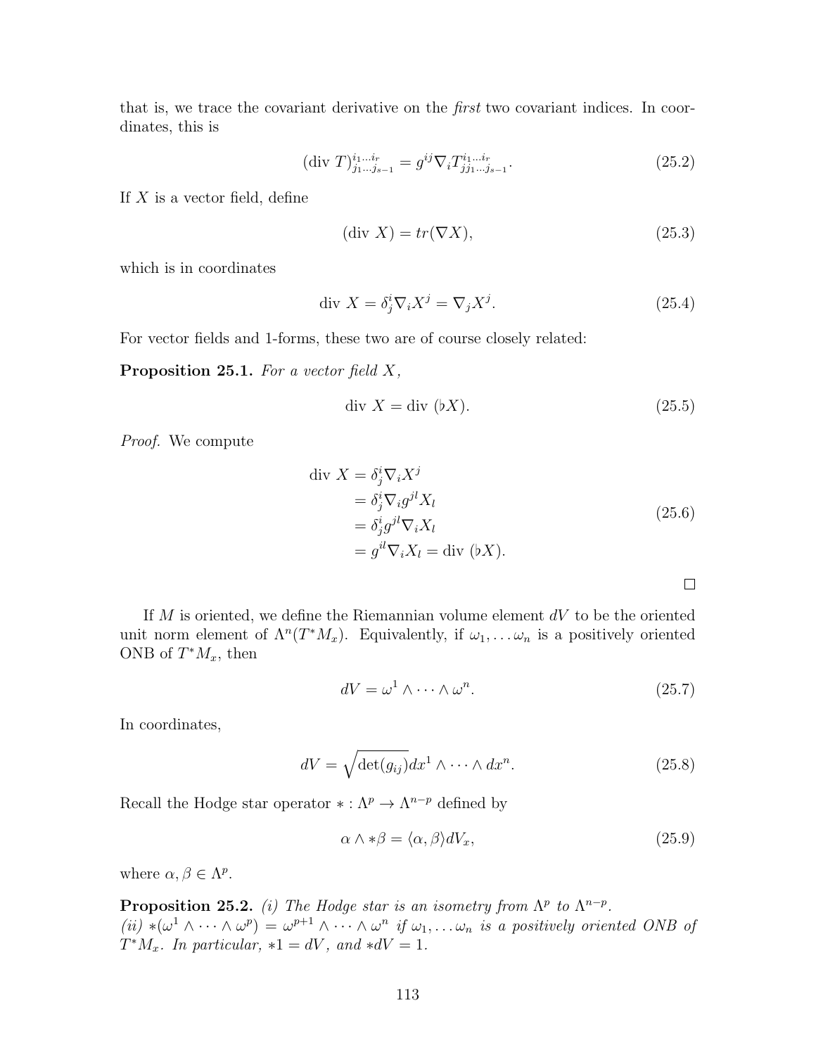that is, we trace the covariant derivative on the *first* two covariant indices. In coordinates, this is

$$(\text{div } T)^{i_1 \ldots i_r}_{j_1 \ldots j_{s-1}} = g^{ij} \nabla_i T^{i_1 \ldots i_r}_{j j_1 \ldots j_{s-1}}. \tag{25.2}$$

If $X$ is a vector field, define

$$(\text{div } X) = tr(\nabla X), \tag{25.3}$$

which is in coordinates

$$\text{div } X = \delta^i_j \nabla_i X^j = \nabla_j X^j. \tag{25.4}$$

For vector fields and 1-forms, these two are of course closely related:

**Proposition 25.1.** *For a vector field $X$,*

$$\text{div } X = \text{div } (\flat X). \tag{25.5}$$

*Proof.* We compute

$$\begin{aligned}
\text{div } X &= \delta^i_j \nabla_i X^j \\
&= \delta^i_j \nabla_i g^{jl} X_l \\
&= \delta^i_j g^{jl} \nabla_i X_l \\
&= g^{il} \nabla_i X_l = \text{div } (\flat X).
\end{aligned} \tag{25.6}$$

□

If $M$ is oriented, we define the Riemannian volume element $dV$ to be the oriented unit norm element of $\Lambda^n(T^*M_x)$. Equivalently, if $\omega_1, \ldots \omega_n$ is a positively oriented ONB of $T^*M_x$, then

$$dV = \omega^1 \wedge \cdots \wedge \omega^n. \tag{25.7}$$

In coordinates,

$$dV = \sqrt{\det(g_{ij})} dx^1 \wedge \cdots \wedge dx^n. \tag{25.8}$$

Recall the Hodge star operator $* : \Lambda^p \to \Lambda^{n-p}$ defined by

$$\alpha \wedge *\beta = \langle \alpha, \beta \rangle dV_x, \tag{25.9}$$

where $\alpha, \beta \in \Lambda^p$.

**Proposition 25.2.** *(i) The Hodge star is an isometry from $\Lambda^p$ to $\Lambda^{n-p}$.*
*(ii) $*(\omega^1 \wedge \cdots \wedge \omega^p) = \omega^{p+1} \wedge \cdots \wedge \omega^n$ if $\omega_1, \ldots \omega_n$ is a positively oriented ONB of $T^*M_x$. In particular, $*1 = dV$, and $*dV = 1$.*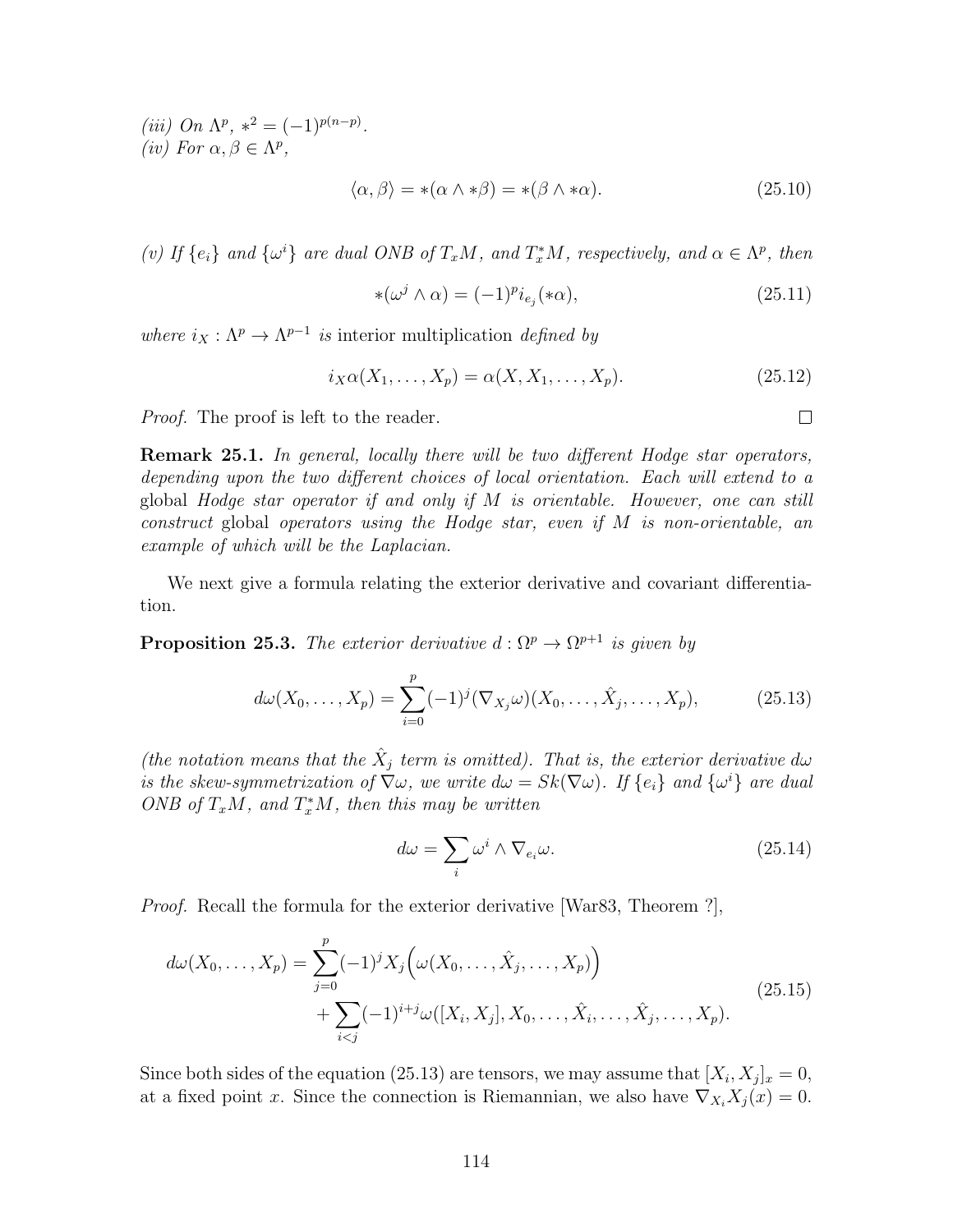*(iii) On $\Lambda^p$, $*^2 = (-1)^{p(n-p)}$.*
*(iv) For $\alpha, \beta \in \Lambda^p$,*

$$\langle \alpha, \beta \rangle = *(\alpha \wedge *\beta) = *(\beta \wedge *\alpha). \tag{25.10}$$

*(v) If $\{e_i\}$ and $\{\omega^i\}$ are dual ONB of $T_xM$, and $T_x^*M$, respectively, and $\alpha \in \Lambda^p$, then*

$$*(\omega^j \wedge \alpha) = (-1)^p i_{e_j}(*\alpha), \tag{25.11}$$

*where $i_X : \Lambda^p \to \Lambda^{p-1}$ is* interior multiplication *defined by*

$$i_X\alpha(X_1, \dots, X_p) = \alpha(X, X_1, \dots, X_p). \tag{25.12}$$

*Proof.* The proof is left to the reader. $\square$

**Remark 25.1.** *In general, locally there will be two different Hodge star operators, depending upon the two different choices of local orientation. Each will extend to a* global *Hodge star operator if and only if $M$ is orientable. However, one can still construct* global *operators using the Hodge star, even if $M$ is non-orientable, an example of which will be the Laplacian.*

We next give a formula relating the exterior derivative and covariant differentiation.

**Proposition 25.3.** *The exterior derivative $d : \Omega^p \to \Omega^{p+1}$ is given by*

$$d\omega(X_0, \dots, X_p) = \sum_{i=0}^{p} (-1)^j (\nabla_{X_j}\omega)(X_0, \dots, \hat{X}_j, \dots, X_p), \tag{25.13}$$

*(the notation means that the $\hat{X}_j$ term is omitted). That is, the exterior derivative $d\omega$ is the skew-symmetrization of $\nabla\omega$, we write $d\omega = Sk(\nabla\omega)$. If $\{e_i\}$ and $\{\omega^i\}$ are dual ONB of $T_xM$, and $T_x^*M$, then this may be written*

$$d\omega = \sum_i \omega^i \wedge \nabla_{e_i}\omega. \tag{25.14}$$

*Proof.* Recall the formula for the exterior derivative [War83, Theorem ?],

$$\begin{aligned} d\omega(X_0, \dots, X_p) = &\sum_{j=0}^{p} (-1)^j X_j\Big(\omega(X_0, \dots, \hat{X}_j, \dots, X_p)\Big) \\ &+ \sum_{i<j} (-1)^{i+j} \omega([X_i, X_j], X_0, \dots, \hat{X}_i, \dots, \hat{X}_j, \dots, X_p). \end{aligned} \tag{25.15}$$

Since both sides of the equation (25.13) are tensors, we may assume that $[X_i, X_j]_x = 0$, at a fixed point $x$. Since the connection is Riemannian, we also have $\nabla_{X_i}X_j(x) = 0$.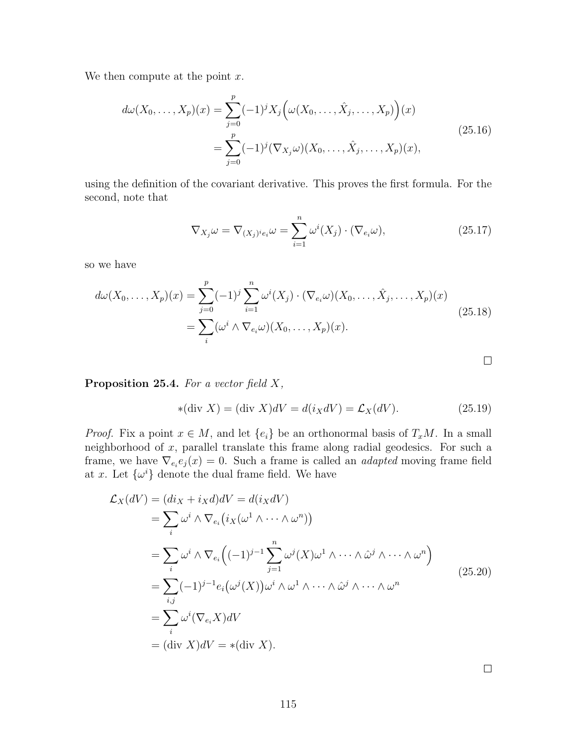We then compute at the point $x$.

$$
\begin{aligned}
d\omega(X_0, \dots, X_p)(x) &= \sum_{j=0}^{p} (-1)^j X_j \Big( \omega(X_0, \dots, \hat{X}_j, \dots, X_p) \Big)(x) \\
&= \sum_{j=0}^{p} (-1)^j (\nabla_{X_j} \omega)(X_0, \dots, \hat{X}_j, \dots, X_p)(x),
\end{aligned}
\tag{25.16}
$$

using the definition of the covariant derivative. This proves the first formula. For the second, note that

$$
\nabla_{X_j} \omega = \nabla_{(X_j)^i e_i} \omega = \sum_{i=1}^{n} \omega^i(X_j) \cdot (\nabla_{e_i} \omega),
\tag{25.17}
$$

so we have

$$
\begin{aligned}
d\omega(X_0, \dots, X_p)(x) &= \sum_{j=0}^{p} (-1)^j \sum_{i=1}^{n} \omega^i(X_j) \cdot (\nabla_{e_i} \omega)(X_0, \dots, \hat{X}_j, \dots, X_p)(x) \\
&= \sum_{i} (\omega^i \wedge \nabla_{e_i} \omega)(X_0, \dots, X_p)(x).
\end{aligned}
\tag{25.18}
$$

$\square$

**Proposition 25.4.** *For a vector field $X$,*

$$
*(\text{div } X) = (\text{div } X) dV = d(i_X dV) = \mathcal{L}_X(dV).
\tag{25.19}
$$

*Proof.* Fix a point $x \in M$, and let $\{e_i\}$ be an orthonormal basis of $T_x M$. In a small neighborhood of $x$, parallel translate this frame along radial geodesics. For such a frame, we have $\nabla_{e_i} e_j(x) = 0$. Such a frame is called an *adapted* moving frame field at $x$. Let $\{\omega^i\}$ denote the dual frame field. We have

$$
\begin{aligned}
\mathcal{L}_X(dV) &= (d i_X + i_X d) dV = d(i_X dV) \\
&= \sum_i \omega^i \wedge \nabla_{e_i} \big( i_X (\omega^1 \wedge \dots \wedge \omega^n) \big) \\
&= \sum_i \omega^i \wedge \nabla_{e_i} \Big( (-1)^{j-1} \sum_{j=1}^{n} \omega^j(X) \omega^1 \wedge \dots \wedge \hat{\omega}^j \wedge \dots \wedge \omega^n \Big) \\
&= \sum_{i,j} (-1)^{j-1} e_i \big( \omega^j(X) \big) \omega^i \wedge \omega^1 \wedge \dots \wedge \hat{\omega}^j \wedge \dots \wedge \omega^n \\
&= \sum_i \omega^i (\nabla_{e_i} X) dV \\
&= (\text{div } X) dV = *(\text{div } X).
\end{aligned}
\tag{25.20}
$$

$\square$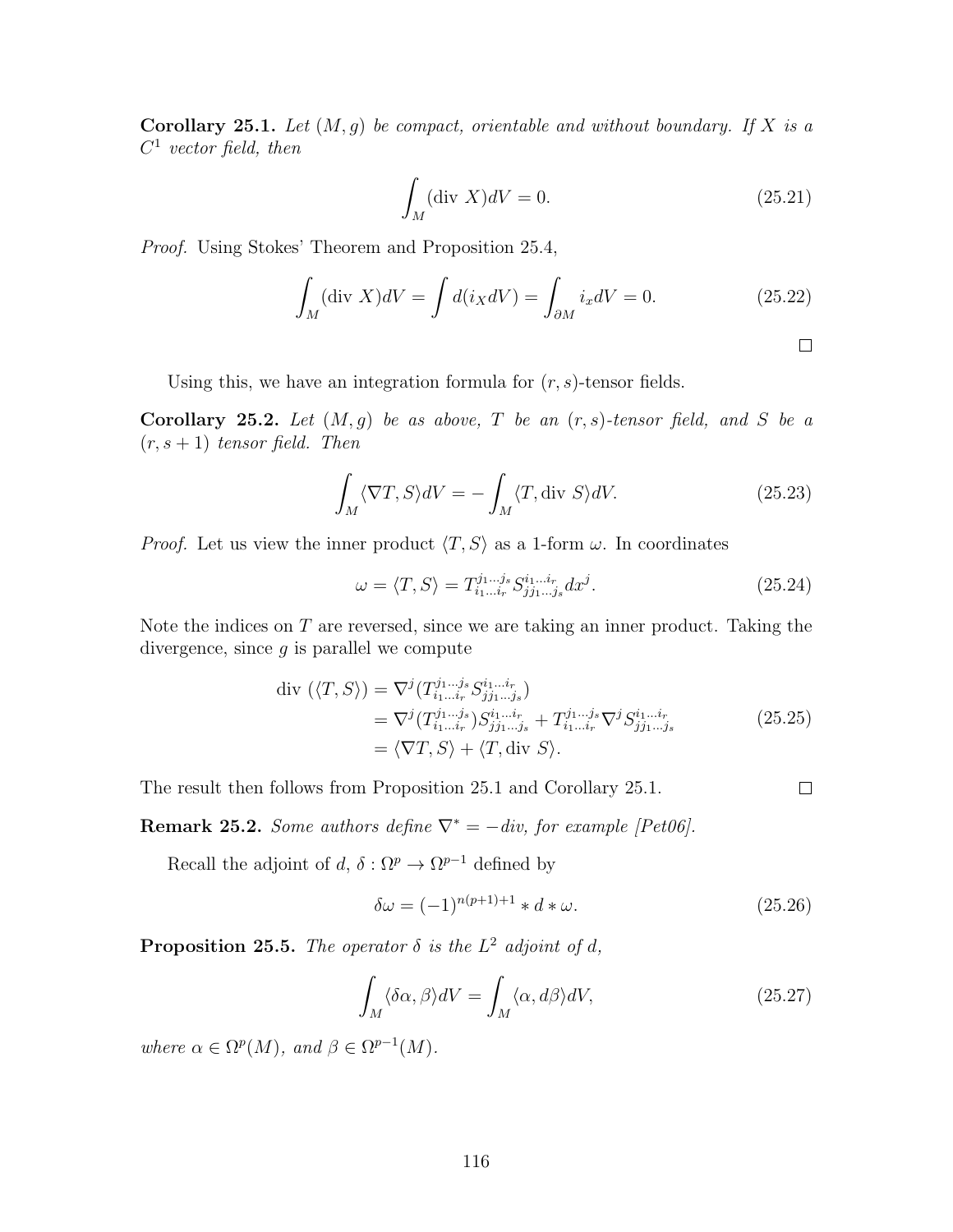**Corollary 25.1.** *Let $(M, g)$ be compact, orientable and without boundary. If $X$ is a $C^1$ vector field, then*

$$\int_M (\text{div } X) dV = 0. \tag{25.21}$$

*Proof.* Using Stokes' Theorem and Proposition 25.4,

$$\int_M (\text{div } X) dV = \int d(i_X dV) = \int_{\partial M} i_x dV = 0. \tag{25.22}$$

□

Using this, we have an integration formula for $(r, s)$-tensor fields.

**Corollary 25.2.** *Let $(M, g)$ be as above, $T$ be an $(r, s)$-tensor field, and $S$ be a $(r, s+1)$ tensor field. Then*

$$\int_M \langle \nabla T, S \rangle dV = -\int_M \langle T, \text{div } S \rangle dV. \tag{25.23}$$

*Proof.* Let us view the inner product $\langle T, S \rangle$ as a 1-form $\omega$. In coordinates

$$\omega = \langle T, S \rangle = T^{j_1 \dots j_s}_{i_1 \dots i_r} S^{i_1 \dots i_r}_{j j_1 \dots j_s} dx^j. \tag{25.24}$$

Note the indices on $T$ are reversed, since we are taking an inner product. Taking the divergence, since $g$ is parallel we compute

$$\begin{aligned} \text{div } (\langle T, S \rangle) &= \nabla^j (T^{j_1 \dots j_s}_{i_1 \dots i_r} S^{i_1 \dots i_r}_{j j_1 \dots j_s}) \\ &= \nabla^j (T^{j_1 \dots j_s}_{i_1 \dots i_r}) S^{i_1 \dots i_r}_{j j_1 \dots j_s} + T^{j_1 \dots j_s}_{i_1 \dots i_r} \nabla^j S^{i_1 \dots i_r}_{j j_1 \dots j_s} \\ &= \langle \nabla T, S \rangle + \langle T, \text{div } S \rangle. \end{aligned} \tag{25.25}$$

The result then follows from Proposition 25.1 and Corollary 25.1. □

**Remark 25.2.** *Some authors define $\nabla^* = -div$, for example [Pet06].*

Recall the adjoint of $d$, $\delta : \Omega^p \to \Omega^{p-1}$ defined by

$$\delta \omega = (-1)^{n(p+1)+1} * d * \omega. \tag{25.26}$$

**Proposition 25.5.** *The operator $\delta$ is the $L^2$ adjoint of $d$,*

$$\int_M \langle \delta \alpha, \beta \rangle dV = \int_M \langle \alpha, d\beta \rangle dV, \tag{25.27}$$

*where $\alpha \in \Omega^p(M)$, and $\beta \in \Omega^{p-1}(M)$.*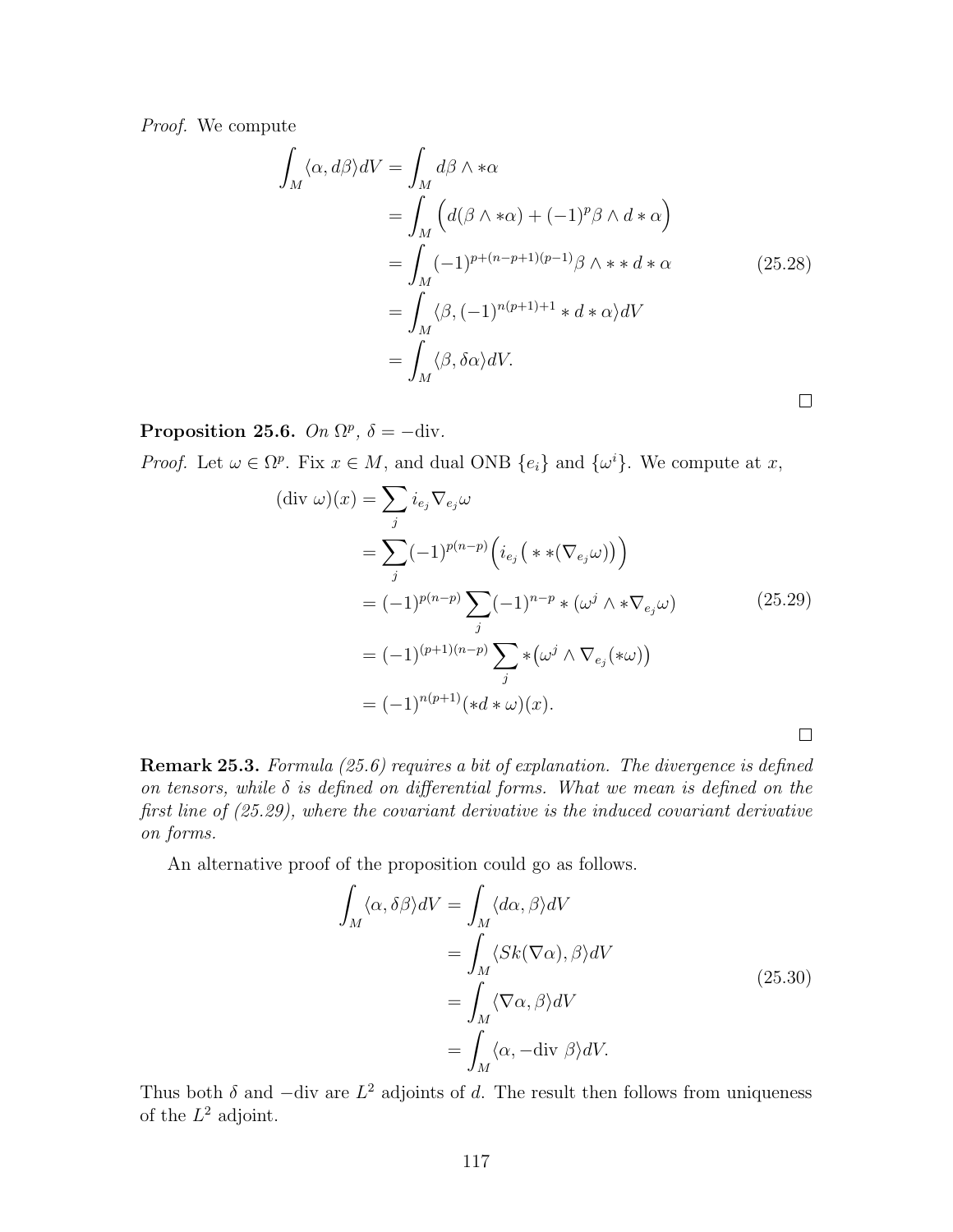*Proof.* We compute

$$
\begin{aligned}
\int_M \langle \alpha, d\beta \rangle dV &= \int_M d\beta \wedge *\alpha \\
&= \int_M \Big( d(\beta \wedge *\alpha) + (-1)^p \beta \wedge d * \alpha \Big) \\
&= \int_M (-1)^{p+(n-p+1)(p-1)} \beta \wedge * * d * \alpha \\
&= \int_M \langle \beta, (-1)^{n(p+1)+1} * d * \alpha \rangle dV \\
&= \int_M \langle \beta, \delta\alpha \rangle dV.
\end{aligned}
\tag{25.28}
$$

□

**Proposition 25.6.** *On $\Omega^p$, $\delta = -\mathrm{div}$.*

*Proof.* Let $\omega \in \Omega^p$. Fix $x \in M$, and dual ONB $\{e_i\}$ and $\{\omega^i\}$. We compute at $x$,

$$
\begin{aligned}
(\mathrm{div}\ \omega)(x) &= \sum_j i_{e_j} \nabla_{e_j} \omega \\
&= \sum_j (-1)^{p(n-p)} \Big( i_{e_j} \big( * * (\nabla_{e_j} \omega) \big) \Big) \\
&= (-1)^{p(n-p)} \sum_j (-1)^{n-p} * (\omega^j \wedge * \nabla_{e_j} \omega) \\
&= (-1)^{(p+1)(n-p)} \sum_j * \big( \omega^j \wedge \nabla_{e_j}(*\omega) \big) \\
&= (-1)^{n(p+1)} (*d * \omega)(x).
\end{aligned}
\tag{25.29}
$$

□

**Remark 25.3.** *Formula (25.6) requires a bit of explanation. The divergence is defined on tensors, while $\delta$ is defined on differential forms. What we mean is defined on the first line of (25.29), where the covariant derivative is the induced covariant derivative on forms.*

An alternative proof of the proposition could go as follows.

$$
\begin{aligned}
\int_M \langle \alpha, \delta\beta \rangle dV &= \int_M \langle d\alpha, \beta \rangle dV \\
&= \int_M \langle Sk(\nabla\alpha), \beta \rangle dV \\
&= \int_M \langle \nabla\alpha, \beta \rangle dV \\
&= \int_M \langle \alpha, -\mathrm{div}\ \beta \rangle dV.
\end{aligned}
\tag{25.30}
$$

Thus both $\delta$ and $-\mathrm{div}$ are $L^2$ adjoints of $d$. The result then follows from uniqueness of the $L^2$ adjoint.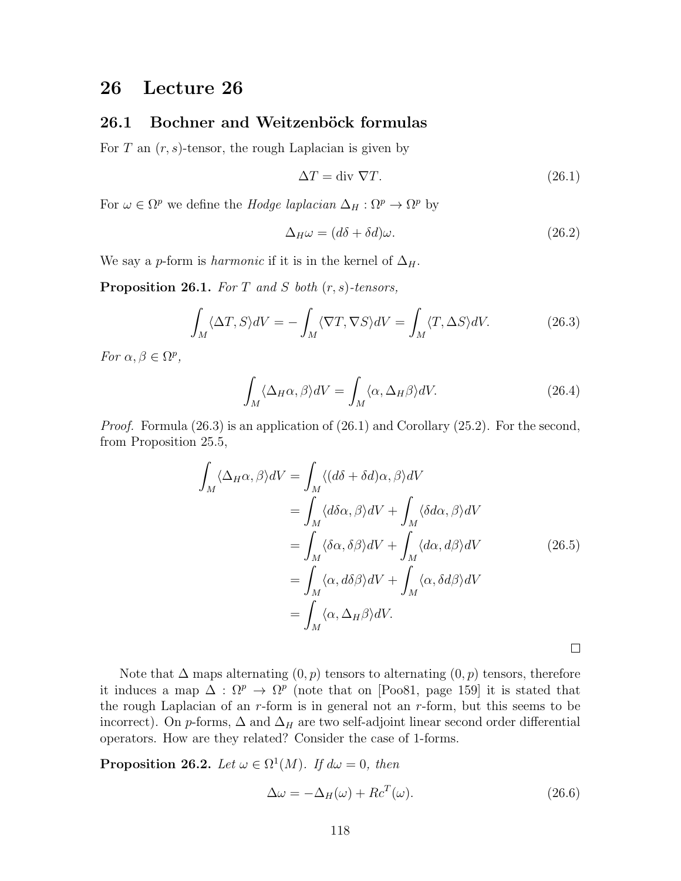# 26 Lecture 26

## 26.1 Bochner and Weitzenböck formulas

For $T$ an $(r,s)$-tensor, the rough Laplacian is given by

$$\Delta T = \text{div } \nabla T. \tag{26.1}$$

For $\omega \in \Omega^p$ we define the *Hodge laplacian* $\Delta_H : \Omega^p \to \Omega^p$ by

$$\Delta_H \omega = (d\delta + \delta d)\omega. \tag{26.2}$$

We say a $p$-form is *harmonic* if it is in the kernel of $\Delta_H$.

**Proposition 26.1.** *For $T$ and $S$ both $(r,s)$-tensors,*

$$\int_M \langle \Delta T, S \rangle dV = -\int_M \langle \nabla T, \nabla S \rangle dV = \int_M \langle T, \Delta S \rangle dV. \tag{26.3}$$

*For $\alpha, \beta \in \Omega^p$,*

$$\int_M \langle \Delta_H \alpha, \beta \rangle dV = \int_M \langle \alpha, \Delta_H \beta \rangle dV. \tag{26.4}$$

*Proof.* Formula (26.3) is an application of (26.1) and Corollary (25.2). For the second, from Proposition 25.5,

$$\begin{aligned}
\int_M \langle \Delta_H \alpha, \beta \rangle dV &= \int_M \langle (d\delta + \delta d)\alpha, \beta \rangle dV \\
&= \int_M \langle d\delta \alpha, \beta \rangle dV + \int_M \langle \delta d \alpha, \beta \rangle dV \\
&= \int_M \langle \delta \alpha, \delta \beta \rangle dV + \int_M \langle d\alpha, d\beta \rangle dV \\
&= \int_M \langle \alpha, d\delta \beta \rangle dV + \int_M \langle \alpha, \delta d \beta \rangle dV \\
&= \int_M \langle \alpha, \Delta_H \beta \rangle dV.
\end{aligned} \tag{26.5}$$

$\square$

Note that $\Delta$ maps alternating $(0,p)$ tensors to alternating $(0,p)$ tensors, therefore it induces a map $\Delta : \Omega^p \to \Omega^p$ (note that on [Poo81, page 159] it is stated that the rough Laplacian of an $r$-form is in general not an $r$-form, but this seems to be incorrect). On $p$-forms, $\Delta$ and $\Delta_H$ are two self-adjoint linear second order differential operators. How are they related? Consider the case of 1-forms.

**Proposition 26.2.** *Let $\omega \in \Omega^1(M)$. If $d\omega = 0$, then*

$$\Delta \omega = -\Delta_H(\omega) + Rc^T(\omega). \tag{26.6}$$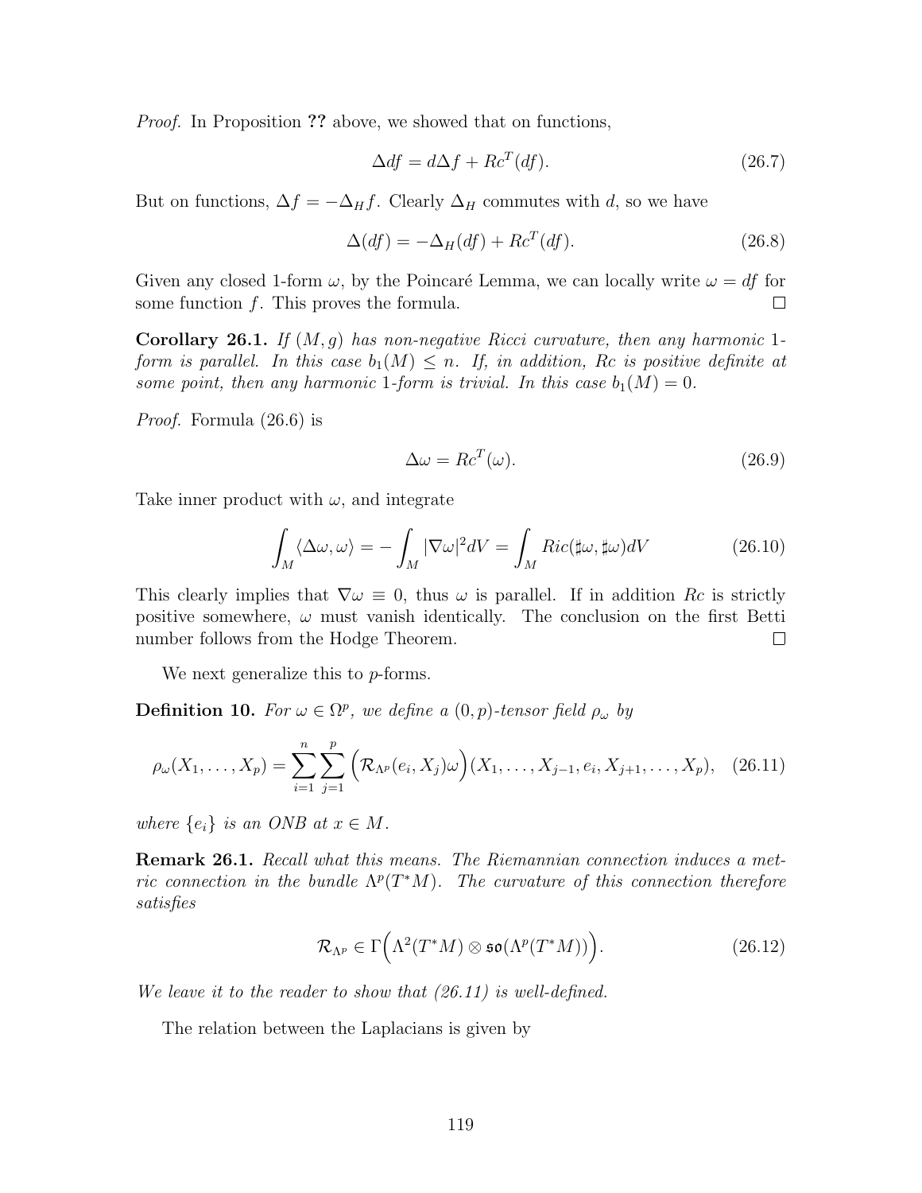*Proof.* In Proposition **??** above, we showed that on functions,

$$\Delta df = d\Delta f + Rc^T(df). \tag{26.7}$$

But on functions, $\Delta f = -\Delta_H f$. Clearly $\Delta_H$ commutes with $d$, so we have

$$\Delta(df) = -\Delta_H(df) + Rc^T(df). \tag{26.8}$$

Given any closed 1-form $\omega$, by the Poincaré Lemma, we can locally write $\omega = df$ for some function $f$. This proves the formula. $\square$

**Corollary 26.1.** *If $(M, g)$ has non-negative Ricci curvature, then any harmonic 1-form is parallel. In this case $b_1(M) \leq n$. If, in addition, $Rc$ is positive definite at some point, then any harmonic 1-form is trivial. In this case $b_1(M) = 0$.*

*Proof.* Formula (26.6) is

$$\Delta\omega = Rc^T(\omega). \tag{26.9}$$

Take inner product with $\omega$, and integrate

$$\int_M \langle \Delta\omega, \omega \rangle = -\int_M |\nabla\omega|^2 dV = \int_M Ric(\sharp\omega, \sharp\omega) dV \tag{26.10}$$

This clearly implies that $\nabla\omega \equiv 0$, thus $\omega$ is parallel. If in addition $Rc$ is strictly positive somewhere, $\omega$ must vanish identically. The conclusion on the first Betti number follows from the Hodge Theorem. $\square$

We next generalize this to $p$-forms.

**Definition 10.** *For $\omega \in \Omega^p$, we define a $(0,p)$-tensor field $\rho_\omega$ by*

$$\rho_\omega(X_1, \ldots, X_p) = \sum_{i=1}^{n} \sum_{j=1}^{p} \Big( \mathcal{R}_{\Lambda^p}(e_i, X_j)\omega \Big)(X_1, \ldots, X_{j-1}, e_i, X_{j+1}, \ldots, X_p), \tag{26.11}$$

*where $\{e_i\}$ is an ONB at $x \in M$.*

**Remark 26.1.** *Recall what this means. The Riemannian connection induces a metric connection in the bundle $\Lambda^p(T^*M)$. The curvature of this connection therefore satisfies*

$$\mathcal{R}_{\Lambda^p} \in \Gamma\Big(\Lambda^2(T^*M) \otimes \mathfrak{so}(\Lambda^p(T^*M))\Big). \tag{26.12}$$

*We leave it to the reader to show that (26.11) is well-defined.*

The relation between the Laplacians is given by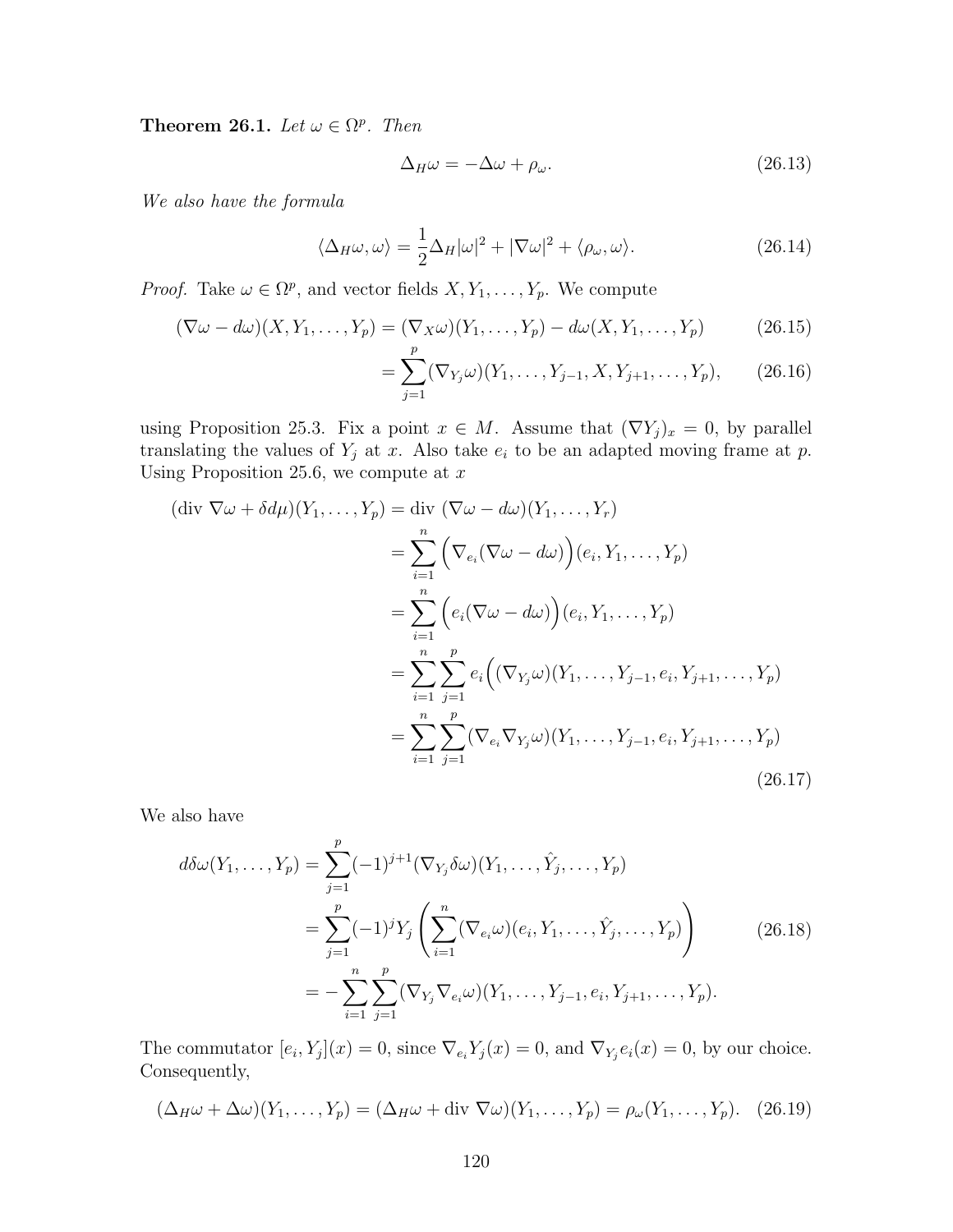**Theorem 26.1.** *Let $\omega \in \Omega^p$. Then*

$$\Delta_H \omega = -\Delta \omega + \rho_\omega. \tag{26.13}$$

*We also have the formula*

$$\langle \Delta_H \omega, \omega \rangle = \frac{1}{2}\Delta_H |\omega|^2 + |\nabla \omega|^2 + \langle \rho_\omega, \omega \rangle. \tag{26.14}$$

*Proof.* Take $\omega \in \Omega^p$, and vector fields $X, Y_1, \ldots, Y_p$. We compute

$$\begin{aligned}
(\nabla\omega - d\omega)(X, Y_1, \ldots, Y_p) &= (\nabla_X \omega)(Y_1, \ldots, Y_p) - d\omega(X, Y_1, \ldots, Y_p) &(26.15)\\
&= \sum_{j=1}^{p} (\nabla_{Y_j}\omega)(Y_1, \ldots, Y_{j-1}, X, Y_{j+1}, \ldots, Y_p), &(26.16)
\end{aligned}$$

using Proposition 25.3. Fix a point $x \in M$. Assume that $(\nabla Y_j)_x = 0$, by parallel translating the values of $Y_j$ at $x$. Also take $e_i$ to be an adapted moving frame at $p$. Using Proposition 25.6, we compute at $x$

$$\begin{aligned}
(\text{div } \nabla\omega + \delta d\mu)(Y_1, \ldots, Y_p) &= \text{div } (\nabla \omega - d\omega)(Y_1, \ldots, Y_r)\\
&= \sum_{i=1}^{n} \Big(\nabla_{e_i}(\nabla\omega - d\omega)\Big)(e_i, Y_1, \ldots, Y_p)\\
&= \sum_{i=1}^{n} \Big(e_i(\nabla\omega - d\omega)\Big)(e_i, Y_1, \ldots, Y_p)\\
&= \sum_{i=1}^{n}\sum_{j=1}^{p} e_i\Big((\nabla_{Y_j}\omega)(Y_1, \ldots, Y_{j-1}, e_i, Y_{j+1}, \ldots, Y_p)\\
&= \sum_{i=1}^{n}\sum_{j=1}^{p} (\nabla_{e_i}\nabla_{Y_j}\omega)(Y_1, \ldots, Y_{j-1}, e_i, Y_{j+1}, \ldots, Y_p)
\end{aligned} \tag{26.17}$$

We also have

$$\begin{aligned}
d\delta\omega(Y_1, \ldots, Y_p) &= \sum_{j=1}^{p} (-1)^{j+1} (\nabla_{Y_j}\delta\omega)(Y_1, \ldots, \hat{Y}_j, \ldots, Y_p)\\
&= \sum_{j=1}^{p} (-1)^j Y_j \left( \sum_{i=1}^{n} (\nabla_{e_i}\omega)(e_i, Y_1, \ldots, \hat{Y}_j, \ldots, Y_p)\right)\\
&= -\sum_{i=1}^{n}\sum_{j=1}^{p} (\nabla_{Y_j}\nabla_{e_i}\omega)(Y_1, \ldots, Y_{j-1}, e_i, Y_{j+1}, \ldots, Y_p).
\end{aligned} \tag{26.18}$$

The commutator $[e_i, Y_j](x) = 0$, since $\nabla_{e_i} Y_j(x) = 0$, and $\nabla_{Y_j} e_i(x) = 0$, by our choice. Consequently,

$$(\Delta_H \omega + \Delta\omega)(Y_1, \ldots, Y_p) = (\Delta_H \omega + \text{div } \nabla\omega)(Y_1, \ldots, Y_p) = \rho_\omega(Y_1, \ldots, Y_p). \tag{26.19}$$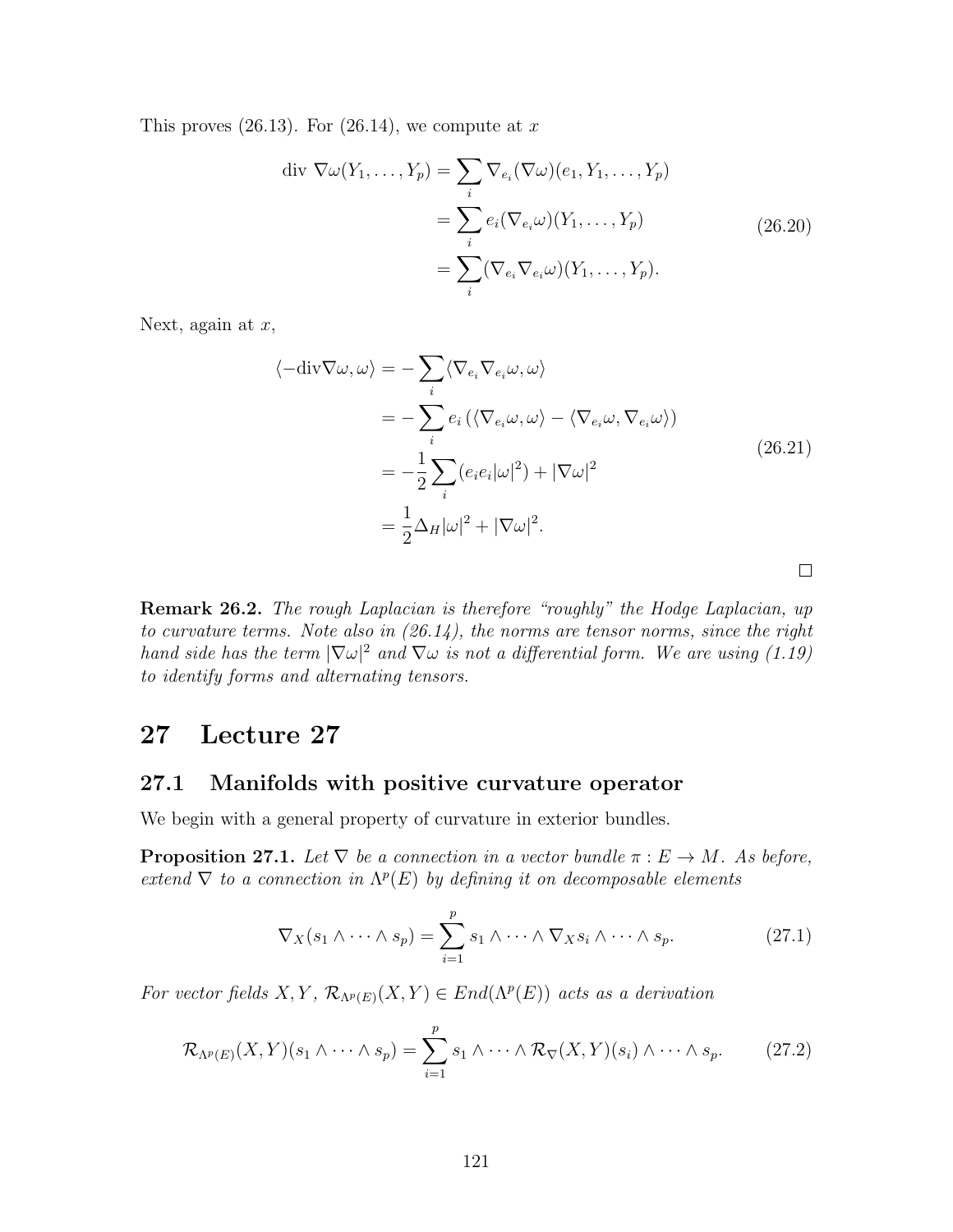This proves (26.13). For (26.14), we compute at $x$

$$
\begin{aligned}
\text{div } \nabla\omega(Y_1, \dots, Y_p) &= \sum_i \nabla_{e_i}(\nabla\omega)(e_1, Y_1, \dots, Y_p) \\
&= \sum_i e_i(\nabla_{e_i}\omega)(Y_1, \dots, Y_p) \\
&= \sum_i (\nabla_{e_i}\nabla_{e_i}\omega)(Y_1, \dots, Y_p).
\end{aligned}
\tag{26.20}
$$

Next, again at $x$,

$$
\begin{aligned}
\langle -\text{div}\nabla\omega, \omega\rangle &= -\sum_i \langle \nabla_{e_i}\nabla_{e_i}\omega, \omega\rangle \\
&= -\sum_i e_i\left(\langle \nabla_{e_i}\omega, \omega\rangle - \langle \nabla_{e_i}\omega, \nabla_{e_i}\omega\rangle\right) \\
&= -\frac{1}{2}\sum_i (e_i e_i |\omega|^2) + |\nabla\omega|^2 \\
&= \frac{1}{2}\Delta_H |\omega|^2 + |\nabla\omega|^2.
\end{aligned}
\tag{26.21}
$$

□

**Remark 26.2.** *The rough Laplacian is therefore "roughly" the Hodge Laplacian, up to curvature terms. Note also in (26.14), the norms are tensor norms, since the right hand side has the term $|\nabla\omega|^2$ and $\nabla\omega$ is not a differential form. We are using (1.19) to identify forms and alternating tensors.*

# 27 Lecture 27

## 27.1 Manifolds with positive curvature operator

We begin with a general property of curvature in exterior bundles.

**Proposition 27.1.** *Let $\nabla$ be a connection in a vector bundle $\pi : E \to M$. As before, extend $\nabla$ to a connection in $\Lambda^p(E)$ by defining it on decomposable elements*

$$
\nabla_X(s_1 \wedge \dots \wedge s_p) = \sum_{i=1}^{p} s_1 \wedge \dots \wedge \nabla_X s_i \wedge \dots \wedge s_p. \tag{27.1}
$$

*For vector fields $X, Y$, $\mathcal{R}_{\Lambda^p(E)}(X,Y) \in End(\Lambda^p(E))$ acts as a derivation*

$$
\mathcal{R}_{\Lambda^p(E)}(X,Y)(s_1 \wedge \dots \wedge s_p) = \sum_{i=1}^{p} s_1 \wedge \dots \wedge \mathcal{R}_{\nabla}(X,Y)(s_i) \wedge \dots \wedge s_p. \tag{27.2}
$$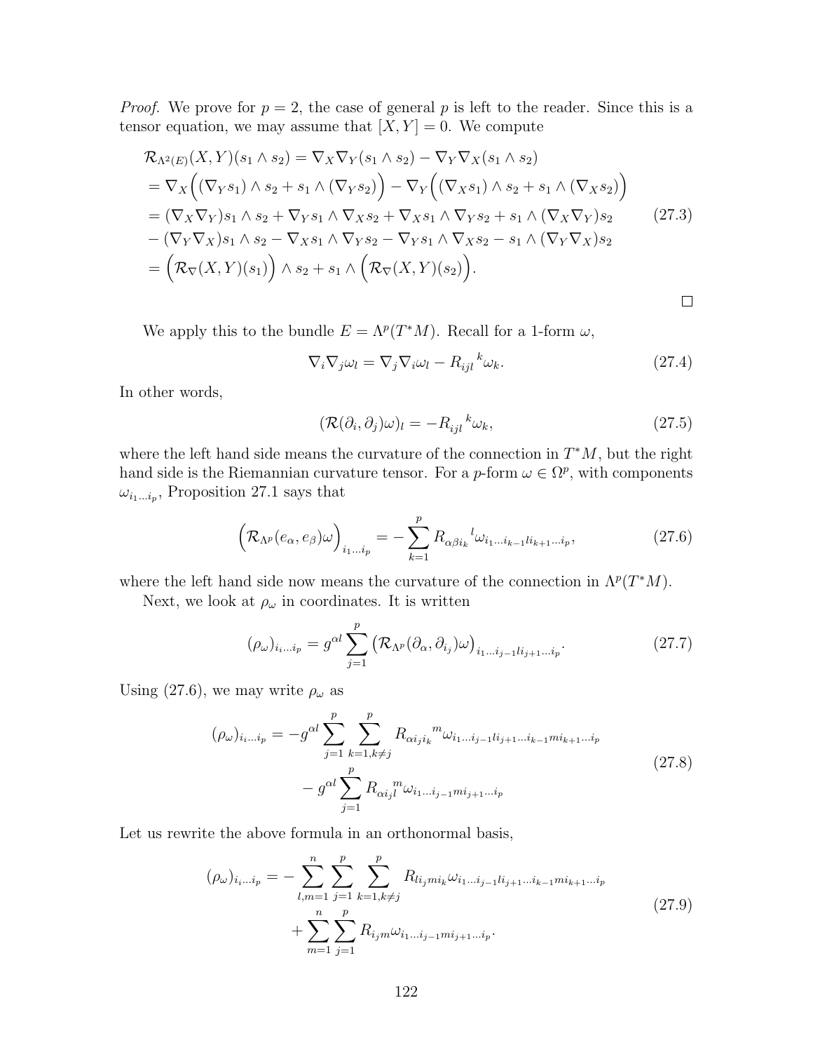*Proof.* We prove for $p = 2$, the case of general $p$ is left to the reader. Since this is a tensor equation, we may assume that $[X, Y] = 0$. We compute

$$
\begin{aligned}
&\mathcal{R}_{\Lambda^2(E)}(X,Y)(s_1 \wedge s_2) = \nabla_X \nabla_Y (s_1 \wedge s_2) - \nabla_Y \nabla_X (s_1 \wedge s_2) \\
&= \nabla_X \Big( (\nabla_Y s_1) \wedge s_2 + s_1 \wedge (\nabla_Y s_2) \Big) - \nabla_Y \Big( (\nabla_X s_1) \wedge s_2 + s_1 \wedge (\nabla_X s_2) \Big) \\
&= (\nabla_X \nabla_Y) s_1 \wedge s_2 + \nabla_Y s_1 \wedge \nabla_X s_2 + \nabla_X s_1 \wedge \nabla_Y s_2 + s_1 \wedge (\nabla_X \nabla_Y) s_2 \\
&- (\nabla_Y \nabla_X) s_1 \wedge s_2 - \nabla_X s_1 \wedge \nabla_Y s_2 - \nabla_Y s_1 \wedge \nabla_X s_2 - s_1 \wedge (\nabla_Y \nabla_X) s_2 \\
&= \Big( \mathcal{R}_\nabla (X,Y)(s_1) \Big) \wedge s_2 + s_1 \wedge \Big( \mathcal{R}_\nabla (X,Y)(s_2) \Big).
\end{aligned}
\tag{27.3}
$$

□

We apply this to the bundle $E = \Lambda^p(T^*M)$. Recall for a 1-form $\omega$,

$$
\nabla_i \nabla_j \omega_l = \nabla_j \nabla_i \omega_l - R_{ijl}{}^k \omega_k. \tag{27.4}
$$

In other words,

$$
(\mathcal{R}(\partial_i, \partial_j)\omega)_l = -R_{ijl}{}^k \omega_k, \tag{27.5}
$$

where the left hand side means the curvature of the connection in $T^*M$, but the right hand side is the Riemannian curvature tensor. For a $p$-form $\omega \in \Omega^p$, with components $\omega_{i_1 \dots i_p}$, Proposition 27.1 says that

$$
\Big( \mathcal{R}_{\Lambda^p}(e_\alpha, e_\beta)\omega \Big)_{i_1 \dots i_p} = - \sum_{k=1}^{p} R_{\alpha\beta i_k}{}^l \omega_{i_1 \dots i_{k-1} l i_{k+1} \dots i_p}, \tag{27.6}
$$

where the left hand side now means the curvature of the connection in $\Lambda^p(T^*M)$.

Next, we look at $\rho_\omega$ in coordinates. It is written

$$
(\rho_\omega)_{i_i \dots i_p} = g^{\alpha l} \sum_{j=1}^{p} \big( \mathcal{R}_{\Lambda^p}(\partial_\alpha, \partial_{i_j})\omega \big)_{i_1 \dots i_{j-1} l i_{j+1} \dots i_p}. \tag{27.7}
$$

Using (27.6), we may write $\rho_\omega$ as

$$
\begin{aligned}
(\rho_\omega)_{i_i \dots i_p} = &-g^{\alpha l} \sum_{j=1}^{p} \sum_{k=1, k\neq j}^{p} R_{\alpha i_j i_k}{}^m \omega_{i_1 \dots i_{j-1} l i_{j+1} \dots i_{k-1} m i_{k+1} \dots i_p} \\
&- g^{\alpha l} \sum_{j=1}^{p} R_{\alpha i_j l}{}^m \omega_{i_1 \dots i_{j-1} m i_{j+1} \dots i_p}
\end{aligned}
\tag{27.8}
$$

Let us rewrite the above formula in an orthonormal basis,

$$
\begin{aligned}
(\rho_\omega)_{i_i \dots i_p} = &- \sum_{l,m=1}^{n} \sum_{j=1}^{p} \sum_{k=1, k\neq j}^{p} R_{l i_j m i_k} \omega_{i_1 \dots i_{j-1} l i_{j+1} \dots i_{k-1} m i_{k+1} \dots i_p} \\
&+ \sum_{m=1}^{n} \sum_{j=1}^{p} R_{i_j m} \omega_{i_1 \dots i_{j-1} m i_{j+1} \dots i_p}.
\end{aligned}
\tag{27.9}
$$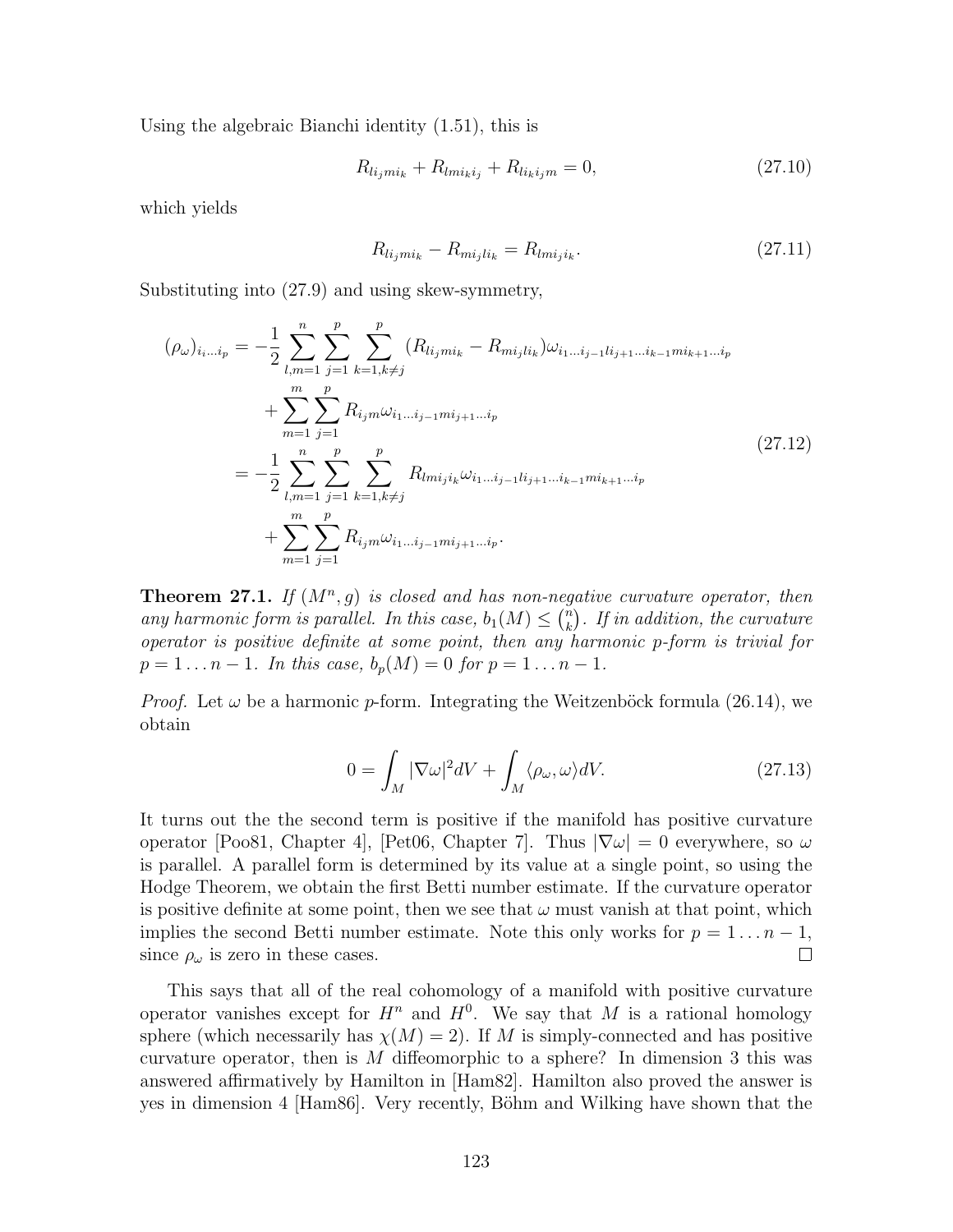Using the algebraic Bianchi identity (1.51), this is

$$
R_{l i_j m i_k} + R_{l m i_k i_j} + R_{l i_k i_j m} = 0, \tag{27.10}
$$

which yields

$$
R_{l i_j m i_k} - R_{m i_j l i_k} = R_{l m i_j i_k}. \tag{27.11}
$$

Substituting into (27.9) and using skew-symmetry,

$$
\begin{aligned}
(\rho_\omega)_{i_i \dots i_p} &= -\frac{1}{2} \sum_{l,m=1}^{n} \sum_{j=1}^{p} \sum_{k=1, k\neq j}^{p} (R_{l i_j m i_k} - R_{m i_j l i_k}) \omega_{i_1 \dots i_{j-1} l i_{j+1} \dots i_{k-1} m i_{k+1} \dots i_p} \\
&\quad + \sum_{m=1}^{m} \sum_{j=1}^{p} R_{i_j m} \omega_{i_1 \dots i_{j-1} m i_{j+1} \dots i_p} \\
&= -\frac{1}{2} \sum_{l,m=1}^{n} \sum_{j=1}^{p} \sum_{k=1, k\neq j}^{p} R_{l m i_j i_k} \omega_{i_1 \dots i_{j-1} l i_{j+1} \dots i_{k-1} m i_{k+1} \dots i_p} \\
&\quad + \sum_{m=1}^{m} \sum_{j=1}^{p} R_{i_j m} \omega_{i_1 \dots i_{j-1} m i_{j+1} \dots i_p}.
\end{aligned} \tag{27.12}
$$

**Theorem 27.1.** *If $(M^n, g)$ is closed and has non-negative curvature operator, then any harmonic form is parallel. In this case, $b_1(M) \leq \binom{n}{k}$. If in addition, the curvature operator is positive definite at some point, then any harmonic $p$-form is trivial for $p = 1 \dots n-1$. In this case, $b_p(M) = 0$ for $p = 1 \dots n-1$.*

*Proof.* Let $\omega$ be a harmonic $p$-form. Integrating the Weitzenböck formula (26.14), we obtain

$$
0 = \int_M |\nabla \omega|^2 dV + \int_M \langle \rho_\omega, \omega \rangle dV. \tag{27.13}
$$

It turns out the the second term is positive if the manifold has positive curvature operator [Poo81, Chapter 4], [Pet06, Chapter 7]. Thus $|\nabla \omega| = 0$ everywhere, so $\omega$ is parallel. A parallel form is determined by its value at a single point, so using the Hodge Theorem, we obtain the first Betti number estimate. If the curvature operator is positive definite at some point, then we see that $\omega$ must vanish at that point, which implies the second Betti number estimate. Note this only works for $p = 1 \dots n-1$, since $\rho_\omega$ is zero in these cases. $\square$

This says that all of the real cohomology of a manifold with positive curvature operator vanishes except for $H^n$ and $H^0$. We say that $M$ is a rational homology sphere (which necessarily has $\chi(M) = 2$). If $M$ is simply-connected and has positive curvature operator, then is $M$ diffeomorphic to a sphere? In dimension 3 this was answered affirmatively by Hamilton in [Ham82]. Hamilton also proved the answer is yes in dimension 4 [Ham86]. Very recently, Böhm and Wilking have shown that the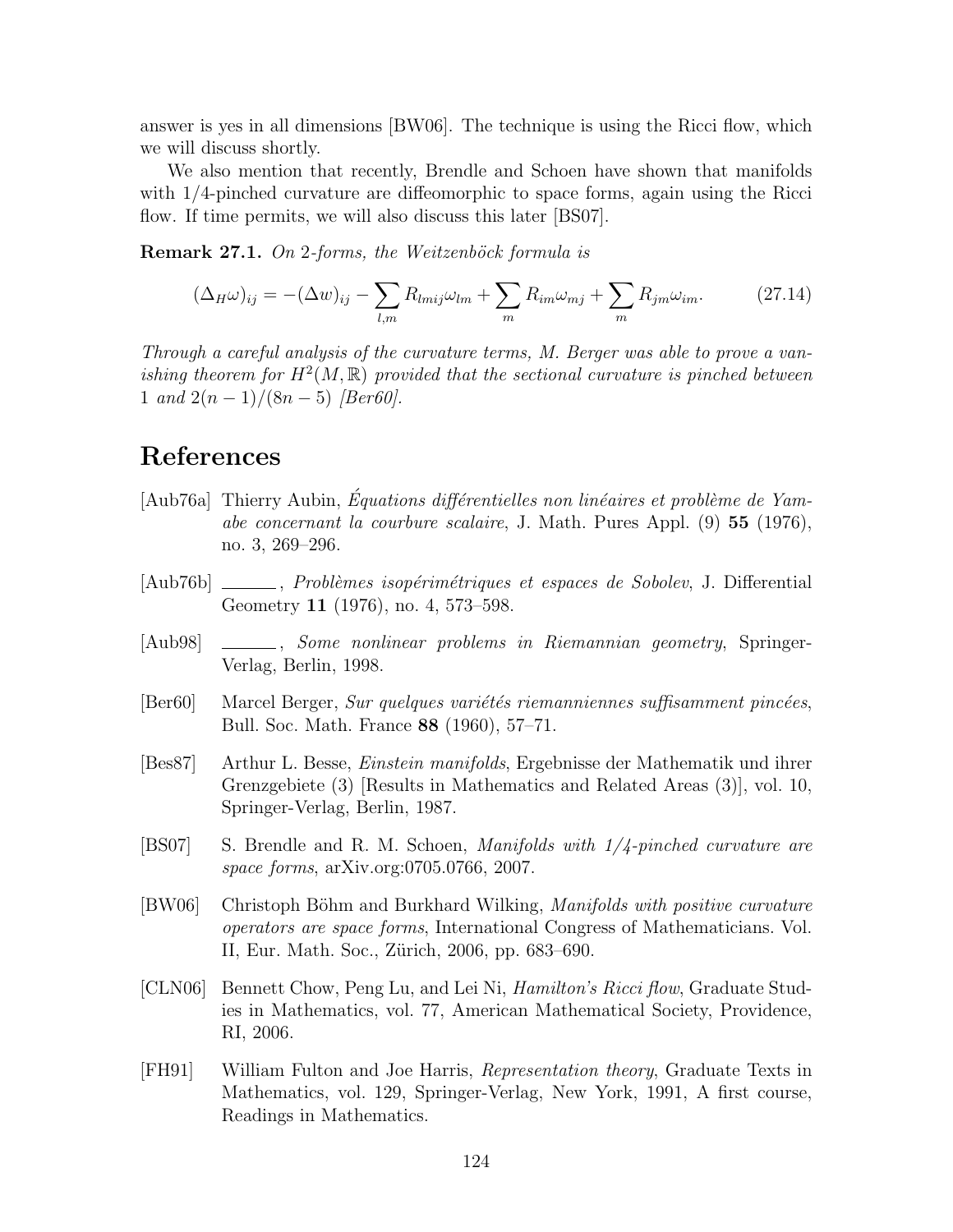answer is yes in all dimensions [BW06]. The technique is using the Ricci flow, which we will discuss shortly.

We also mention that recently, Brendle and Schoen have shown that manifolds with 1/4-pinched curvature are diffeomorphic to space forms, again using the Ricci flow. If time permits, we will also discuss this later [BS07].

**Remark 27.1.** *On 2-forms, the Weitzenböck formula is*

$$(\Delta_H \omega)_{ij} = -(\Delta w)_{ij} - \sum_{l,m} R_{lmij}\omega_{lm} + \sum_m R_{im}\omega_{mj} + \sum_m R_{jm}\omega_{im}. \tag{27.14}$$

*Through a careful analysis of the curvature terms, M. Berger was able to prove a vanishing theorem for $H^2(M, \mathbb{R})$ provided that the sectional curvature is pinched between 1 and $2(n-1)/(8n-5)$ [Ber60].*

# References

[Aub76a] Thierry Aubin, *Équations différentielles non linéaires et problème de Yamabe concernant la courbure scalaire*, J. Math. Pures Appl. (9) **55** (1976), no. 3, 269–296.

[Aub76b] ______, *Problèmes isopérimétriques et espaces de Sobolev*, J. Differential Geometry **11** (1976), no. 4, 573–598.

[Aub98] ______, *Some nonlinear problems in Riemannian geometry*, Springer-Verlag, Berlin, 1998.

[Ber60] Marcel Berger, *Sur quelques variétés riemanniennes suffisamment pincées*, Bull. Soc. Math. France **88** (1960), 57–71.

[Bes87] Arthur L. Besse, *Einstein manifolds*, Ergebnisse der Mathematik und ihrer Grenzgebiete (3) [Results in Mathematics and Related Areas (3)], vol. 10, Springer-Verlag, Berlin, 1987.

[BS07] S. Brendle and R. M. Schoen, *Manifolds with 1/4-pinched curvature are space forms*, arXiv.org:0705.0766, 2007.

[BW06] Christoph Böhm and Burkhard Wilking, *Manifolds with positive curvature operators are space forms*, International Congress of Mathematicians. Vol. II, Eur. Math. Soc., Zürich, 2006, pp. 683–690.

[CLN06] Bennett Chow, Peng Lu, and Lei Ni, *Hamilton's Ricci flow*, Graduate Studies in Mathematics, vol. 77, American Mathematical Society, Providence, RI, 2006.

[FH91] William Fulton and Joe Harris, *Representation theory*, Graduate Texts in Mathematics, vol. 129, Springer-Verlag, New York, 1991, A first course, Readings in Mathematics.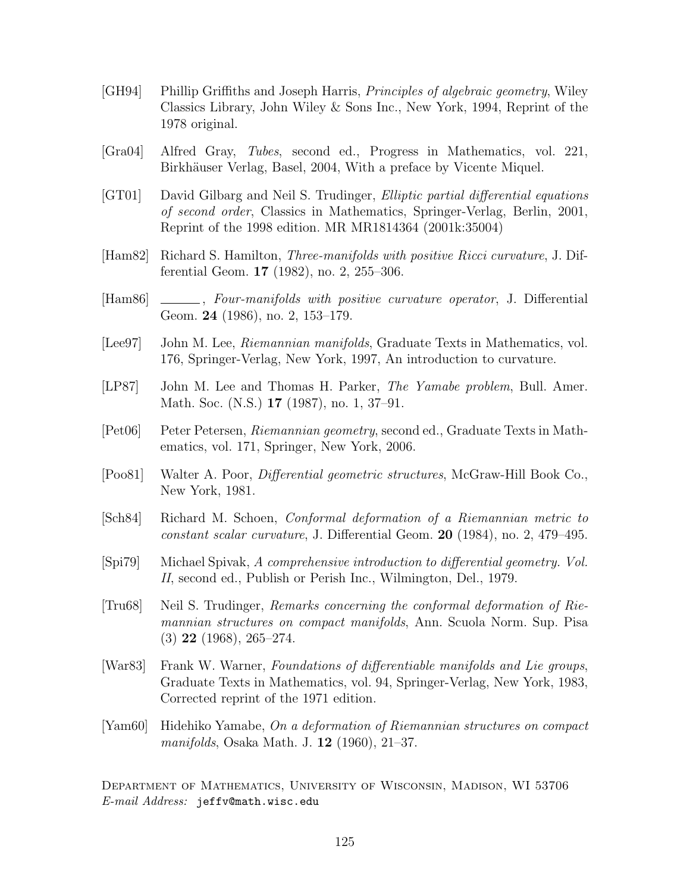[GH94] Phillip Griffiths and Joseph Harris, *Principles of algebraic geometry*, Wiley Classics Library, John Wiley & Sons Inc., New York, 1994, Reprint of the 1978 original.

[Gra04] Alfred Gray, *Tubes*, second ed., Progress in Mathematics, vol. 221, Birkhäuser Verlag, Basel, 2004, With a preface by Vicente Miquel.

[GT01] David Gilbarg and Neil S. Trudinger, *Elliptic partial differential equations of second order*, Classics in Mathematics, Springer-Verlag, Berlin, 2001, Reprint of the 1998 edition. MR MR1814364 (2001k:35004)

[Ham82] Richard S. Hamilton, *Three-manifolds with positive Ricci curvature*, J. Differential Geom. **17** (1982), no. 2, 255–306.

[Ham86] ______, *Four-manifolds with positive curvature operator*, J. Differential Geom. **24** (1986), no. 2, 153–179.

[Lee97] John M. Lee, *Riemannian manifolds*, Graduate Texts in Mathematics, vol. 176, Springer-Verlag, New York, 1997, An introduction to curvature.

[LP87] John M. Lee and Thomas H. Parker, *The Yamabe problem*, Bull. Amer. Math. Soc. (N.S.) **17** (1987), no. 1, 37–91.

[Pet06] Peter Petersen, *Riemannian geometry*, second ed., Graduate Texts in Mathematics, vol. 171, Springer, New York, 2006.

[Poo81] Walter A. Poor, *Differential geometric structures*, McGraw-Hill Book Co., New York, 1981.

[Sch84] Richard M. Schoen, *Conformal deformation of a Riemannian metric to constant scalar curvature*, J. Differential Geom. **20** (1984), no. 2, 479–495.

[Spi79] Michael Spivak, *A comprehensive introduction to differential geometry. Vol. II*, second ed., Publish or Perish Inc., Wilmington, Del., 1979.

[Tru68] Neil S. Trudinger, *Remarks concerning the conformal deformation of Riemannian structures on compact manifolds*, Ann. Scuola Norm. Sup. Pisa (3) **22** (1968), 265–274.

[War83] Frank W. Warner, *Foundations of differentiable manifolds and Lie groups*, Graduate Texts in Mathematics, vol. 94, Springer-Verlag, New York, 1983, Corrected reprint of the 1971 edition.

[Yam60] Hidehiko Yamabe, *On a deformation of Riemannian structures on compact manifolds*, Osaka Math. J. **12** (1960), 21–37.

Department of Mathematics, University of Wisconsin, Madison, WI 53706
*E-mail Address:* jeffv@math.wisc.edu